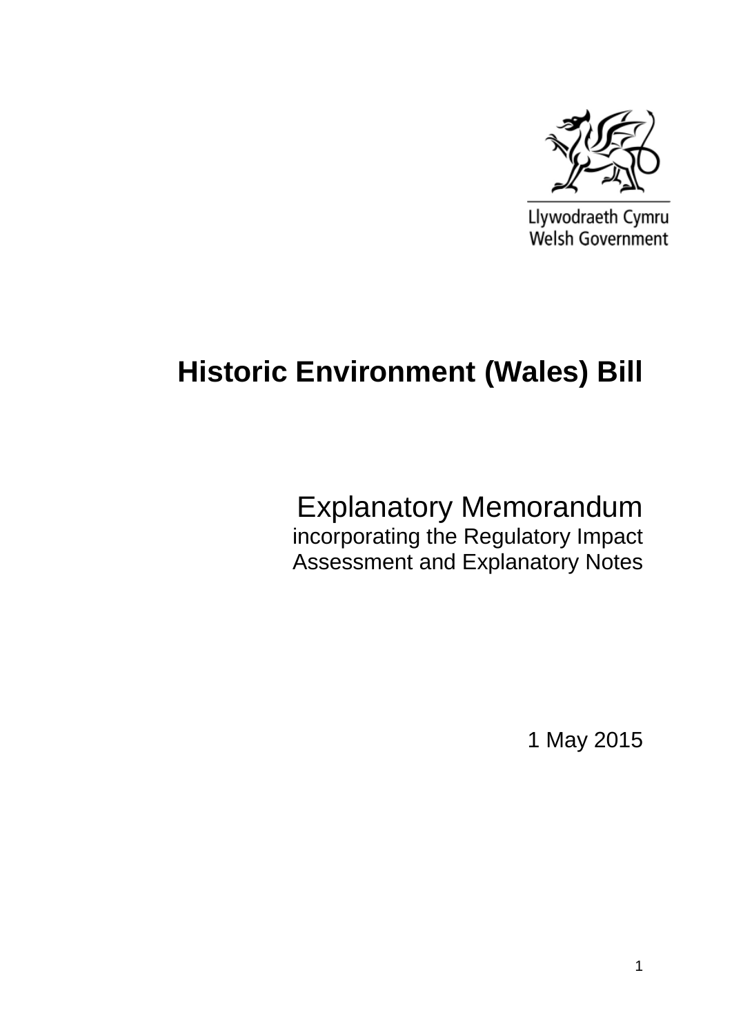Llywodraeth Cymru
Welsh Government

# Historic Environment (Wales) Bill

Explanatory Memorandum
incorporating the Regulatory Impact Assessment and Explanatory Notes

1 May 2015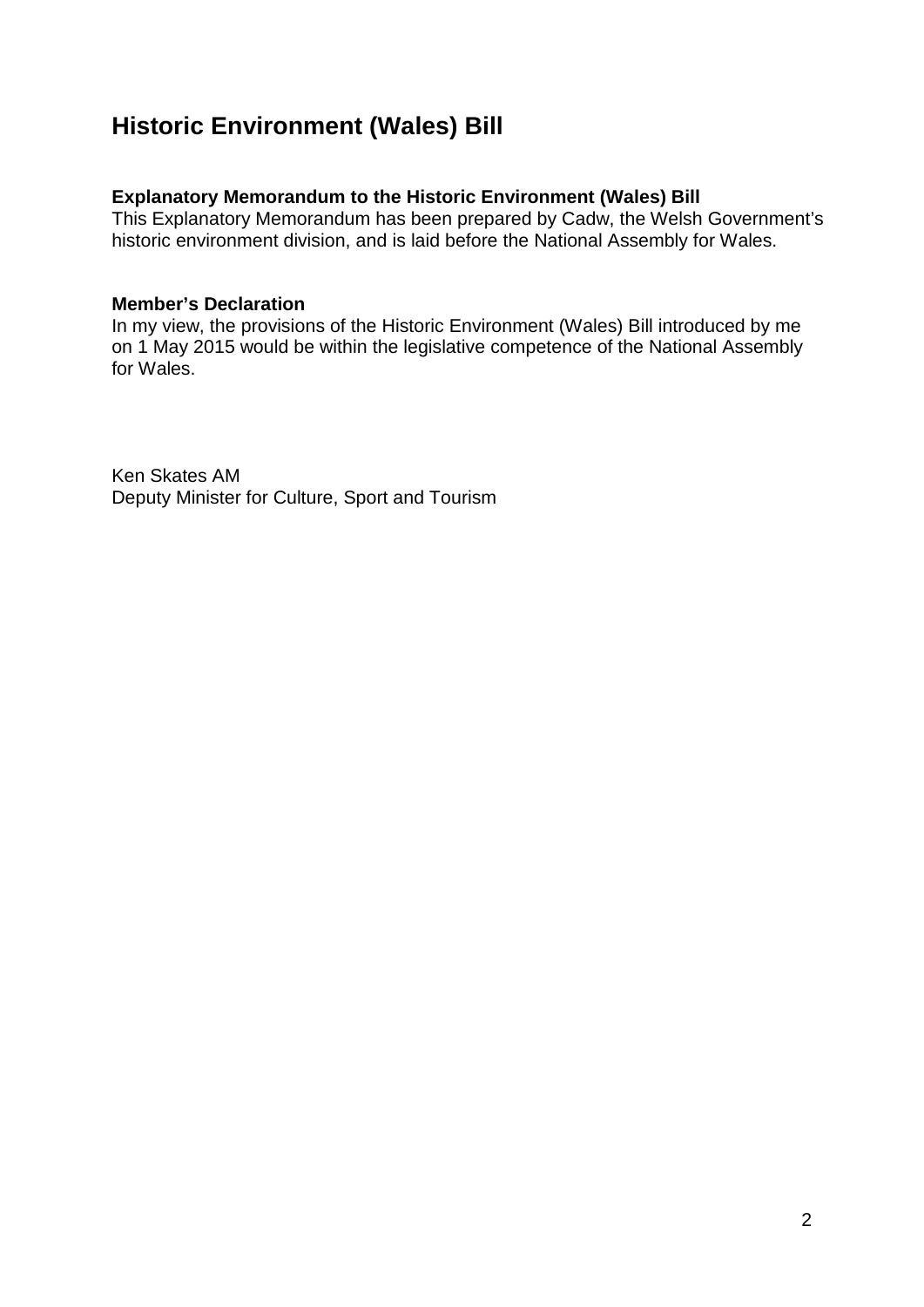# Historic Environment (Wales) Bill

**Explanatory Memorandum to the Historic Environment (Wales) Bill**

This Explanatory Memorandum has been prepared by Cadw, the Welsh Government's historic environment division, and is laid before the National Assembly for Wales.

**Member's Declaration**

In my view, the provisions of the Historic Environment (Wales) Bill introduced by me on 1 May 2015 would be within the legislative competence of the National Assembly for Wales.

Ken Skates AM
Deputy Minister for Culture, Sport and Tourism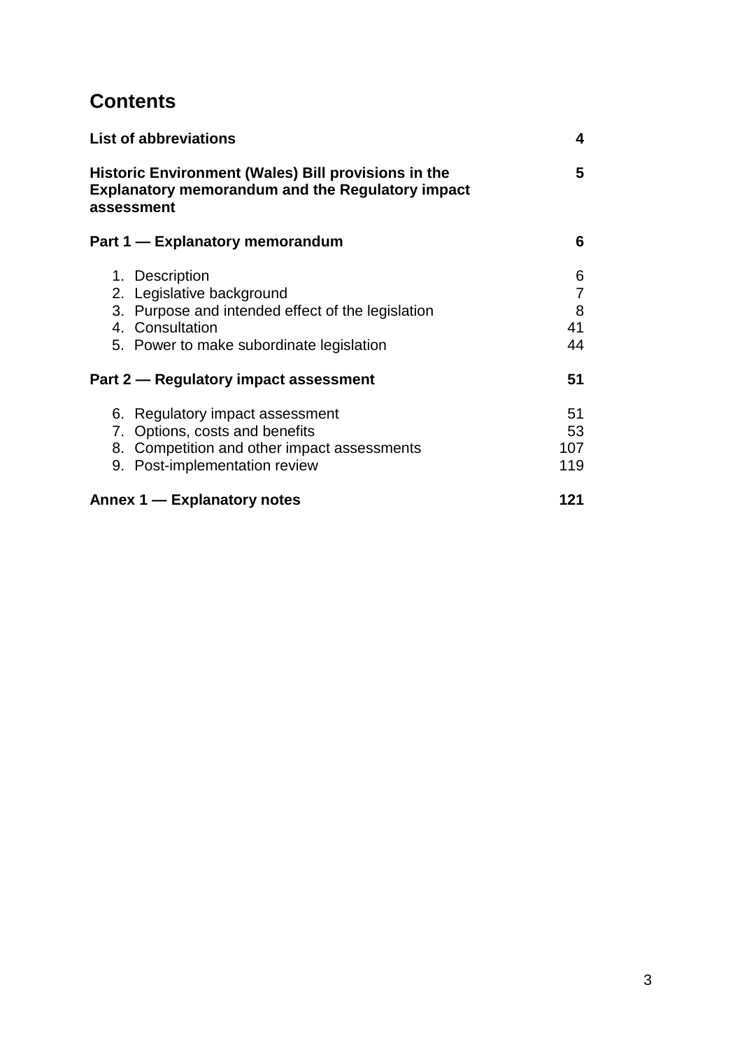# Contents

| | |
|---|---|
| **List of abbreviations** | **4** |
| **Historic Environment (Wales) Bill provisions in the Explanatory memorandum and the Regulatory impact assessment** | **5** |
| **Part 1 — Explanatory memorandum** | **6** |
| 1. Description | 6 |
| 2. Legislative background | 7 |
| 3. Purpose and intended effect of the legislation | 8 |
| 4. Consultation | 41 |
| 5. Power to make subordinate legislation | 44 |
| **Part 2 — Regulatory impact assessment** | **51** |
| 6. Regulatory impact assessment | 51 |
| 7. Options, costs and benefits | 53 |
| 8. Competition and other impact assessments | 107 |
| 9. Post-implementation review | 119 |
| **Annex 1 — Explanatory notes** | **121** |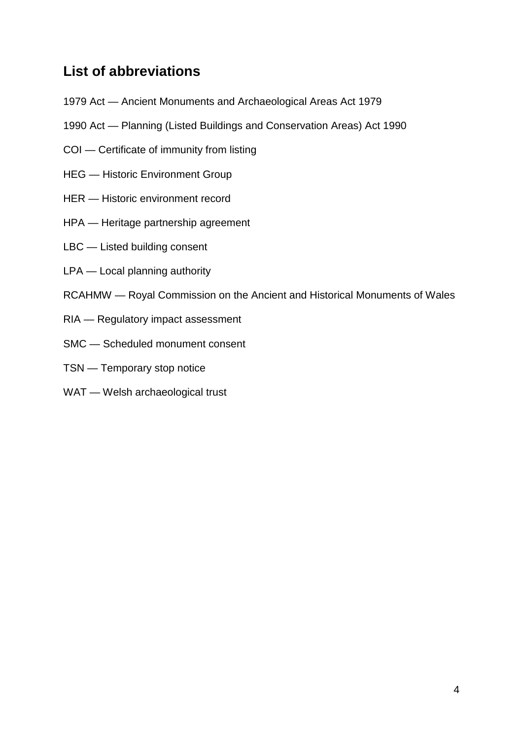## List of abbreviations

1979 Act — Ancient Monuments and Archaeological Areas Act 1979

1990 Act — Planning (Listed Buildings and Conservation Areas) Act 1990

COI — Certificate of immunity from listing

HEG — Historic Environment Group

HER — Historic environment record

HPA — Heritage partnership agreement

LBC — Listed building consent

LPA — Local planning authority

RCAHMW — Royal Commission on the Ancient and Historical Monuments of Wales

RIA — Regulatory impact assessment

SMC — Scheduled monument consent

TSN — Temporary stop notice

WAT — Welsh archaeological trust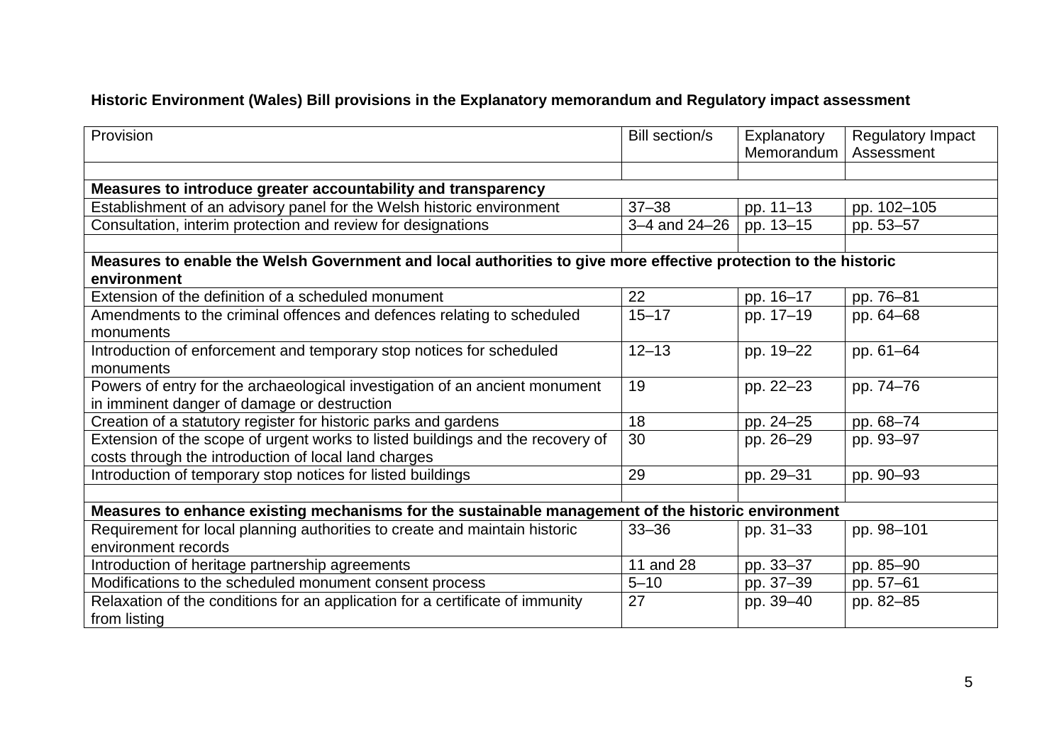**Historic Environment (Wales) Bill provisions in the Explanatory memorandum and Regulatory impact assessment**

| Provision | Bill section/s | Explanatory Memorandum | Regulatory Impact Assessment |
|---|---|---|---|
| | | | |
| **Measures to introduce greater accountability and transparency** | | | |
| Establishment of an advisory panel for the Welsh historic environment | 37–38 | pp. 11–13 | pp. 102–105 |
| Consultation, interim protection and review for designations | 3–4 and 24–26 | pp. 13–15 | pp. 53–57 |
| | | | |
| **Measures to enable the Welsh Government and local authorities to give more effective protection to the historic environment** | | | |
| Extension of the definition of a scheduled monument | 22 | pp. 16–17 | pp. 76–81 |
| Amendments to the criminal offences and defences relating to scheduled monuments | 15–17 | pp. 17–19 | pp. 64–68 |
| Introduction of enforcement and temporary stop notices for scheduled monuments | 12–13 | pp. 19–22 | pp. 61–64 |
| Powers of entry for the archaeological investigation of an ancient monument in imminent danger of damage or destruction | 19 | pp. 22–23 | pp. 74–76 |
| Creation of a statutory register for historic parks and gardens | 18 | pp. 24–25 | pp. 68–74 |
| Extension of the scope of urgent works to listed buildings and the recovery of costs through the introduction of local land charges | 30 | pp. 26–29 | pp. 93–97 |
| Introduction of temporary stop notices for listed buildings | 29 | pp. 29–31 | pp. 90–93 |
| | | | |
| **Measures to enhance existing mechanisms for the sustainable management of the historic environment** | | | |
| Requirement for local planning authorities to create and maintain historic environment records | 33–36 | pp. 31–33 | pp. 98–101 |
| Introduction of heritage partnership agreements | 11 and 28 | pp. 33–37 | pp. 85–90 |
| Modifications to the scheduled monument consent process | 5–10 | pp. 37–39 | pp. 57–61 |
| Relaxation of the conditions for an application for a certificate of immunity from listing | 27 | pp. 39–40 | pp. 82–85 |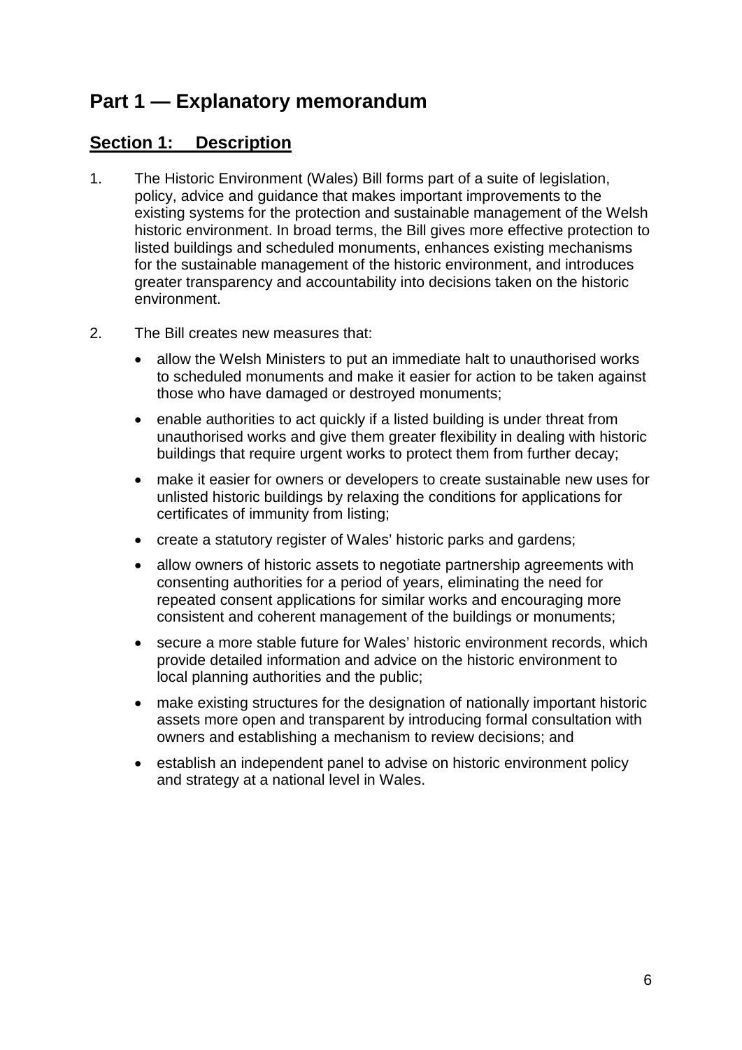# Part 1 — Explanatory memorandum

## Section 1: Description

1. The Historic Environment (Wales) Bill forms part of a suite of legislation, policy, advice and guidance that makes important improvements to the existing systems for the protection and sustainable management of the Welsh historic environment. In broad terms, the Bill gives more effective protection to listed buildings and scheduled monuments, enhances existing mechanisms for the sustainable management of the historic environment, and introduces greater transparency and accountability into decisions taken on the historic environment.

2. The Bill creates new measures that:

   - allow the Welsh Ministers to put an immediate halt to unauthorised works to scheduled monuments and make it easier for action to be taken against those who have damaged or destroyed monuments;
   - enable authorities to act quickly if a listed building is under threat from unauthorised works and give them greater flexibility in dealing with historic buildings that require urgent works to protect them from further decay;
   - make it easier for owners or developers to create sustainable new uses for unlisted historic buildings by relaxing the conditions for applications for certificates of immunity from listing;
   - create a statutory register of Wales' historic parks and gardens;
   - allow owners of historic assets to negotiate partnership agreements with consenting authorities for a period of years, eliminating the need for repeated consent applications for similar works and encouraging more consistent and coherent management of the buildings or monuments;
   - secure a more stable future for Wales' historic environment records, which provide detailed information and advice on the historic environment to local planning authorities and the public;
   - make existing structures for the designation of nationally important historic assets more open and transparent by introducing formal consultation with owners and establishing a mechanism to review decisions; and
   - establish an independent panel to advise on historic environment policy and strategy at a national level in Wales.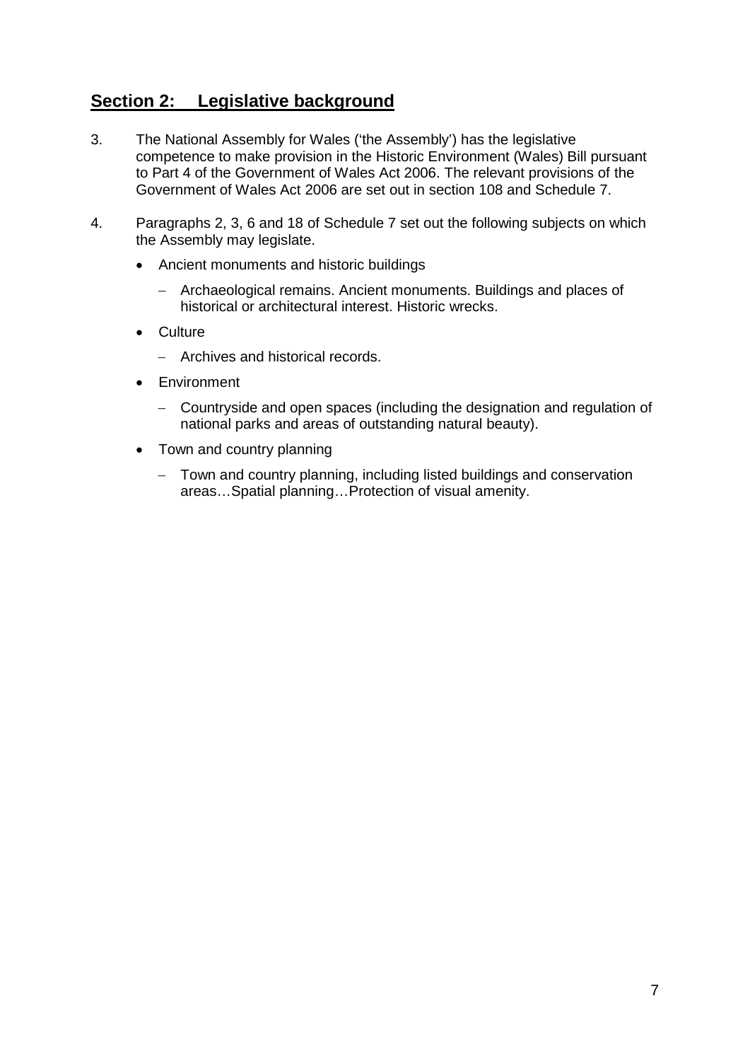## **Section 2: Legislative background**

3. The National Assembly for Wales ('the Assembly') has the legislative competence to make provision in the Historic Environment (Wales) Bill pursuant to Part 4 of the Government of Wales Act 2006. The relevant provisions of the Government of Wales Act 2006 are set out in section 108 and Schedule 7.

4. Paragraphs 2, 3, 6 and 18 of Schedule 7 set out the following subjects on which the Assembly may legislate.

   - Ancient monuments and historic buildings
     - Archaeological remains. Ancient monuments. Buildings and places of historical or architectural interest. Historic wrecks.
   - Culture
     - Archives and historical records.
   - Environment
     - Countryside and open spaces (including the designation and regulation of national parks and areas of outstanding natural beauty).
   - Town and country planning
     - Town and country planning, including listed buildings and conservation areas…Spatial planning…Protection of visual amenity.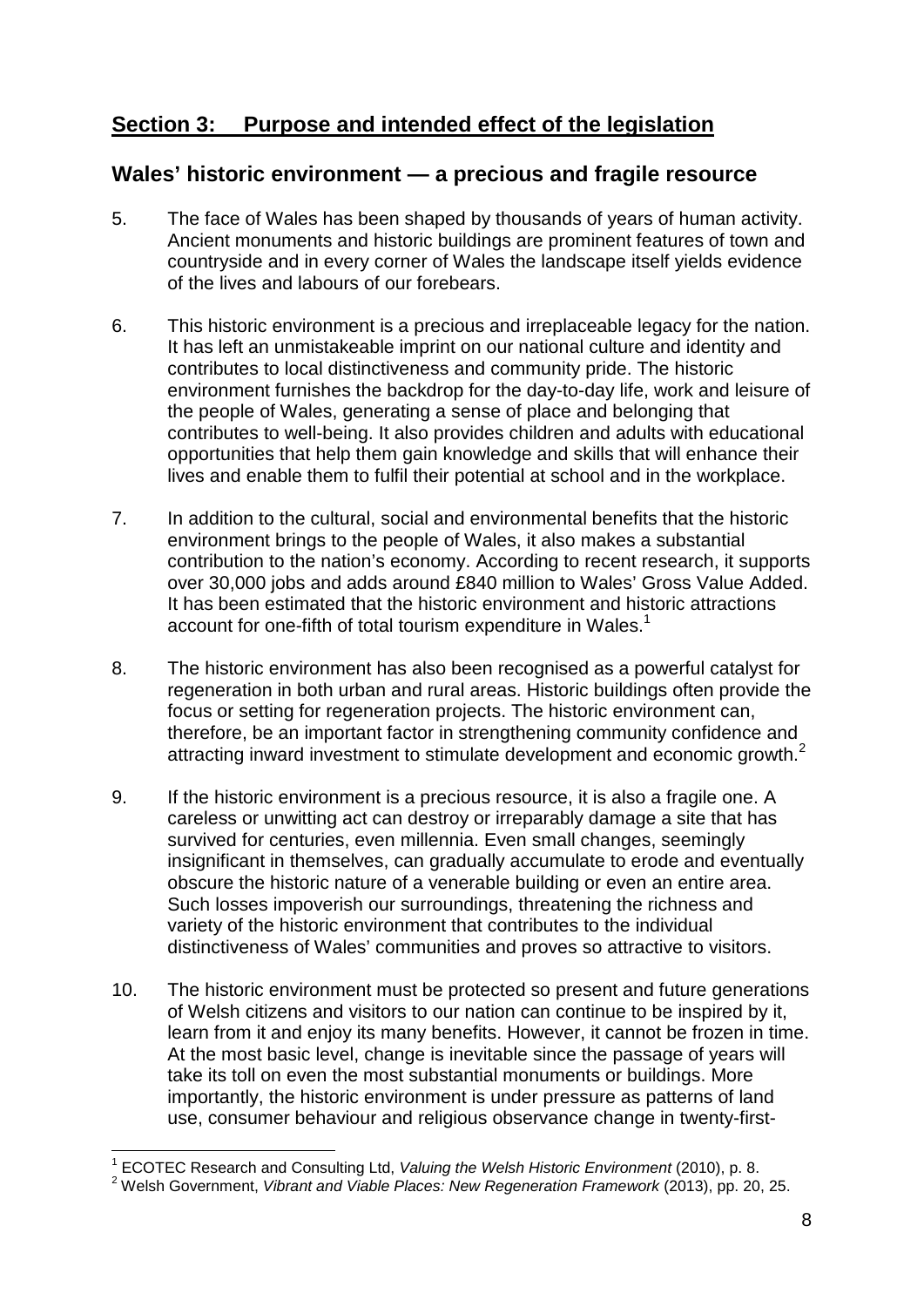## **Section 3: Purpose and intended effect of the legislation**

### Wales' historic environment — a precious and fragile resource

5. The face of Wales has been shaped by thousands of years of human activity. Ancient monuments and historic buildings are prominent features of town and countryside and in every corner of Wales the landscape itself yields evidence of the lives and labours of our forebears.

6. This historic environment is a precious and irreplaceable legacy for the nation. It has left an unmistakeable imprint on our national culture and identity and contributes to local distinctiveness and community pride. The historic environment furnishes the backdrop for the day-to-day life, work and leisure of the people of Wales, generating a sense of place and belonging that contributes to well-being. It also provides children and adults with educational opportunities that help them gain knowledge and skills that will enhance their lives and enable them to fulfil their potential at school and in the workplace.

7. In addition to the cultural, social and environmental benefits that the historic environment brings to the people of Wales, it also makes a substantial contribution to the nation's economy. According to recent research, it supports over 30,000 jobs and adds around £840 million to Wales' Gross Value Added. It has been estimated that the historic environment and historic attractions account for one-fifth of total tourism expenditure in Wales.[1]

8. The historic environment has also been recognised as a powerful catalyst for regeneration in both urban and rural areas. Historic buildings often provide the focus or setting for regeneration projects. The historic environment can, therefore, be an important factor in strengthening community confidence and attracting inward investment to stimulate development and economic growth.[2]

9. If the historic environment is a precious resource, it is also a fragile one. A careless or unwitting act can destroy or irreparably damage a site that has survived for centuries, even millennia. Even small changes, seemingly insignificant in themselves, can gradually accumulate to erode and eventually obscure the historic nature of a venerable building or even an entire area. Such losses impoverish our surroundings, threatening the richness and variety of the historic environment that contributes to the individual distinctiveness of Wales' communities and proves so attractive to visitors.

10. The historic environment must be protected so present and future generations of Welsh citizens and visitors to our nation can continue to be inspired by it, learn from it and enjoy its many benefits. However, it cannot be frozen in time. At the most basic level, change is inevitable since the passage of years will take its toll on even the most substantial monuments or buildings. More importantly, the historic environment is under pressure as patterns of land use, consumer behaviour and religious observance change in twenty-first-

---

[1] ECOTEC Research and Consulting Ltd, *Valuing the Welsh Historic Environment* (2010), p. 8.

[2] Welsh Government, *Vibrant and Viable Places: New Regeneration Framework* (2013), pp. 20, 25.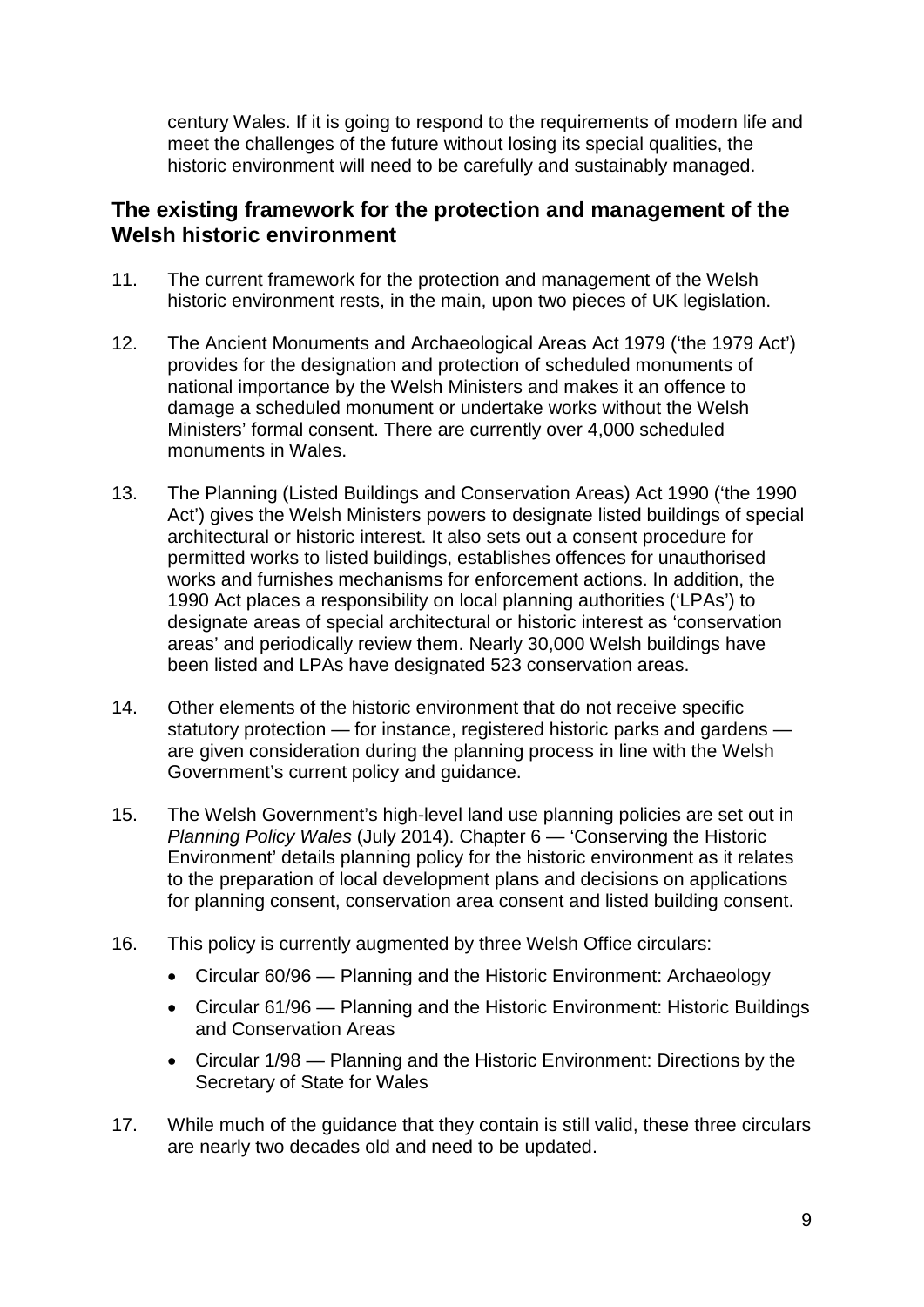century Wales. If it is going to respond to the requirements of modern life and meet the challenges of the future without losing its special qualities, the historic environment will need to be carefully and sustainably managed.

## The existing framework for the protection and management of the Welsh historic environment

11. The current framework for the protection and management of the Welsh historic environment rests, in the main, upon two pieces of UK legislation.

12. The Ancient Monuments and Archaeological Areas Act 1979 ('the 1979 Act') provides for the designation and protection of scheduled monuments of national importance by the Welsh Ministers and makes it an offence to damage a scheduled monument or undertake works without the Welsh Ministers' formal consent. There are currently over 4,000 scheduled monuments in Wales.

13. The Planning (Listed Buildings and Conservation Areas) Act 1990 ('the 1990 Act') gives the Welsh Ministers powers to designate listed buildings of special architectural or historic interest. It also sets out a consent procedure for permitted works to listed buildings, establishes offences for unauthorised works and furnishes mechanisms for enforcement actions. In addition, the 1990 Act places a responsibility on local planning authorities ('LPAs') to designate areas of special architectural or historic interest as 'conservation areas' and periodically review them. Nearly 30,000 Welsh buildings have been listed and LPAs have designated 523 conservation areas.

14. Other elements of the historic environment that do not receive specific statutory protection — for instance, registered historic parks and gardens — are given consideration during the planning process in line with the Welsh Government's current policy and guidance.

15. The Welsh Government's high-level land use planning policies are set out in *Planning Policy Wales* (July 2014). Chapter 6 — 'Conserving the Historic Environment' details planning policy for the historic environment as it relates to the preparation of local development plans and decisions on applications for planning consent, conservation area consent and listed building consent.

16. This policy is currently augmented by three Welsh Office circulars:
    - Circular 60/96 — Planning and the Historic Environment: Archaeology
    - Circular 61/96 — Planning and the Historic Environment: Historic Buildings and Conservation Areas
    - Circular 1/98 — Planning and the Historic Environment: Directions by the Secretary of State for Wales

17. While much of the guidance that they contain is still valid, these three circulars are nearly two decades old and need to be updated.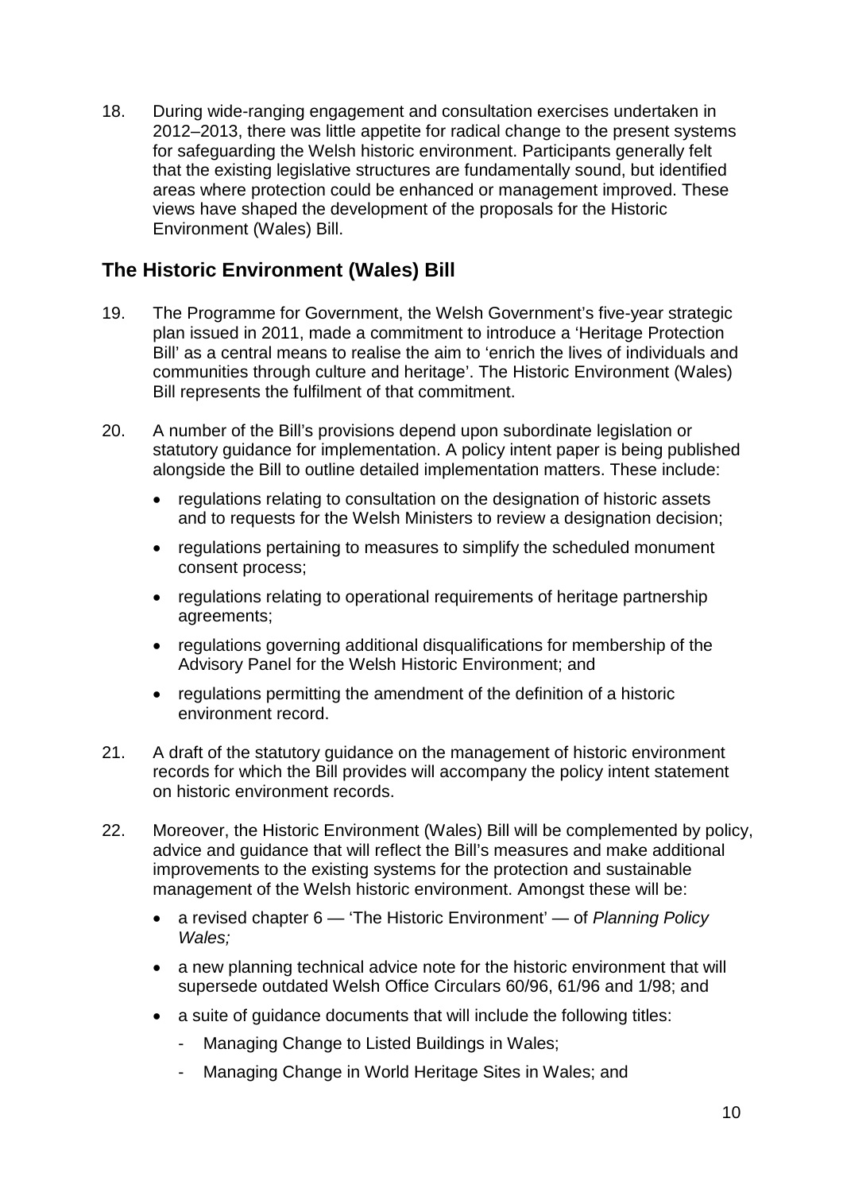18. During wide-ranging engagement and consultation exercises undertaken in 2012–2013, there was little appetite for radical change to the present systems for safeguarding the Welsh historic environment. Participants generally felt that the existing legislative structures are fundamentally sound, but identified areas where protection could be enhanced or management improved. These views have shaped the development of the proposals for the Historic Environment (Wales) Bill.

## The Historic Environment (Wales) Bill

19. The Programme for Government, the Welsh Government's five-year strategic plan issued in 2011, made a commitment to introduce a 'Heritage Protection Bill' as a central means to realise the aim to 'enrich the lives of individuals and communities through culture and heritage'. The Historic Environment (Wales) Bill represents the fulfilment of that commitment.

20. A number of the Bill's provisions depend upon subordinate legislation or statutory guidance for implementation. A policy intent paper is being published alongside the Bill to outline detailed implementation matters. These include:

    - regulations relating to consultation on the designation of historic assets and to requests for the Welsh Ministers to review a designation decision;
    - regulations pertaining to measures to simplify the scheduled monument consent process;
    - regulations relating to operational requirements of heritage partnership agreements;
    - regulations governing additional disqualifications for membership of the Advisory Panel for the Welsh Historic Environment; and
    - regulations permitting the amendment of the definition of a historic environment record.

21. A draft of the statutory guidance on the management of historic environment records for which the Bill provides will accompany the policy intent statement on historic environment records.

22. Moreover, the Historic Environment (Wales) Bill will be complemented by policy, advice and guidance that will reflect the Bill's measures and make additional improvements to the existing systems for the protection and sustainable management of the Welsh historic environment. Amongst these will be:

    - a revised chapter 6 — 'The Historic Environment' — of *Planning Policy Wales;*
    - a new planning technical advice note for the historic environment that will supersede outdated Welsh Office Circulars 60/96, 61/96 and 1/98; and
    - a suite of guidance documents that will include the following titles:
        - Managing Change to Listed Buildings in Wales;
        - Managing Change in World Heritage Sites in Wales; and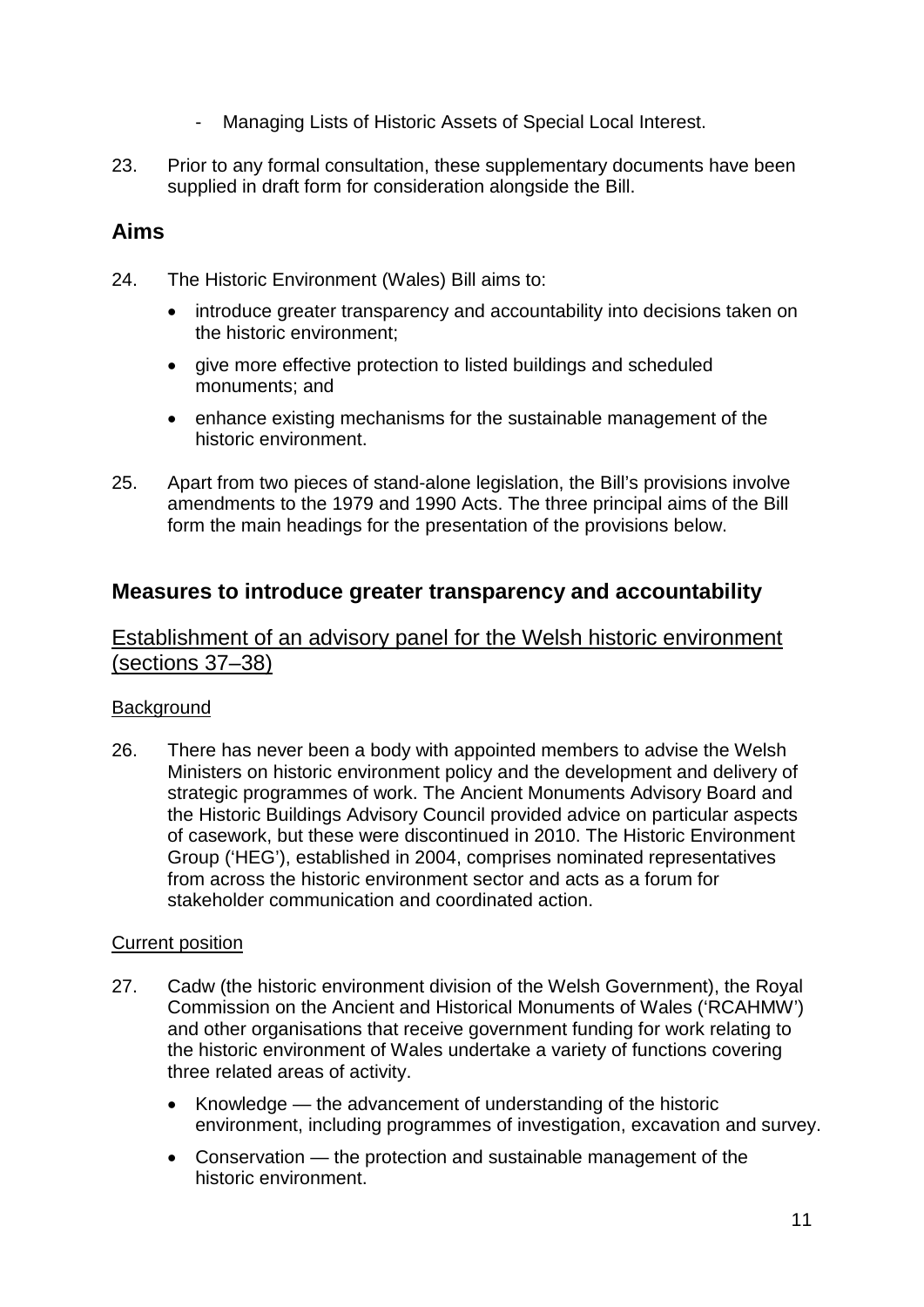- Managing Lists of Historic Assets of Special Local Interest.

23. Prior to any formal consultation, these supplementary documents have been supplied in draft form for consideration alongside the Bill.

## Aims

24. The Historic Environment (Wales) Bill aims to:

    - introduce greater transparency and accountability into decisions taken on the historic environment;
    - give more effective protection to listed buildings and scheduled monuments; and
    - enhance existing mechanisms for the sustainable management of the historic environment.

25. Apart from two pieces of stand-alone legislation, the Bill's provisions involve amendments to the 1979 and 1990 Acts. The three principal aims of the Bill form the main headings for the presentation of the provisions below.

## Measures to introduce greater transparency and accountability

### Establishment of an advisory panel for the Welsh historic environment (sections 37–38)

#### Background

26. There has never been a body with appointed members to advise the Welsh Ministers on historic environment policy and the development and delivery of strategic programmes of work. The Ancient Monuments Advisory Board and the Historic Buildings Advisory Council provided advice on particular aspects of casework, but these were discontinued in 2010. The Historic Environment Group ('HEG'), established in 2004, comprises nominated representatives from across the historic environment sector and acts as a forum for stakeholder communication and coordinated action.

#### Current position

27. Cadw (the historic environment division of the Welsh Government), the Royal Commission on the Ancient and Historical Monuments of Wales ('RCAHMW') and other organisations that receive government funding for work relating to the historic environment of Wales undertake a variety of functions covering three related areas of activity.

    - Knowledge — the advancement of understanding of the historic environment, including programmes of investigation, excavation and survey.
    - Conservation — the protection and sustainable management of the historic environment.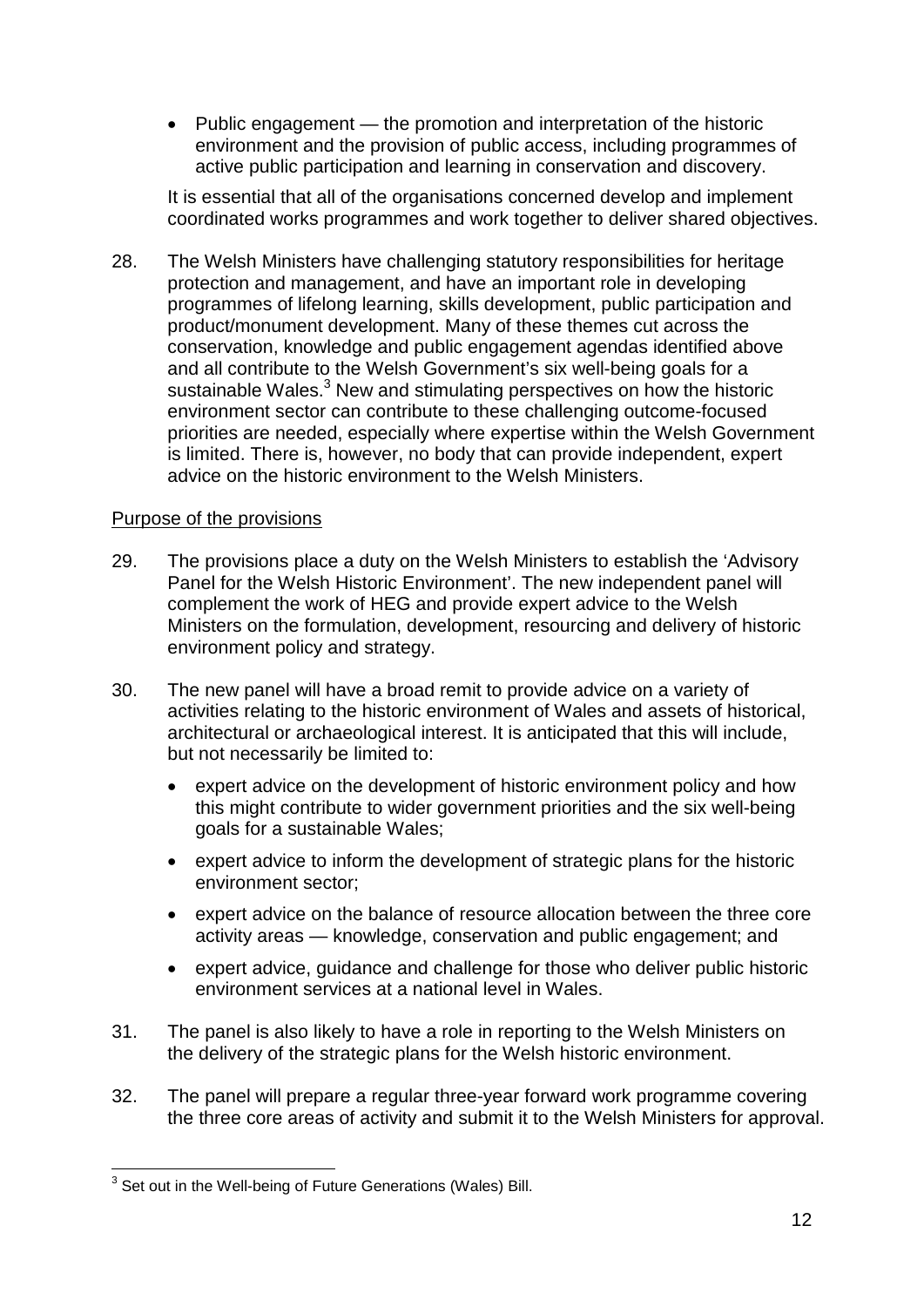- Public engagement — the promotion and interpretation of the historic environment and the provision of public access, including programmes of active public participation and learning in conservation and discovery.

It is essential that all of the organisations concerned develop and implement coordinated works programmes and work together to deliver shared objectives.

28. The Welsh Ministers have challenging statutory responsibilities for heritage protection and management, and have an important role in developing programmes of lifelong learning, skills development, public participation and product/monument development. Many of these themes cut across the conservation, knowledge and public engagement agendas identified above and all contribute to the Welsh Government's six well-being goals for a sustainable Wales.[3] New and stimulating perspectives on how the historic environment sector can contribute to these challenging outcome-focused priorities are needed, especially where expertise within the Welsh Government is limited. There is, however, no body that can provide independent, expert advice on the historic environment to the Welsh Ministers.

Purpose of the provisions

29. The provisions place a duty on the Welsh Ministers to establish the 'Advisory Panel for the Welsh Historic Environment'. The new independent panel will complement the work of HEG and provide expert advice to the Welsh Ministers on the formulation, development, resourcing and delivery of historic environment policy and strategy.

30. The new panel will have a broad remit to provide advice on a variety of activities relating to the historic environment of Wales and assets of historical, architectural or archaeological interest. It is anticipated that this will include, but not necessarily be limited to:

    - expert advice on the development of historic environment policy and how this might contribute to wider government priorities and the six well-being goals for a sustainable Wales;
    - expert advice to inform the development of strategic plans for the historic environment sector;
    - expert advice on the balance of resource allocation between the three core activity areas — knowledge, conservation and public engagement; and
    - expert advice, guidance and challenge for those who deliver public historic environment services at a national level in Wales.

31. The panel is also likely to have a role in reporting to the Welsh Ministers on the delivery of the strategic plans for the Welsh historic environment.

32. The panel will prepare a regular three-year forward work programme covering the three core areas of activity and submit it to the Welsh Ministers for approval.

[3] Set out in the Well-being of Future Generations (Wales) Bill.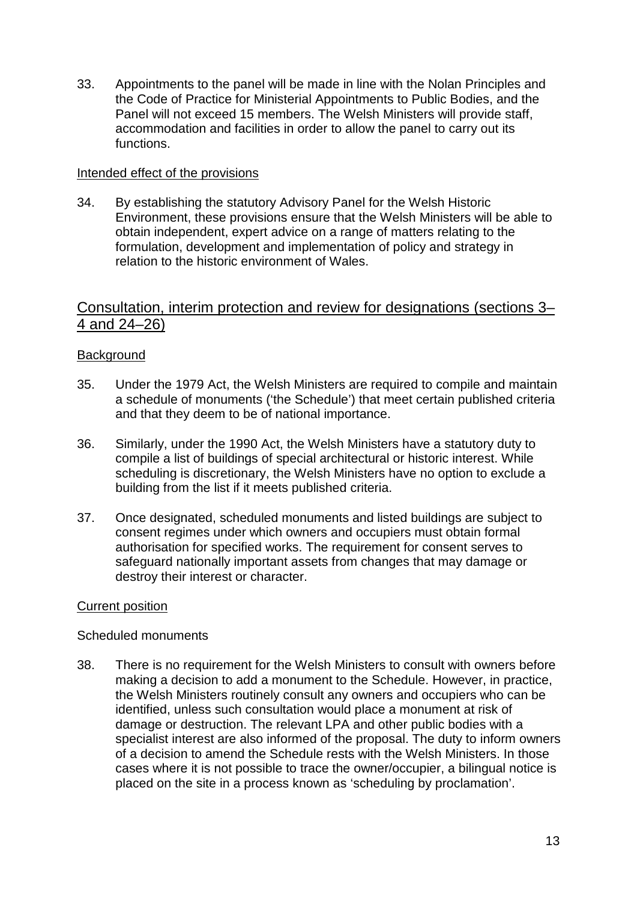33. Appointments to the panel will be made in line with the Nolan Principles and the Code of Practice for Ministerial Appointments to Public Bodies, and the Panel will not exceed 15 members. The Welsh Ministers will provide staff, accommodation and facilities in order to allow the panel to carry out its functions.

### Intended effect of the provisions

34. By establishing the statutory Advisory Panel for the Welsh Historic Environment, these provisions ensure that the Welsh Ministers will be able to obtain independent, expert advice on a range of matters relating to the formulation, development and implementation of policy and strategy in relation to the historic environment of Wales.

## Consultation, interim protection and review for designations (sections 3–4 and 24–26)

### Background

35. Under the 1979 Act, the Welsh Ministers are required to compile and maintain a schedule of monuments ('the Schedule') that meet certain published criteria and that they deem to be of national importance.

36. Similarly, under the 1990 Act, the Welsh Ministers have a statutory duty to compile a list of buildings of special architectural or historic interest. While scheduling is discretionary, the Welsh Ministers have no option to exclude a building from the list if it meets published criteria.

37. Once designated, scheduled monuments and listed buildings are subject to consent regimes under which owners and occupiers must obtain formal authorisation for specified works. The requirement for consent serves to safeguard nationally important assets from changes that may damage or destroy their interest or character.

### Current position

Scheduled monuments

38. There is no requirement for the Welsh Ministers to consult with owners before making a decision to add a monument to the Schedule. However, in practice, the Welsh Ministers routinely consult any owners and occupiers who can be identified, unless such consultation would place a monument at risk of damage or destruction. The relevant LPA and other public bodies with a specialist interest are also informed of the proposal. The duty to inform owners of a decision to amend the Schedule rests with the Welsh Ministers. In those cases where it is not possible to trace the owner/occupier, a bilingual notice is placed on the site in a process known as 'scheduling by proclamation'.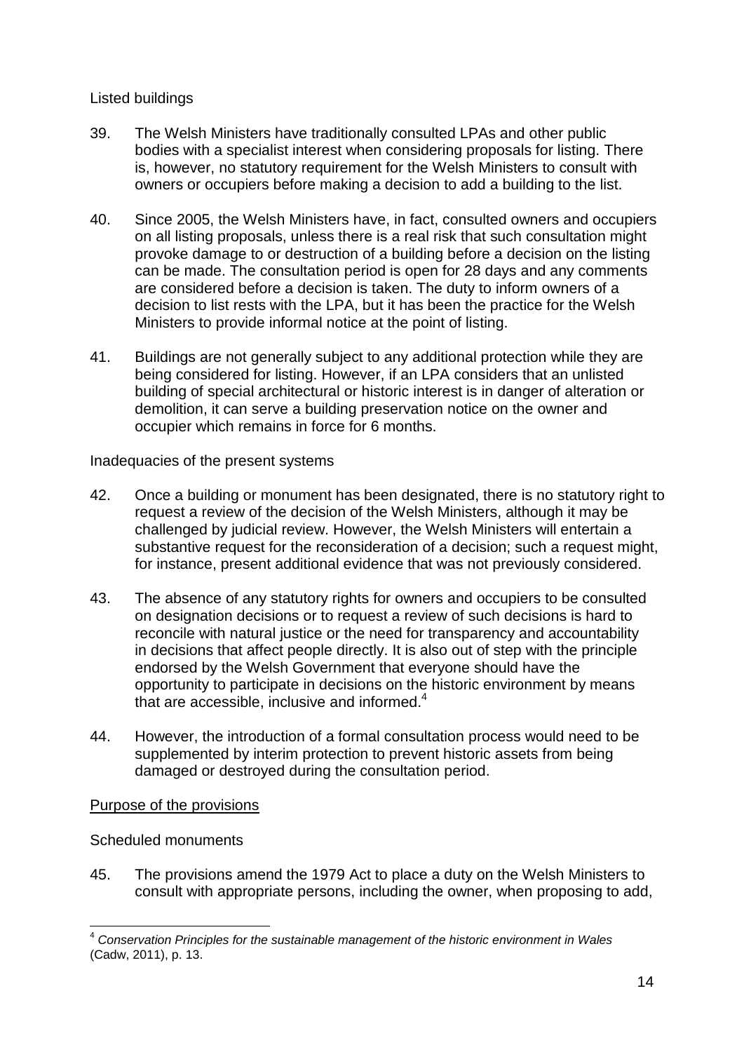Listed buildings

39. The Welsh Ministers have traditionally consulted LPAs and other public bodies with a specialist interest when considering proposals for listing. There is, however, no statutory requirement for the Welsh Ministers to consult with owners or occupiers before making a decision to add a building to the list.

40. Since 2005, the Welsh Ministers have, in fact, consulted owners and occupiers on all listing proposals, unless there is a real risk that such consultation might provoke damage to or destruction of a building before a decision on the listing can be made. The consultation period is open for 28 days and any comments are considered before a decision is taken. The duty to inform owners of a decision to list rests with the LPA, but it has been the practice for the Welsh Ministers to provide informal notice at the point of listing.

41. Buildings are not generally subject to any additional protection while they are being considered for listing. However, if an LPA considers that an unlisted building of special architectural or historic interest is in danger of alteration or demolition, it can serve a building preservation notice on the owner and occupier which remains in force for 6 months.

Inadequacies of the present systems

42. Once a building or monument has been designated, there is no statutory right to request a review of the decision of the Welsh Ministers, although it may be challenged by judicial review. However, the Welsh Ministers will entertain a substantive request for the reconsideration of a decision; such a request might, for instance, present additional evidence that was not previously considered.

43. The absence of any statutory rights for owners and occupiers to be consulted on designation decisions or to request a review of such decisions is hard to reconcile with natural justice or the need for transparency and accountability in decisions that affect people directly. It is also out of step with the principle endorsed by the Welsh Government that everyone should have the opportunity to participate in decisions on the historic environment by means that are accessible, inclusive and informed.[4]

44. However, the introduction of a formal consultation process would need to be supplemented by interim protection to prevent historic assets from being damaged or destroyed during the consultation period.

Purpose of the provisions

Scheduled monuments

45. The provisions amend the 1979 Act to place a duty on the Welsh Ministers to consult with appropriate persons, including the owner, when proposing to add,

---

[4] *Conservation Principles for the sustainable management of the historic environment in Wales* (Cadw, 2011), p. 13.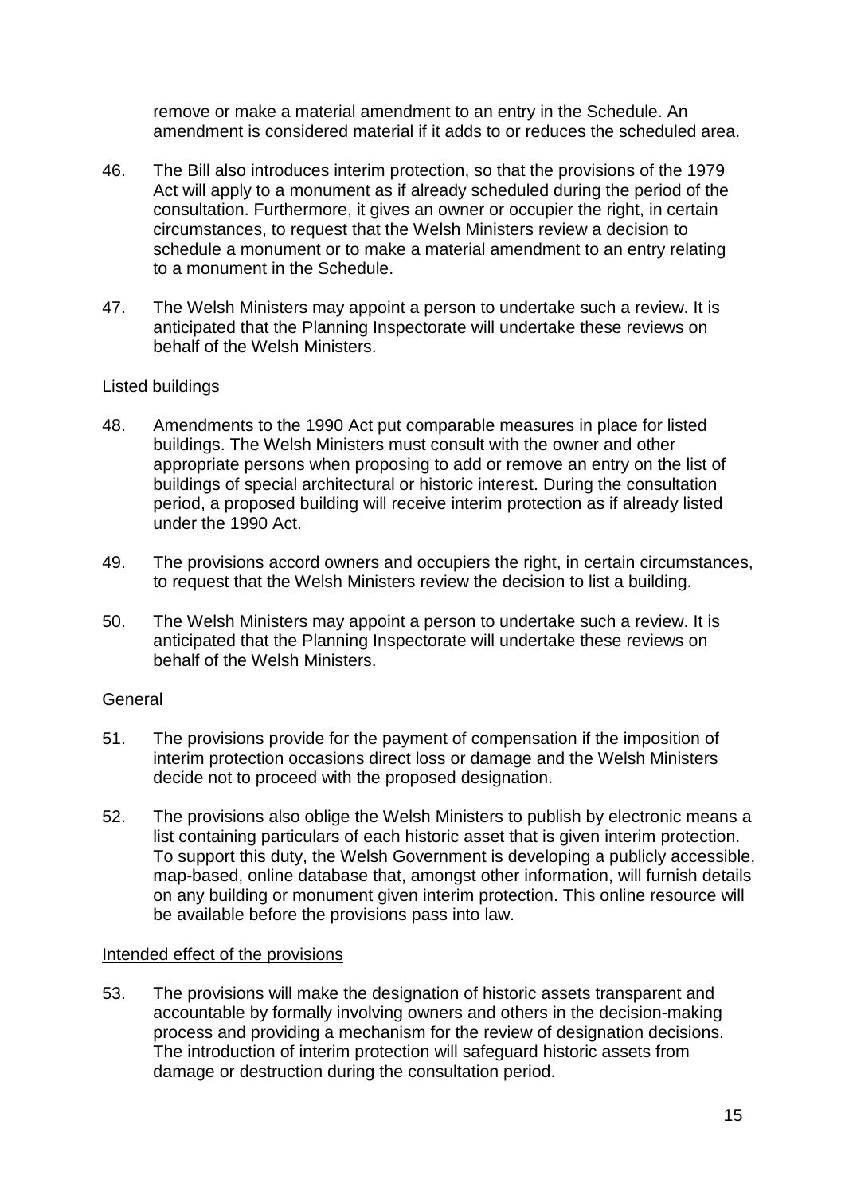remove or make a material amendment to an entry in the Schedule. An amendment is considered material if it adds to or reduces the scheduled area.

46. The Bill also introduces interim protection, so that the provisions of the 1979 Act will apply to a monument as if already scheduled during the period of the consultation. Furthermore, it gives an owner or occupier the right, in certain circumstances, to request that the Welsh Ministers review a decision to schedule a monument or to make a material amendment to an entry relating to a monument in the Schedule.

47. The Welsh Ministers may appoint a person to undertake such a review. It is anticipated that the Planning Inspectorate will undertake these reviews on behalf of the Welsh Ministers.

Listed buildings

48. Amendments to the 1990 Act put comparable measures in place for listed buildings. The Welsh Ministers must consult with the owner and other appropriate persons when proposing to add or remove an entry on the list of buildings of special architectural or historic interest. During the consultation period, a proposed building will receive interim protection as if already listed under the 1990 Act.

49. The provisions accord owners and occupiers the right, in certain circumstances, to request that the Welsh Ministers review the decision to list a building.

50. The Welsh Ministers may appoint a person to undertake such a review. It is anticipated that the Planning Inspectorate will undertake these reviews on behalf of the Welsh Ministers.

General

51. The provisions provide for the payment of compensation if the imposition of interim protection occasions direct loss or damage and the Welsh Ministers decide not to proceed with the proposed designation.

52. The provisions also oblige the Welsh Ministers to publish by electronic means a list containing particulars of each historic asset that is given interim protection. To support this duty, the Welsh Government is developing a publicly accessible, map-based, online database that, amongst other information, will furnish details on any building or monument given interim protection. This online resource will be available before the provisions pass into law.

<u>Intended effect of the provisions</u>

53. The provisions will make the designation of historic assets transparent and accountable by formally involving owners and others in the decision-making process and providing a mechanism for the review of designation decisions. The introduction of interim protection will safeguard historic assets from damage or destruction during the consultation period.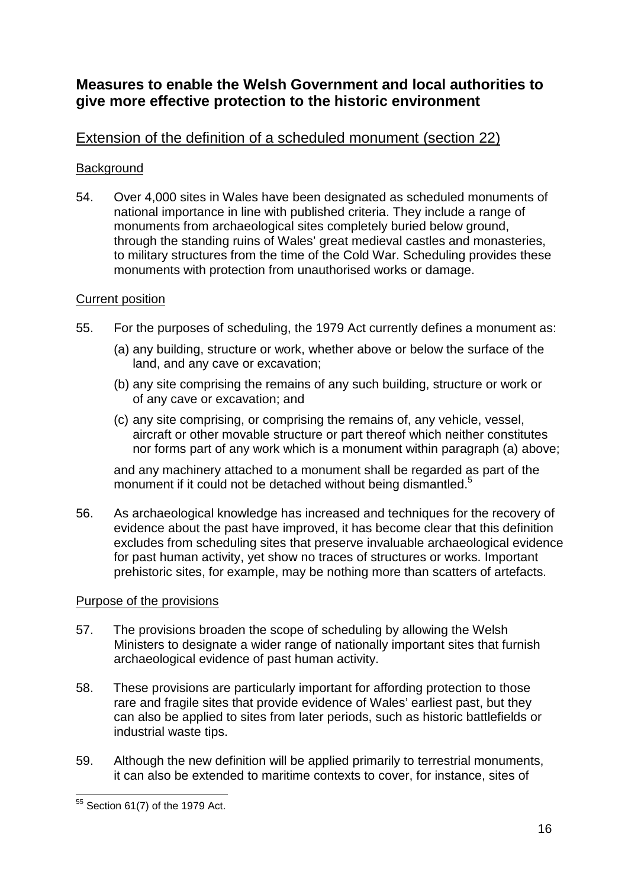## Measures to enable the Welsh Government and local authorities to give more effective protection to the historic environment

### Extension of the definition of a scheduled monument (section 22)

#### Background

54. Over 4,000 sites in Wales have been designated as scheduled monuments of national importance in line with published criteria. They include a range of monuments from archaeological sites completely buried below ground, through the standing ruins of Wales' great medieval castles and monasteries, to military structures from the time of the Cold War. Scheduling provides these monuments with protection from unauthorised works or damage.

#### Current position

55. For the purposes of scheduling, the 1979 Act currently defines a monument as:

    (a) any building, structure or work, whether above or below the surface of the land, and any cave or excavation;

    (b) any site comprising the remains of any such building, structure or work or of any cave or excavation; and

    (c) any site comprising, or comprising the remains of, any vehicle, vessel, aircraft or other movable structure or part thereof which neither constitutes nor forms part of any work which is a monument within paragraph (a) above;

    and any machinery attached to a monument shall be regarded as part of the monument if it could not be detached without being dismantled.[5]

56. As archaeological knowledge has increased and techniques for the recovery of evidence about the past have improved, it has become clear that this definition excludes from scheduling sites that preserve invaluable archaeological evidence for past human activity, yet show no traces of structures or works. Important prehistoric sites, for example, may be nothing more than scatters of artefacts.

#### Purpose of the provisions

57. The provisions broaden the scope of scheduling by allowing the Welsh Ministers to designate a wider range of nationally important sites that furnish archaeological evidence of past human activity.

58. These provisions are particularly important for affording protection to those rare and fragile sites that provide evidence of Wales' earliest past, but they can also be applied to sites from later periods, such as historic battlefields or industrial waste tips.

59. Although the new definition will be applied primarily to terrestrial monuments, it can also be extended to maritime contexts to cover, for instance, sites of

---

[55] Section 61(7) of the 1979 Act.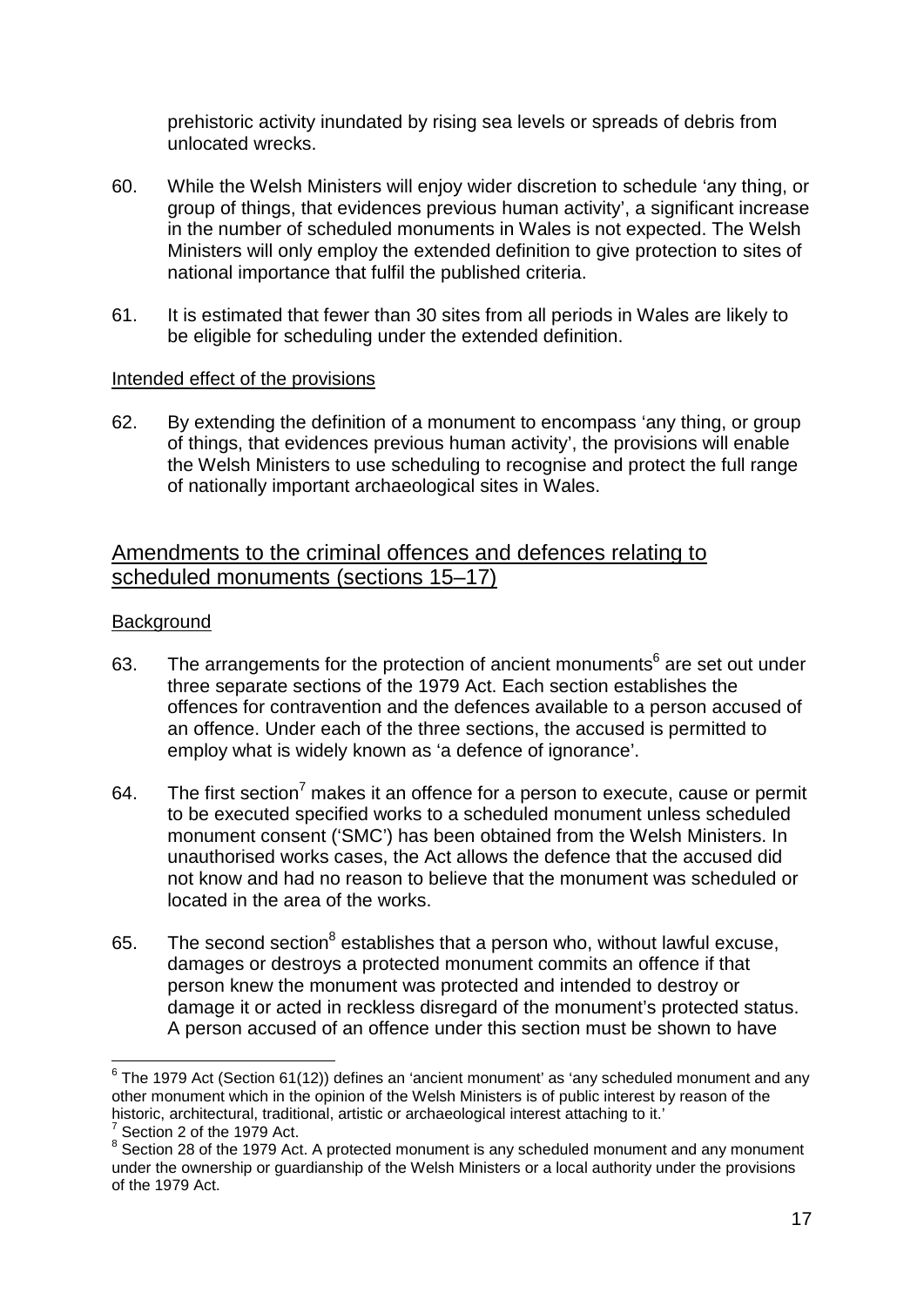prehistoric activity inundated by rising sea levels or spreads of debris from unlocated wrecks.

60. While the Welsh Ministers will enjoy wider discretion to schedule 'any thing, or group of things, that evidences previous human activity', a significant increase in the number of scheduled monuments in Wales is not expected. The Welsh Ministers will only employ the extended definition to give protection to sites of national importance that fulfil the published criteria.

61. It is estimated that fewer than 30 sites from all periods in Wales are likely to be eligible for scheduling under the extended definition.

Intended effect of the provisions

62. By extending the definition of a monument to encompass 'any thing, or group of things, that evidences previous human activity', the provisions will enable the Welsh Ministers to use scheduling to recognise and protect the full range of nationally important archaeological sites in Wales.

## Amendments to the criminal offences and defences relating to scheduled monuments (sections 15–17)

Background

63. The arrangements for the protection of ancient monuments[6] are set out under three separate sections of the 1979 Act. Each section establishes the offences for contravention and the defences available to a person accused of an offence. Under each of the three sections, the accused is permitted to employ what is widely known as 'a defence of ignorance'.

64. The first section[7] makes it an offence for a person to execute, cause or permit to be executed specified works to a scheduled monument unless scheduled monument consent ('SMC') has been obtained from the Welsh Ministers. In unauthorised works cases, the Act allows the defence that the accused did not know and had no reason to believe that the monument was scheduled or located in the area of the works.

65. The second section[8] establishes that a person who, without lawful excuse, damages or destroys a protected monument commits an offence if that person knew the monument was protected and intended to destroy or damage it or acted in reckless disregard of the monument's protected status. A person accused of an offence under this section must be shown to have

---

[6] The 1979 Act (Section 61(12)) defines an 'ancient monument' as 'any scheduled monument and any other monument which in the opinion of the Welsh Ministers is of public interest by reason of the historic, architectural, traditional, artistic or archaeological interest attaching to it.'

[7] Section 2 of the 1979 Act.

[8] Section 28 of the 1979 Act. A protected monument is any scheduled monument and any monument under the ownership or guardianship of the Welsh Ministers or a local authority under the provisions of the 1979 Act.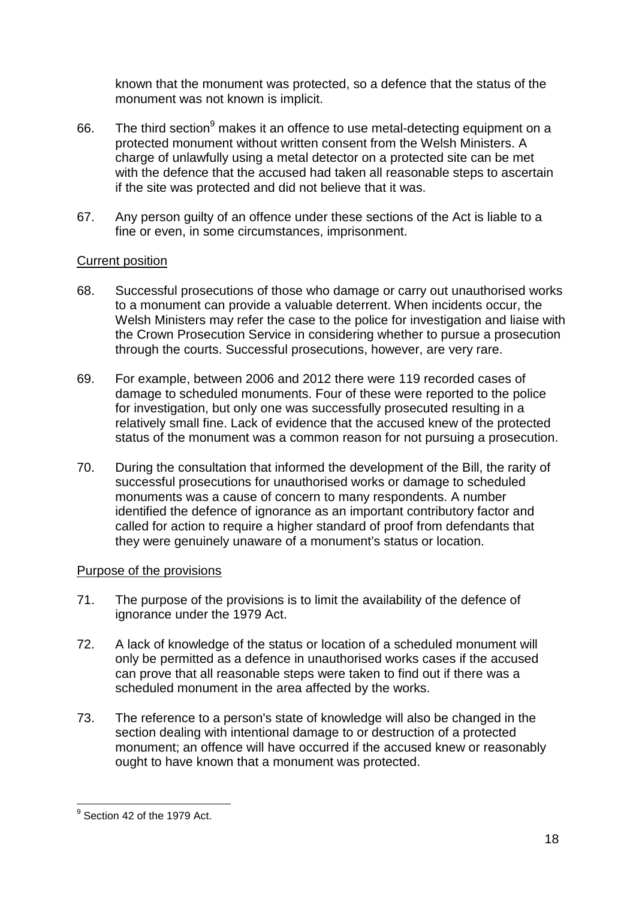known that the monument was protected, so a defence that the status of the monument was not known is implicit.

66. The third section[9] makes it an offence to use metal-detecting equipment on a protected monument without written consent from the Welsh Ministers. A charge of unlawfully using a metal detector on a protected site can be met with the defence that the accused had taken all reasonable steps to ascertain if the site was protected and did not believe that it was.

67. Any person guilty of an offence under these sections of the Act is liable to a fine or even, in some circumstances, imprisonment.

<u>Current position</u>

68. Successful prosecutions of those who damage or carry out unauthorised works to a monument can provide a valuable deterrent. When incidents occur, the Welsh Ministers may refer the case to the police for investigation and liaise with the Crown Prosecution Service in considering whether to pursue a prosecution through the courts. Successful prosecutions, however, are very rare.

69. For example, between 2006 and 2012 there were 119 recorded cases of damage to scheduled monuments. Four of these were reported to the police for investigation, but only one was successfully prosecuted resulting in a relatively small fine. Lack of evidence that the accused knew of the protected status of the monument was a common reason for not pursuing a prosecution.

70. During the consultation that informed the development of the Bill, the rarity of successful prosecutions for unauthorised works or damage to scheduled monuments was a cause of concern to many respondents. A number identified the defence of ignorance as an important contributory factor and called for action to require a higher standard of proof from defendants that they were genuinely unaware of a monument's status or location.

<u>Purpose of the provisions</u>

71. The purpose of the provisions is to limit the availability of the defence of ignorance under the 1979 Act.

72. A lack of knowledge of the status or location of a scheduled monument will only be permitted as a defence in unauthorised works cases if the accused can prove that all reasonable steps were taken to find out if there was a scheduled monument in the area affected by the works.

73. The reference to a person's state of knowledge will also be changed in the section dealing with intentional damage to or destruction of a protected monument; an offence will have occurred if the accused knew or reasonably ought to have known that a monument was protected.

---

[9] Section 42 of the 1979 Act.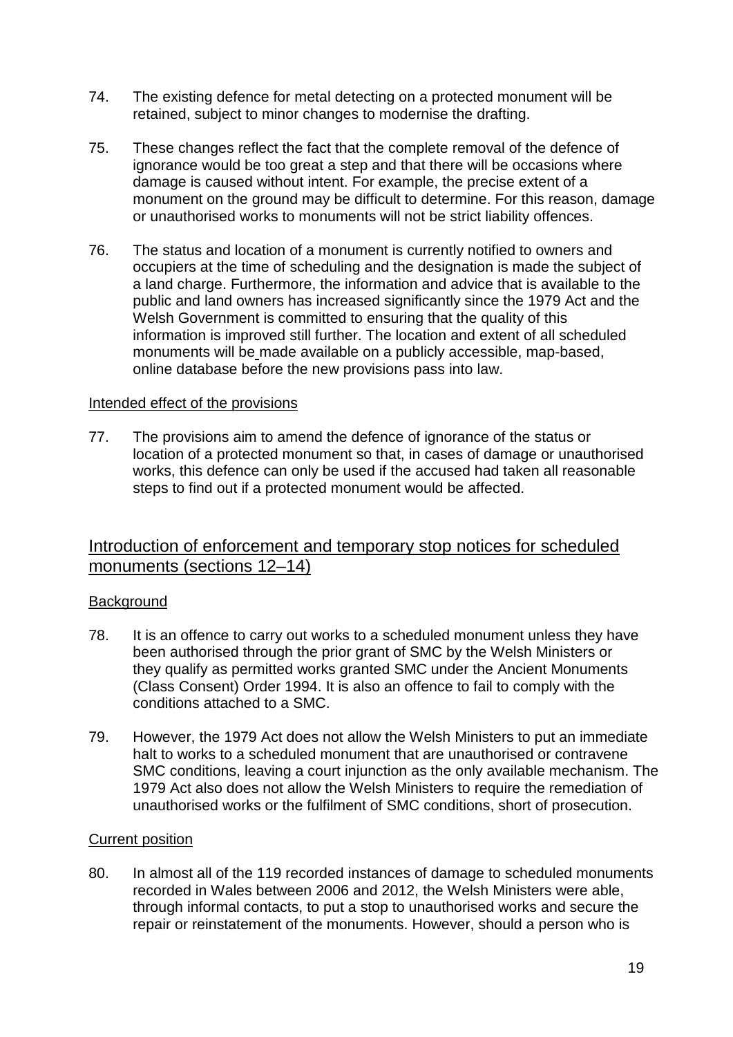74. The existing defence for metal detecting on a protected monument will be retained, subject to minor changes to modernise the drafting.

75. These changes reflect the fact that the complete removal of the defence of ignorance would be too great a step and that there will be occasions where damage is caused without intent. For example, the precise extent of a monument on the ground may be difficult to determine. For this reason, damage or unauthorised works to monuments will not be strict liability offences.

76. The status and location of a monument is currently notified to owners and occupiers at the time of scheduling and the designation is made the subject of a land charge. Furthermore, the information and advice that is available to the public and land owners has increased significantly since the 1979 Act and the Welsh Government is committed to ensuring that the quality of this information is improved still further. The location and extent of all scheduled monuments will be made available on a publicly accessible, map-based, online database before the new provisions pass into law.

### Intended effect of the provisions

77. The provisions aim to amend the defence of ignorance of the status or location of a protected monument so that, in cases of damage or unauthorised works, this defence can only be used if the accused had taken all reasonable steps to find out if a protected monument would be affected.

## Introduction of enforcement and temporary stop notices for scheduled monuments (sections 12–14)

### Background

78. It is an offence to carry out works to a scheduled monument unless they have been authorised through the prior grant of SMC by the Welsh Ministers or they qualify as permitted works granted SMC under the Ancient Monuments (Class Consent) Order 1994. It is also an offence to fail to comply with the conditions attached to a SMC.

79. However, the 1979 Act does not allow the Welsh Ministers to put an immediate halt to works to a scheduled monument that are unauthorised or contravene SMC conditions, leaving a court injunction as the only available mechanism. The 1979 Act also does not allow the Welsh Ministers to require the remediation of unauthorised works or the fulfilment of SMC conditions, short of prosecution.

### Current position

80. In almost all of the 119 recorded instances of damage to scheduled monuments recorded in Wales between 2006 and 2012, the Welsh Ministers were able, through informal contacts, to put a stop to unauthorised works and secure the repair or reinstatement of the monuments. However, should a person who is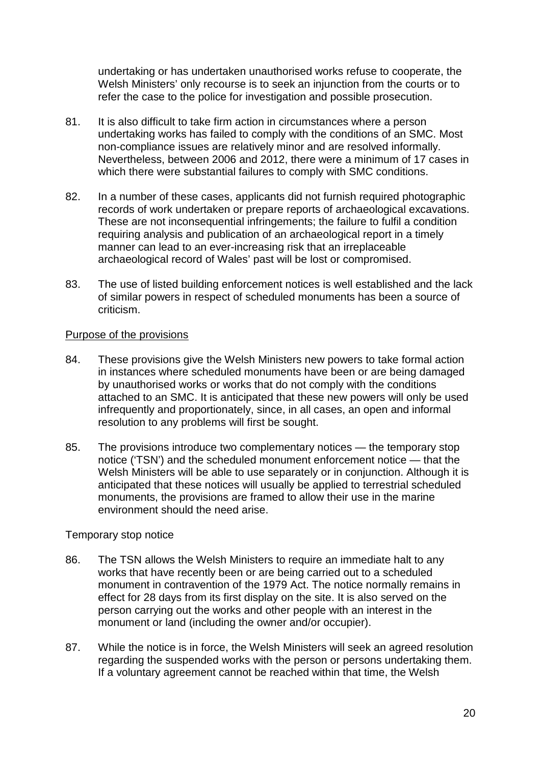undertaking or has undertaken unauthorised works refuse to cooperate, the Welsh Ministers' only recourse is to seek an injunction from the courts or to refer the case to the police for investigation and possible prosecution.

81. It is also difficult to take firm action in circumstances where a person undertaking works has failed to comply with the conditions of an SMC. Most non-compliance issues are relatively minor and are resolved informally. Nevertheless, between 2006 and 2012, there were a minimum of 17 cases in which there were substantial failures to comply with SMC conditions.

82. In a number of these cases, applicants did not furnish required photographic records of work undertaken or prepare reports of archaeological excavations. These are not inconsequential infringements; the failure to fulfil a condition requiring analysis and publication of an archaeological report in a timely manner can lead to an ever-increasing risk that an irreplaceable archaeological record of Wales' past will be lost or compromised.

83. The use of listed building enforcement notices is well established and the lack of similar powers in respect of scheduled monuments has been a source of criticism.

Purpose of the provisions

84. These provisions give the Welsh Ministers new powers to take formal action in instances where scheduled monuments have been or are being damaged by unauthorised works or works that do not comply with the conditions attached to an SMC. It is anticipated that these new powers will only be used infrequently and proportionately, since, in all cases, an open and informal resolution to any problems will first be sought.

85. The provisions introduce two complementary notices — the temporary stop notice ('TSN') and the scheduled monument enforcement notice — that the Welsh Ministers will be able to use separately or in conjunction. Although it is anticipated that these notices will usually be applied to terrestrial scheduled monuments, the provisions are framed to allow their use in the marine environment should the need arise.

Temporary stop notice

86. The TSN allows the Welsh Ministers to require an immediate halt to any works that have recently been or are being carried out to a scheduled monument in contravention of the 1979 Act. The notice normally remains in effect for 28 days from its first display on the site. It is also served on the person carrying out the works and other people with an interest in the monument or land (including the owner and/or occupier).

87. While the notice is in force, the Welsh Ministers will seek an agreed resolution regarding the suspended works with the person or persons undertaking them. If a voluntary agreement cannot be reached within that time, the Welsh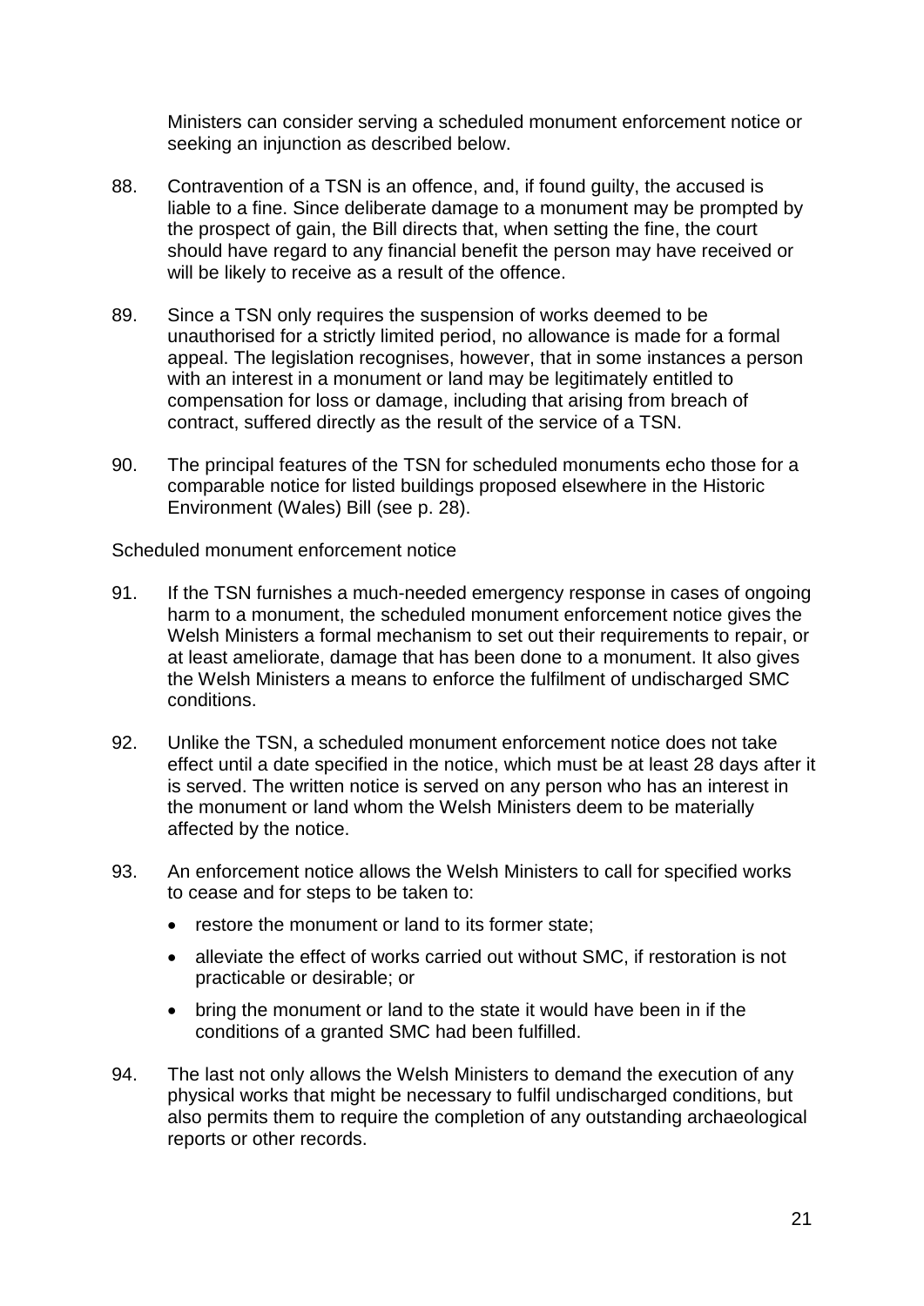Ministers can consider serving a scheduled monument enforcement notice or seeking an injunction as described below.

88. Contravention of a TSN is an offence, and, if found guilty, the accused is liable to a fine. Since deliberate damage to a monument may be prompted by the prospect of gain, the Bill directs that, when setting the fine, the court should have regard to any financial benefit the person may have received or will be likely to receive as a result of the offence.

89. Since a TSN only requires the suspension of works deemed to be unauthorised for a strictly limited period, no allowance is made for a formal appeal. The legislation recognises, however, that in some instances a person with an interest in a monument or land may be legitimately entitled to compensation for loss or damage, including that arising from breach of contract, suffered directly as the result of the service of a TSN.

90. The principal features of the TSN for scheduled monuments echo those for a comparable notice for listed buildings proposed elsewhere in the Historic Environment (Wales) Bill (see p. 28).

Scheduled monument enforcement notice

91. If the TSN furnishes a much-needed emergency response in cases of ongoing harm to a monument, the scheduled monument enforcement notice gives the Welsh Ministers a formal mechanism to set out their requirements to repair, or at least ameliorate, damage that has been done to a monument. It also gives the Welsh Ministers a means to enforce the fulfilment of undischarged SMC conditions.

92. Unlike the TSN, a scheduled monument enforcement notice does not take effect until a date specified in the notice, which must be at least 28 days after it is served. The written notice is served on any person who has an interest in the monument or land whom the Welsh Ministers deem to be materially affected by the notice.

93. An enforcement notice allows the Welsh Ministers to call for specified works to cease and for steps to be taken to:

- restore the monument or land to its former state;
- alleviate the effect of works carried out without SMC, if restoration is not practicable or desirable; or
- bring the monument or land to the state it would have been in if the conditions of a granted SMC had been fulfilled.

94. The last not only allows the Welsh Ministers to demand the execution of any physical works that might be necessary to fulfil undischarged conditions, but also permits them to require the completion of any outstanding archaeological reports or other records.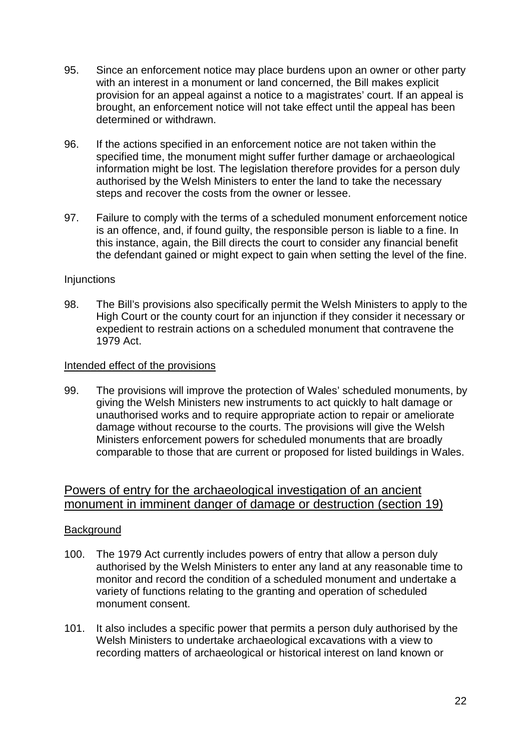95. Since an enforcement notice may place burdens upon an owner or other party with an interest in a monument or land concerned, the Bill makes explicit provision for an appeal against a notice to a magistrates' court. If an appeal is brought, an enforcement notice will not take effect until the appeal has been determined or withdrawn.

96. If the actions specified in an enforcement notice are not taken within the specified time, the monument might suffer further damage or archaeological information might be lost. The legislation therefore provides for a person duly authorised by the Welsh Ministers to enter the land to take the necessary steps and recover the costs from the owner or lessee.

97. Failure to comply with the terms of a scheduled monument enforcement notice is an offence, and, if found guilty, the responsible person is liable to a fine. In this instance, again, the Bill directs the court to consider any financial benefit the defendant gained or might expect to gain when setting the level of the fine.

Injunctions

98. The Bill's provisions also specifically permit the Welsh Ministers to apply to the High Court or the county court for an injunction if they consider it necessary or expedient to restrain actions on a scheduled monument that contravene the 1979 Act.

Intended effect of the provisions

99. The provisions will improve the protection of Wales' scheduled monuments, by giving the Welsh Ministers new instruments to act quickly to halt damage or unauthorised works and to require appropriate action to repair or ameliorate damage without recourse to the courts. The provisions will give the Welsh Ministers enforcement powers for scheduled monuments that are broadly comparable to those that are current or proposed for listed buildings in Wales.

## Powers of entry for the archaeological investigation of an ancient monument in imminent danger of damage or destruction (section 19)

Background

100. The 1979 Act currently includes powers of entry that allow a person duly authorised by the Welsh Ministers to enter any land at any reasonable time to monitor and record the condition of a scheduled monument and undertake a variety of functions relating to the granting and operation of scheduled monument consent.

101. It also includes a specific power that permits a person duly authorised by the Welsh Ministers to undertake archaeological excavations with a view to recording matters of archaeological or historical interest on land known or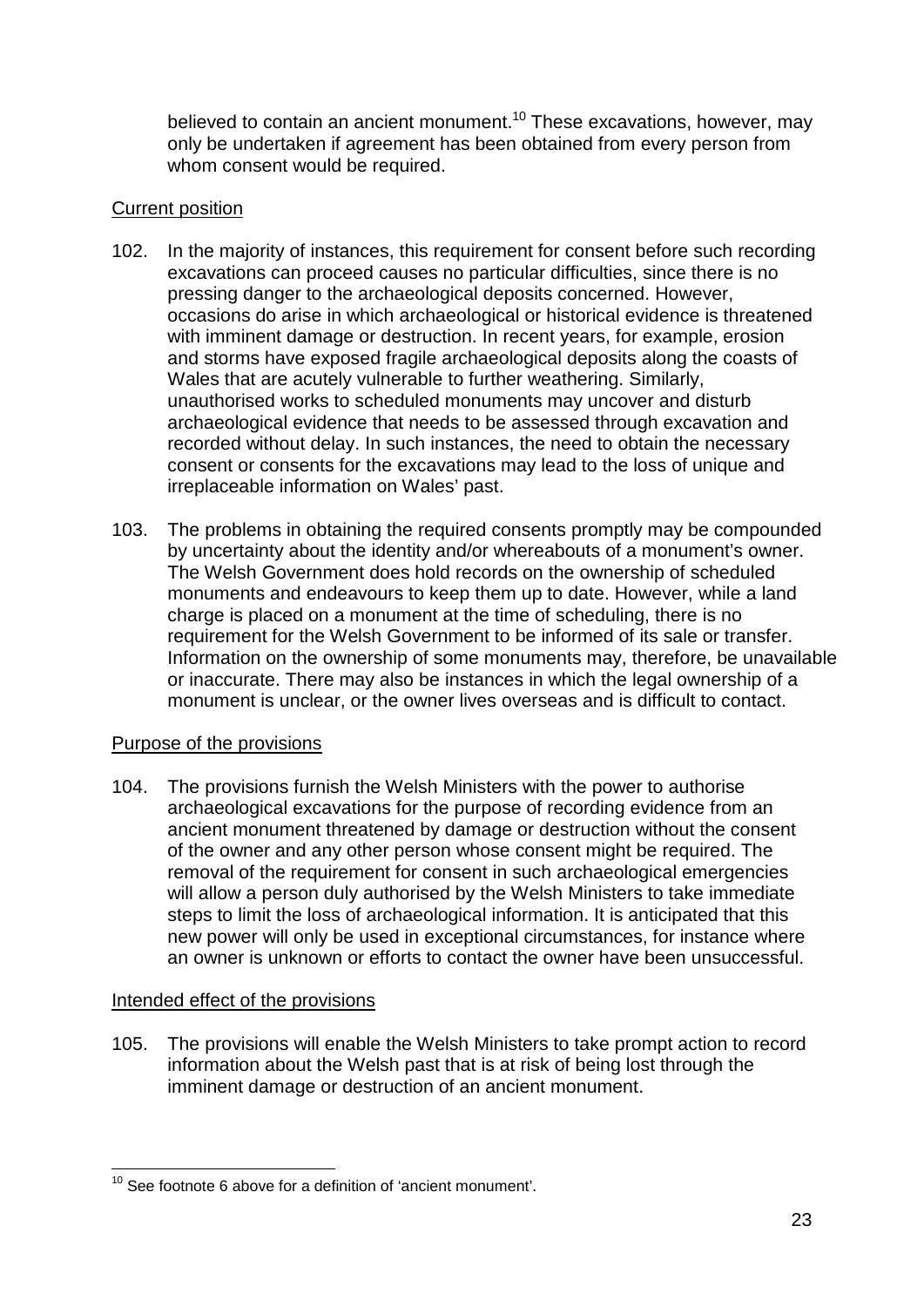believed to contain an ancient monument.[10] These excavations, however, may only be undertaken if agreement has been obtained from every person from whom consent would be required.

Current position

102. In the majority of instances, this requirement for consent before such recording excavations can proceed causes no particular difficulties, since there is no pressing danger to the archaeological deposits concerned. However, occasions do arise in which archaeological or historical evidence is threatened with imminent damage or destruction. In recent years, for example, erosion and storms have exposed fragile archaeological deposits along the coasts of Wales that are acutely vulnerable to further weathering. Similarly, unauthorised works to scheduled monuments may uncover and disturb archaeological evidence that needs to be assessed through excavation and recorded without delay. In such instances, the need to obtain the necessary consent or consents for the excavations may lead to the loss of unique and irreplaceable information on Wales' past.

103. The problems in obtaining the required consents promptly may be compounded by uncertainty about the identity and/or whereabouts of a monument's owner. The Welsh Government does hold records on the ownership of scheduled monuments and endeavours to keep them up to date. However, while a land charge is placed on a monument at the time of scheduling, there is no requirement for the Welsh Government to be informed of its sale or transfer. Information on the ownership of some monuments may, therefore, be unavailable or inaccurate. There may also be instances in which the legal ownership of a monument is unclear, or the owner lives overseas and is difficult to contact.

Purpose of the provisions

104. The provisions furnish the Welsh Ministers with the power to authorise archaeological excavations for the purpose of recording evidence from an ancient monument threatened by damage or destruction without the consent of the owner and any other person whose consent might be required. The removal of the requirement for consent in such archaeological emergencies will allow a person duly authorised by the Welsh Ministers to take immediate steps to limit the loss of archaeological information. It is anticipated that this new power will only be used in exceptional circumstances, for instance where an owner is unknown or efforts to contact the owner have been unsuccessful.

Intended effect of the provisions

105. The provisions will enable the Welsh Ministers to take prompt action to record information about the Welsh past that is at risk of being lost through the imminent damage or destruction of an ancient monument.

[10] See footnote 6 above for a definition of 'ancient monument'.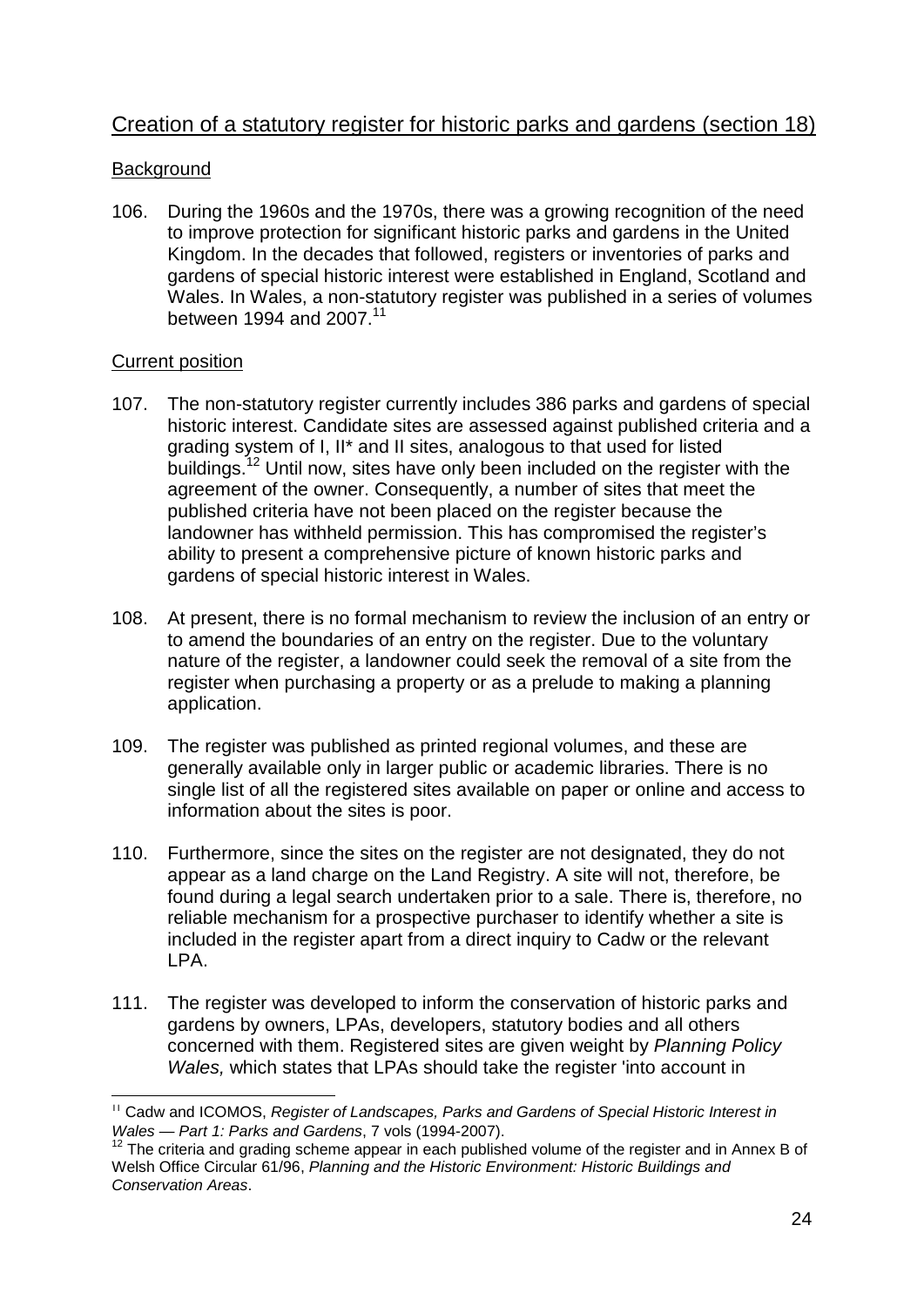## Creation of a statutory register for historic parks and gardens (section 18)

### Background

106. During the 1960s and the 1970s, there was a growing recognition of the need to improve protection for significant historic parks and gardens in the United Kingdom. In the decades that followed, registers or inventories of parks and gardens of special historic interest were established in England, Scotland and Wales. In Wales, a non-statutory register was published in a series of volumes between 1994 and 2007.[11]

### Current position

107. The non-statutory register currently includes 386 parks and gardens of special historic interest. Candidate sites are assessed against published criteria and a grading system of I, II* and II sites, analogous to that used for listed buildings.[12] Until now, sites have only been included on the register with the agreement of the owner. Consequently, a number of sites that meet the published criteria have not been placed on the register because the landowner has withheld permission. This has compromised the register's ability to present a comprehensive picture of known historic parks and gardens of special historic interest in Wales.

108. At present, there is no formal mechanism to review the inclusion of an entry or to amend the boundaries of an entry on the register. Due to the voluntary nature of the register, a landowner could seek the removal of a site from the register when purchasing a property or as a prelude to making a planning application.

109. The register was published as printed regional volumes, and these are generally available only in larger public or academic libraries. There is no single list of all the registered sites available on paper or online and access to information about the sites is poor.

110. Furthermore, since the sites on the register are not designated, they do not appear as a land charge on the Land Registry. A site will not, therefore, be found during a legal search undertaken prior to a sale. There is, therefore, no reliable mechanism for a prospective purchaser to identify whether a site is included in the register apart from a direct inquiry to Cadw or the relevant LPA.

111. The register was developed to inform the conservation of historic parks and gardens by owners, LPAs, developers, statutory bodies and all others concerned with them. Registered sites are given weight by *Planning Policy Wales,* which states that LPAs should take the register 'into account in

---

[11] Cadw and ICOMOS, *Register of Landscapes, Parks and Gardens of Special Historic Interest in Wales — Part 1: Parks and Gardens*, 7 vols (1994-2007).

[12] The criteria and grading scheme appear in each published volume of the register and in Annex B of Welsh Office Circular 61/96, *Planning and the Historic Environment: Historic Buildings and Conservation Areas*.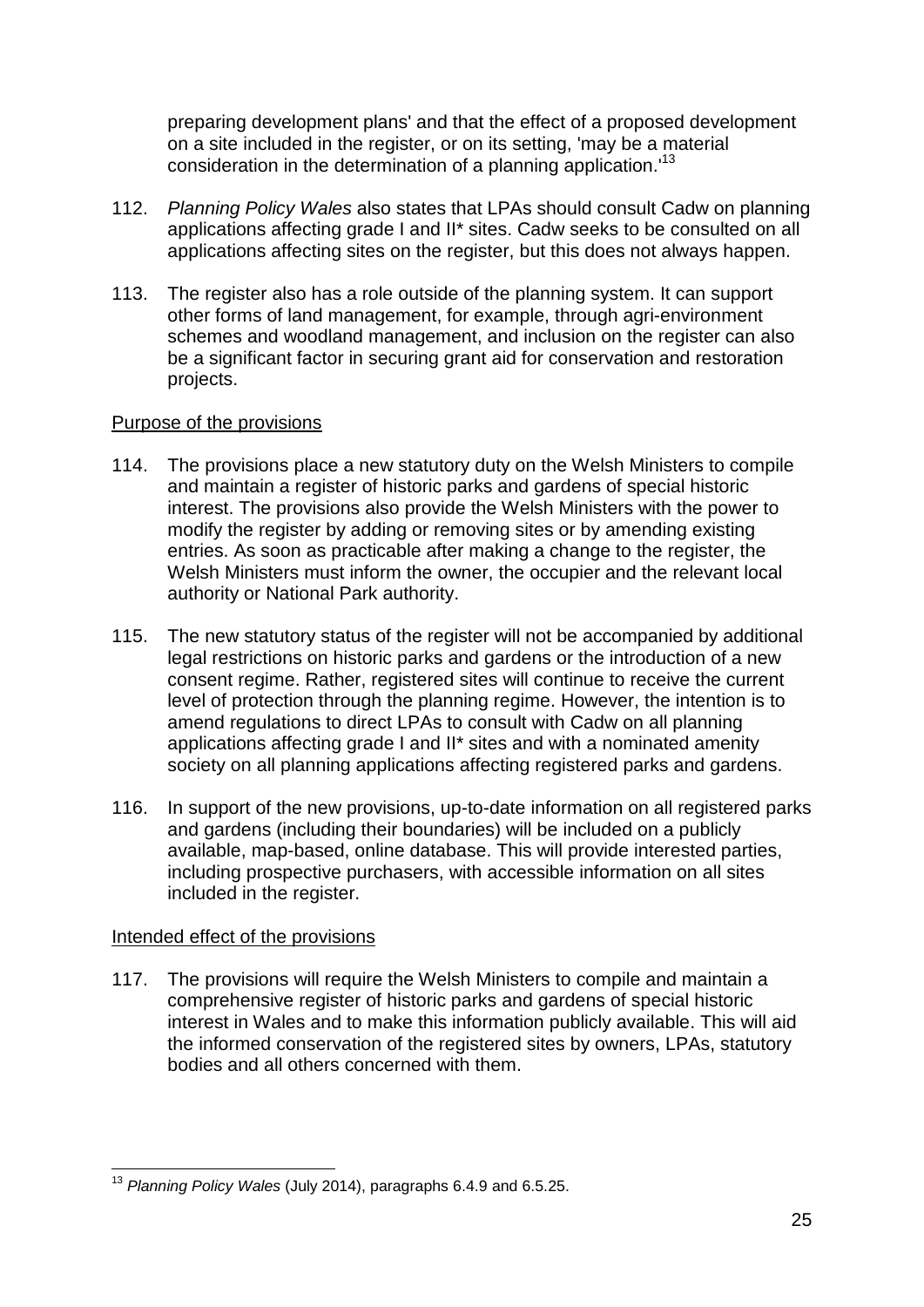preparing development plans' and that the effect of a proposed development on a site included in the register, or on its setting, 'may be a material consideration in the determination of a planning application.'[13]

112. *Planning Policy Wales* also states that LPAs should consult Cadw on planning applications affecting grade I and II* sites. Cadw seeks to be consulted on all applications affecting sites on the register, but this does not always happen.

113. The register also has a role outside of the planning system. It can support other forms of land management, for example, through agri-environment schemes and woodland management, and inclusion on the register can also be a significant factor in securing grant aid for conservation and restoration projects.

Purpose of the provisions

114. The provisions place a new statutory duty on the Welsh Ministers to compile and maintain a register of historic parks and gardens of special historic interest. The provisions also provide the Welsh Ministers with the power to modify the register by adding or removing sites or by amending existing entries. As soon as practicable after making a change to the register, the Welsh Ministers must inform the owner, the occupier and the relevant local authority or National Park authority.

115. The new statutory status of the register will not be accompanied by additional legal restrictions on historic parks and gardens or the introduction of a new consent regime. Rather, registered sites will continue to receive the current level of protection through the planning regime. However, the intention is to amend regulations to direct LPAs to consult with Cadw on all planning applications affecting grade I and II* sites and with a nominated amenity society on all planning applications affecting registered parks and gardens.

116. In support of the new provisions, up-to-date information on all registered parks and gardens (including their boundaries) will be included on a publicly available, map-based, online database. This will provide interested parties, including prospective purchasers, with accessible information on all sites included in the register.

Intended effect of the provisions

117. The provisions will require the Welsh Ministers to compile and maintain a comprehensive register of historic parks and gardens of special historic interest in Wales and to make this information publicly available. This will aid the informed conservation of the registered sites by owners, LPAs, statutory bodies and all others concerned with them.

---

[13] *Planning Policy Wales* (July 2014), paragraphs 6.4.9 and 6.5.25.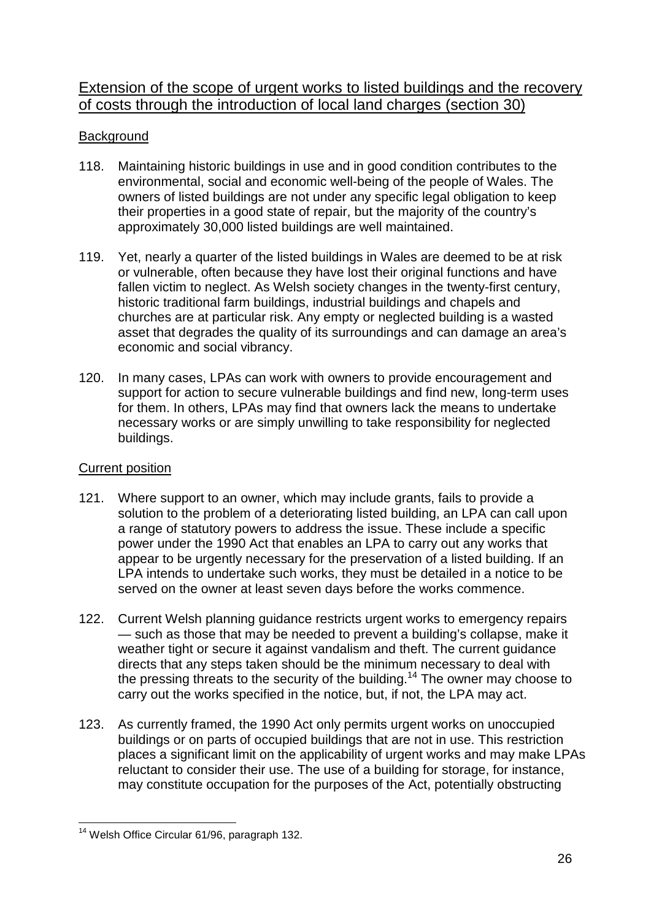## Extension of the scope of urgent works to listed buildings and the recovery of costs through the introduction of local land charges (section 30)

### Background

118. Maintaining historic buildings in use and in good condition contributes to the environmental, social and economic well-being of the people of Wales. The owners of listed buildings are not under any specific legal obligation to keep their properties in a good state of repair, but the majority of the country's approximately 30,000 listed buildings are well maintained.

119. Yet, nearly a quarter of the listed buildings in Wales are deemed to be at risk or vulnerable, often because they have lost their original functions and have fallen victim to neglect. As Welsh society changes in the twenty-first century, historic traditional farm buildings, industrial buildings and chapels and churches are at particular risk. Any empty or neglected building is a wasted asset that degrades the quality of its surroundings and can damage an area's economic and social vibrancy.

120. In many cases, LPAs can work with owners to provide encouragement and support for action to secure vulnerable buildings and find new, long-term uses for them. In others, LPAs may find that owners lack the means to undertake necessary works or are simply unwilling to take responsibility for neglected buildings.

### Current position

121. Where support to an owner, which may include grants, fails to provide a solution to the problem of a deteriorating listed building, an LPA can call upon a range of statutory powers to address the issue. These include a specific power under the 1990 Act that enables an LPA to carry out any works that appear to be urgently necessary for the preservation of a listed building. If an LPA intends to undertake such works, they must be detailed in a notice to be served on the owner at least seven days before the works commence.

122. Current Welsh planning guidance restricts urgent works to emergency repairs — such as those that may be needed to prevent a building's collapse, make it weather tight or secure it against vandalism and theft. The current guidance directs that any steps taken should be the minimum necessary to deal with the pressing threats to the security of the building.[14] The owner may choose to carry out the works specified in the notice, but, if not, the LPA may act.

123. As currently framed, the 1990 Act only permits urgent works on unoccupied buildings or on parts of occupied buildings that are not in use. This restriction places a significant limit on the applicability of urgent works and may make LPAs reluctant to consider their use. The use of a building for storage, for instance, may constitute occupation for the purposes of the Act, potentially obstructing

---

[14] Welsh Office Circular 61/96, paragraph 132.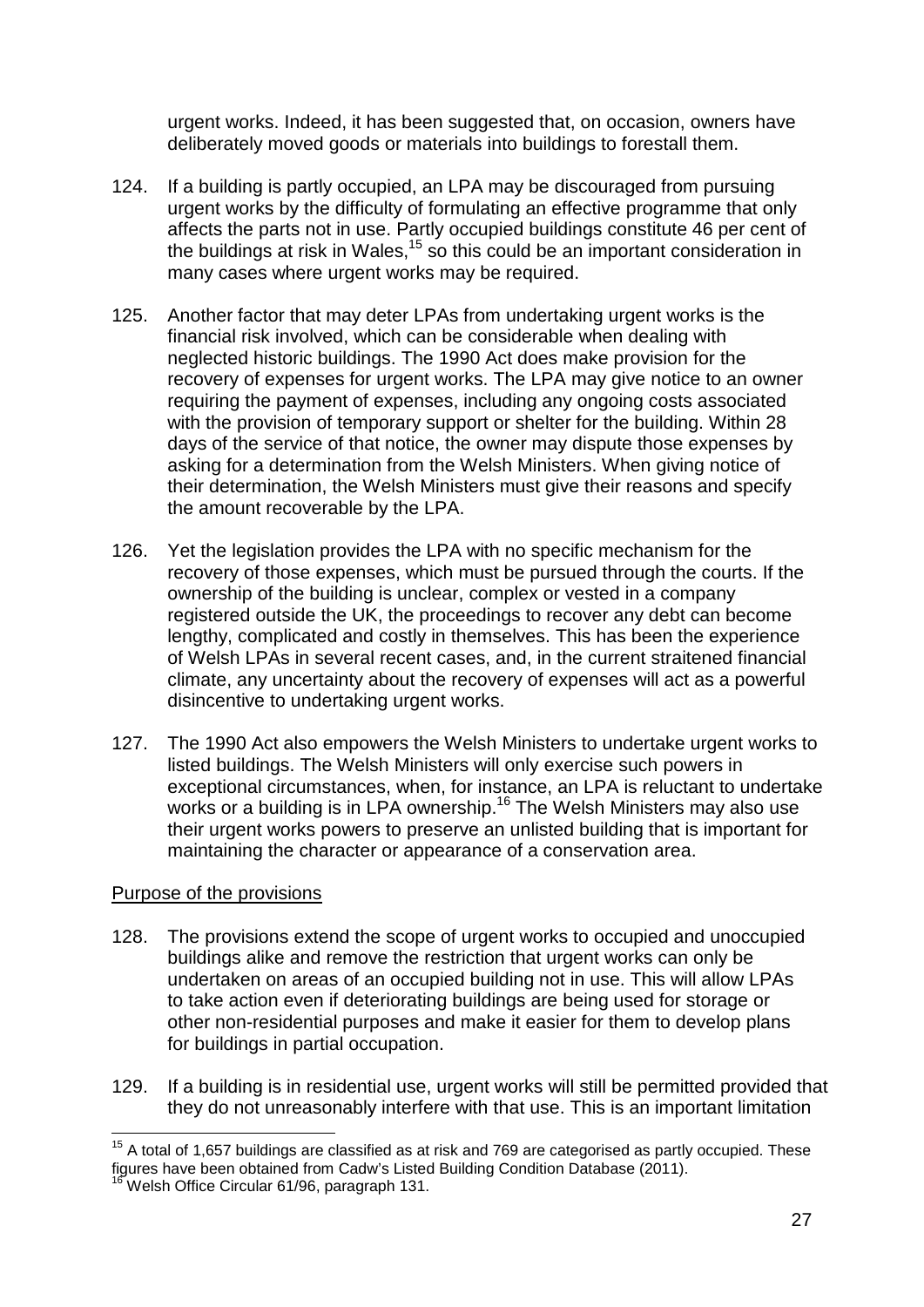urgent works. Indeed, it has been suggested that, on occasion, owners have deliberately moved goods or materials into buildings to forestall them.

124. If a building is partly occupied, an LPA may be discouraged from pursuing urgent works by the difficulty of formulating an effective programme that only affects the parts not in use. Partly occupied buildings constitute 46 per cent of the buildings at risk in Wales,[15] so this could be an important consideration in many cases where urgent works may be required.

125. Another factor that may deter LPAs from undertaking urgent works is the financial risk involved, which can be considerable when dealing with neglected historic buildings. The 1990 Act does make provision for the recovery of expenses for urgent works. The LPA may give notice to an owner requiring the payment of expenses, including any ongoing costs associated with the provision of temporary support or shelter for the building. Within 28 days of the service of that notice, the owner may dispute those expenses by asking for a determination from the Welsh Ministers. When giving notice of their determination, the Welsh Ministers must give their reasons and specify the amount recoverable by the LPA.

126. Yet the legislation provides the LPA with no specific mechanism for the recovery of those expenses, which must be pursued through the courts. If the ownership of the building is unclear, complex or vested in a company registered outside the UK, the proceedings to recover any debt can become lengthy, complicated and costly in themselves. This has been the experience of Welsh LPAs in several recent cases, and, in the current straitened financial climate, any uncertainty about the recovery of expenses will act as a powerful disincentive to undertaking urgent works.

127. The 1990 Act also empowers the Welsh Ministers to undertake urgent works to listed buildings. The Welsh Ministers will only exercise such powers in exceptional circumstances, when, for instance, an LPA is reluctant to undertake works or a building is in LPA ownership.[16] The Welsh Ministers may also use their urgent works powers to preserve an unlisted building that is important for maintaining the character or appearance of a conservation area.

Purpose of the provisions

128. The provisions extend the scope of urgent works to occupied and unoccupied buildings alike and remove the restriction that urgent works can only be undertaken on areas of an occupied building not in use. This will allow LPAs to take action even if deteriorating buildings are being used for storage or other non-residential purposes and make it easier for them to develop plans for buildings in partial occupation.

129. If a building is in residential use, urgent works will still be permitted provided that they do not unreasonably interfere with that use. This is an important limitation

[15] A total of 1,657 buildings are classified as at risk and 769 are categorised as partly occupied. These figures have been obtained from Cadw's Listed Building Condition Database (2011).

[16] Welsh Office Circular 61/96, paragraph 131.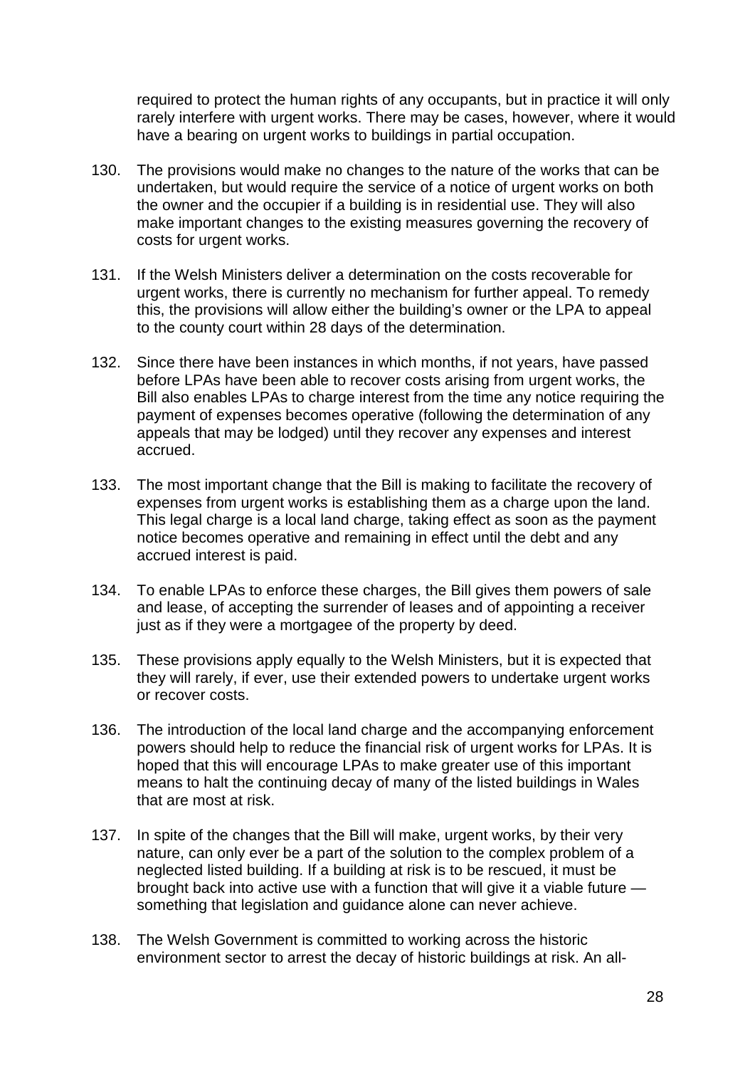required to protect the human rights of any occupants, but in practice it will only rarely interfere with urgent works. There may be cases, however, where it would have a bearing on urgent works to buildings in partial occupation.

130. The provisions would make no changes to the nature of the works that can be undertaken, but would require the service of a notice of urgent works on both the owner and the occupier if a building is in residential use. They will also make important changes to the existing measures governing the recovery of costs for urgent works.

131. If the Welsh Ministers deliver a determination on the costs recoverable for urgent works, there is currently no mechanism for further appeal. To remedy this, the provisions will allow either the building's owner or the LPA to appeal to the county court within 28 days of the determination.

132. Since there have been instances in which months, if not years, have passed before LPAs have been able to recover costs arising from urgent works, the Bill also enables LPAs to charge interest from the time any notice requiring the payment of expenses becomes operative (following the determination of any appeals that may be lodged) until they recover any expenses and interest accrued.

133. The most important change that the Bill is making to facilitate the recovery of expenses from urgent works is establishing them as a charge upon the land. This legal charge is a local land charge, taking effect as soon as the payment notice becomes operative and remaining in effect until the debt and any accrued interest is paid.

134. To enable LPAs to enforce these charges, the Bill gives them powers of sale and lease, of accepting the surrender of leases and of appointing a receiver just as if they were a mortgagee of the property by deed.

135. These provisions apply equally to the Welsh Ministers, but it is expected that they will rarely, if ever, use their extended powers to undertake urgent works or recover costs.

136. The introduction of the local land charge and the accompanying enforcement powers should help to reduce the financial risk of urgent works for LPAs. It is hoped that this will encourage LPAs to make greater use of this important means to halt the continuing decay of many of the listed buildings in Wales that are most at risk.

137. In spite of the changes that the Bill will make, urgent works, by their very nature, can only ever be a part of the solution to the complex problem of a neglected listed building. If a building at risk is to be rescued, it must be brought back into active use with a function that will give it a viable future — something that legislation and guidance alone can never achieve.

138. The Welsh Government is committed to working across the historic environment sector to arrest the decay of historic buildings at risk. An all-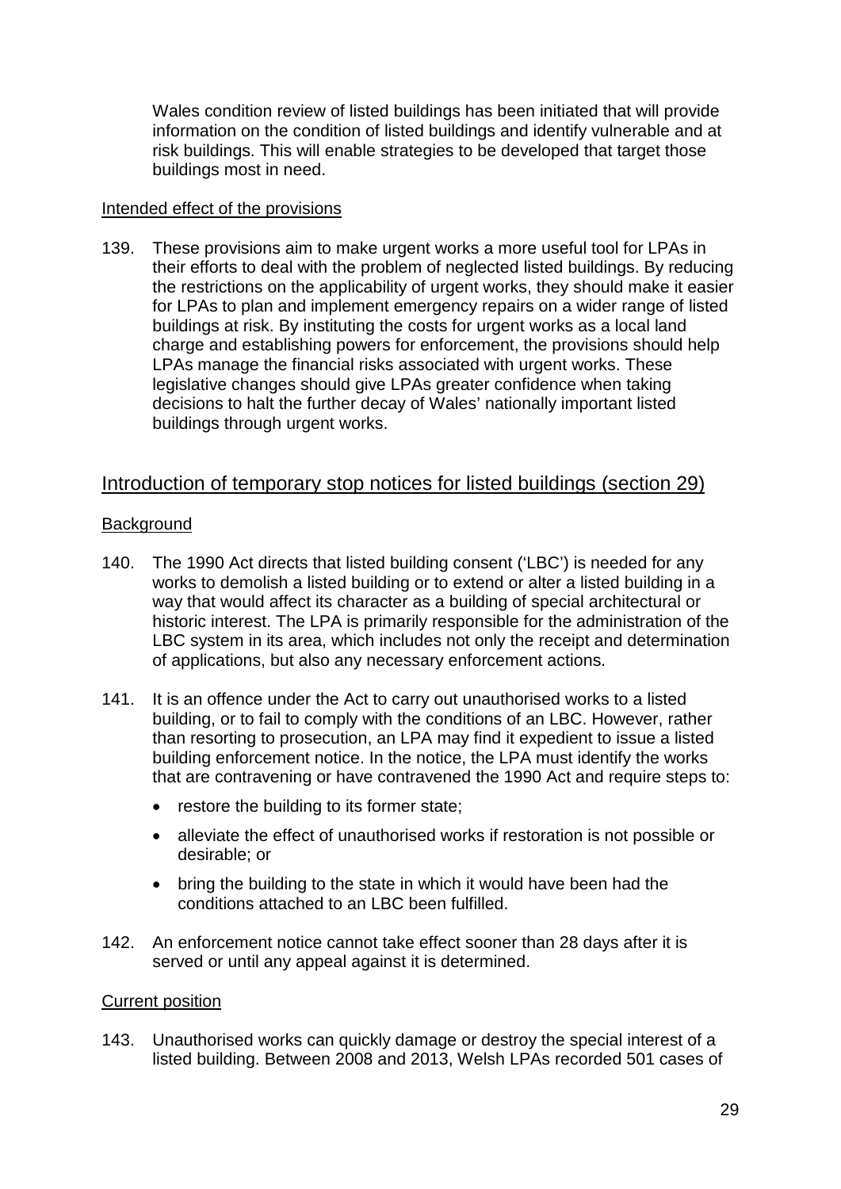Wales condition review of listed buildings has been initiated that will provide information on the condition of listed buildings and identify vulnerable and at risk buildings. This will enable strategies to be developed that target those buildings most in need.

#### Intended effect of the provisions

139. These provisions aim to make urgent works a more useful tool for LPAs in their efforts to deal with the problem of neglected listed buildings. By reducing the restrictions on the applicability of urgent works, they should make it easier for LPAs to plan and implement emergency repairs on a wider range of listed buildings at risk. By instituting the costs for urgent works as a local land charge and establishing powers for enforcement, the provisions should help LPAs manage the financial risks associated with urgent works. These legislative changes should give LPAs greater confidence when taking decisions to halt the further decay of Wales' nationally important listed buildings through urgent works.

### Introduction of temporary stop notices for listed buildings (section 29)

#### Background

140. The 1990 Act directs that listed building consent ('LBC') is needed for any works to demolish a listed building or to extend or alter a listed building in a way that would affect its character as a building of special architectural or historic interest. The LPA is primarily responsible for the administration of the LBC system in its area, which includes not only the receipt and determination of applications, but also any necessary enforcement actions.

141. It is an offence under the Act to carry out unauthorised works to a listed building, or to fail to comply with the conditions of an LBC. However, rather than resorting to prosecution, an LPA may find it expedient to issue a listed building enforcement notice. In the notice, the LPA must identify the works that are contravening or have contravened the 1990 Act and require steps to:

- restore the building to its former state;
- alleviate the effect of unauthorised works if restoration is not possible or desirable; or
- bring the building to the state in which it would have been had the conditions attached to an LBC been fulfilled.

142. An enforcement notice cannot take effect sooner than 28 days after it is served or until any appeal against it is determined.

#### Current position

143. Unauthorised works can quickly damage or destroy the special interest of a listed building. Between 2008 and 2013, Welsh LPAs recorded 501 cases of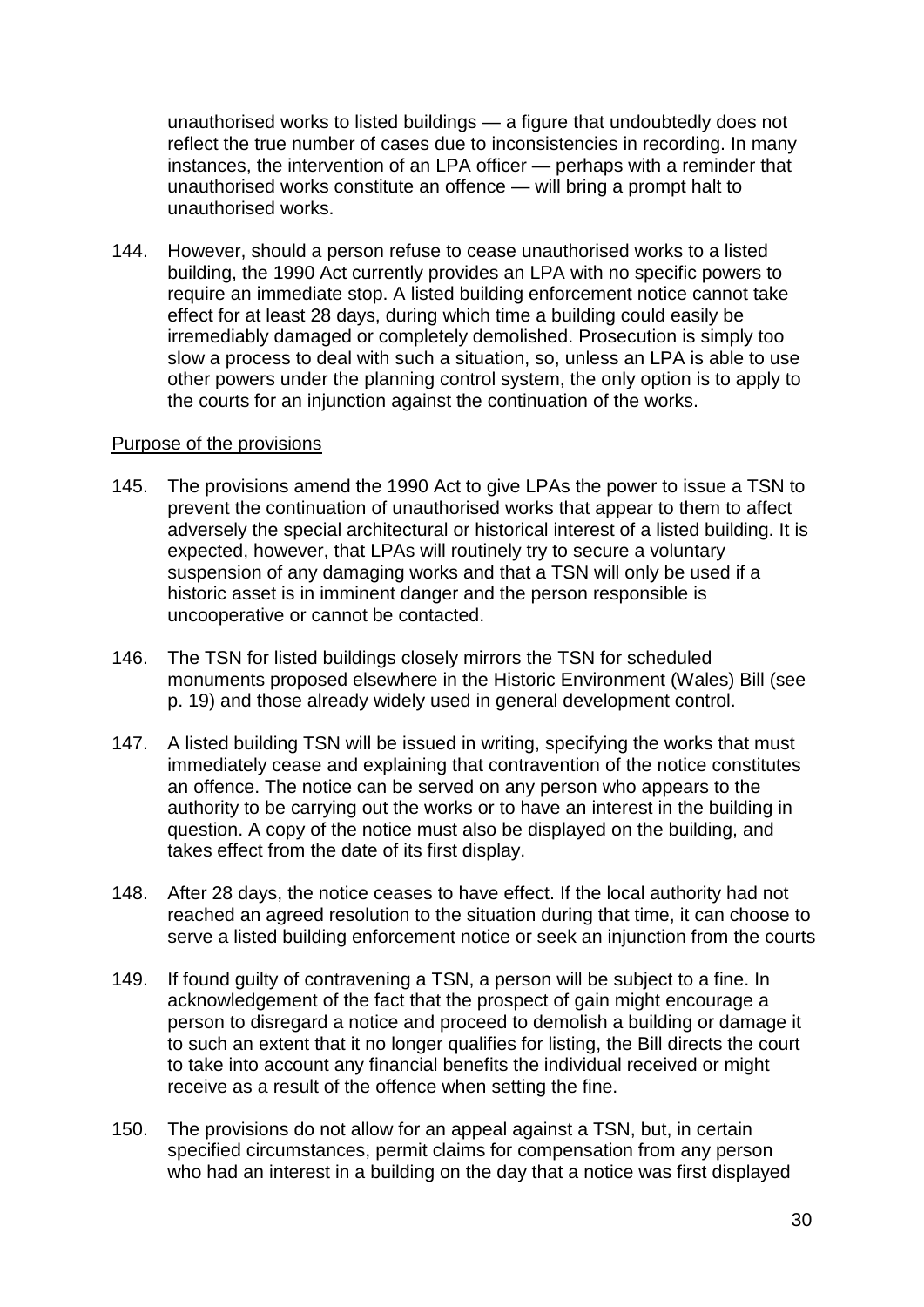unauthorised works to listed buildings — a figure that undoubtedly does not reflect the true number of cases due to inconsistencies in recording. In many instances, the intervention of an LPA officer — perhaps with a reminder that unauthorised works constitute an offence — will bring a prompt halt to unauthorised works.

144. However, should a person refuse to cease unauthorised works to a listed building, the 1990 Act currently provides an LPA with no specific powers to require an immediate stop. A listed building enforcement notice cannot take effect for at least 28 days, during which time a building could easily be irremediably damaged or completely demolished. Prosecution is simply too slow a process to deal with such a situation, so, unless an LPA is able to use other powers under the planning control system, the only option is to apply to the courts for an injunction against the continuation of the works.

Purpose of the provisions

145. The provisions amend the 1990 Act to give LPAs the power to issue a TSN to prevent the continuation of unauthorised works that appear to them to affect adversely the special architectural or historical interest of a listed building. It is expected, however, that LPAs will routinely try to secure a voluntary suspension of any damaging works and that a TSN will only be used if a historic asset is in imminent danger and the person responsible is uncooperative or cannot be contacted.

146. The TSN for listed buildings closely mirrors the TSN for scheduled monuments proposed elsewhere in the Historic Environment (Wales) Bill (see p. 19) and those already widely used in general development control.

147. A listed building TSN will be issued in writing, specifying the works that must immediately cease and explaining that contravention of the notice constitutes an offence. The notice can be served on any person who appears to the authority to be carrying out the works or to have an interest in the building in question. A copy of the notice must also be displayed on the building, and takes effect from the date of its first display.

148. After 28 days, the notice ceases to have effect. If the local authority had not reached an agreed resolution to the situation during that time, it can choose to serve a listed building enforcement notice or seek an injunction from the courts

149. If found guilty of contravening a TSN, a person will be subject to a fine. In acknowledgement of the fact that the prospect of gain might encourage a person to disregard a notice and proceed to demolish a building or damage it to such an extent that it no longer qualifies for listing, the Bill directs the court to take into account any financial benefits the individual received or might receive as a result of the offence when setting the fine.

150. The provisions do not allow for an appeal against a TSN, but, in certain specified circumstances, permit claims for compensation from any person who had an interest in a building on the day that a notice was first displayed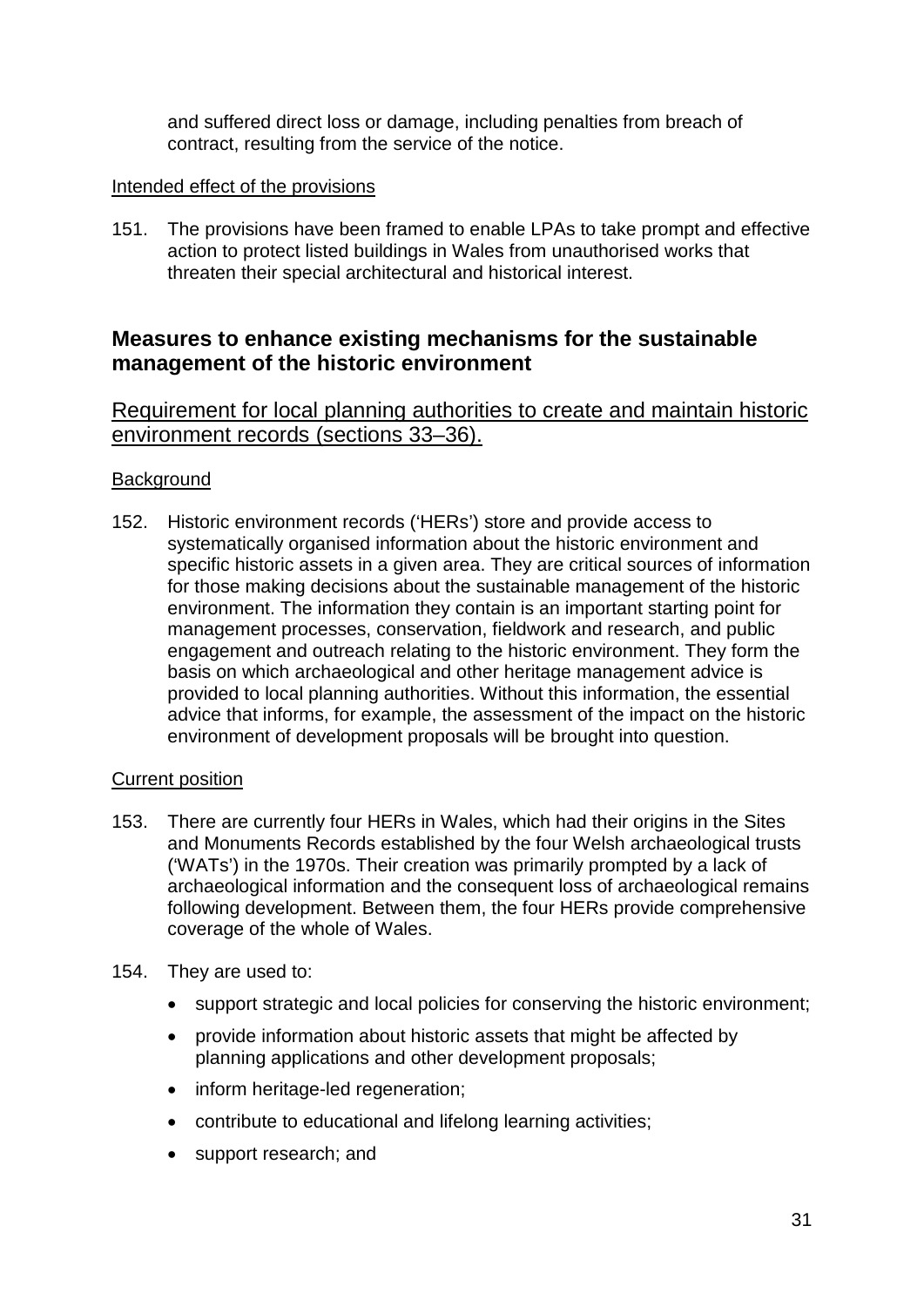and suffered direct loss or damage, including penalties from breach of contract, resulting from the service of the notice.

Intended effect of the provisions

151. The provisions have been framed to enable LPAs to take prompt and effective action to protect listed buildings in Wales from unauthorised works that threaten their special architectural and historical interest.

## Measures to enhance existing mechanisms for the sustainable management of the historic environment

### Requirement for local planning authorities to create and maintain historic environment records (sections 33–36).

Background

152. Historic environment records ('HERs') store and provide access to systematically organised information about the historic environment and specific historic assets in a given area. They are critical sources of information for those making decisions about the sustainable management of the historic environment. The information they contain is an important starting point for management processes, conservation, fieldwork and research, and public engagement and outreach relating to the historic environment. They form the basis on which archaeological and other heritage management advice is provided to local planning authorities. Without this information, the essential advice that informs, for example, the assessment of the impact on the historic environment of development proposals will be brought into question.

Current position

153. There are currently four HERs in Wales, which had their origins in the Sites and Monuments Records established by the four Welsh archaeological trusts ('WATs') in the 1970s. Their creation was primarily prompted by a lack of archaeological information and the consequent loss of archaeological remains following development. Between them, the four HERs provide comprehensive coverage of the whole of Wales.

154. They are used to:

- support strategic and local policies for conserving the historic environment;
- provide information about historic assets that might be affected by planning applications and other development proposals;
- inform heritage-led regeneration;
- contribute to educational and lifelong learning activities;
- support research; and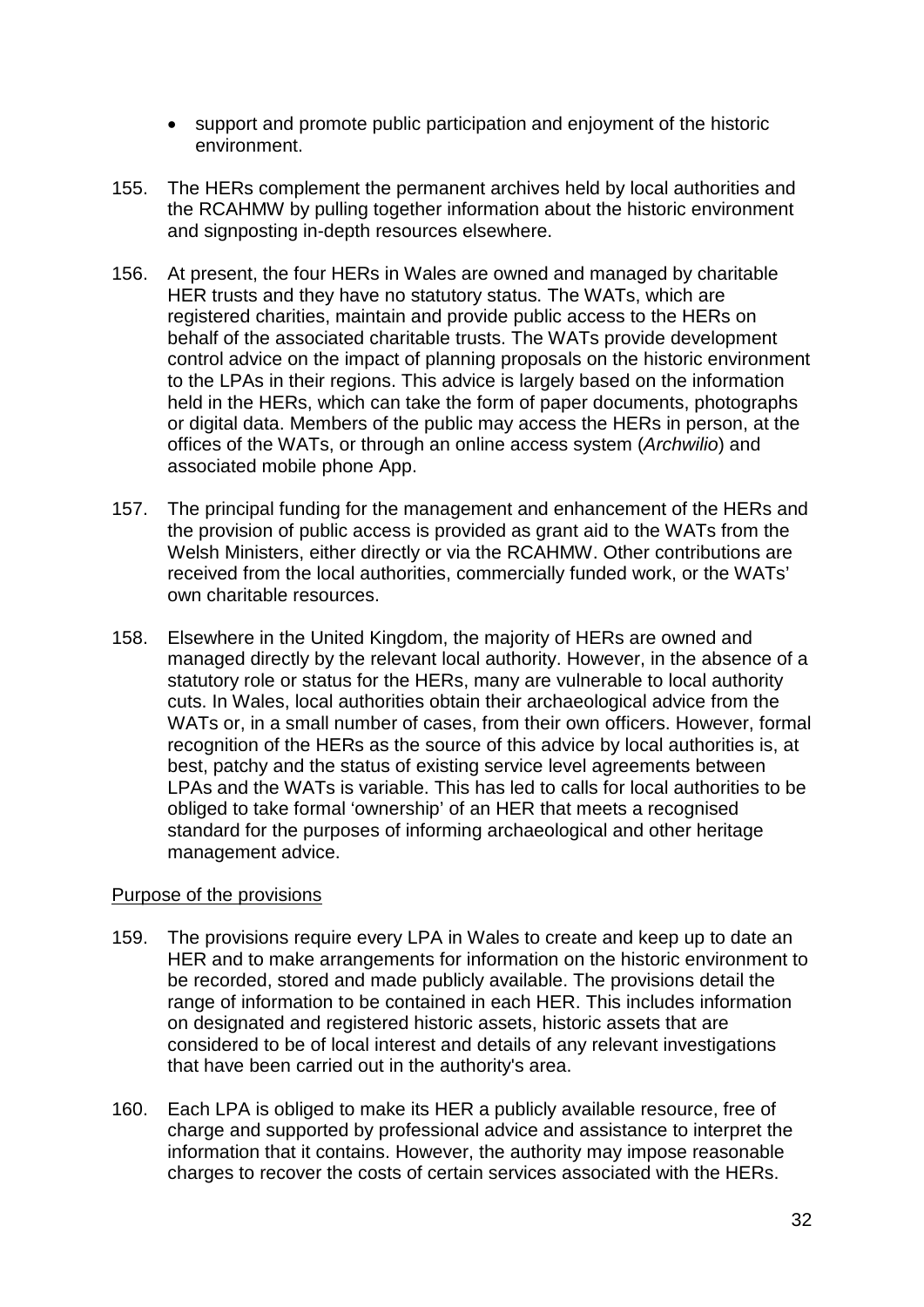- support and promote public participation and enjoyment of the historic environment.

155. The HERs complement the permanent archives held by local authorities and the RCAHMW by pulling together information about the historic environment and signposting in-depth resources elsewhere.

156. At present, the four HERs in Wales are owned and managed by charitable HER trusts and they have no statutory status. The WATs, which are registered charities, maintain and provide public access to the HERs on behalf of the associated charitable trusts. The WATs provide development control advice on the impact of planning proposals on the historic environment to the LPAs in their regions. This advice is largely based on the information held in the HERs, which can take the form of paper documents, photographs or digital data. Members of the public may access the HERs in person, at the offices of the WATs, or through an online access system (*Archwilio*) and associated mobile phone App.

157. The principal funding for the management and enhancement of the HERs and the provision of public access is provided as grant aid to the WATs from the Welsh Ministers, either directly or via the RCAHMW. Other contributions are received from the local authorities, commercially funded work, or the WATs' own charitable resources.

158. Elsewhere in the United Kingdom, the majority of HERs are owned and managed directly by the relevant local authority. However, in the absence of a statutory role or status for the HERs, many are vulnerable to local authority cuts. In Wales, local authorities obtain their archaeological advice from the WATs or, in a small number of cases, from their own officers. However, formal recognition of the HERs as the source of this advice by local authorities is, at best, patchy and the status of existing service level agreements between LPAs and the WATs is variable. This has led to calls for local authorities to be obliged to take formal 'ownership' of an HER that meets a recognised standard for the purposes of informing archaeological and other heritage management advice.

Purpose of the provisions

159. The provisions require every LPA in Wales to create and keep up to date an HER and to make arrangements for information on the historic environment to be recorded, stored and made publicly available. The provisions detail the range of information to be contained in each HER. This includes information on designated and registered historic assets, historic assets that are considered to be of local interest and details of any relevant investigations that have been carried out in the authority's area.

160. Each LPA is obliged to make its HER a publicly available resource, free of charge and supported by professional advice and assistance to interpret the information that it contains. However, the authority may impose reasonable charges to recover the costs of certain services associated with the HERs.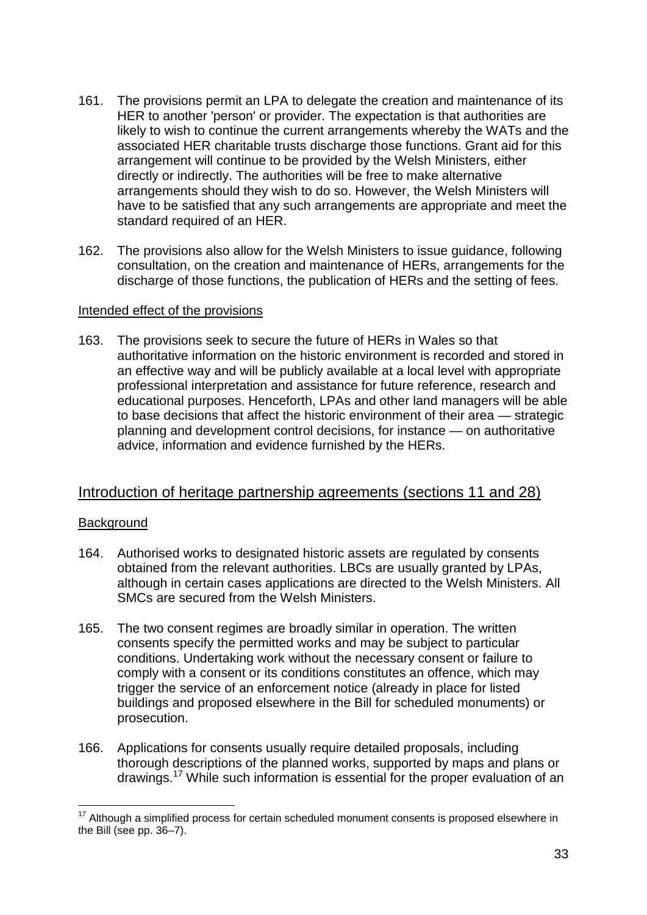161. The provisions permit an LPA to delegate the creation and maintenance of its HER to another 'person' or provider. The expectation is that authorities are likely to wish to continue the current arrangements whereby the WATs and the associated HER charitable trusts discharge those functions. Grant aid for this arrangement will continue to be provided by the Welsh Ministers, either directly or indirectly. The authorities will be free to make alternative arrangements should they wish to do so. However, the Welsh Ministers will have to be satisfied that any such arrangements are appropriate and meet the standard required of an HER.

162. The provisions also allow for the Welsh Ministers to issue guidance, following consultation, on the creation and maintenance of HERs, arrangements for the discharge of those functions, the publication of HERs and the setting of fees.

### Intended effect of the provisions

163. The provisions seek to secure the future of HERs in Wales so that authoritative information on the historic environment is recorded and stored in an effective way and will be publicly available at a local level with appropriate professional interpretation and assistance for future reference, research and educational purposes. Henceforth, LPAs and other land managers will be able to base decisions that affect the historic environment of their area — strategic planning and development control decisions, for instance — on authoritative advice, information and evidence furnished by the HERs.

## Introduction of heritage partnership agreements (sections 11 and 28)

### Background

164. Authorised works to designated historic assets are regulated by consents obtained from the relevant authorities. LBCs are usually granted by LPAs, although in certain cases applications are directed to the Welsh Ministers. All SMCs are secured from the Welsh Ministers.

165. The two consent regimes are broadly similar in operation. The written consents specify the permitted works and may be subject to particular conditions. Undertaking work without the necessary consent or failure to comply with a consent or its conditions constitutes an offence, which may trigger the service of an enforcement notice (already in place for listed buildings and proposed elsewhere in the Bill for scheduled monuments) or prosecution.

166. Applications for consents usually require detailed proposals, including thorough descriptions of the planned works, supported by maps and plans or drawings.[17] While such information is essential for the proper evaluation of an

[17] Although a simplified process for certain scheduled monument consents is proposed elsewhere in the Bill (see pp. 36–7).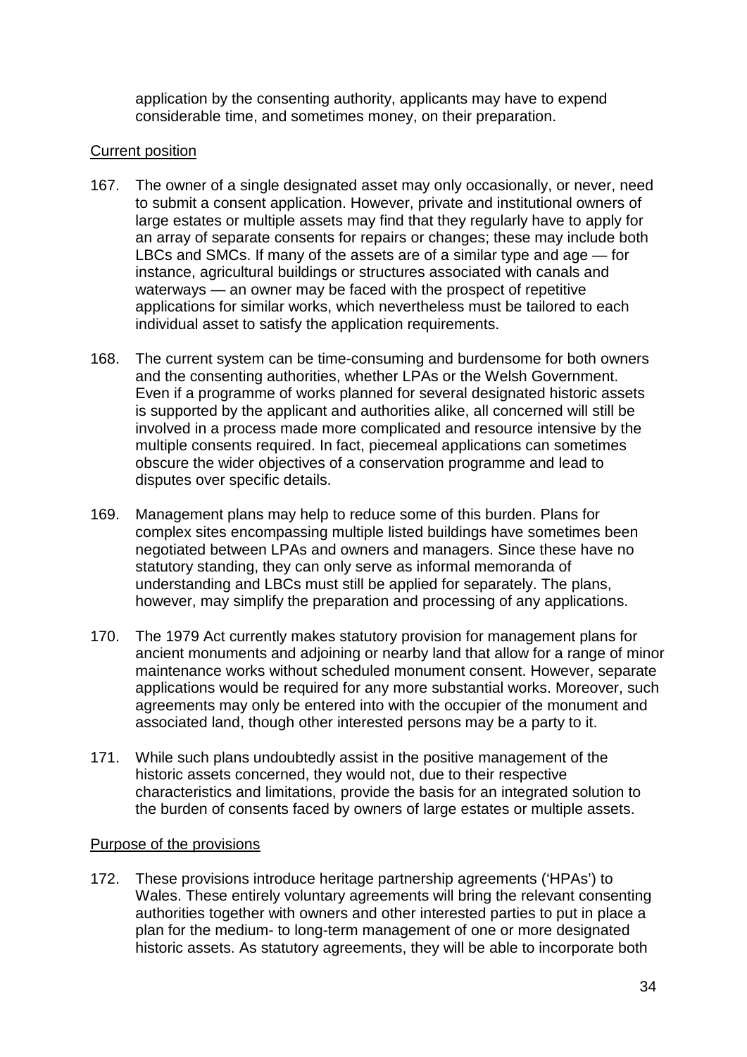application by the consenting authority, applicants may have to expend considerable time, and sometimes money, on their preparation.

Current position

167. The owner of a single designated asset may only occasionally, or never, need to submit a consent application. However, private and institutional owners of large estates or multiple assets may find that they regularly have to apply for an array of separate consents for repairs or changes; these may include both LBCs and SMCs. If many of the assets are of a similar type and age — for instance, agricultural buildings or structures associated with canals and waterways — an owner may be faced with the prospect of repetitive applications for similar works, which nevertheless must be tailored to each individual asset to satisfy the application requirements.

168. The current system can be time-consuming and burdensome for both owners and the consenting authorities, whether LPAs or the Welsh Government. Even if a programme of works planned for several designated historic assets is supported by the applicant and authorities alike, all concerned will still be involved in a process made more complicated and resource intensive by the multiple consents required. In fact, piecemeal applications can sometimes obscure the wider objectives of a conservation programme and lead to disputes over specific details.

169. Management plans may help to reduce some of this burden. Plans for complex sites encompassing multiple listed buildings have sometimes been negotiated between LPAs and owners and managers. Since these have no statutory standing, they can only serve as informal memoranda of understanding and LBCs must still be applied for separately. The plans, however, may simplify the preparation and processing of any applications.

170. The 1979 Act currently makes statutory provision for management plans for ancient monuments and adjoining or nearby land that allow for a range of minor maintenance works without scheduled monument consent. However, separate applications would be required for any more substantial works. Moreover, such agreements may only be entered into with the occupier of the monument and associated land, though other interested persons may be a party to it.

171. While such plans undoubtedly assist in the positive management of the historic assets concerned, they would not, due to their respective characteristics and limitations, provide the basis for an integrated solution to the burden of consents faced by owners of large estates or multiple assets.

Purpose of the provisions

172. These provisions introduce heritage partnership agreements ('HPAs') to Wales. These entirely voluntary agreements will bring the relevant consenting authorities together with owners and other interested parties to put in place a plan for the medium- to long-term management of one or more designated historic assets. As statutory agreements, they will be able to incorporate both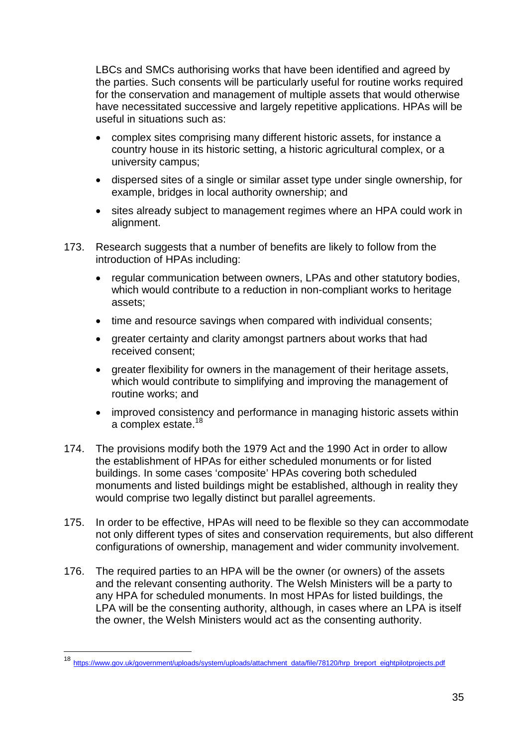LBCs and SMCs authorising works that have been identified and agreed by the parties. Such consents will be particularly useful for routine works required for the conservation and management of multiple assets that would otherwise have necessitated successive and largely repetitive applications. HPAs will be useful in situations such as:

- complex sites comprising many different historic assets, for instance a country house in its historic setting, a historic agricultural complex, or a university campus;
- dispersed sites of a single or similar asset type under single ownership, for example, bridges in local authority ownership; and
- sites already subject to management regimes where an HPA could work in alignment.

173. Research suggests that a number of benefits are likely to follow from the introduction of HPAs including:

- regular communication between owners, LPAs and other statutory bodies, which would contribute to a reduction in non-compliant works to heritage assets;
- time and resource savings when compared with individual consents;
- greater certainty and clarity amongst partners about works that had received consent;
- greater flexibility for owners in the management of their heritage assets, which would contribute to simplifying and improving the management of routine works; and
- improved consistency and performance in managing historic assets within a complex estate.[18]

174. The provisions modify both the 1979 Act and the 1990 Act in order to allow the establishment of HPAs for either scheduled monuments or for listed buildings. In some cases 'composite' HPAs covering both scheduled monuments and listed buildings might be established, although in reality they would comprise two legally distinct but parallel agreements.

175. In order to be effective, HPAs will need to be flexible so they can accommodate not only different types of sites and conservation requirements, but also different configurations of ownership, management and wider community involvement.

176. The required parties to an HPA will be the owner (or owners) of the assets and the relevant consenting authority. The Welsh Ministers will be a party to any HPA for scheduled monuments. In most HPAs for listed buildings, the LPA will be the consenting authority, although, in cases where an LPA is itself the owner, the Welsh Ministers would act as the consenting authority.

---

[18] https://www.gov.uk/government/uploads/system/uploads/attachment_data/file/78120/hrp_breport_eightpilotprojects.pdf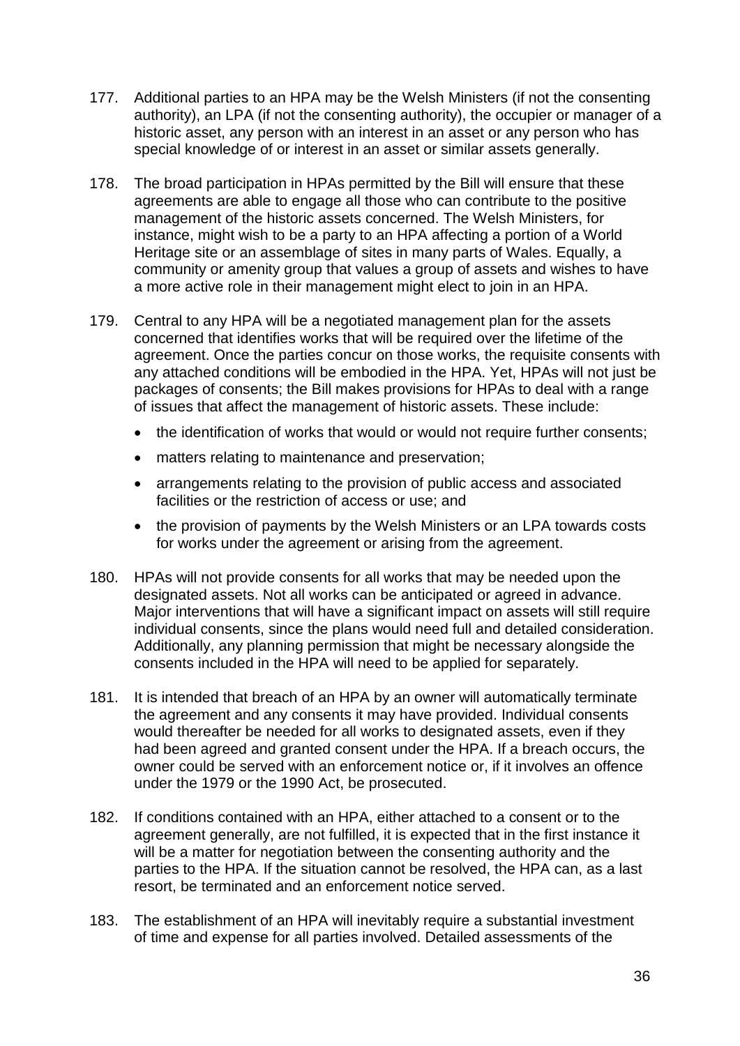177. Additional parties to an HPA may be the Welsh Ministers (if not the consenting authority), an LPA (if not the consenting authority), the occupier or manager of a historic asset, any person with an interest in an asset or any person who has special knowledge of or interest in an asset or similar assets generally.

178. The broad participation in HPAs permitted by the Bill will ensure that these agreements are able to engage all those who can contribute to the positive management of the historic assets concerned. The Welsh Ministers, for instance, might wish to be a party to an HPA affecting a portion of a World Heritage site or an assemblage of sites in many parts of Wales. Equally, a community or amenity group that values a group of assets and wishes to have a more active role in their management might elect to join in an HPA.

179. Central to any HPA will be a negotiated management plan for the assets concerned that identifies works that will be required over the lifetime of the agreement. Once the parties concur on those works, the requisite consents with any attached conditions will be embodied in the HPA. Yet, HPAs will not just be packages of consents; the Bill makes provisions for HPAs to deal with a range of issues that affect the management of historic assets. These include:

- the identification of works that would or would not require further consents;
- matters relating to maintenance and preservation;
- arrangements relating to the provision of public access and associated facilities or the restriction of access or use; and
- the provision of payments by the Welsh Ministers or an LPA towards costs for works under the agreement or arising from the agreement.

180. HPAs will not provide consents for all works that may be needed upon the designated assets. Not all works can be anticipated or agreed in advance. Major interventions that will have a significant impact on assets will still require individual consents, since the plans would need full and detailed consideration. Additionally, any planning permission that might be necessary alongside the consents included in the HPA will need to be applied for separately.

181. It is intended that breach of an HPA by an owner will automatically terminate the agreement and any consents it may have provided. Individual consents would thereafter be needed for all works to designated assets, even if they had been agreed and granted consent under the HPA. If a breach occurs, the owner could be served with an enforcement notice or, if it involves an offence under the 1979 or the 1990 Act, be prosecuted.

182. If conditions contained with an HPA, either attached to a consent or to the agreement generally, are not fulfilled, it is expected that in the first instance it will be a matter for negotiation between the consenting authority and the parties to the HPA. If the situation cannot be resolved, the HPA can, as a last resort, be terminated and an enforcement notice served.

183. The establishment of an HPA will inevitably require a substantial investment of time and expense for all parties involved. Detailed assessments of the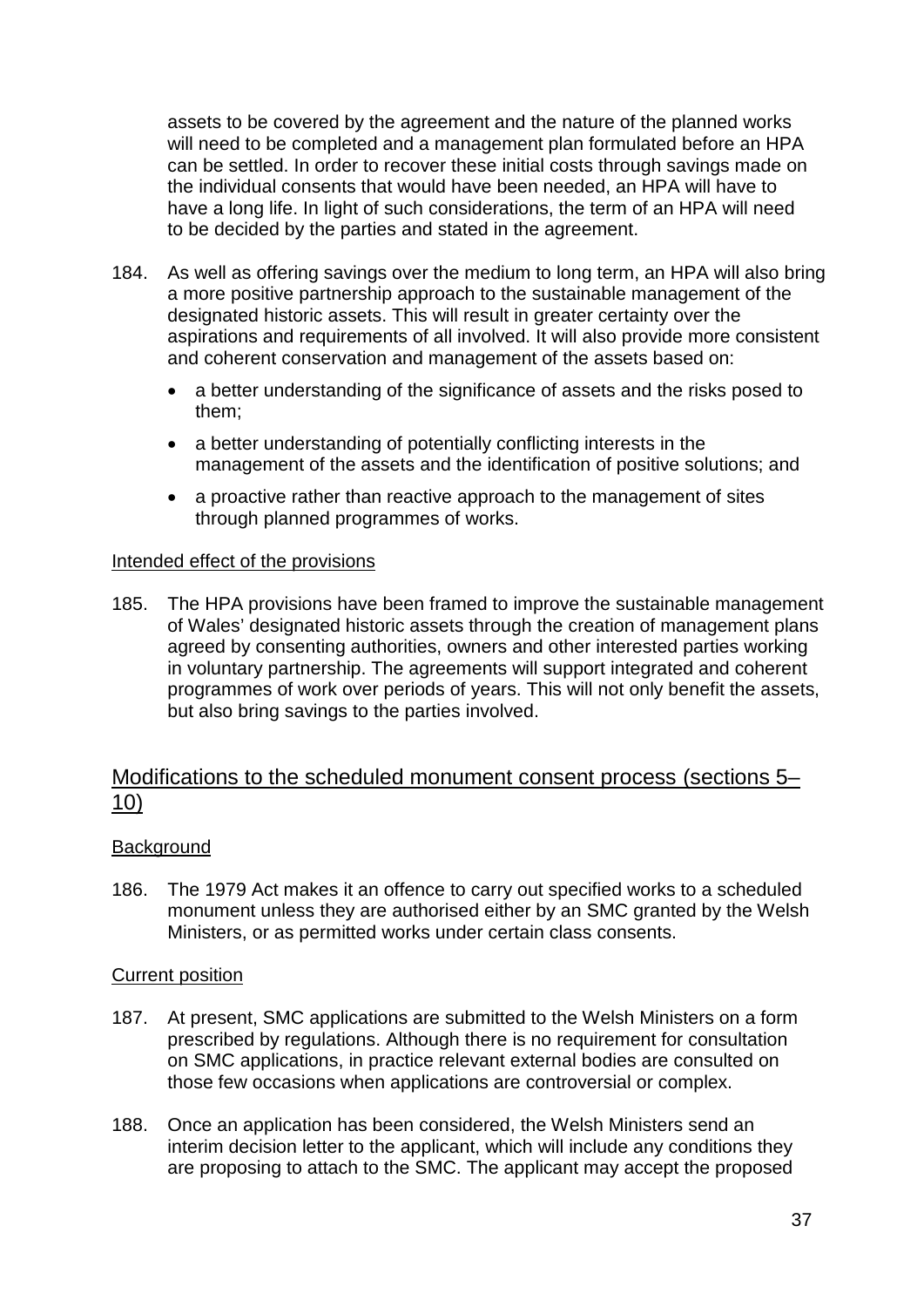assets to be covered by the agreement and the nature of the planned works will need to be completed and a management plan formulated before an HPA can be settled. In order to recover these initial costs through savings made on the individual consents that would have been needed, an HPA will have to have a long life. In light of such considerations, the term of an HPA will need to be decided by the parties and stated in the agreement.

184. As well as offering savings over the medium to long term, an HPA will also bring a more positive partnership approach to the sustainable management of the designated historic assets. This will result in greater certainty over the aspirations and requirements of all involved. It will also provide more consistent and coherent conservation and management of the assets based on:

- a better understanding of the significance of assets and the risks posed to them;
- a better understanding of potentially conflicting interests in the management of the assets and the identification of positive solutions; and
- a proactive rather than reactive approach to the management of sites through planned programmes of works.

Intended effect of the provisions

185. The HPA provisions have been framed to improve the sustainable management of Wales' designated historic assets through the creation of management plans agreed by consenting authorities, owners and other interested parties working in voluntary partnership. The agreements will support integrated and coherent programmes of work over periods of years. This will not only benefit the assets, but also bring savings to the parties involved.

## Modifications to the scheduled monument consent process (sections 5–10)

Background

186. The 1979 Act makes it an offence to carry out specified works to a scheduled monument unless they are authorised either by an SMC granted by the Welsh Ministers, or as permitted works under certain class consents.

Current position

187. At present, SMC applications are submitted to the Welsh Ministers on a form prescribed by regulations. Although there is no requirement for consultation on SMC applications, in practice relevant external bodies are consulted on those few occasions when applications are controversial or complex.

188. Once an application has been considered, the Welsh Ministers send an interim decision letter to the applicant, which will include any conditions they are proposing to attach to the SMC. The applicant may accept the proposed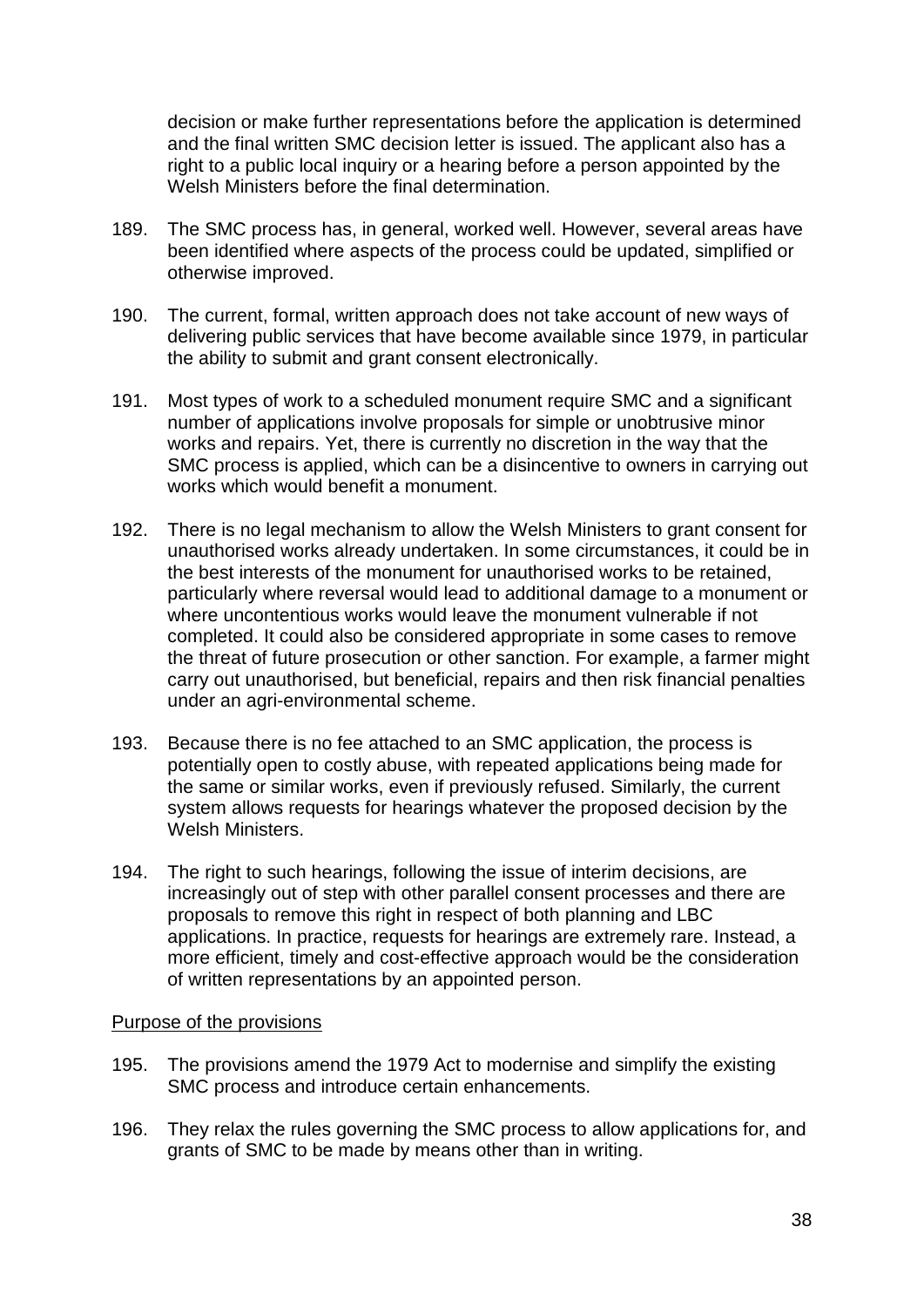decision or make further representations before the application is determined and the final written SMC decision letter is issued. The applicant also has a right to a public local inquiry or a hearing before a person appointed by the Welsh Ministers before the final determination.

189. The SMC process has, in general, worked well. However, several areas have been identified where aspects of the process could be updated, simplified or otherwise improved.

190. The current, formal, written approach does not take account of new ways of delivering public services that have become available since 1979, in particular the ability to submit and grant consent electronically.

191. Most types of work to a scheduled monument require SMC and a significant number of applications involve proposals for simple or unobtrusive minor works and repairs. Yet, there is currently no discretion in the way that the SMC process is applied, which can be a disincentive to owners in carrying out works which would benefit a monument.

192. There is no legal mechanism to allow the Welsh Ministers to grant consent for unauthorised works already undertaken. In some circumstances, it could be in the best interests of the monument for unauthorised works to be retained, particularly where reversal would lead to additional damage to a monument or where uncontentious works would leave the monument vulnerable if not completed. It could also be considered appropriate in some cases to remove the threat of future prosecution or other sanction. For example, a farmer might carry out unauthorised, but beneficial, repairs and then risk financial penalties under an agri-environmental scheme.

193. Because there is no fee attached to an SMC application, the process is potentially open to costly abuse, with repeated applications being made for the same or similar works, even if previously refused. Similarly, the current system allows requests for hearings whatever the proposed decision by the Welsh Ministers.

194. The right to such hearings, following the issue of interim decisions, are increasingly out of step with other parallel consent processes and there are proposals to remove this right in respect of both planning and LBC applications. In practice, requests for hearings are extremely rare. Instead, a more efficient, timely and cost-effective approach would be the consideration of written representations by an appointed person.

<u>Purpose of the provisions</u>

195. The provisions amend the 1979 Act to modernise and simplify the existing SMC process and introduce certain enhancements.

196. They relax the rules governing the SMC process to allow applications for, and grants of SMC to be made by means other than in writing.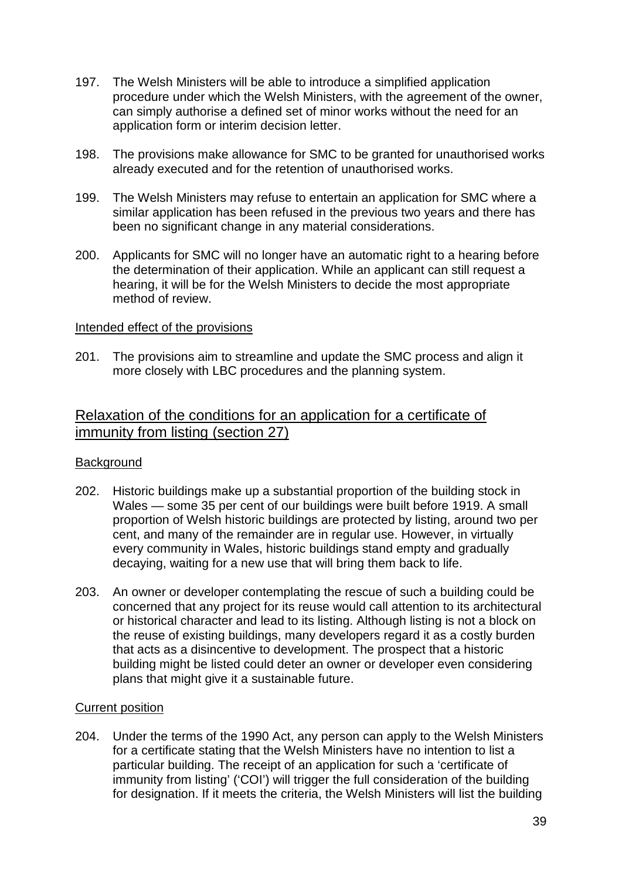197. The Welsh Ministers will be able to introduce a simplified application procedure under which the Welsh Ministers, with the agreement of the owner, can simply authorise a defined set of minor works without the need for an application form or interim decision letter.

198. The provisions make allowance for SMC to be granted for unauthorised works already executed and for the retention of unauthorised works.

199. The Welsh Ministers may refuse to entertain an application for SMC where a similar application has been refused in the previous two years and there has been no significant change in any material considerations.

200. Applicants for SMC will no longer have an automatic right to a hearing before the determination of their application. While an applicant can still request a hearing, it will be for the Welsh Ministers to decide the most appropriate method of review.

#### Intended effect of the provisions

201. The provisions aim to streamline and update the SMC process and align it more closely with LBC procedures and the planning system.

## Relaxation of the conditions for an application for a certificate of immunity from listing (section 27)

#### Background

202. Historic buildings make up a substantial proportion of the building stock in Wales — some 35 per cent of our buildings were built before 1919. A small proportion of Welsh historic buildings are protected by listing, around two per cent, and many of the remainder are in regular use. However, in virtually every community in Wales, historic buildings stand empty and gradually decaying, waiting for a new use that will bring them back to life.

203. An owner or developer contemplating the rescue of such a building could be concerned that any project for its reuse would call attention to its architectural or historical character and lead to its listing. Although listing is not a block on the reuse of existing buildings, many developers regard it as a costly burden that acts as a disincentive to development. The prospect that a historic building might be listed could deter an owner or developer even considering plans that might give it a sustainable future.

#### Current position

204. Under the terms of the 1990 Act, any person can apply to the Welsh Ministers for a certificate stating that the Welsh Ministers have no intention to list a particular building. The receipt of an application for such a 'certificate of immunity from listing' ('COI') will trigger the full consideration of the building for designation. If it meets the criteria, the Welsh Ministers will list the building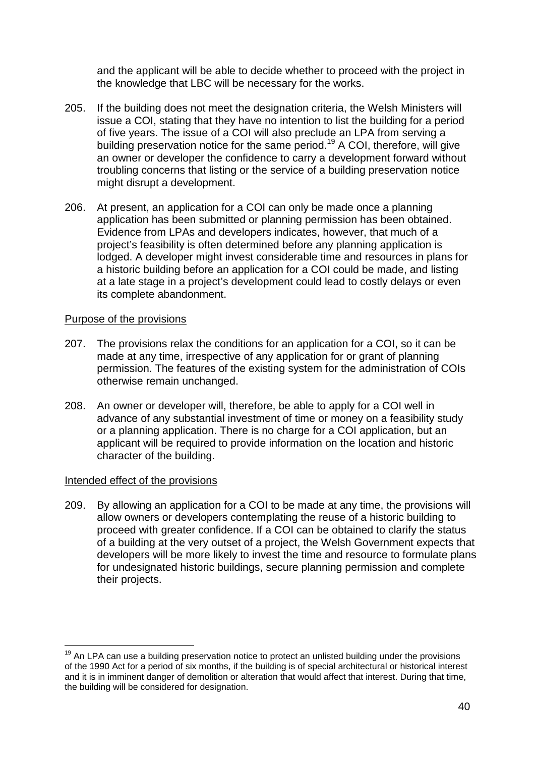and the applicant will be able to decide whether to proceed with the project in the knowledge that LBC will be necessary for the works.

205. If the building does not meet the designation criteria, the Welsh Ministers will issue a COI, stating that they have no intention to list the building for a period of five years. The issue of a COI will also preclude an LPA from serving a building preservation notice for the same period.[19] A COI, therefore, will give an owner or developer the confidence to carry a development forward without troubling concerns that listing or the service of a building preservation notice might disrupt a development.

206. At present, an application for a COI can only be made once a planning application has been submitted or planning permission has been obtained. Evidence from LPAs and developers indicates, however, that much of a project's feasibility is often determined before any planning application is lodged. A developer might invest considerable time and resources in plans for a historic building before an application for a COI could be made, and listing at a late stage in a project's development could lead to costly delays or even its complete abandonment.

<u>Purpose of the provisions</u>

207. The provisions relax the conditions for an application for a COI, so it can be made at any time, irrespective of any application for or grant of planning permission. The features of the existing system for the administration of COIs otherwise remain unchanged.

208. An owner or developer will, therefore, be able to apply for a COI well in advance of any substantial investment of time or money on a feasibility study or a planning application. There is no charge for a COI application, but an applicant will be required to provide information on the location and historic character of the building.

<u>Intended effect of the provisions</u>

209. By allowing an application for a COI to be made at any time, the provisions will allow owners or developers contemplating the reuse of a historic building to proceed with greater confidence. If a COI can be obtained to clarify the status of a building at the very outset of a project, the Welsh Government expects that developers will be more likely to invest the time and resource to formulate plans for undesignated historic buildings, secure planning permission and complete their projects.

---

[19] An LPA can use a building preservation notice to protect an unlisted building under the provisions of the 1990 Act for a period of six months, if the building is of special architectural or historical interest and it is in imminent danger of demolition or alteration that would affect that interest. During that time, the building will be considered for designation.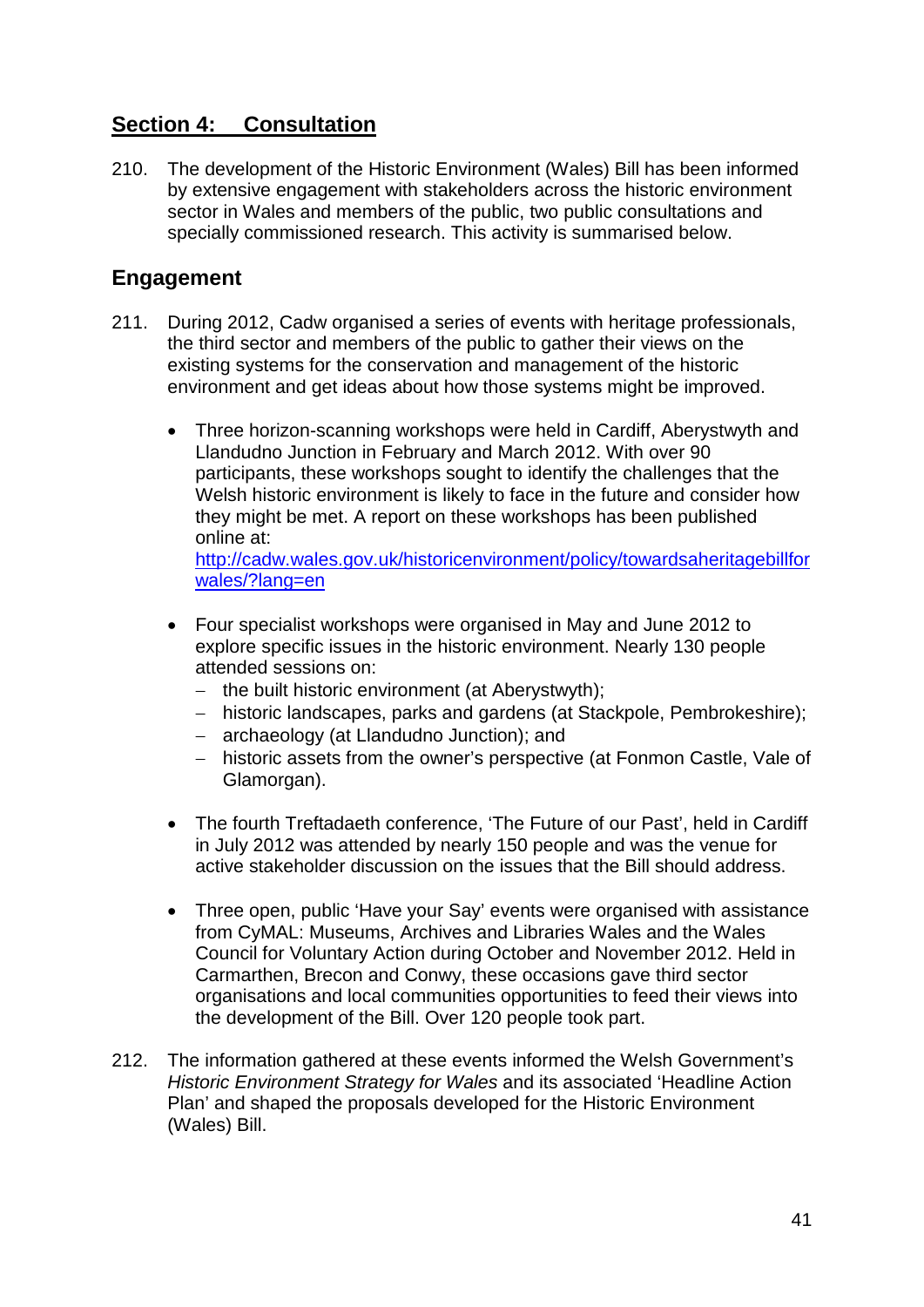## Section 4: Consultation

210. The development of the Historic Environment (Wales) Bill has been informed by extensive engagement with stakeholders across the historic environment sector in Wales and members of the public, two public consultations and specially commissioned research. This activity is summarised below.

### Engagement

211. During 2012, Cadw organised a series of events with heritage professionals, the third sector and members of the public to gather their views on the existing systems for the conservation and management of the historic environment and get ideas about how those systems might be improved.

- Three horizon-scanning workshops were held in Cardiff, Aberystwyth and Llandudno Junction in February and March 2012. With over 90 participants, these workshops sought to identify the challenges that the Welsh historic environment is likely to face in the future and consider how they might be met. A report on these workshops has been published online at: [http://cadw.wales.gov.uk/historicenvironment/policy/towardsaheritagebillforwales/?lang=en](http://cadw.wales.gov.uk/historicenvironment/policy/towardsaheritagebillforwales/?lang=en)

- Four specialist workshops were organised in May and June 2012 to explore specific issues in the historic environment. Nearly 130 people attended sessions on:
  - the built historic environment (at Aberystwyth);
  - historic landscapes, parks and gardens (at Stackpole, Pembrokeshire);
  - archaeology (at Llandudno Junction); and
  - historic assets from the owner's perspective (at Fonmon Castle, Vale of Glamorgan).

- The fourth Treftadaeth conference, 'The Future of our Past', held in Cardiff in July 2012 was attended by nearly 150 people and was the venue for active stakeholder discussion on the issues that the Bill should address.

- Three open, public 'Have your Say' events were organised with assistance from CyMAL: Museums, Archives and Libraries Wales and the Wales Council for Voluntary Action during October and November 2012. Held in Carmarthen, Brecon and Conwy, these occasions gave third sector organisations and local communities opportunities to feed their views into the development of the Bill. Over 120 people took part.

212. The information gathered at these events informed the Welsh Government's *Historic Environment Strategy for Wales* and its associated 'Headline Action Plan' and shaped the proposals developed for the Historic Environment (Wales) Bill.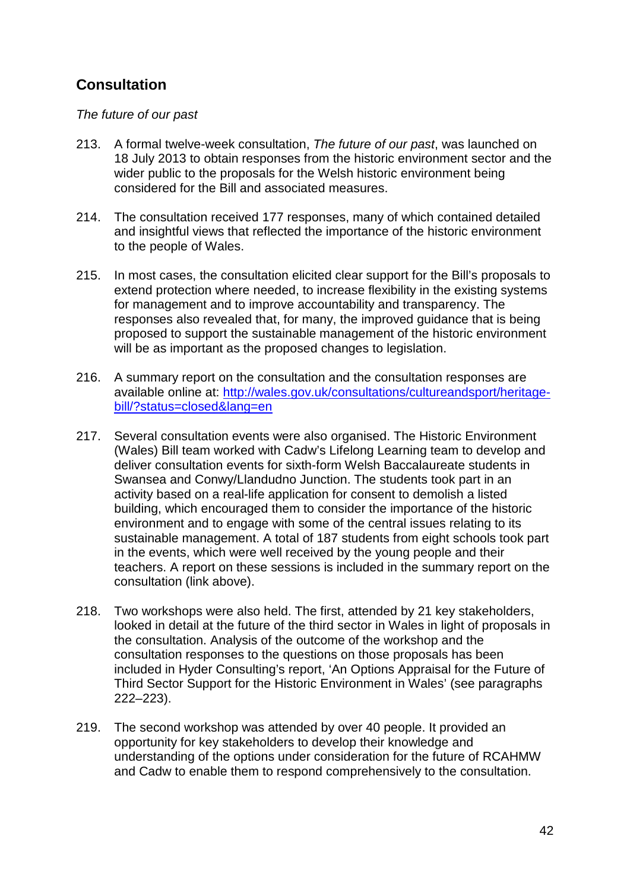## Consultation

*The future of our past*

213. A formal twelve-week consultation, *The future of our past*, was launched on 18 July 2013 to obtain responses from the historic environment sector and the wider public to the proposals for the Welsh historic environment being considered for the Bill and associated measures.

214. The consultation received 177 responses, many of which contained detailed and insightful views that reflected the importance of the historic environment to the people of Wales.

215. In most cases, the consultation elicited clear support for the Bill's proposals to extend protection where needed, to increase flexibility in the existing systems for management and to improve accountability and transparency. The responses also revealed that, for many, the improved guidance that is being proposed to support the sustainable management of the historic environment will be as important as the proposed changes to legislation.

216. A summary report on the consultation and the consultation responses are available online at: [http://wales.gov.uk/consultations/cultureandsport/heritage-bill/?status=closed&lang=en](http://wales.gov.uk/consultations/cultureandsport/heritage-bill/?status=closed&lang=en)

217. Several consultation events were also organised. The Historic Environment (Wales) Bill team worked with Cadw's Lifelong Learning team to develop and deliver consultation events for sixth-form Welsh Baccalaureate students in Swansea and Conwy/Llandudno Junction. The students took part in an activity based on a real-life application for consent to demolish a listed building, which encouraged them to consider the importance of the historic environment and to engage with some of the central issues relating to its sustainable management. A total of 187 students from eight schools took part in the events, which were well received by the young people and their teachers. A report on these sessions is included in the summary report on the consultation (link above).

218. Two workshops were also held. The first, attended by 21 key stakeholders, looked in detail at the future of the third sector in Wales in light of proposals in the consultation. Analysis of the outcome of the workshop and the consultation responses to the questions on those proposals has been included in Hyder Consulting's report, 'An Options Appraisal for the Future of Third Sector Support for the Historic Environment in Wales' (see paragraphs 222–223).

219. The second workshop was attended by over 40 people. It provided an opportunity for key stakeholders to develop their knowledge and understanding of the options under consideration for the future of RCAHMW and Cadw to enable them to respond comprehensively to the consultation.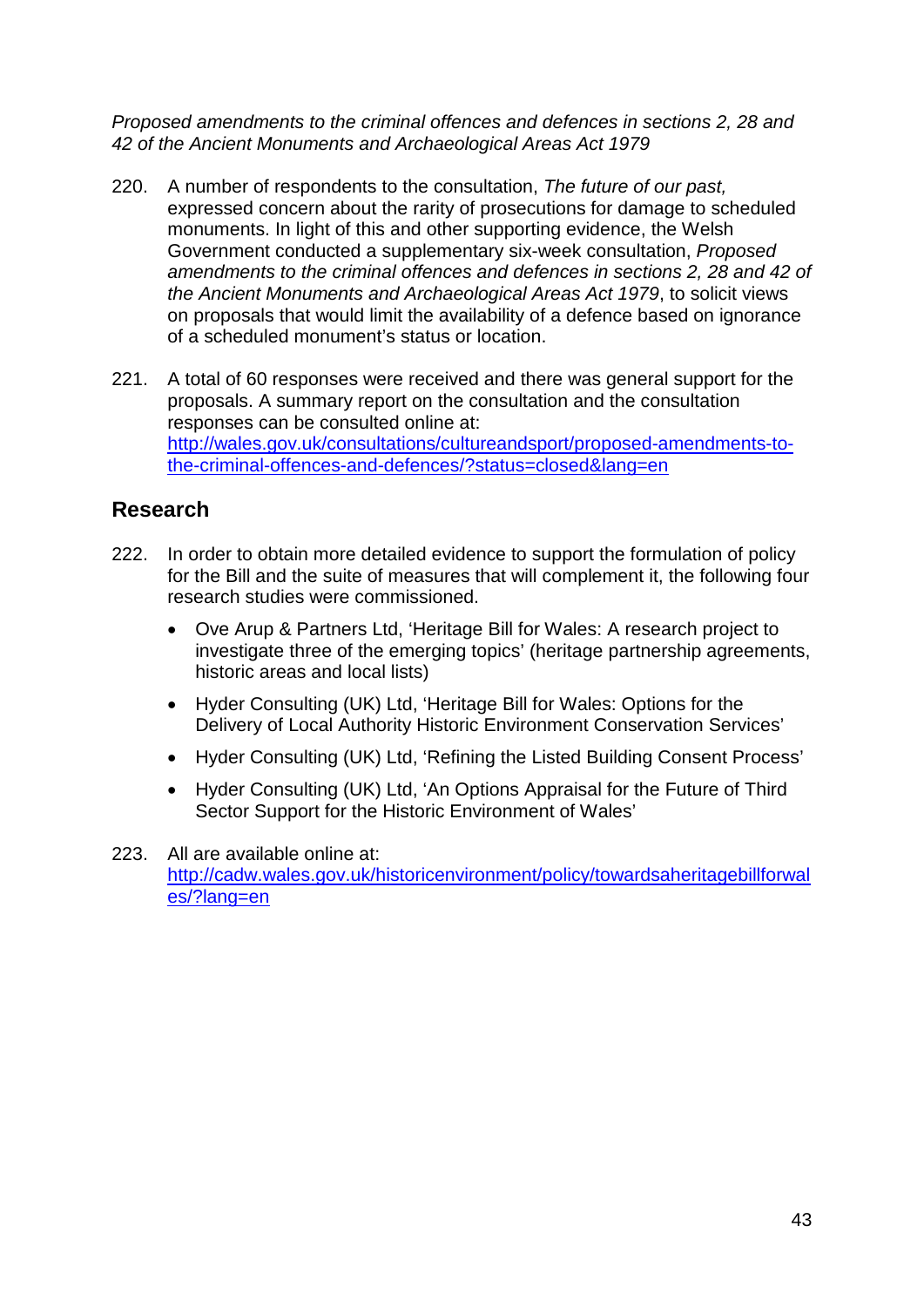*Proposed amendments to the criminal offences and defences in sections 2, 28 and 42 of the Ancient Monuments and Archaeological Areas Act 1979*

220. A number of respondents to the consultation, *The future of our past,* expressed concern about the rarity of prosecutions for damage to scheduled monuments. In light of this and other supporting evidence, the Welsh Government conducted a supplementary six-week consultation, *Proposed amendments to the criminal offences and defences in sections 2, 28 and 42 of the Ancient Monuments and Archaeological Areas Act 1979*, to solicit views on proposals that would limit the availability of a defence based on ignorance of a scheduled monument's status or location.

221. A total of 60 responses were received and there was general support for the proposals. A summary report on the consultation and the consultation responses can be consulted online at: http://wales.gov.uk/consultations/cultureandsport/proposed-amendments-to-the-criminal-offences-and-defences/?status=closed&lang=en

## Research

222. In order to obtain more detailed evidence to support the formulation of policy for the Bill and the suite of measures that will complement it, the following four research studies were commissioned.

- Ove Arup & Partners Ltd, 'Heritage Bill for Wales: A research project to investigate three of the emerging topics' (heritage partnership agreements, historic areas and local lists)
- Hyder Consulting (UK) Ltd, 'Heritage Bill for Wales: Options for the Delivery of Local Authority Historic Environment Conservation Services'
- Hyder Consulting (UK) Ltd, 'Refining the Listed Building Consent Process'
- Hyder Consulting (UK) Ltd, 'An Options Appraisal for the Future of Third Sector Support for the Historic Environment of Wales'

223. All are available online at: http://cadw.wales.gov.uk/historicenvironment/policy/towardsaheritagebillforwales/?lang=en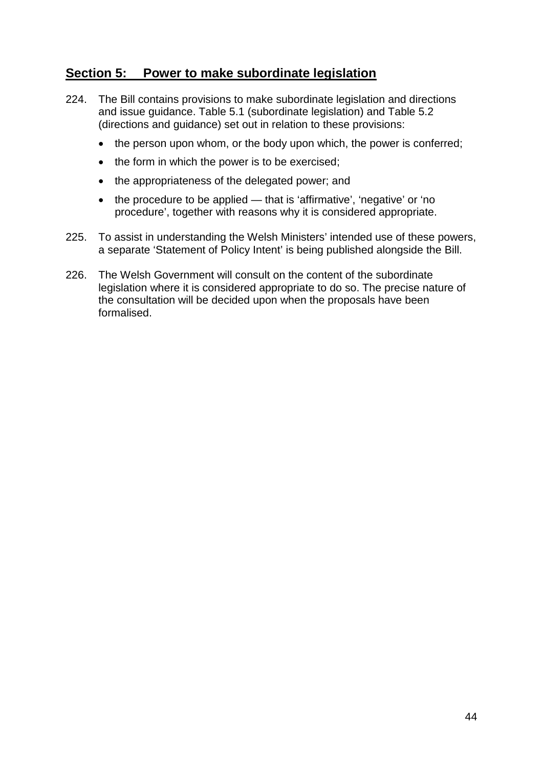## Section 5: Power to make subordinate legislation

224. The Bill contains provisions to make subordinate legislation and directions and issue guidance. Table 5.1 (subordinate legislation) and Table 5.2 (directions and guidance) set out in relation to these provisions:

    - the person upon whom, or the body upon which, the power is conferred;
    - the form in which the power is to be exercised;
    - the appropriateness of the delegated power; and
    - the procedure to be applied — that is 'affirmative', 'negative' or 'no procedure', together with reasons why it is considered appropriate.

225. To assist in understanding the Welsh Ministers' intended use of these powers, a separate 'Statement of Policy Intent' is being published alongside the Bill.

226. The Welsh Government will consult on the content of the subordinate legislation where it is considered appropriate to do so. The precise nature of the consultation will be decided upon when the proposals have been formalised.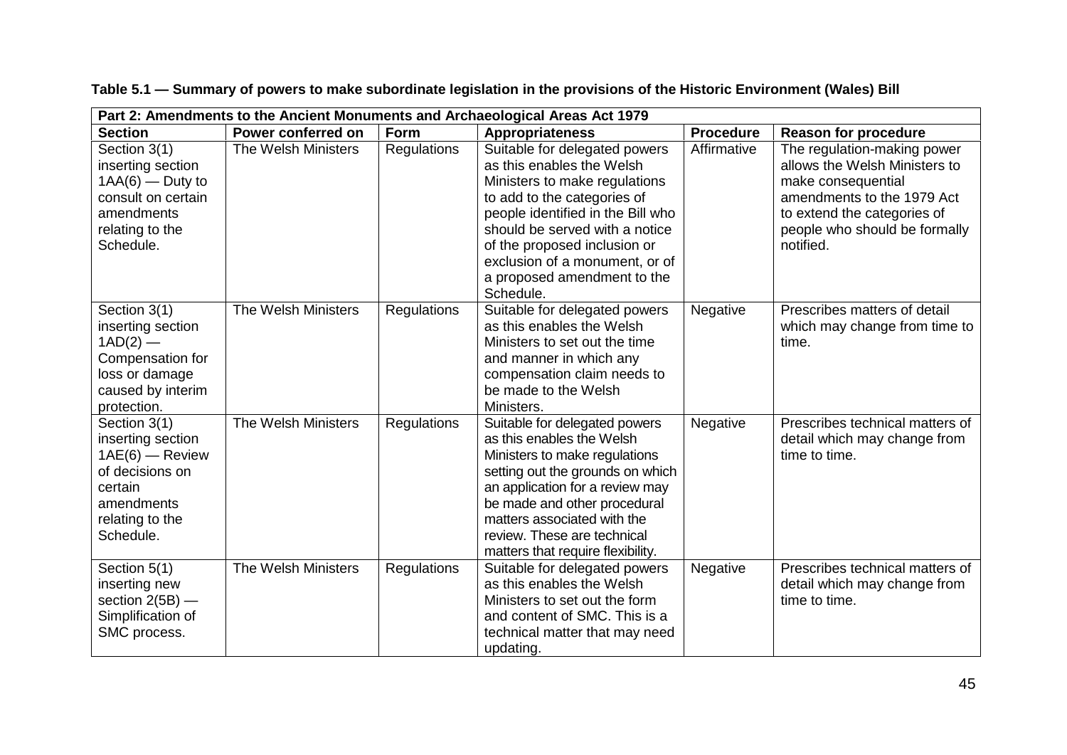**Table 5.1 — Summary of powers to make subordinate legislation in the provisions of the Historic Environment (Wales) Bill**

| Part 2: Amendments to the Ancient Monuments and Archaeological Areas Act 1979 | | | | | |
|---|---|---|---|---|---|
| **Section** | **Power conferred on** | **Form** | **Appropriateness** | **Procedure** | **Reason for procedure** |
| Section 3(1) inserting section 1AA(6) — Duty to consult on certain amendments relating to the Schedule. | The Welsh Ministers | Regulations | Suitable for delegated powers as this enables the Welsh Ministers to make regulations to add to the categories of people identified in the Bill who should be served with a notice of the proposed inclusion or exclusion of a monument, or of a proposed amendment to the Schedule. | Affirmative | The regulation-making power allows the Welsh Ministers to make consequential amendments to the 1979 Act to extend the categories of people who should be formally notified. |
| Section 3(1) inserting section 1AD(2) — Compensation for loss or damage caused by interim protection. | The Welsh Ministers | Regulations | Suitable for delegated powers as this enables the Welsh Ministers to set out the time and manner in which any compensation claim needs to be made to the Welsh Ministers. | Negative | Prescribes matters of detail which may change from time to time. |
| Section 3(1) inserting section 1AE(6) — Review of decisions on certain amendments relating to the Schedule. | The Welsh Ministers | Regulations | Suitable for delegated powers as this enables the Welsh Ministers to make regulations setting out the grounds on which an application for a review may be made and other procedural matters associated with the review. These are technical matters that require flexibility. | Negative | Prescribes technical matters of detail which may change from time to time. |
| Section 5(1) inserting new section 2(5B) — Simplification of SMC process. | The Welsh Ministers | Regulations | Suitable for delegated powers as this enables the Welsh Ministers to set out the form and content of SMC. This is a technical matter that may need updating. | Negative | Prescribes technical matters of detail which may change from time to time. |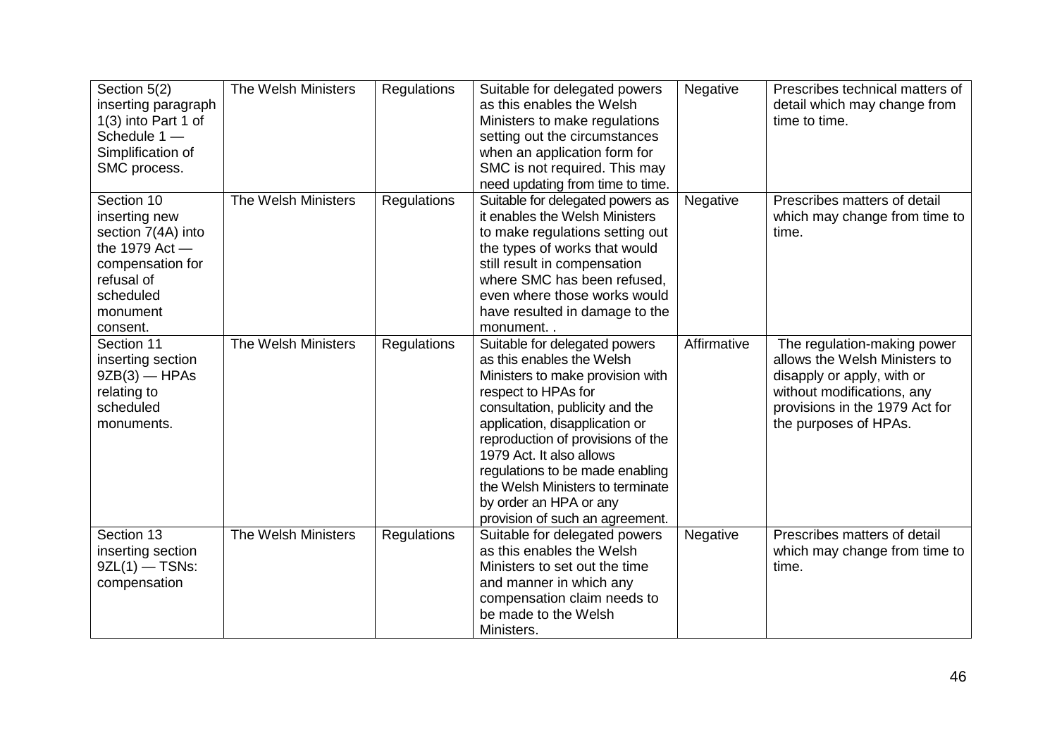| | | | | | |
|---|---|---|---|---|---|
| Section 5(2) inserting paragraph 1(3) into Part 1 of Schedule 1 — Simplification of SMC process. | The Welsh Ministers | Regulations | Suitable for delegated powers as this enables the Welsh Ministers to make regulations setting out the circumstances when an application form for SMC is not required. This may need updating from time to time. | Negative | Prescribes technical matters of detail which may change from time to time. |
| Section 10 inserting new section 7(4A) into the 1979 Act — compensation for refusal of scheduled monument consent. | The Welsh Ministers | Regulations | Suitable for delegated powers as it enables the Welsh Ministers to make regulations setting out the types of works that would still result in compensation where SMC has been refused, even where those works would have resulted in damage to the monument. . | Negative | Prescribes matters of detail which may change from time to time. |
| Section 11 inserting section 9ZB(3) — HPAs relating to scheduled monuments. | The Welsh Ministers | Regulations | Suitable for delegated powers as this enables the Welsh Ministers to make provision with respect to HPAs for consultation, publicity and the application, disapplication or reproduction of provisions of the 1979 Act. It also allows regulations to be made enabling the Welsh Ministers to terminate by order an HPA or any provision of such an agreement. | Affirmative | The regulation-making power allows the Welsh Ministers to disapply or apply, with or without modifications, any provisions in the 1979 Act for the purposes of HPAs. |
| Section 13 inserting section 9ZL(1) — TSNs: compensation | The Welsh Ministers | Regulations | Suitable for delegated powers as this enables the Welsh Ministers to set out the time and manner in which any compensation claim needs to be made to the Welsh Ministers. | Negative | Prescribes matters of detail which may change from time to time. |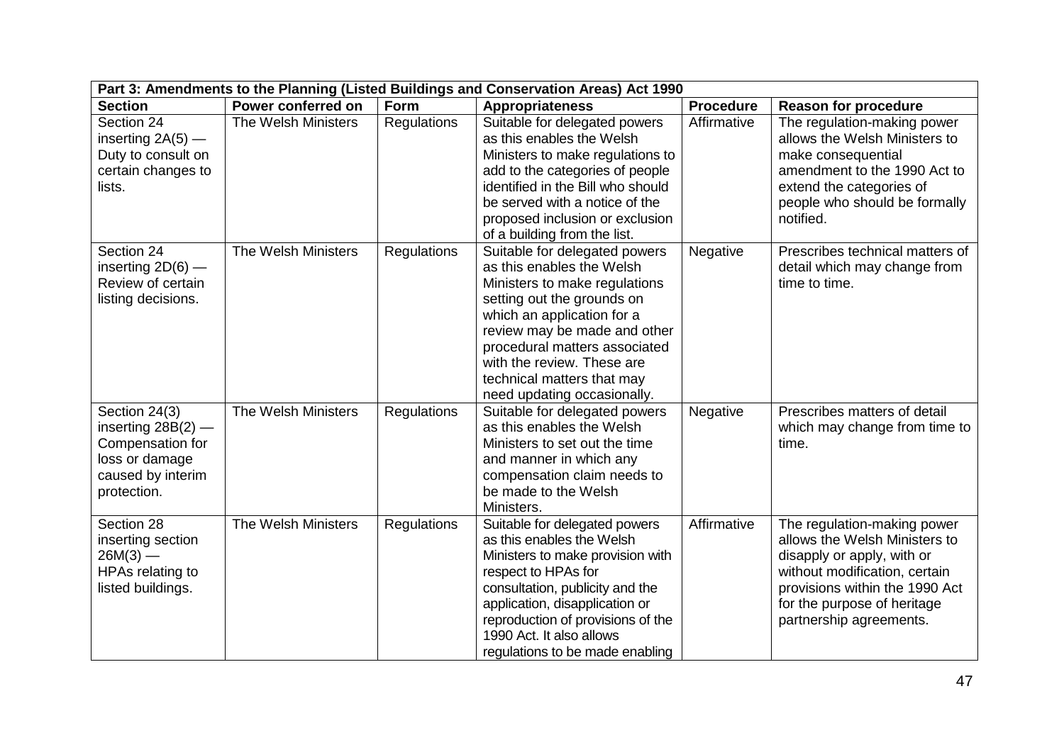| Part 3: Amendments to the Planning (Listed Buildings and Conservation Areas) Act 1990 | | | | | |
|---|---|---|---|---|---|
| **Section** | **Power conferred on** | **Form** | **Appropriateness** | **Procedure** | **Reason for procedure** |
| Section 24 inserting 2A(5) — Duty to consult on certain changes to lists. | The Welsh Ministers | Regulations | Suitable for delegated powers as this enables the Welsh Ministers to make regulations to add to the categories of people identified in the Bill who should be served with a notice of the proposed inclusion or exclusion of a building from the list. | Affirmative | The regulation-making power allows the Welsh Ministers to make consequential amendment to the 1990 Act to extend the categories of people who should be formally notified. |
| Section 24 inserting 2D(6) — Review of certain listing decisions. | The Welsh Ministers | Regulations | Suitable for delegated powers as this enables the Welsh Ministers to make regulations setting out the grounds on which an application for a review may be made and other procedural matters associated with the review. These are technical matters that may need updating occasionally. | Negative | Prescribes technical matters of detail which may change from time to time. |
| Section 24(3) inserting 28B(2) — Compensation for loss or damage caused by interim protection. | The Welsh Ministers | Regulations | Suitable for delegated powers as this enables the Welsh Ministers to set out the time and manner in which any compensation claim needs to be made to the Welsh Ministers. | Negative | Prescribes matters of detail which may change from time to time. |
| Section 28 inserting section 26M(3) — HPAs relating to listed buildings. | The Welsh Ministers | Regulations | Suitable for delegated powers as this enables the Welsh Ministers to make provision with respect to HPAs for consultation, publicity and the application, disapplication or reproduction of provisions of the 1990 Act. It also allows regulations to be made enabling | Affirmative | The regulation-making power allows the Welsh Ministers to disapply or apply, with or without modification, certain provisions within the 1990 Act for the purpose of heritage partnership agreements. |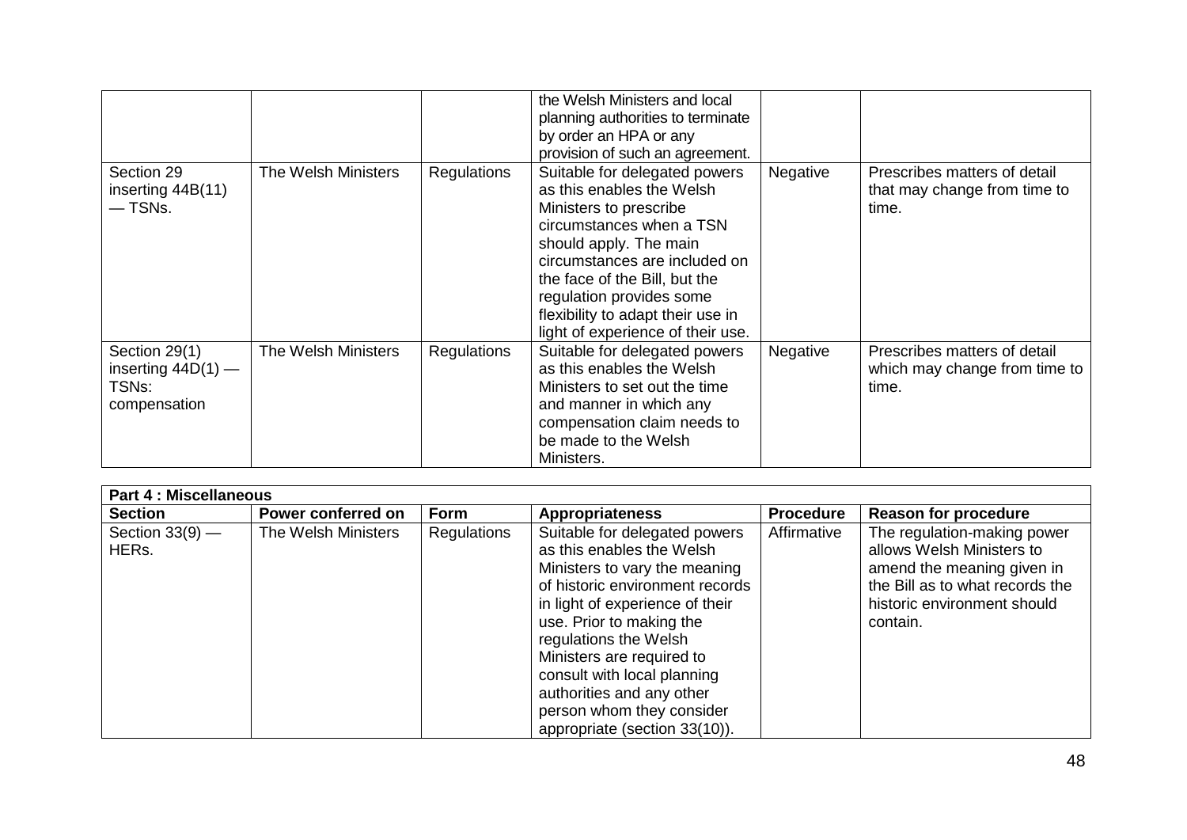| | | | the Welsh Ministers and local planning authorities to terminate by order an HPA or any provision of such an agreement. | | |
|---|---|---|---|---|---|
| Section 29 inserting 44B(11) — TSNs. | The Welsh Ministers | Regulations | Suitable for delegated powers as this enables the Welsh Ministers to prescribe circumstances when a TSN should apply. The main circumstances are included on the face of the Bill, but the regulation provides some flexibility to adapt their use in light of experience of their use. | Negative | Prescribes matters of detail that may change from time to time. |
| Section 29(1) inserting 44D(1) — TSNs: compensation | The Welsh Ministers | Regulations | Suitable for delegated powers as this enables the Welsh Ministers to set out the time and manner in which any compensation claim needs to be made to the Welsh Ministers. | Negative | Prescribes matters of detail which may change from time to time. |

| **Part 4 : Miscellaneous** | | | | | |
|---|---|---|---|---|---|
| **Section** | **Power conferred on** | **Form** | **Appropriateness** | **Procedure** | **Reason for procedure** |
| Section 33(9) — HERs. | The Welsh Ministers | Regulations | Suitable for delegated powers as this enables the Welsh Ministers to vary the meaning of historic environment records in light of experience of their use. Prior to making the regulations the Welsh Ministers are required to consult with local planning authorities and any other person whom they consider appropriate (section 33(10)). | Affirmative | The regulation-making power allows Welsh Ministers to amend the meaning given in the Bill as to what records the historic environment should contain. |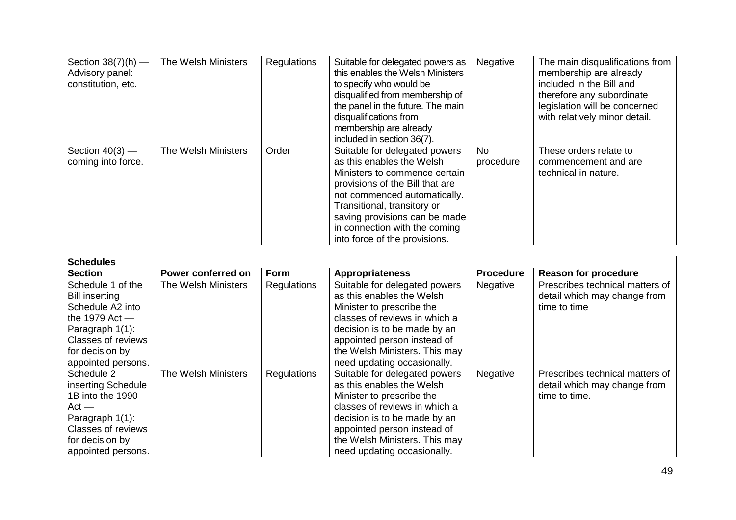| Section 38(7)(h) — Advisory panel: constitution, etc. | The Welsh Ministers | Regulations | Suitable for delegated powers as this enables the Welsh Ministers to specify who would be disqualified from membership of the panel in the future. The main disqualifications from membership are already included in section 36(7). | Negative | The main disqualifications from membership are already included in the Bill and therefore any subordinate legislation will be concerned with relatively minor detail. |
|---|---|---|---|---|---|
| Section 40(3) — coming into force. | The Welsh Ministers | Order | Suitable for delegated powers as this enables the Welsh Ministers to commence certain provisions of the Bill that are not commenced automatically. Transitional, transitory or saving provisions can be made in connection with the coming into force of the provisions. | No procedure | These orders relate to commencement and are technical in nature. |

| **Schedules** | | | | | |
|---|---|---|---|---|---|
| **Section** | **Power conferred on** | **Form** | **Appropriateness** | **Procedure** | **Reason for procedure** |
| Schedule 1 of the Bill inserting Schedule A2 into the 1979 Act — Paragraph 1(1): Classes of reviews for decision by appointed persons. | The Welsh Ministers | Regulations | Suitable for delegated powers as this enables the Welsh Minister to prescribe the classes of reviews in which a decision is to be made by an appointed person instead of the Welsh Ministers. This may need updating occasionally. | Negative | Prescribes technical matters of detail which may change from time to time |
| Schedule 2 inserting Schedule 1B into the 1990 Act — Paragraph 1(1): Classes of reviews for decision by appointed persons. | The Welsh Ministers | Regulations | Suitable for delegated powers as this enables the Welsh Minister to prescribe the classes of reviews in which a decision is to be made by an appointed person instead of the Welsh Ministers. This may need updating occasionally. | Negative | Prescribes technical matters of detail which may change from time to time. |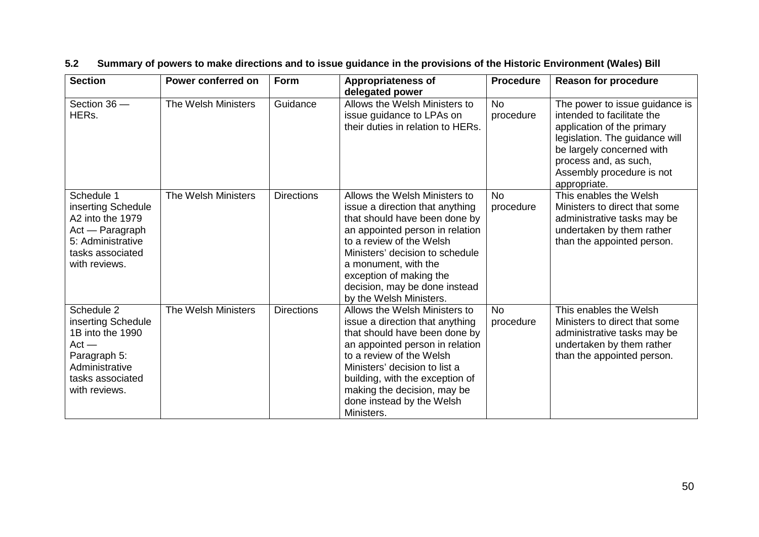### 5.2 Summary of powers to make directions and to issue guidance in the provisions of the Historic Environment (Wales) Bill

| Section | Power conferred on | Form | Appropriateness of delegated power | Procedure | Reason for procedure |
|---|---|---|---|---|---|
| Section 36 — HERs. | The Welsh Ministers | Guidance | Allows the Welsh Ministers to issue guidance to LPAs on their duties in relation to HERs. | No procedure | The power to issue guidance is intended to facilitate the application of the primary legislation. The guidance will be largely concerned with process and, as such, Assembly procedure is not appropriate. |
| Schedule 1 inserting Schedule A2 into the 1979 Act — Paragraph 5: Administrative tasks associated with reviews. | The Welsh Ministers | Directions | Allows the Welsh Ministers to issue a direction that anything that should have been done by an appointed person in relation to a review of the Welsh Ministers' decision to schedule a monument, with the exception of making the decision, may be done instead by the Welsh Ministers. | No procedure | This enables the Welsh Ministers to direct that some administrative tasks may be undertaken by them rather than the appointed person. |
| Schedule 2 inserting Schedule 1B into the 1990 Act — Paragraph 5: Administrative tasks associated with reviews. | The Welsh Ministers | Directions | Allows the Welsh Ministers to issue a direction that anything that should have been done by an appointed person in relation to a review of the Welsh Ministers' decision to list a building, with the exception of making the decision, may be done instead by the Welsh Ministers. | No procedure | This enables the Welsh Ministers to direct that some administrative tasks may be undertaken by them rather than the appointed person. |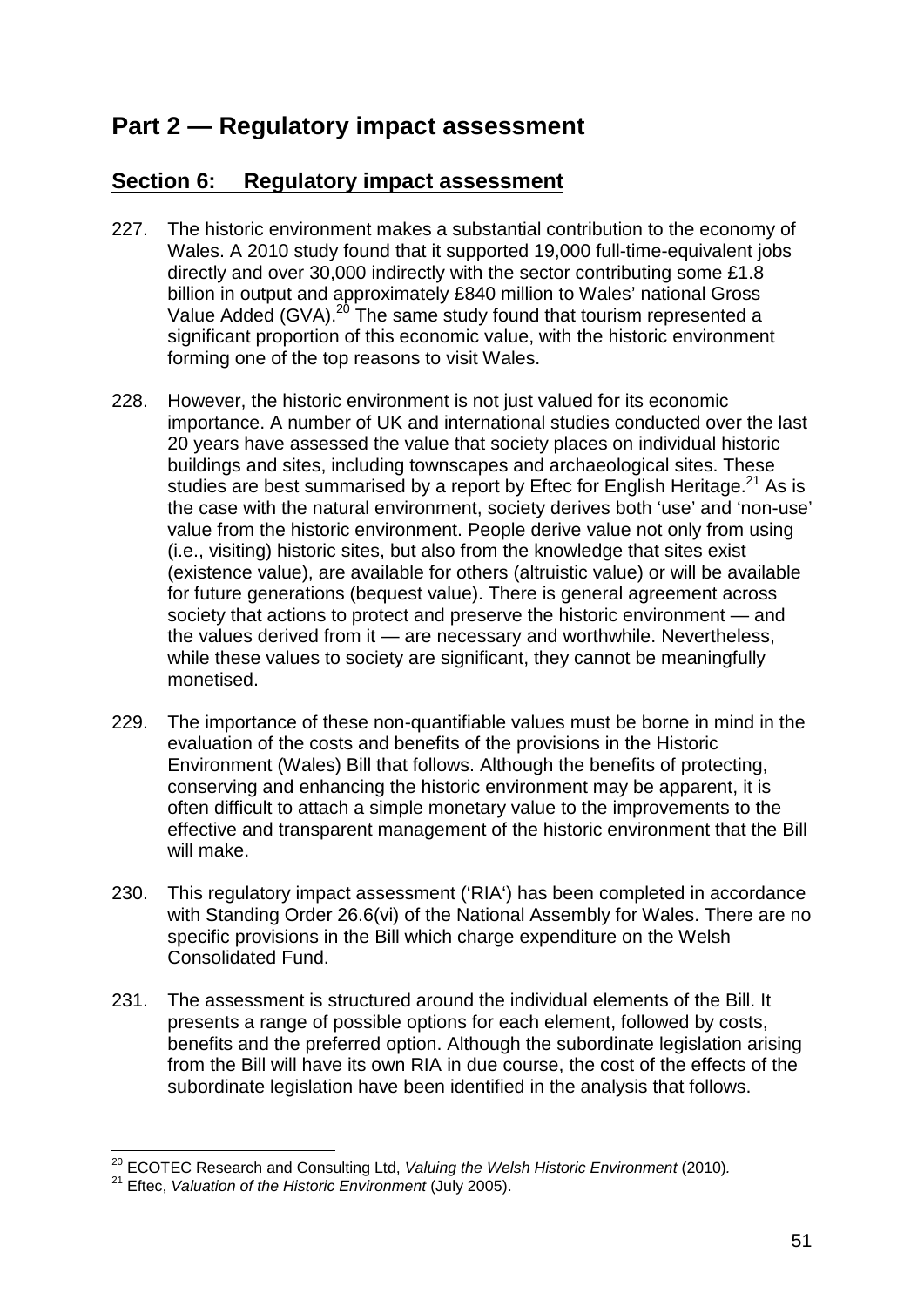# Part 2 — Regulatory impact assessment

## Section 6: Regulatory impact assessment

227. The historic environment makes a substantial contribution to the economy of Wales. A 2010 study found that it supported 19,000 full-time-equivalent jobs directly and over 30,000 indirectly with the sector contributing some £1.8 billion in output and approximately £840 million to Wales' national Gross Value Added (GVA).[20] The same study found that tourism represented a significant proportion of this economic value, with the historic environment forming one of the top reasons to visit Wales.

228. However, the historic environment is not just valued for its economic importance. A number of UK and international studies conducted over the last 20 years have assessed the value that society places on individual historic buildings and sites, including townscapes and archaeological sites. These studies are best summarised by a report by Eftec for English Heritage.[21] As is the case with the natural environment, society derives both 'use' and 'non-use' value from the historic environment. People derive value not only from using (i.e., visiting) historic sites, but also from the knowledge that sites exist (existence value), are available for others (altruistic value) or will be available for future generations (bequest value). There is general agreement across society that actions to protect and preserve the historic environment — and the values derived from it — are necessary and worthwhile. Nevertheless, while these values to society are significant, they cannot be meaningfully monetised.

229. The importance of these non-quantifiable values must be borne in mind in the evaluation of the costs and benefits of the provisions in the Historic Environment (Wales) Bill that follows. Although the benefits of protecting, conserving and enhancing the historic environment may be apparent, it is often difficult to attach a simple monetary value to the improvements to the effective and transparent management of the historic environment that the Bill will make.

230. This regulatory impact assessment ('RIA') has been completed in accordance with Standing Order 26.6(vi) of the National Assembly for Wales. There are no specific provisions in the Bill which charge expenditure on the Welsh Consolidated Fund.

231. The assessment is structured around the individual elements of the Bill. It presents a range of possible options for each element, followed by costs, benefits and the preferred option. Although the subordinate legislation arising from the Bill will have its own RIA in due course, the cost of the effects of the subordinate legislation have been identified in the analysis that follows.

---

[20] ECOTEC Research and Consulting Ltd, *Valuing the Welsh Historic Environment* (2010).

[21] Eftec, *Valuation of the Historic Environment* (July 2005).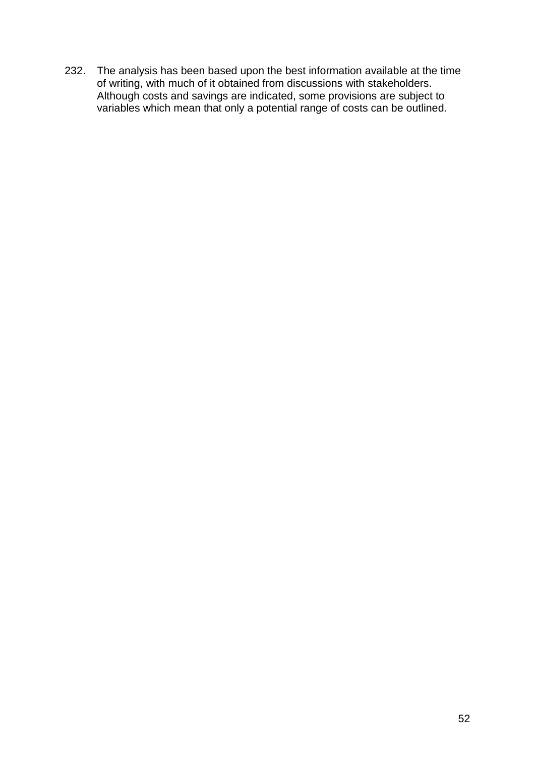232. The analysis has been based upon the best information available at the time of writing, with much of it obtained from discussions with stakeholders. Although costs and savings are indicated, some provisions are subject to variables which mean that only a potential range of costs can be outlined.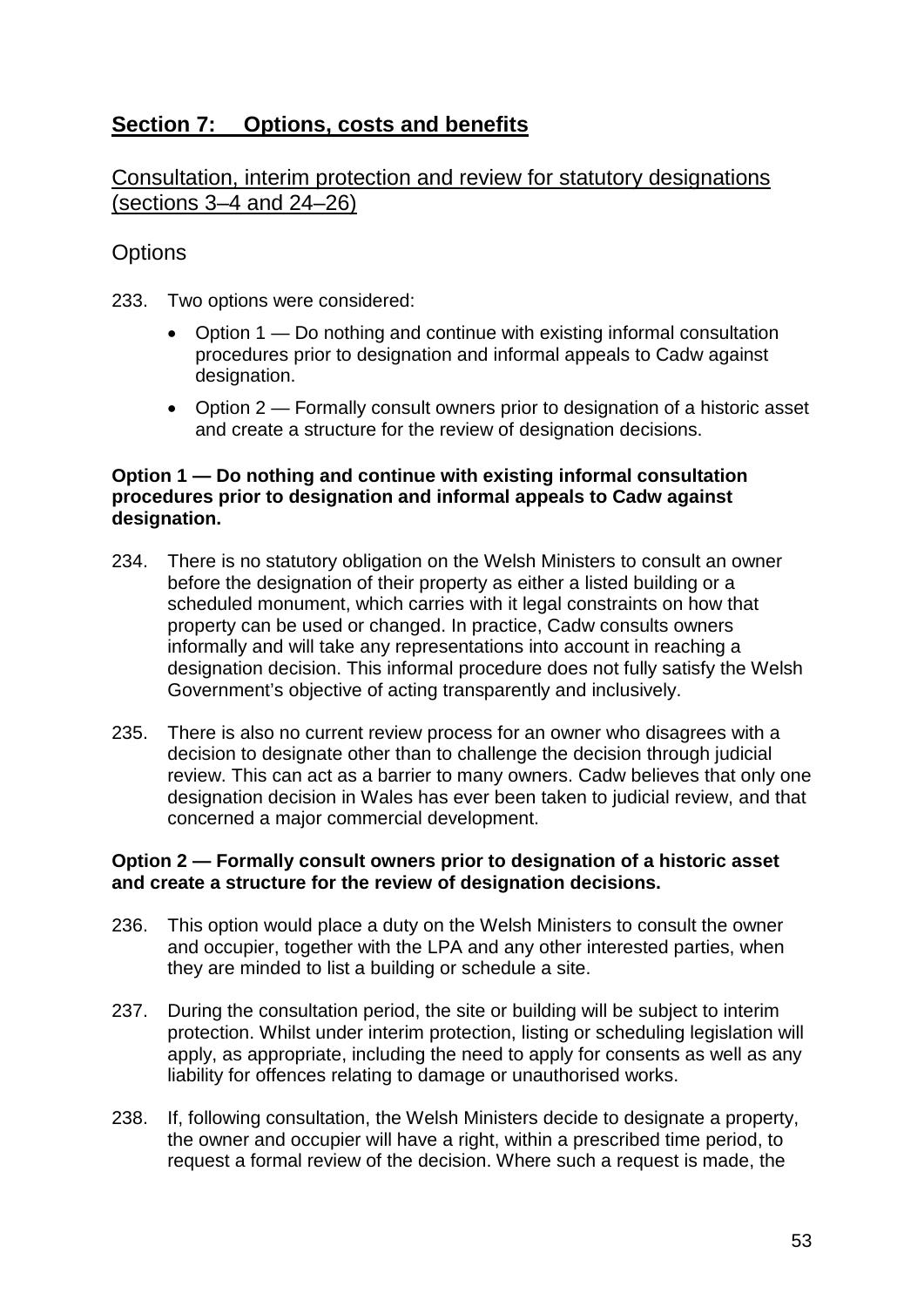## Section 7: Options, costs and benefits

### Consultation, interim protection and review for statutory designations (sections 3–4 and 24–26)

### Options

233. Two options were considered:

- Option 1 — Do nothing and continue with existing informal consultation procedures prior to designation and informal appeals to Cadw against designation.
- Option 2 — Formally consult owners prior to designation of a historic asset and create a structure for the review of designation decisions.

**Option 1 — Do nothing and continue with existing informal consultation procedures prior to designation and informal appeals to Cadw against designation.**

234. There is no statutory obligation on the Welsh Ministers to consult an owner before the designation of their property as either a listed building or a scheduled monument, which carries with it legal constraints on how that property can be used or changed. In practice, Cadw consults owners informally and will take any representations into account in reaching a designation decision. This informal procedure does not fully satisfy the Welsh Government's objective of acting transparently and inclusively.

235. There is also no current review process for an owner who disagrees with a decision to designate other than to challenge the decision through judicial review. This can act as a barrier to many owners. Cadw believes that only one designation decision in Wales has ever been taken to judicial review, and that concerned a major commercial development.

**Option 2 — Formally consult owners prior to designation of a historic asset and create a structure for the review of designation decisions.**

236. This option would place a duty on the Welsh Ministers to consult the owner and occupier, together with the LPA and any other interested parties, when they are minded to list a building or schedule a site.

237. During the consultation period, the site or building will be subject to interim protection. Whilst under interim protection, listing or scheduling legislation will apply, as appropriate, including the need to apply for consents as well as any liability for offences relating to damage or unauthorised works.

238. If, following consultation, the Welsh Ministers decide to designate a property, the owner and occupier will have a right, within a prescribed time period, to request a formal review of the decision. Where such a request is made, the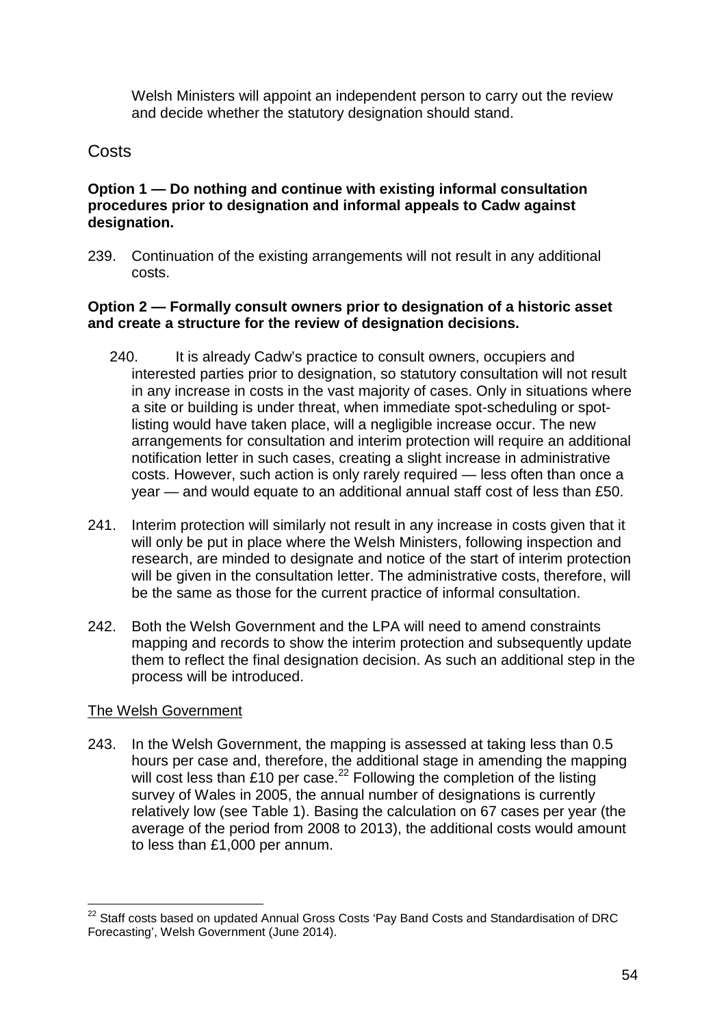Welsh Ministers will appoint an independent person to carry out the review and decide whether the statutory designation should stand.

## Costs

**Option 1 — Do nothing and continue with existing informal consultation procedures prior to designation and informal appeals to Cadw against designation.**

239. Continuation of the existing arrangements will not result in any additional costs.

**Option 2 — Formally consult owners prior to designation of a historic asset and create a structure for the review of designation decisions.**

240. It is already Cadw's practice to consult owners, occupiers and interested parties prior to designation, so statutory consultation will not result in any increase in costs in the vast majority of cases. Only in situations where a site or building is under threat, when immediate spot-scheduling or spot-listing would have taken place, will a negligible increase occur. The new arrangements for consultation and interim protection will require an additional notification letter in such cases, creating a slight increase in administrative costs. However, such action is only rarely required — less often than once a year — and would equate to an additional annual staff cost of less than £50.

241. Interim protection will similarly not result in any increase in costs given that it will only be put in place where the Welsh Ministers, following inspection and research, are minded to designate and notice of the start of interim protection will be given in the consultation letter. The administrative costs, therefore, will be the same as those for the current practice of informal consultation.

242. Both the Welsh Government and the LPA will need to amend constraints mapping and records to show the interim protection and subsequently update them to reflect the final designation decision. As such an additional step in the process will be introduced.

<u>The Welsh Government</u>

243. In the Welsh Government, the mapping is assessed at taking less than 0.5 hours per case and, therefore, the additional stage in amending the mapping will cost less than £10 per case.[22] Following the completion of the listing survey of Wales in 2005, the annual number of designations is currently relatively low (see Table 1). Basing the calculation on 67 cases per year (the average of the period from 2008 to 2013), the additional costs would amount to less than £1,000 per annum.

---

[22] Staff costs based on updated Annual Gross Costs 'Pay Band Costs and Standardisation of DRC Forecasting', Welsh Government (June 2014).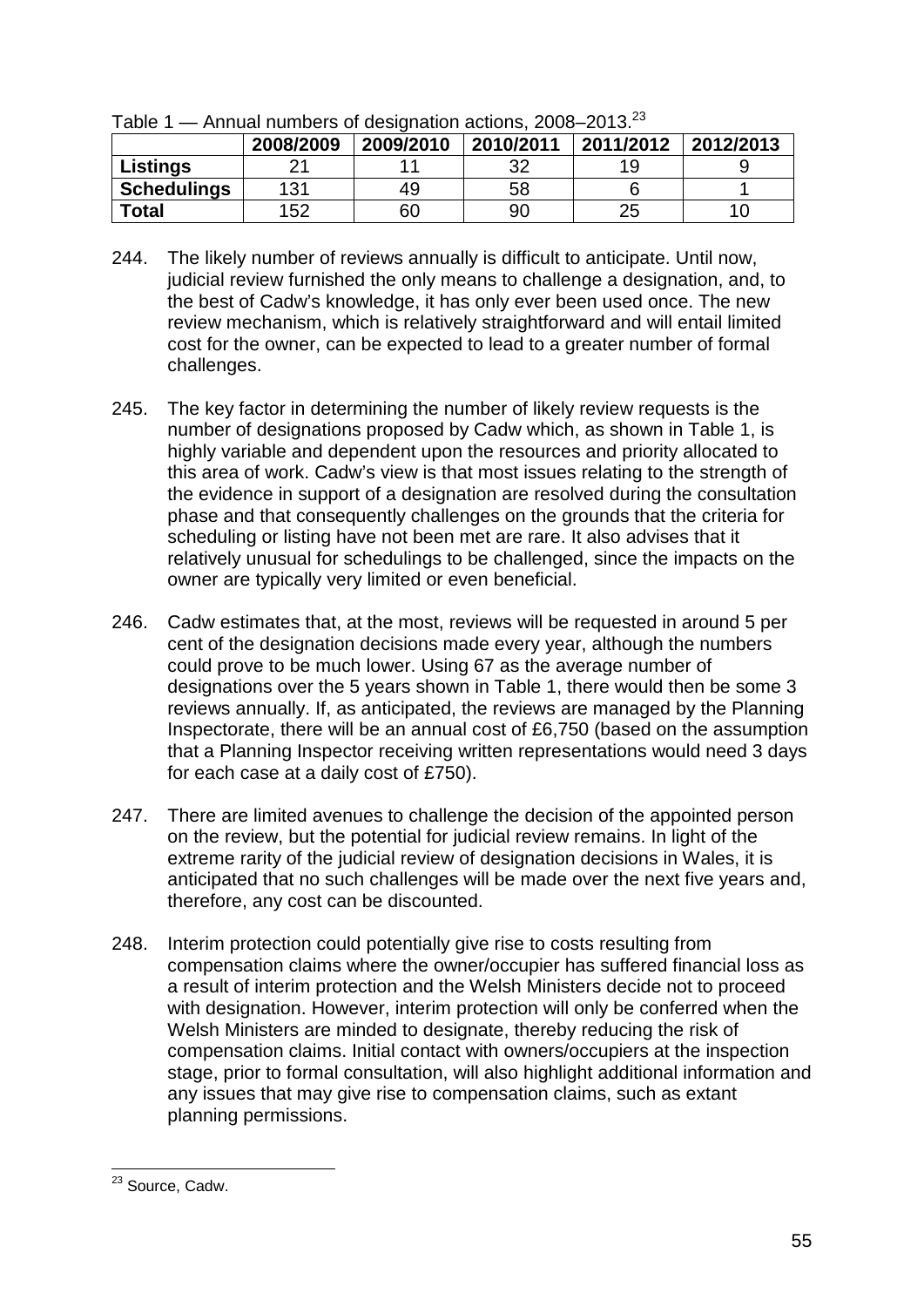Table 1 — Annual numbers of designation actions, 2008–2013.[23]

| | 2008/2009 | 2009/2010 | 2010/2011 | 2011/2012 | 2012/2013 |
|---|---|---|---|---|---|
| **Listings** | 21 | 11 | 32 | 19 | 9 |
| **Schedulings** | 131 | 49 | 58 | 6 | 1 |
| **Total** | 152 | 60 | 90 | 25 | 10 |

244. The likely number of reviews annually is difficult to anticipate. Until now, judicial review furnished the only means to challenge a designation, and, to the best of Cadw's knowledge, it has only ever been used once. The new review mechanism, which is relatively straightforward and will entail limited cost for the owner, can be expected to lead to a greater number of formal challenges.

245. The key factor in determining the number of likely review requests is the number of designations proposed by Cadw which, as shown in Table 1, is highly variable and dependent upon the resources and priority allocated to this area of work. Cadw's view is that most issues relating to the strength of the evidence in support of a designation are resolved during the consultation phase and that consequently challenges on the grounds that the criteria for scheduling or listing have not been met are rare. It also advises that it relatively unusual for schedulings to be challenged, since the impacts on the owner are typically very limited or even beneficial.

246. Cadw estimates that, at the most, reviews will be requested in around 5 per cent of the designation decisions made every year, although the numbers could prove to be much lower. Using 67 as the average number of designations over the 5 years shown in Table 1, there would then be some 3 reviews annually. If, as anticipated, the reviews are managed by the Planning Inspectorate, there will be an annual cost of £6,750 (based on the assumption that a Planning Inspector receiving written representations would need 3 days for each case at a daily cost of £750).

247. There are limited avenues to challenge the decision of the appointed person on the review, but the potential for judicial review remains. In light of the extreme rarity of the judicial review of designation decisions in Wales, it is anticipated that no such challenges will be made over the next five years and, therefore, any cost can be discounted.

248. Interim protection could potentially give rise to costs resulting from compensation claims where the owner/occupier has suffered financial loss as a result of interim protection and the Welsh Ministers decide not to proceed with designation. However, interim protection will only be conferred when the Welsh Ministers are minded to designate, thereby reducing the risk of compensation claims. Initial contact with owners/occupiers at the inspection stage, prior to formal consultation, will also highlight additional information and any issues that may give rise to compensation claims, such as extant planning permissions.

[23] Source, Cadw.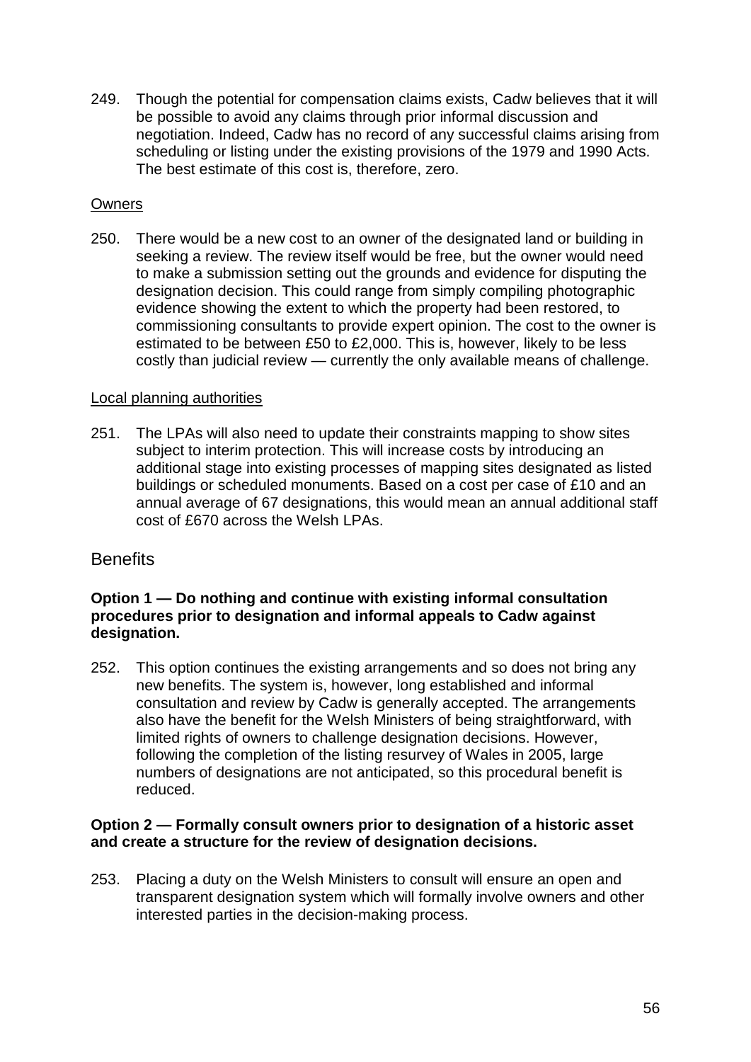249. Though the potential for compensation claims exists, Cadw believes that it will be possible to avoid any claims through prior informal discussion and negotiation. Indeed, Cadw has no record of any successful claims arising from scheduling or listing under the existing provisions of the 1979 and 1990 Acts. The best estimate of this cost is, therefore, zero.

Owners

250. There would be a new cost to an owner of the designated land or building in seeking a review. The review itself would be free, but the owner would need to make a submission setting out the grounds and evidence for disputing the designation decision. This could range from simply compiling photographic evidence showing the extent to which the property had been restored, to commissioning consultants to provide expert opinion. The cost to the owner is estimated to be between £50 to £2,000. This is, however, likely to be less costly than judicial review — currently the only available means of challenge.

Local planning authorities

251. The LPAs will also need to update their constraints mapping to show sites subject to interim protection. This will increase costs by introducing an additional stage into existing processes of mapping sites designated as listed buildings or scheduled monuments. Based on a cost per case of £10 and an annual average of 67 designations, this would mean an annual additional staff cost of £670 across the Welsh LPAs.

## Benefits

**Option 1 — Do nothing and continue with existing informal consultation procedures prior to designation and informal appeals to Cadw against designation.**

252. This option continues the existing arrangements and so does not bring any new benefits. The system is, however, long established and informal consultation and review by Cadw is generally accepted. The arrangements also have the benefit for the Welsh Ministers of being straightforward, with limited rights of owners to challenge designation decisions. However, following the completion of the listing resurvey of Wales in 2005, large numbers of designations are not anticipated, so this procedural benefit is reduced.

**Option 2 — Formally consult owners prior to designation of a historic asset and create a structure for the review of designation decisions.**

253. Placing a duty on the Welsh Ministers to consult will ensure an open and transparent designation system which will formally involve owners and other interested parties in the decision-making process.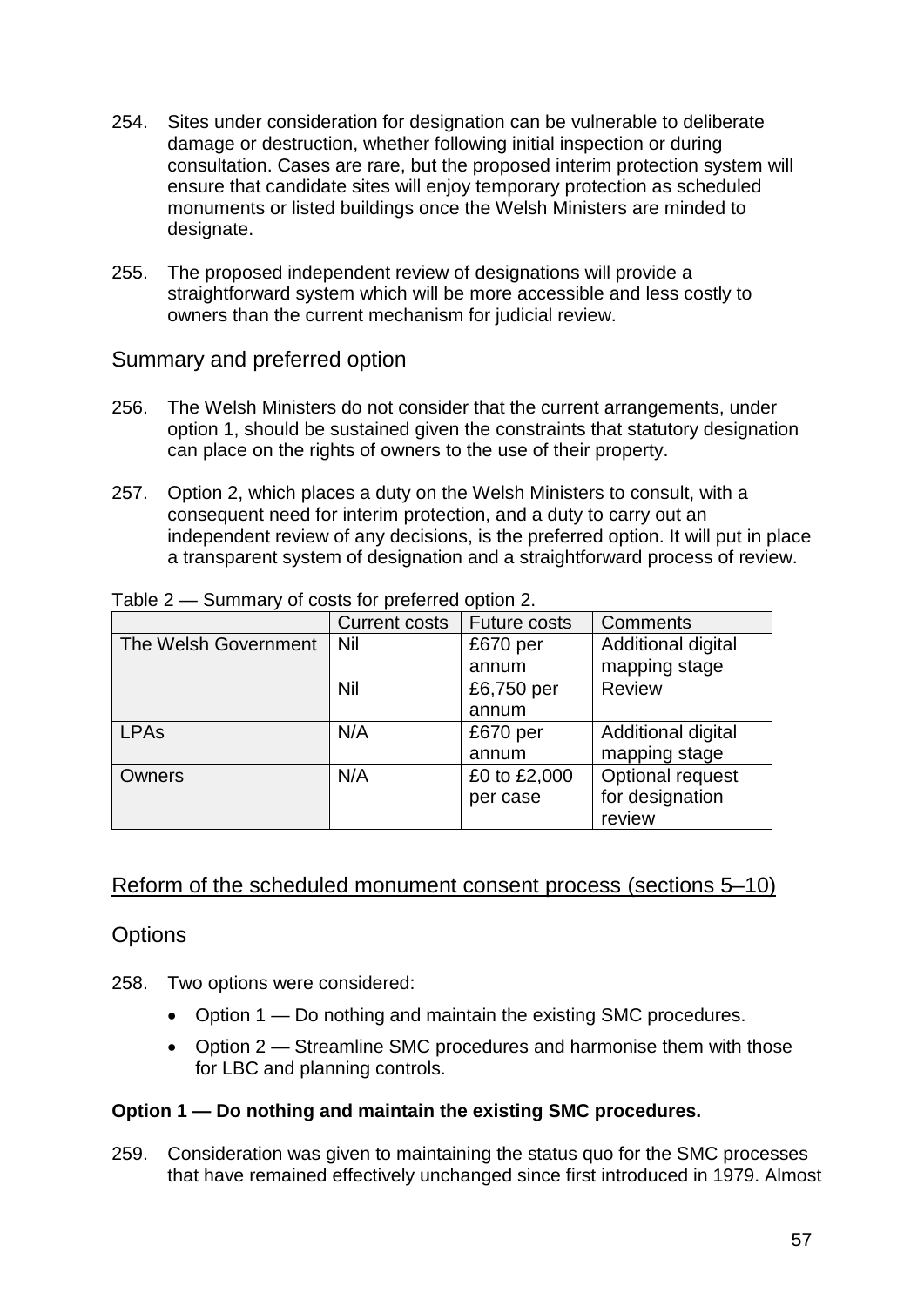254. Sites under consideration for designation can be vulnerable to deliberate damage or destruction, whether following initial inspection or during consultation. Cases are rare, but the proposed interim protection system will ensure that candidate sites will enjoy temporary protection as scheduled monuments or listed buildings once the Welsh Ministers are minded to designate.

255. The proposed independent review of designations will provide a straightforward system which will be more accessible and less costly to owners than the current mechanism for judicial review.

## Summary and preferred option

256. The Welsh Ministers do not consider that the current arrangements, under option 1, should be sustained given the constraints that statutory designation can place on the rights of owners to the use of their property.

257. Option 2, which places a duty on the Welsh Ministers to consult, with a consequent need for interim protection, and a duty to carry out an independent review of any decisions, is the preferred option. It will put in place a transparent system of designation and a straightforward process of review.

Table 2 — Summary of costs for preferred option 2.

| | Current costs | Future costs | Comments |
|---|---|---|---|
| The Welsh Government | Nil | £670 per annum | Additional digital mapping stage |
| | Nil | £6,750 per annum | Review |
| LPAs | N/A | £670 per annum | Additional digital mapping stage |
| Owners | N/A | £0 to £2,000 per case | Optional request for designation review |

## Reform of the scheduled monument consent process (sections 5–10)

## Options

258. Two options were considered:

- Option 1 — Do nothing and maintain the existing SMC procedures.
- Option 2 — Streamline SMC procedures and harmonise them with those for LBC and planning controls.

**Option 1 — Do nothing and maintain the existing SMC procedures.**

259. Consideration was given to maintaining the status quo for the SMC processes that have remained effectively unchanged since first introduced in 1979. Almost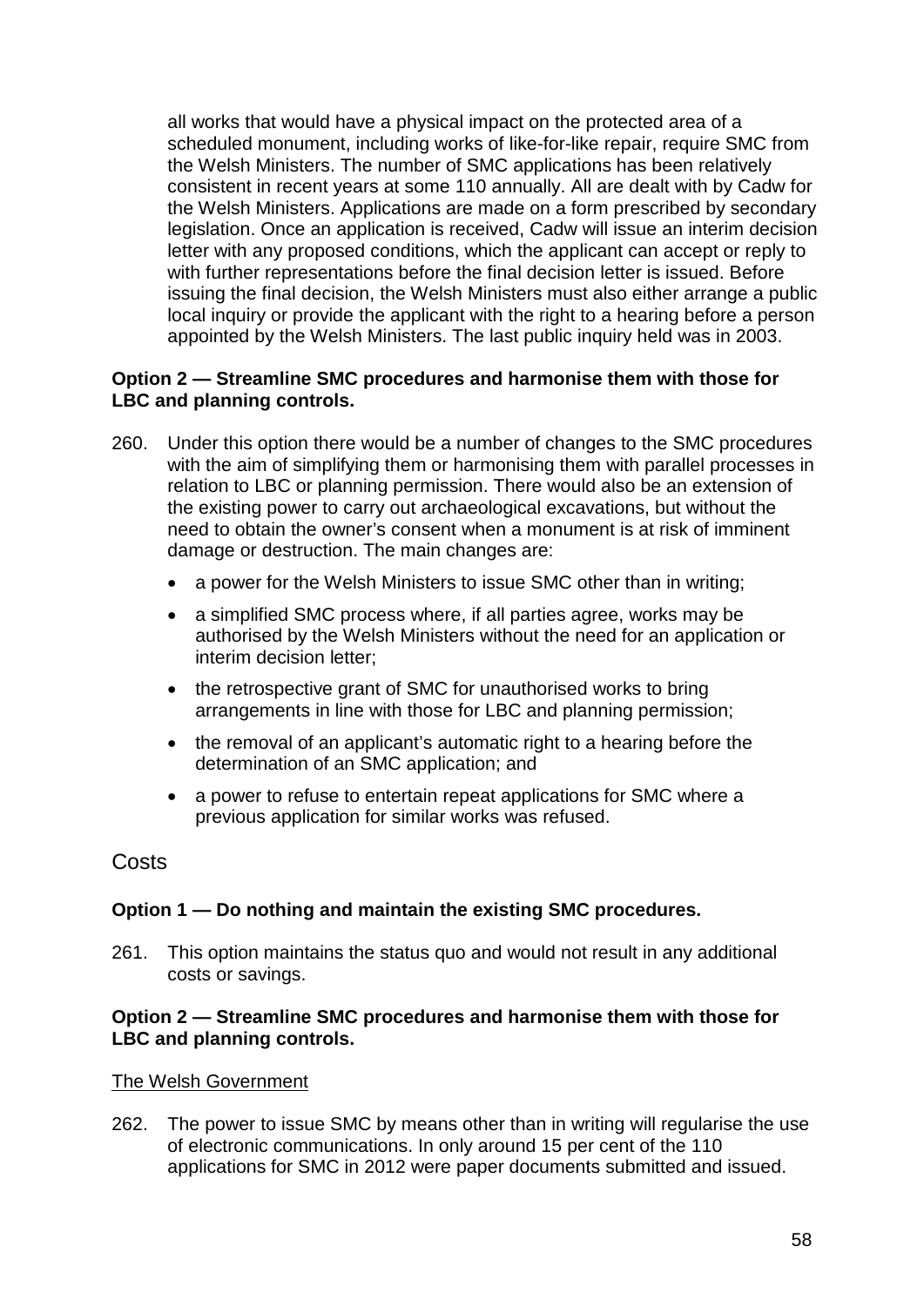all works that would have a physical impact on the protected area of a scheduled monument, including works of like-for-like repair, require SMC from the Welsh Ministers. The number of SMC applications has been relatively consistent in recent years at some 110 annually. All are dealt with by Cadw for the Welsh Ministers. Applications are made on a form prescribed by secondary legislation. Once an application is received, Cadw will issue an interim decision letter with any proposed conditions, which the applicant can accept or reply to with further representations before the final decision letter is issued. Before issuing the final decision, the Welsh Ministers must also either arrange a public local inquiry or provide the applicant with the right to a hearing before a person appointed by the Welsh Ministers. The last public inquiry held was in 2003.

**Option 2 — Streamline SMC procedures and harmonise them with those for LBC and planning controls.**

260. Under this option there would be a number of changes to the SMC procedures with the aim of simplifying them or harmonising them with parallel processes in relation to LBC or planning permission. There would also be an extension of the existing power to carry out archaeological excavations, but without the need to obtain the owner's consent when a monument is at risk of imminent damage or destruction. The main changes are:

- a power for the Welsh Ministers to issue SMC other than in writing;
- a simplified SMC process where, if all parties agree, works may be authorised by the Welsh Ministers without the need for an application or interim decision letter;
- the retrospective grant of SMC for unauthorised works to bring arrangements in line with those for LBC and planning permission;
- the removal of an applicant's automatic right to a hearing before the determination of an SMC application; and
- a power to refuse to entertain repeat applications for SMC where a previous application for similar works was refused.

## Costs

**Option 1 — Do nothing and maintain the existing SMC procedures.**

261. This option maintains the status quo and would not result in any additional costs or savings.

**Option 2 — Streamline SMC procedures and harmonise them with those for LBC and planning controls.**

The Welsh Government

262. The power to issue SMC by means other than in writing will regularise the use of electronic communications. In only around 15 per cent of the 110 applications for SMC in 2012 were paper documents submitted and issued.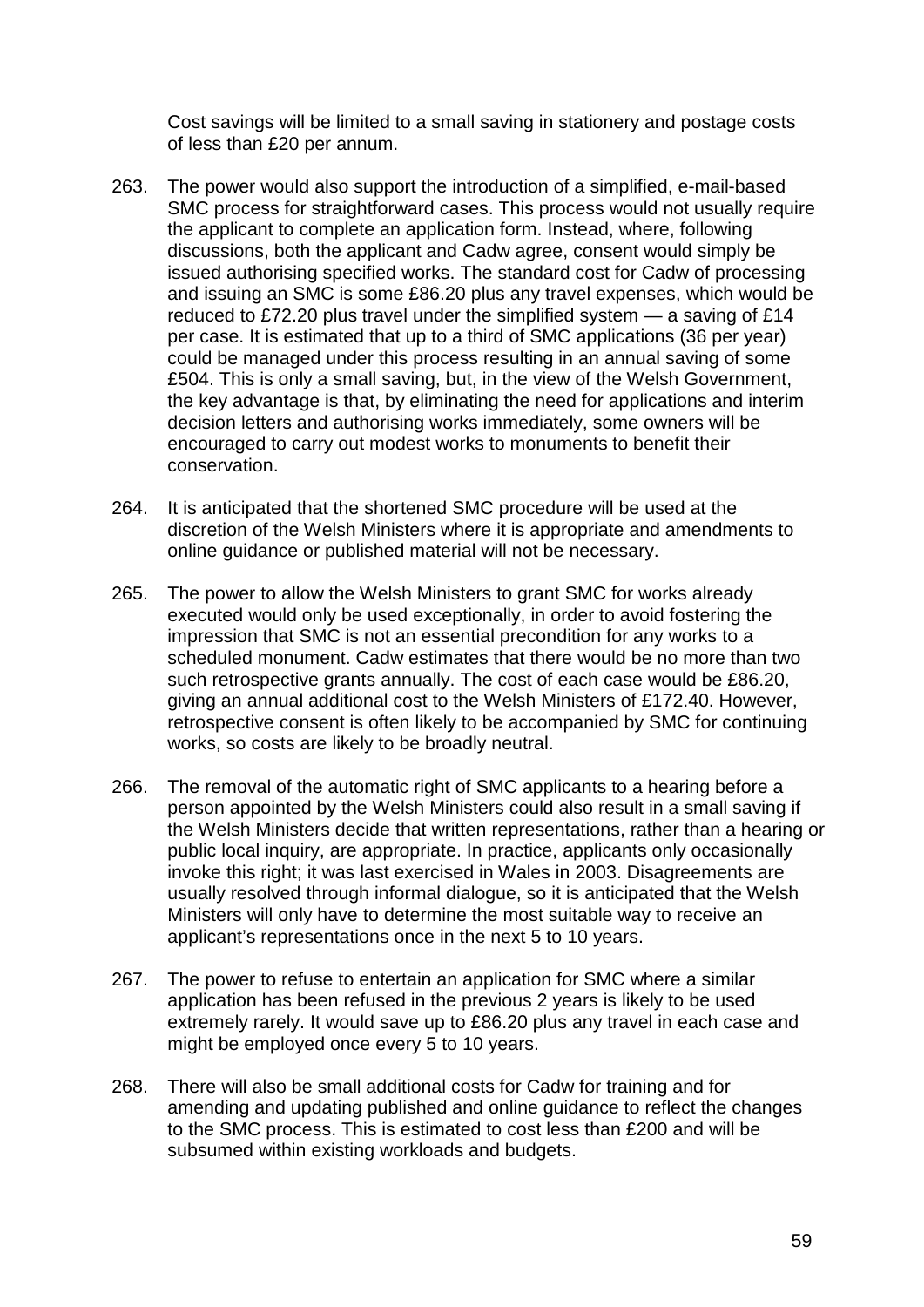Cost savings will be limited to a small saving in stationery and postage costs of less than £20 per annum.

263. The power would also support the introduction of a simplified, e-mail-based SMC process for straightforward cases. This process would not usually require the applicant to complete an application form. Instead, where, following discussions, both the applicant and Cadw agree, consent would simply be issued authorising specified works. The standard cost for Cadw of processing and issuing an SMC is some £86.20 plus any travel expenses, which would be reduced to £72.20 plus travel under the simplified system — a saving of £14 per case. It is estimated that up to a third of SMC applications (36 per year) could be managed under this process resulting in an annual saving of some £504. This is only a small saving, but, in the view of the Welsh Government, the key advantage is that, by eliminating the need for applications and interim decision letters and authorising works immediately, some owners will be encouraged to carry out modest works to monuments to benefit their conservation.

264. It is anticipated that the shortened SMC procedure will be used at the discretion of the Welsh Ministers where it is appropriate and amendments to online guidance or published material will not be necessary.

265. The power to allow the Welsh Ministers to grant SMC for works already executed would only be used exceptionally, in order to avoid fostering the impression that SMC is not an essential precondition for any works to a scheduled monument. Cadw estimates that there would be no more than two such retrospective grants annually. The cost of each case would be £86.20, giving an annual additional cost to the Welsh Ministers of £172.40. However, retrospective consent is often likely to be accompanied by SMC for continuing works, so costs are likely to be broadly neutral.

266. The removal of the automatic right of SMC applicants to a hearing before a person appointed by the Welsh Ministers could also result in a small saving if the Welsh Ministers decide that written representations, rather than a hearing or public local inquiry, are appropriate. In practice, applicants only occasionally invoke this right; it was last exercised in Wales in 2003. Disagreements are usually resolved through informal dialogue, so it is anticipated that the Welsh Ministers will only have to determine the most suitable way to receive an applicant's representations once in the next 5 to 10 years.

267. The power to refuse to entertain an application for SMC where a similar application has been refused in the previous 2 years is likely to be used extremely rarely. It would save up to £86.20 plus any travel in each case and might be employed once every 5 to 10 years.

268. There will also be small additional costs for Cadw for training and for amending and updating published and online guidance to reflect the changes to the SMC process. This is estimated to cost less than £200 and will be subsumed within existing workloads and budgets.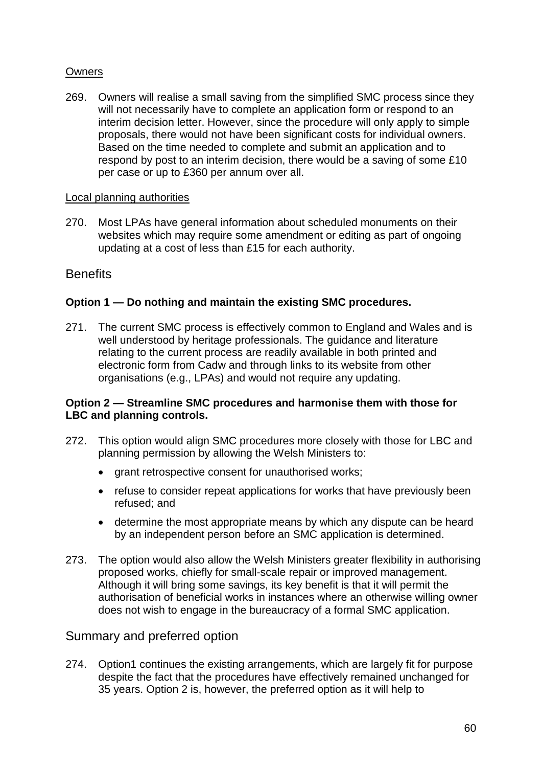Owners

269. Owners will realise a small saving from the simplified SMC process since they will not necessarily have to complete an application form or respond to an interim decision letter. However, since the procedure will only apply to simple proposals, there would not have been significant costs for individual owners. Based on the time needed to complete and submit an application and to respond by post to an interim decision, there would be a saving of some £10 per case or up to £360 per annum over all.

Local planning authorities

270. Most LPAs have general information about scheduled monuments on their websites which may require some amendment or editing as part of ongoing updating at a cost of less than £15 for each authority.

## Benefits

**Option 1 — Do nothing and maintain the existing SMC procedures.**

271. The current SMC process is effectively common to England and Wales and is well understood by heritage professionals. The guidance and literature relating to the current process are readily available in both printed and electronic form from Cadw and through links to its website from other organisations (e.g., LPAs) and would not require any updating.

**Option 2 — Streamline SMC procedures and harmonise them with those for LBC and planning controls.**

272. This option would align SMC procedures more closely with those for LBC and planning permission by allowing the Welsh Ministers to:

- grant retrospective consent for unauthorised works;
- refuse to consider repeat applications for works that have previously been refused; and
- determine the most appropriate means by which any dispute can be heard by an independent person before an SMC application is determined.

273. The option would also allow the Welsh Ministers greater flexibility in authorising proposed works, chiefly for small-scale repair or improved management. Although it will bring some savings, its key benefit is that it will permit the authorisation of beneficial works in instances where an otherwise willing owner does not wish to engage in the bureaucracy of a formal SMC application.

## Summary and preferred option

274. Option1 continues the existing arrangements, which are largely fit for purpose despite the fact that the procedures have effectively remained unchanged for 35 years. Option 2 is, however, the preferred option as it will help to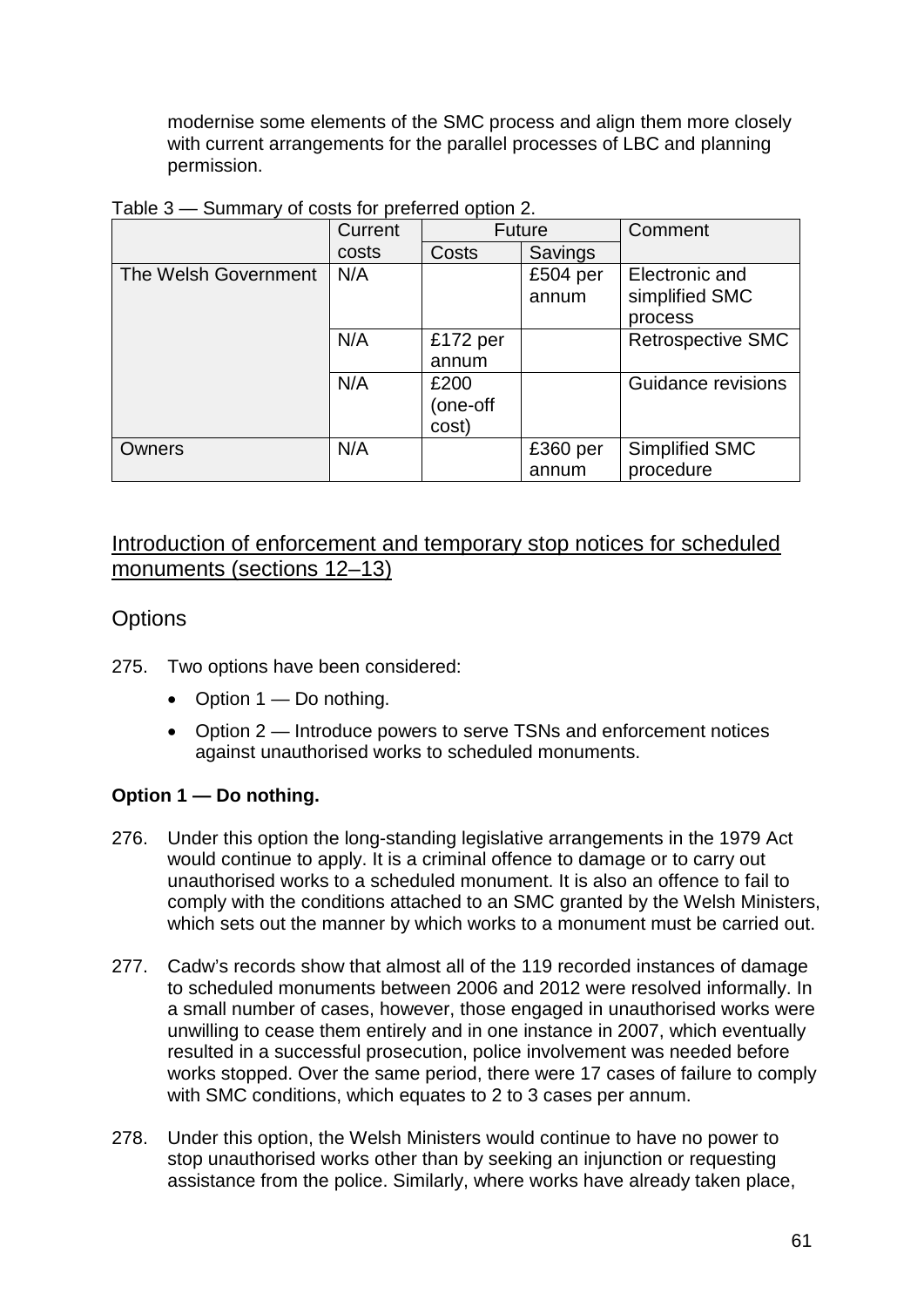modernise some elements of the SMC process and align them more closely with current arrangements for the parallel processes of LBC and planning permission.

Table 3 — Summary of costs for preferred option 2.

| | Current costs | Future | | Comment |
|---|---|---|---|---|
| | | Costs | Savings | |
| The Welsh Government | N/A | | £504 per annum | Electronic and simplified SMC process |
| | N/A | £172 per annum | | Retrospective SMC |
| | N/A | £200 (one-off cost) | | Guidance revisions |
| Owners | N/A | | £360 per annum | Simplified SMC procedure |

## Introduction of enforcement and temporary stop notices for scheduled monuments (sections 12–13)

### Options

275. Two options have been considered:

- Option 1 — Do nothing.
- Option 2 — Introduce powers to serve TSNs and enforcement notices against unauthorised works to scheduled monuments.

**Option 1 — Do nothing.**

276. Under this option the long-standing legislative arrangements in the 1979 Act would continue to apply. It is a criminal offence to damage or to carry out unauthorised works to a scheduled monument. It is also an offence to fail to comply with the conditions attached to an SMC granted by the Welsh Ministers, which sets out the manner by which works to a monument must be carried out.

277. Cadw's records show that almost all of the 119 recorded instances of damage to scheduled monuments between 2006 and 2012 were resolved informally. In a small number of cases, however, those engaged in unauthorised works were unwilling to cease them entirely and in one instance in 2007, which eventually resulted in a successful prosecution, police involvement was needed before works stopped. Over the same period, there were 17 cases of failure to comply with SMC conditions, which equates to 2 to 3 cases per annum.

278. Under this option, the Welsh Ministers would continue to have no power to stop unauthorised works other than by seeking an injunction or requesting assistance from the police. Similarly, where works have already taken place,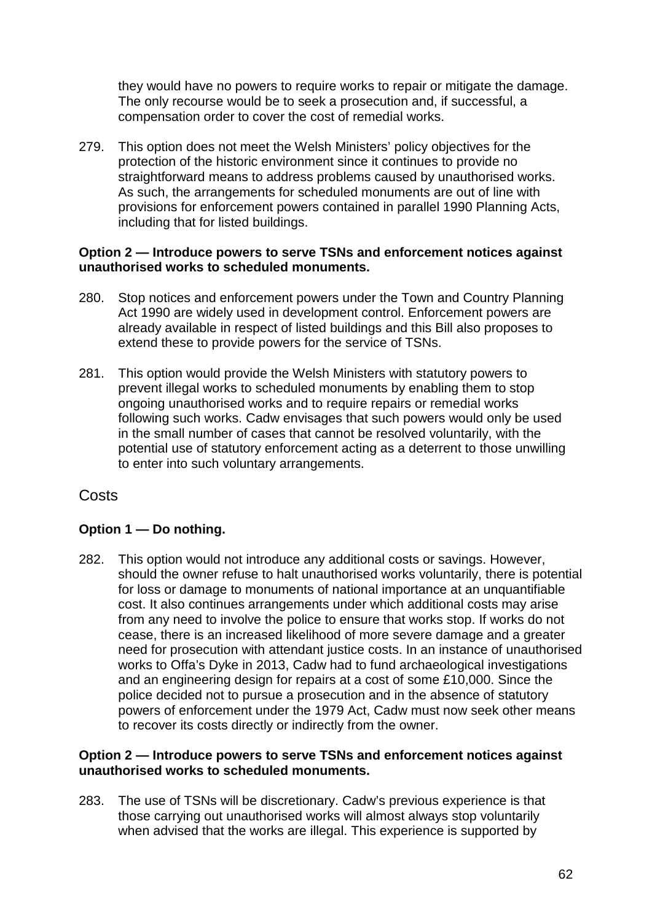they would have no powers to require works to repair or mitigate the damage. The only recourse would be to seek a prosecution and, if successful, a compensation order to cover the cost of remedial works.

279. This option does not meet the Welsh Ministers' policy objectives for the protection of the historic environment since it continues to provide no straightforward means to address problems caused by unauthorised works. As such, the arrangements for scheduled monuments are out of line with provisions for enforcement powers contained in parallel 1990 Planning Acts, including that for listed buildings.

**Option 2 — Introduce powers to serve TSNs and enforcement notices against unauthorised works to scheduled monuments.**

280. Stop notices and enforcement powers under the Town and Country Planning Act 1990 are widely used in development control. Enforcement powers are already available in respect of listed buildings and this Bill also proposes to extend these to provide powers for the service of TSNs.

281. This option would provide the Welsh Ministers with statutory powers to prevent illegal works to scheduled monuments by enabling them to stop ongoing unauthorised works and to require repairs or remedial works following such works. Cadw envisages that such powers would only be used in the small number of cases that cannot be resolved voluntarily, with the potential use of statutory enforcement acting as a deterrent to those unwilling to enter into such voluntary arrangements.

## Costs

**Option 1 — Do nothing.**

282. This option would not introduce any additional costs or savings. However, should the owner refuse to halt unauthorised works voluntarily, there is potential for loss or damage to monuments of national importance at an unquantifiable cost. It also continues arrangements under which additional costs may arise from any need to involve the police to ensure that works stop. If works do not cease, there is an increased likelihood of more severe damage and a greater need for prosecution with attendant justice costs. In an instance of unauthorised works to Offa's Dyke in 2013, Cadw had to fund archaeological investigations and an engineering design for repairs at a cost of some £10,000. Since the police decided not to pursue a prosecution and in the absence of statutory powers of enforcement under the 1979 Act, Cadw must now seek other means to recover its costs directly or indirectly from the owner.

**Option 2 — Introduce powers to serve TSNs and enforcement notices against unauthorised works to scheduled monuments.**

283. The use of TSNs will be discretionary. Cadw's previous experience is that those carrying out unauthorised works will almost always stop voluntarily when advised that the works are illegal. This experience is supported by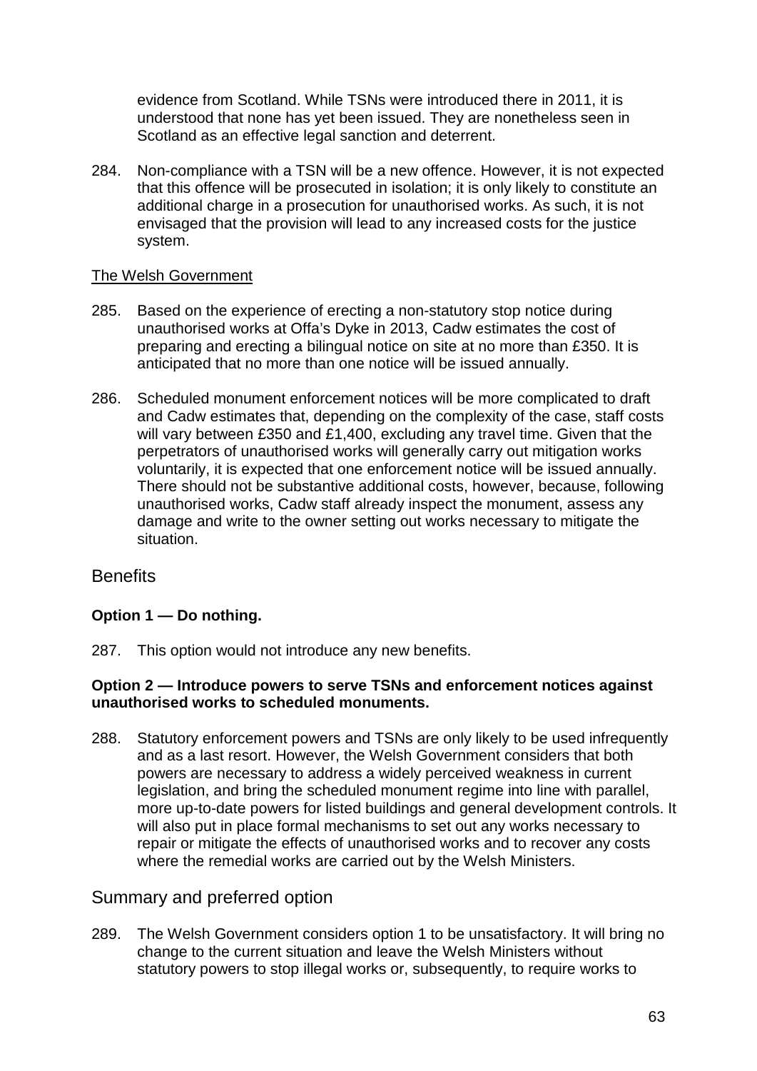evidence from Scotland. While TSNs were introduced there in 2011, it is understood that none has yet been issued. They are nonetheless seen in Scotland as an effective legal sanction and deterrent.

284. Non-compliance with a TSN will be a new offence. However, it is not expected that this offence will be prosecuted in isolation; it is only likely to constitute an additional charge in a prosecution for unauthorised works. As such, it is not envisaged that the provision will lead to any increased costs for the justice system.

The Welsh Government

285. Based on the experience of erecting a non-statutory stop notice during unauthorised works at Offa's Dyke in 2013, Cadw estimates the cost of preparing and erecting a bilingual notice on site at no more than £350. It is anticipated that no more than one notice will be issued annually.

286. Scheduled monument enforcement notices will be more complicated to draft and Cadw estimates that, depending on the complexity of the case, staff costs will vary between £350 and £1,400, excluding any travel time. Given that the perpetrators of unauthorised works will generally carry out mitigation works voluntarily, it is expected that one enforcement notice will be issued annually. There should not be substantive additional costs, however, because, following unauthorised works, Cadw staff already inspect the monument, assess any damage and write to the owner setting out works necessary to mitigate the situation.

## Benefits

**Option 1 — Do nothing.**

287. This option would not introduce any new benefits.

**Option 2 — Introduce powers to serve TSNs and enforcement notices against unauthorised works to scheduled monuments.**

288. Statutory enforcement powers and TSNs are only likely to be used infrequently and as a last resort. However, the Welsh Government considers that both powers are necessary to address a widely perceived weakness in current legislation, and bring the scheduled monument regime into line with parallel, more up-to-date powers for listed buildings and general development controls. It will also put in place formal mechanisms to set out any works necessary to repair or mitigate the effects of unauthorised works and to recover any costs where the remedial works are carried out by the Welsh Ministers.

## Summary and preferred option

289. The Welsh Government considers option 1 to be unsatisfactory. It will bring no change to the current situation and leave the Welsh Ministers without statutory powers to stop illegal works or, subsequently, to require works to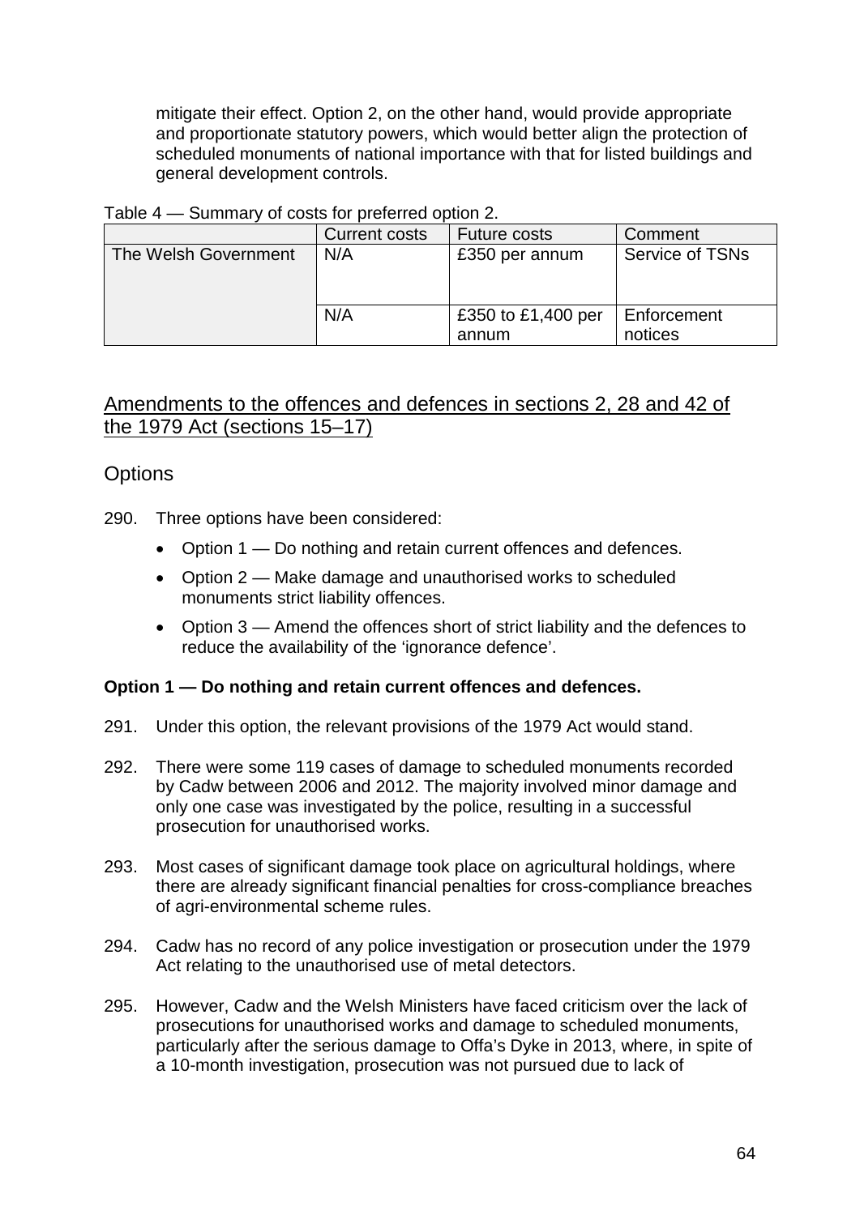mitigate their effect. Option 2, on the other hand, would provide appropriate and proportionate statutory powers, which would better align the protection of scheduled monuments of national importance with that for listed buildings and general development controls.

Table 4 — Summary of costs for preferred option 2.

| | Current costs | Future costs | Comment |
|---|---|---|---|
| The Welsh Government | N/A | £350 per annum | Service of TSNs |
| | N/A | £350 to £1,400 per annum | Enforcement notices |

## Amendments to the offences and defences in sections 2, 28 and 42 of the 1979 Act (sections 15–17)

### Options

290. Three options have been considered:

- Option 1 — Do nothing and retain current offences and defences.
- Option 2 — Make damage and unauthorised works to scheduled monuments strict liability offences.
- Option 3 — Amend the offences short of strict liability and the defences to reduce the availability of the 'ignorance defence'.

**Option 1 — Do nothing and retain current offences and defences.**

291. Under this option, the relevant provisions of the 1979 Act would stand.

292. There were some 119 cases of damage to scheduled monuments recorded by Cadw between 2006 and 2012. The majority involved minor damage and only one case was investigated by the police, resulting in a successful prosecution for unauthorised works.

293. Most cases of significant damage took place on agricultural holdings, where there are already significant financial penalties for cross-compliance breaches of agri-environmental scheme rules.

294. Cadw has no record of any police investigation or prosecution under the 1979 Act relating to the unauthorised use of metal detectors.

295. However, Cadw and the Welsh Ministers have faced criticism over the lack of prosecutions for unauthorised works and damage to scheduled monuments, particularly after the serious damage to Offa's Dyke in 2013, where, in spite of a 10-month investigation, prosecution was not pursued due to lack of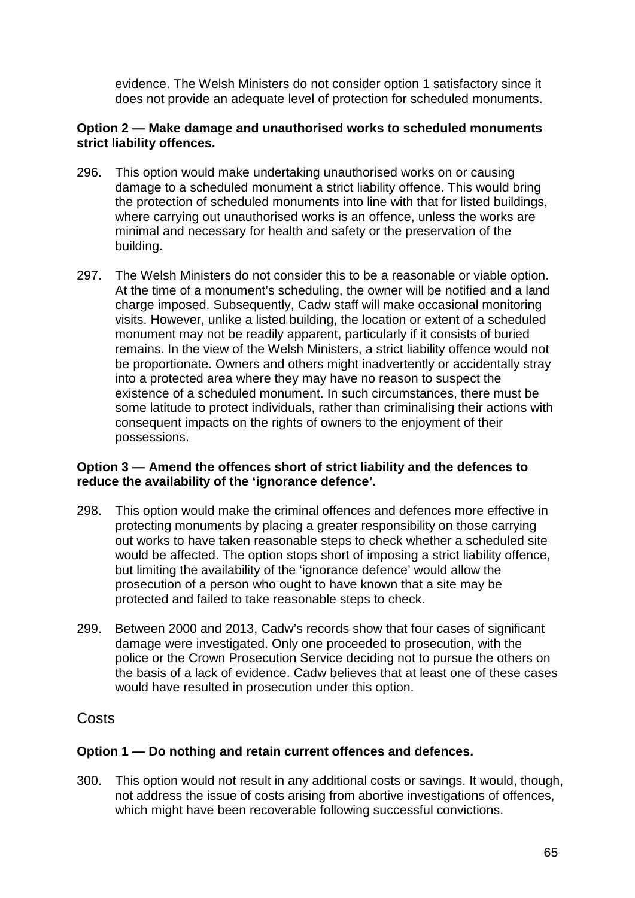evidence. The Welsh Ministers do not consider option 1 satisfactory since it does not provide an adequate level of protection for scheduled monuments.

**Option 2 — Make damage and unauthorised works to scheduled monuments strict liability offences.**

296. This option would make undertaking unauthorised works on or causing damage to a scheduled monument a strict liability offence. This would bring the protection of scheduled monuments into line with that for listed buildings, where carrying out unauthorised works is an offence, unless the works are minimal and necessary for health and safety or the preservation of the building.

297. The Welsh Ministers do not consider this to be a reasonable or viable option. At the time of a monument's scheduling, the owner will be notified and a land charge imposed. Subsequently, Cadw staff will make occasional monitoring visits. However, unlike a listed building, the location or extent of a scheduled monument may not be readily apparent, particularly if it consists of buried remains. In the view of the Welsh Ministers, a strict liability offence would not be proportionate. Owners and others might inadvertently or accidentally stray into a protected area where they may have no reason to suspect the existence of a scheduled monument. In such circumstances, there must be some latitude to protect individuals, rather than criminalising their actions with consequent impacts on the rights of owners to the enjoyment of their possessions.

**Option 3 — Amend the offences short of strict liability and the defences to reduce the availability of the 'ignorance defence'.**

298. This option would make the criminal offences and defences more effective in protecting monuments by placing a greater responsibility on those carrying out works to have taken reasonable steps to check whether a scheduled site would be affected. The option stops short of imposing a strict liability offence, but limiting the availability of the 'ignorance defence' would allow the prosecution of a person who ought to have known that a site may be protected and failed to take reasonable steps to check.

299. Between 2000 and 2013, Cadw's records show that four cases of significant damage were investigated. Only one proceeded to prosecution, with the police or the Crown Prosecution Service deciding not to pursue the others on the basis of a lack of evidence. Cadw believes that at least one of these cases would have resulted in prosecution under this option.

## Costs

**Option 1 — Do nothing and retain current offences and defences.**

300. This option would not result in any additional costs or savings. It would, though, not address the issue of costs arising from abortive investigations of offences, which might have been recoverable following successful convictions.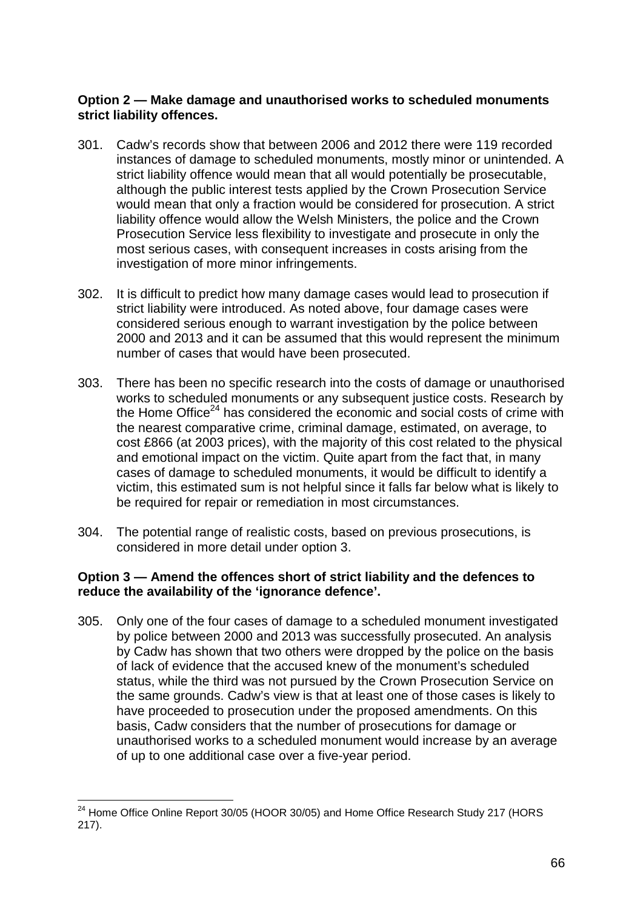**Option 2 — Make damage and unauthorised works to scheduled monuments strict liability offences.**

301. Cadw's records show that between 2006 and 2012 there were 119 recorded instances of damage to scheduled monuments, mostly minor or unintended. A strict liability offence would mean that all would potentially be prosecutable, although the public interest tests applied by the Crown Prosecution Service would mean that only a fraction would be considered for prosecution. A strict liability offence would allow the Welsh Ministers, the police and the Crown Prosecution Service less flexibility to investigate and prosecute in only the most serious cases, with consequent increases in costs arising from the investigation of more minor infringements.

302. It is difficult to predict how many damage cases would lead to prosecution if strict liability were introduced. As noted above, four damage cases were considered serious enough to warrant investigation by the police between 2000 and 2013 and it can be assumed that this would represent the minimum number of cases that would have been prosecuted.

303. There has been no specific research into the costs of damage or unauthorised works to scheduled monuments or any subsequent justice costs. Research by the Home Office[24] has considered the economic and social costs of crime with the nearest comparative crime, criminal damage, estimated, on average, to cost £866 (at 2003 prices), with the majority of this cost related to the physical and emotional impact on the victim. Quite apart from the fact that, in many cases of damage to scheduled monuments, it would be difficult to identify a victim, this estimated sum is not helpful since it falls far below what is likely to be required for repair or remediation in most circumstances.

304. The potential range of realistic costs, based on previous prosecutions, is considered in more detail under option 3.

**Option 3 — Amend the offences short of strict liability and the defences to reduce the availability of the 'ignorance defence'.**

305. Only one of the four cases of damage to a scheduled monument investigated by police between 2000 and 2013 was successfully prosecuted. An analysis by Cadw has shown that two others were dropped by the police on the basis of lack of evidence that the accused knew of the monument's scheduled status, while the third was not pursued by the Crown Prosecution Service on the same grounds. Cadw's view is that at least one of those cases is likely to have proceeded to prosecution under the proposed amendments. On this basis, Cadw considers that the number of prosecutions for damage or unauthorised works to a scheduled monument would increase by an average of up to one additional case over a five-year period.

---

[24] Home Office Online Report 30/05 (HOOR 30/05) and Home Office Research Study 217 (HORS 217).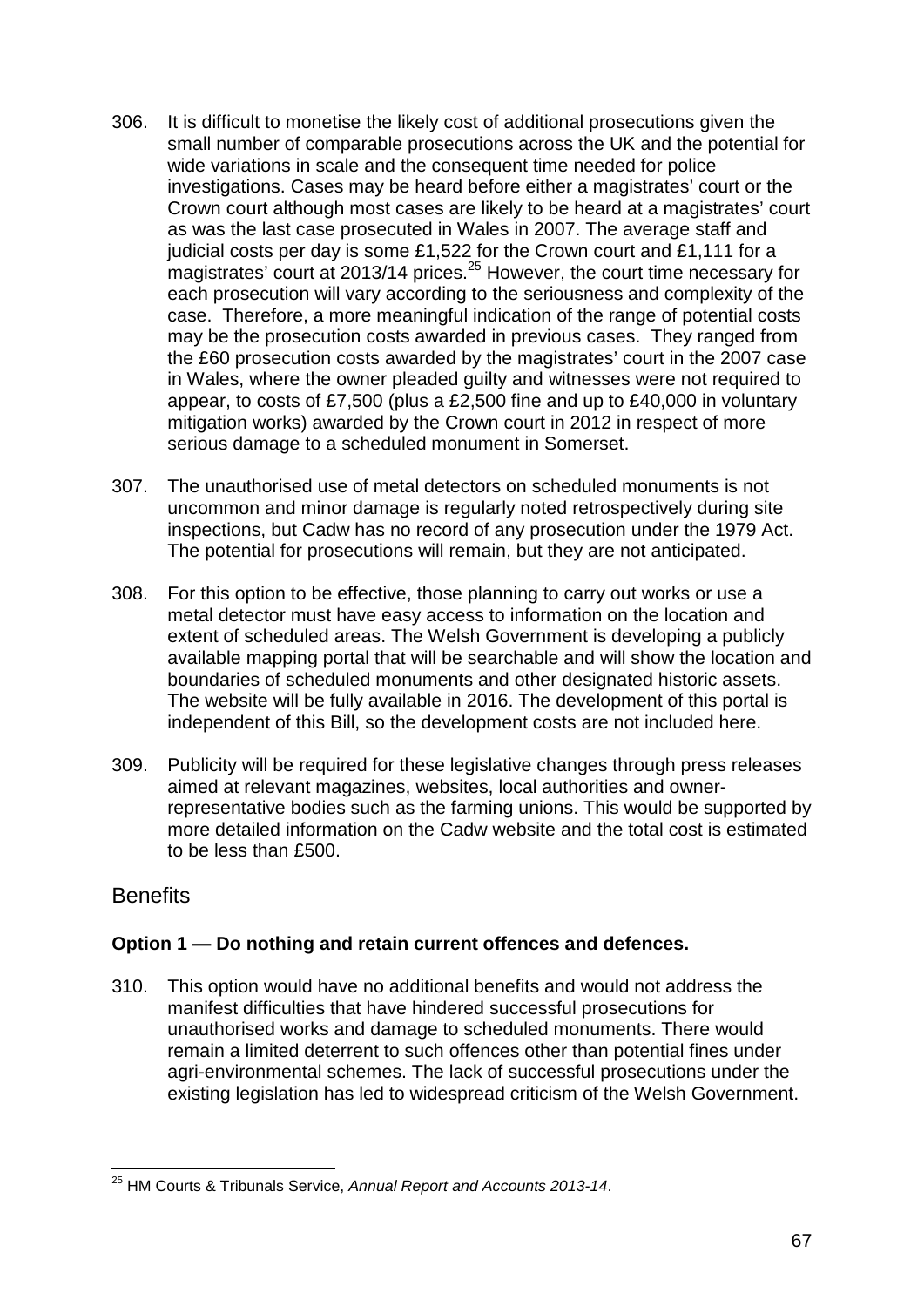306. It is difficult to monetise the likely cost of additional prosecutions given the small number of comparable prosecutions across the UK and the potential for wide variations in scale and the consequent time needed for police investigations. Cases may be heard before either a magistrates' court or the Crown court although most cases are likely to be heard at a magistrates' court as was the last case prosecuted in Wales in 2007. The average staff and judicial costs per day is some £1,522 for the Crown court and £1,111 for a magistrates' court at 2013/14 prices.[25] However, the court time necessary for each prosecution will vary according to the seriousness and complexity of the case. Therefore, a more meaningful indication of the range of potential costs may be the prosecution costs awarded in previous cases. They ranged from the £60 prosecution costs awarded by the magistrates' court in the 2007 case in Wales, where the owner pleaded guilty and witnesses were not required to appear, to costs of £7,500 (plus a £2,500 fine and up to £40,000 in voluntary mitigation works) awarded by the Crown court in 2012 in respect of more serious damage to a scheduled monument in Somerset.

307. The unauthorised use of metal detectors on scheduled monuments is not uncommon and minor damage is regularly noted retrospectively during site inspections, but Cadw has no record of any prosecution under the 1979 Act. The potential for prosecutions will remain, but they are not anticipated.

308. For this option to be effective, those planning to carry out works or use a metal detector must have easy access to information on the location and extent of scheduled areas. The Welsh Government is developing a publicly available mapping portal that will be searchable and will show the location and boundaries of scheduled monuments and other designated historic assets. The website will be fully available in 2016. The development of this portal is independent of this Bill, so the development costs are not included here.

309. Publicity will be required for these legislative changes through press releases aimed at relevant magazines, websites, local authorities and owner-representative bodies such as the farming unions. This would be supported by more detailed information on the Cadw website and the total cost is estimated to be less than £500.

## Benefits

**Option 1 — Do nothing and retain current offences and defences.**

310. This option would have no additional benefits and would not address the manifest difficulties that have hindered successful prosecutions for unauthorised works and damage to scheduled monuments. There would remain a limited deterrent to such offences other than potential fines under agri-environmental schemes. The lack of successful prosecutions under the existing legislation has led to widespread criticism of the Welsh Government.

[25] HM Courts & Tribunals Service, *Annual Report and Accounts 2013-14*.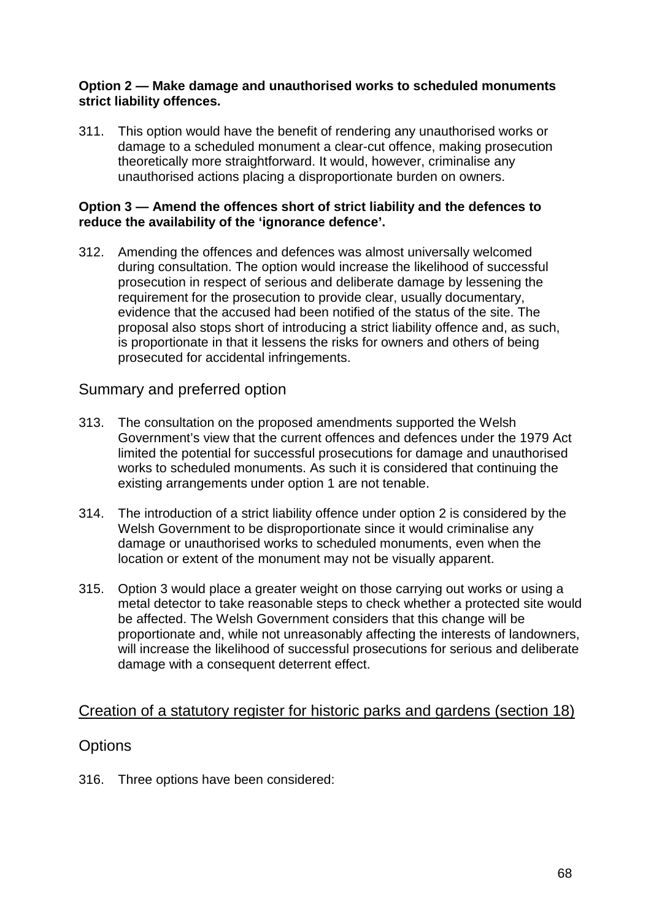**Option 2 — Make damage and unauthorised works to scheduled monuments strict liability offences.**

311. This option would have the benefit of rendering any unauthorised works or damage to a scheduled monument a clear-cut offence, making prosecution theoretically more straightforward. It would, however, criminalise any unauthorised actions placing a disproportionate burden on owners.

**Option 3 — Amend the offences short of strict liability and the defences to reduce the availability of the 'ignorance defence'.**

312. Amending the offences and defences was almost universally welcomed during consultation. The option would increase the likelihood of successful prosecution in respect of serious and deliberate damage by lessening the requirement for the prosecution to provide clear, usually documentary, evidence that the accused had been notified of the status of the site. The proposal also stops short of introducing a strict liability offence and, as such, is proportionate in that it lessens the risks for owners and others of being prosecuted for accidental infringements.

## Summary and preferred option

313. The consultation on the proposed amendments supported the Welsh Government's view that the current offences and defences under the 1979 Act limited the potential for successful prosecutions for damage and unauthorised works to scheduled monuments. As such it is considered that continuing the existing arrangements under option 1 are not tenable.

314. The introduction of a strict liability offence under option 2 is considered by the Welsh Government to be disproportionate since it would criminalise any damage or unauthorised works to scheduled monuments, even when the location or extent of the monument may not be visually apparent.

315. Option 3 would place a greater weight on those carrying out works or using a metal detector to take reasonable steps to check whether a protected site would be affected. The Welsh Government considers that this change will be proportionate and, while not unreasonably affecting the interests of landowners, will increase the likelihood of successful prosecutions for serious and deliberate damage with a consequent deterrent effect.

## Creation of a statutory register for historic parks and gardens (section 18)

## Options

316. Three options have been considered: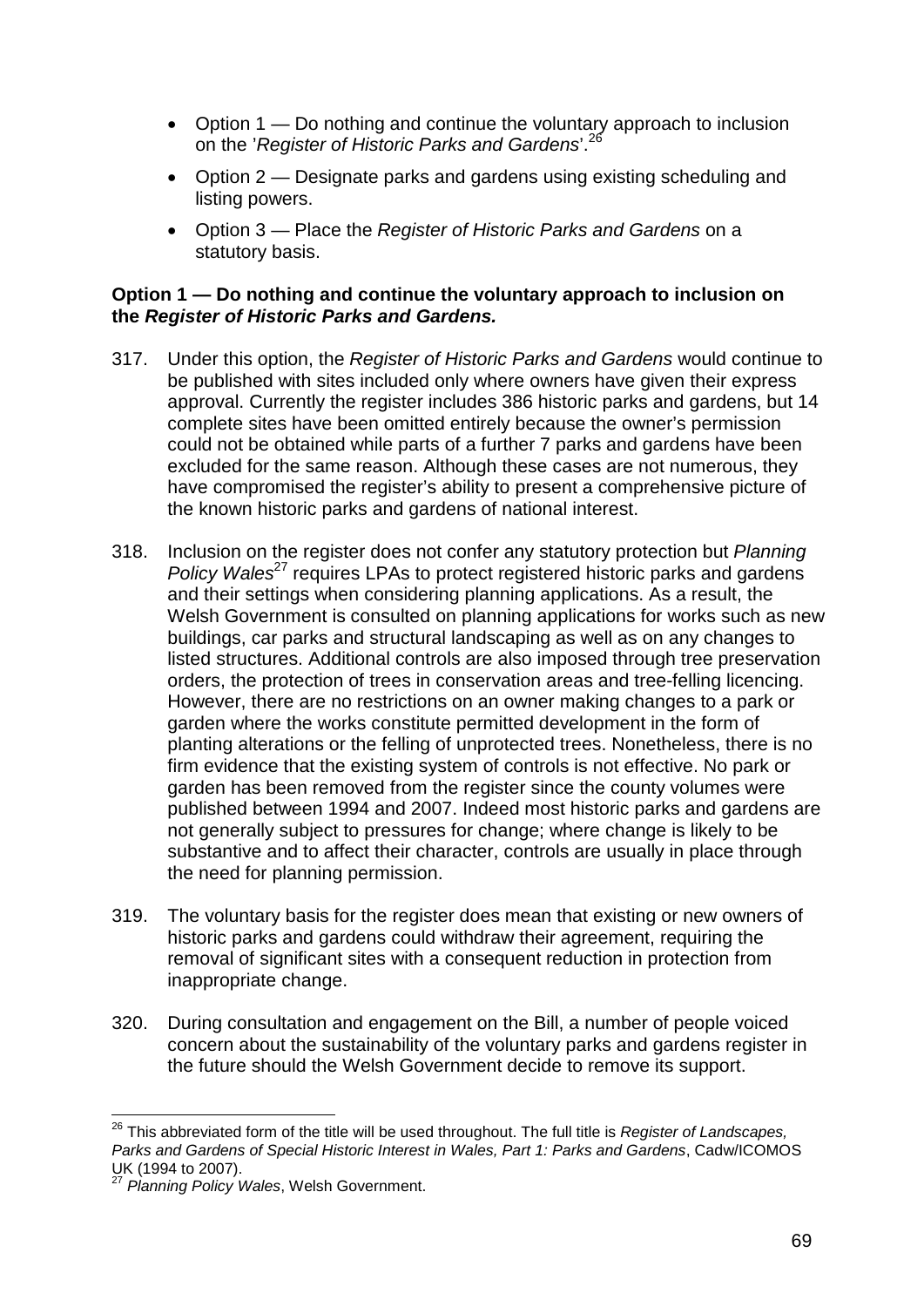- Option 1 — Do nothing and continue the voluntary approach to inclusion on the '*Register of Historic Parks and Gardens*'.[26]
- Option 2 — Designate parks and gardens using existing scheduling and listing powers.
- Option 3 — Place the *Register of Historic Parks and Gardens* on a statutory basis.

**Option 1 — Do nothing and continue the voluntary approach to inclusion on the *Register of Historic Parks and Gardens.***

317. Under this option, the *Register of Historic Parks and Gardens* would continue to be published with sites included only where owners have given their express approval. Currently the register includes 386 historic parks and gardens, but 14 complete sites have been omitted entirely because the owner's permission could not be obtained while parts of a further 7 parks and gardens have been excluded for the same reason. Although these cases are not numerous, they have compromised the register's ability to present a comprehensive picture of the known historic parks and gardens of national interest.

318. Inclusion on the register does not confer any statutory protection but *Planning Policy Wales*[27] requires LPAs to protect registered historic parks and gardens and their settings when considering planning applications. As a result, the Welsh Government is consulted on planning applications for works such as new buildings, car parks and structural landscaping as well as on any changes to listed structures. Additional controls are also imposed through tree preservation orders, the protection of trees in conservation areas and tree-felling licencing. However, there are no restrictions on an owner making changes to a park or garden where the works constitute permitted development in the form of planting alterations or the felling of unprotected trees. Nonetheless, there is no firm evidence that the existing system of controls is not effective. No park or garden has been removed from the register since the county volumes were published between 1994 and 2007. Indeed most historic parks and gardens are not generally subject to pressures for change; where change is likely to be substantive and to affect their character, controls are usually in place through the need for planning permission.

319. The voluntary basis for the register does mean that existing or new owners of historic parks and gardens could withdraw their agreement, requiring the removal of significant sites with a consequent reduction in protection from inappropriate change.

320. During consultation and engagement on the Bill, a number of people voiced concern about the sustainability of the voluntary parks and gardens register in the future should the Welsh Government decide to remove its support.

---

[26] This abbreviated form of the title will be used throughout. The full title is *Register of Landscapes, Parks and Gardens of Special Historic Interest in Wales, Part 1: Parks and Gardens*, Cadw/ICOMOS UK (1994 to 2007).

[27] *Planning Policy Wales*, Welsh Government.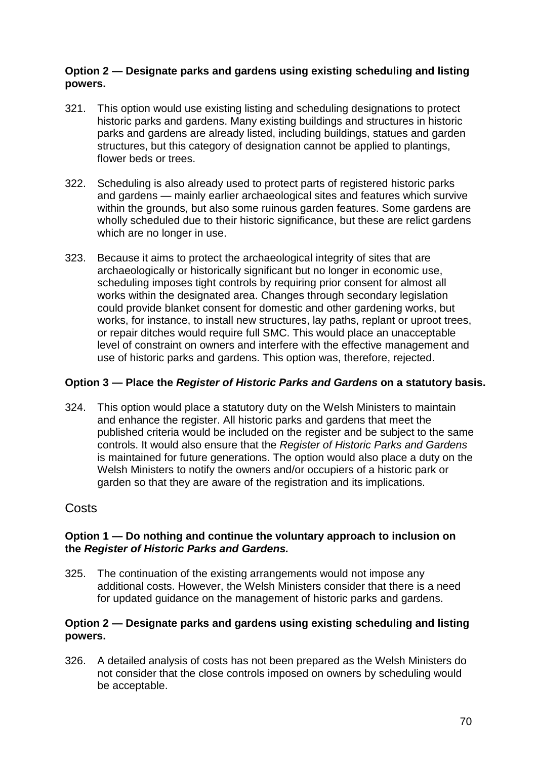**Option 2 — Designate parks and gardens using existing scheduling and listing powers.**

321. This option would use existing listing and scheduling designations to protect historic parks and gardens. Many existing buildings and structures in historic parks and gardens are already listed, including buildings, statues and garden structures, but this category of designation cannot be applied to plantings, flower beds or trees.

322. Scheduling is also already used to protect parts of registered historic parks and gardens — mainly earlier archaeological sites and features which survive within the grounds, but also some ruinous garden features. Some gardens are wholly scheduled due to their historic significance, but these are relict gardens which are no longer in use.

323. Because it aims to protect the archaeological integrity of sites that are archaeologically or historically significant but no longer in economic use, scheduling imposes tight controls by requiring prior consent for almost all works within the designated area. Changes through secondary legislation could provide blanket consent for domestic and other gardening works, but works, for instance, to install new structures, lay paths, replant or uproot trees, or repair ditches would require full SMC. This would place an unacceptable level of constraint on owners and interfere with the effective management and use of historic parks and gardens. This option was, therefore, rejected.

**Option 3 — Place the *Register of Historic Parks and Gardens* on a statutory basis.**

324. This option would place a statutory duty on the Welsh Ministers to maintain and enhance the register. All historic parks and gardens that meet the published criteria would be included on the register and be subject to the same controls. It would also ensure that the *Register of Historic Parks and Gardens* is maintained for future generations. The option would also place a duty on the Welsh Ministers to notify the owners and/or occupiers of a historic park or garden so that they are aware of the registration and its implications.

## Costs

**Option 1 — Do nothing and continue the voluntary approach to inclusion on the *Register of Historic Parks and Gardens.***

325. The continuation of the existing arrangements would not impose any additional costs. However, the Welsh Ministers consider that there is a need for updated guidance on the management of historic parks and gardens.

**Option 2 — Designate parks and gardens using existing scheduling and listing powers.**

326. A detailed analysis of costs has not been prepared as the Welsh Ministers do not consider that the close controls imposed on owners by scheduling would be acceptable.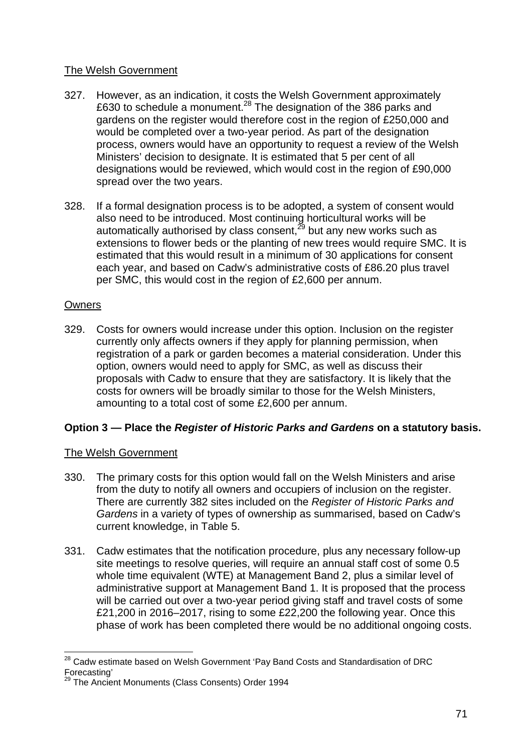The Welsh Government

327. However, as an indication, it costs the Welsh Government approximately £630 to schedule a monument.[28] The designation of the 386 parks and gardens on the register would therefore cost in the region of £250,000 and would be completed over a two-year period. As part of the designation process, owners would have an opportunity to request a review of the Welsh Ministers' decision to designate. It is estimated that 5 per cent of all designations would be reviewed, which would cost in the region of £90,000 spread over the two years.

328. If a formal designation process is to be adopted, a system of consent would also need to be introduced. Most continuing horticultural works will be automatically authorised by class consent,[29] but any new works such as extensions to flower beds or the planting of new trees would require SMC. It is estimated that this would result in a minimum of 30 applications for consent each year, and based on Cadw's administrative costs of £86.20 plus travel per SMC, this would cost in the region of £2,600 per annum.

Owners

329. Costs for owners would increase under this option. Inclusion on the register currently only affects owners if they apply for planning permission, when registration of a park or garden becomes a material consideration. Under this option, owners would need to apply for SMC, as well as discuss their proposals with Cadw to ensure that they are satisfactory. It is likely that the costs for owners will be broadly similar to those for the Welsh Ministers, amounting to a total cost of some £2,600 per annum.

**Option 3 — Place the *Register of Historic Parks and Gardens* on a statutory basis.**

The Welsh Government

330. The primary costs for this option would fall on the Welsh Ministers and arise from the duty to notify all owners and occupiers of inclusion on the register. There are currently 382 sites included on the *Register of Historic Parks and Gardens* in a variety of types of ownership as summarised, based on Cadw's current knowledge, in Table 5.

331. Cadw estimates that the notification procedure, plus any necessary follow-up site meetings to resolve queries, will require an annual staff cost of some 0.5 whole time equivalent (WTE) at Management Band 2, plus a similar level of administrative support at Management Band 1. It is proposed that the process will be carried out over a two-year period giving staff and travel costs of some £21,200 in 2016–2017, rising to some £22,200 the following year. Once this phase of work has been completed there would be no additional ongoing costs.

[28] Cadw estimate based on Welsh Government 'Pay Band Costs and Standardisation of DRC Forecasting'

[29] The Ancient Monuments (Class Consents) Order 1994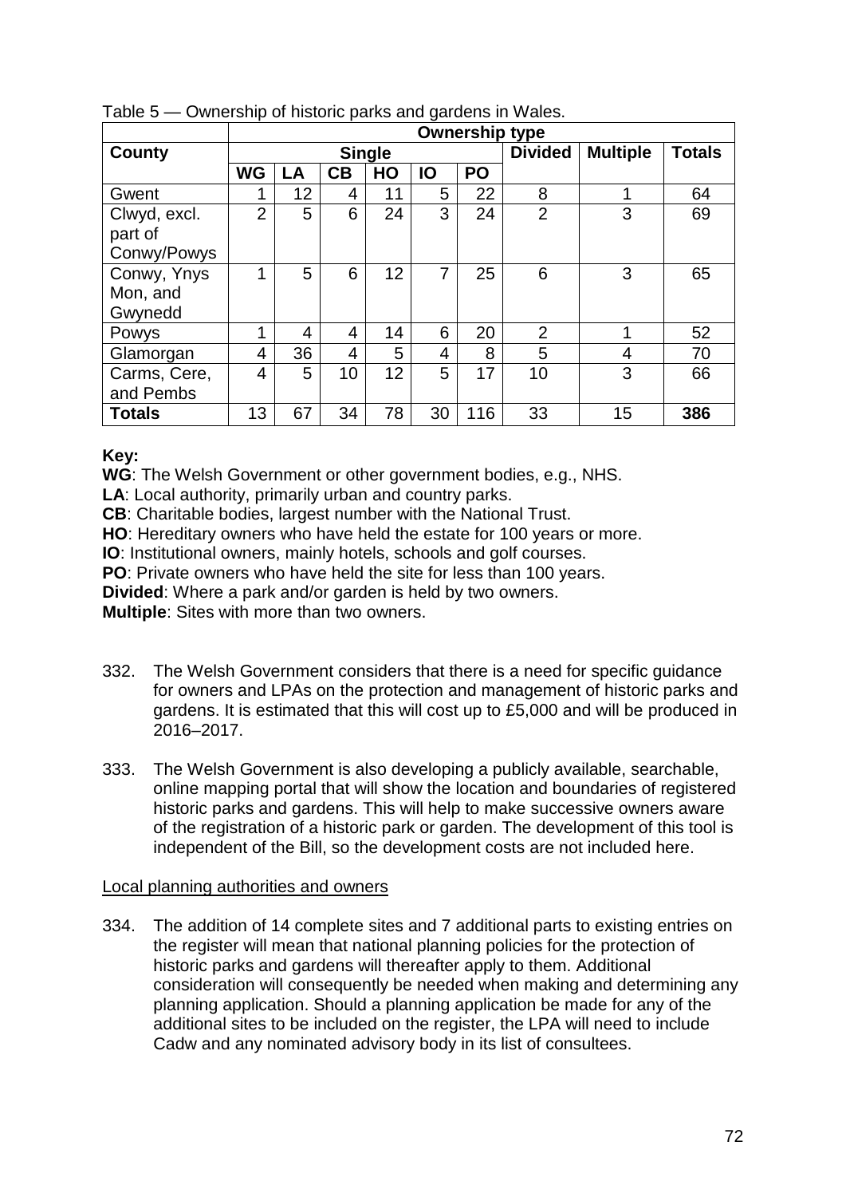Table 5 — Ownership of historic parks and gardens in Wales.

| | Ownership type | | | | | | | | |
|---|---|---|---|---|---|---|---|---|---|
| County | Single | | | | | | Divided | Multiple | Totals |
| | WG | LA | CB | HO | IO | PO | | | |
| Gwent | 1 | 12 | 4 | 11 | 5 | 22 | 8 | 1 | 64 |
| Clwyd, excl. part of Conwy/Powys | 2 | 5 | 6 | 24 | 3 | 24 | 2 | 3 | 69 |
| Conwy, Ynys Mon, and Gwynedd | 1 | 5 | 6 | 12 | 7 | 25 | 6 | 3 | 65 |
| Powys | 1 | 4 | 4 | 14 | 6 | 20 | 2 | 1 | 52 |
| Glamorgan | 4 | 36 | 4 | 5 | 4 | 8 | 5 | 4 | 70 |
| Carms, Cere, and Pembs | 4 | 5 | 10 | 12 | 5 | 17 | 10 | 3 | 66 |
| **Totals** | 13 | 67 | 34 | 78 | 30 | 116 | 33 | 15 | **386** |

**Key:**

**WG**: The Welsh Government or other government bodies, e.g., NHS.
**LA**: Local authority, primarily urban and country parks.
**CB**: Charitable bodies, largest number with the National Trust.
**HO**: Hereditary owners who have held the estate for 100 years or more.
**IO**: Institutional owners, mainly hotels, schools and golf courses.
**PO**: Private owners who have held the site for less than 100 years.
**Divided**: Where a park and/or garden is held by two owners.
**Multiple**: Sites with more than two owners.

332. The Welsh Government considers that there is a need for specific guidance for owners and LPAs on the protection and management of historic parks and gardens. It is estimated that this will cost up to £5,000 and will be produced in 2016–2017.

333. The Welsh Government is also developing a publicly available, searchable, online mapping portal that will show the location and boundaries of registered historic parks and gardens. This will help to make successive owners aware of the registration of a historic park or garden. The development of this tool is independent of the Bill, so the development costs are not included here.

Local planning authorities and owners

334. The addition of 14 complete sites and 7 additional parts to existing entries on the register will mean that national planning policies for the protection of historic parks and gardens will thereafter apply to them. Additional consideration will consequently be needed when making and determining any planning application. Should a planning application be made for any of the additional sites to be included on the register, the LPA will need to include Cadw and any nominated advisory body in its list of consultees.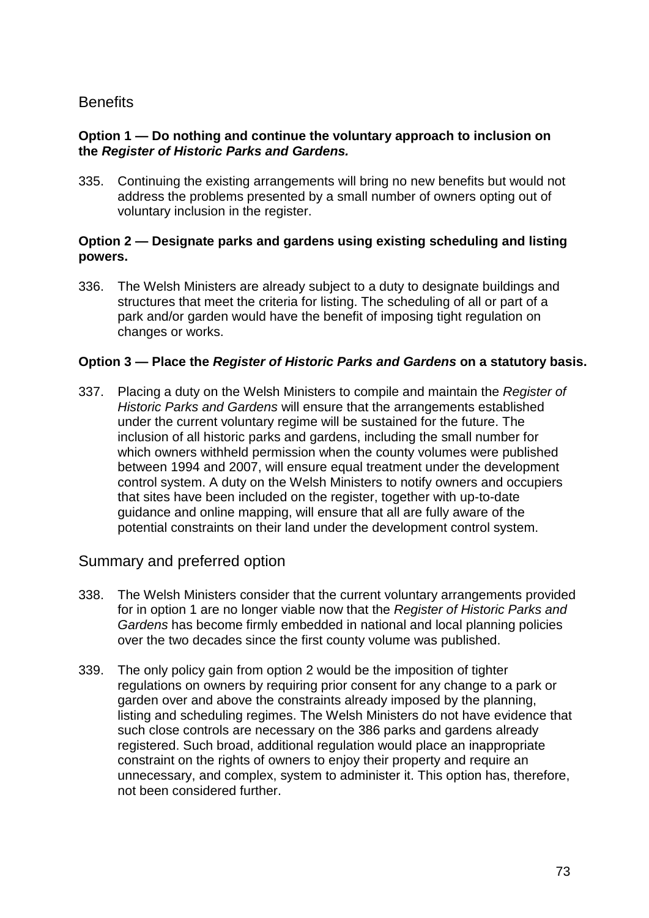## Benefits

**Option 1 — Do nothing and continue the voluntary approach to inclusion on the *Register of Historic Parks and Gardens.***

335. Continuing the existing arrangements will bring no new benefits but would not address the problems presented by a small number of owners opting out of voluntary inclusion in the register.

**Option 2 — Designate parks and gardens using existing scheduling and listing powers.**

336. The Welsh Ministers are already subject to a duty to designate buildings and structures that meet the criteria for listing. The scheduling of all or part of a park and/or garden would have the benefit of imposing tight regulation on changes or works.

**Option 3 — Place the *Register of Historic Parks and Gardens* on a statutory basis.**

337. Placing a duty on the Welsh Ministers to compile and maintain the *Register of Historic Parks and Gardens* will ensure that the arrangements established under the current voluntary regime will be sustained for the future. The inclusion of all historic parks and gardens, including the small number for which owners withheld permission when the county volumes were published between 1994 and 2007, will ensure equal treatment under the development control system. A duty on the Welsh Ministers to notify owners and occupiers that sites have been included on the register, together with up-to-date guidance and online mapping, will ensure that all are fully aware of the potential constraints on their land under the development control system.

## Summary and preferred option

338. The Welsh Ministers consider that the current voluntary arrangements provided for in option 1 are no longer viable now that the *Register of Historic Parks and Gardens* has become firmly embedded in national and local planning policies over the two decades since the first county volume was published.

339. The only policy gain from option 2 would be the imposition of tighter regulations on owners by requiring prior consent for any change to a park or garden over and above the constraints already imposed by the planning, listing and scheduling regimes. The Welsh Ministers do not have evidence that such close controls are necessary on the 386 parks and gardens already registered. Such broad, additional regulation would place an inappropriate constraint on the rights of owners to enjoy their property and require an unnecessary, and complex, system to administer it. This option has, therefore, not been considered further.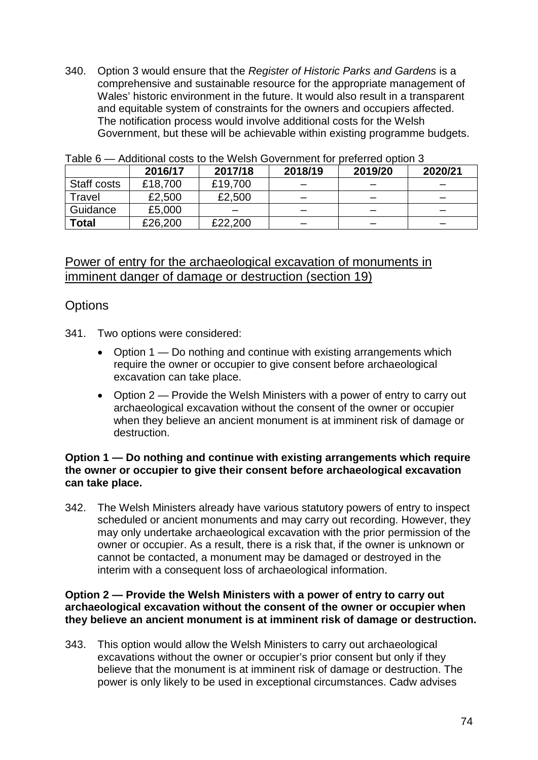340. Option 3 would ensure that the *Register of Historic Parks and Gardens* is a comprehensive and sustainable resource for the appropriate management of Wales' historic environment in the future. It would also result in a transparent and equitable system of constraints for the owners and occupiers affected. The notification process would involve additional costs for the Welsh Government, but these will be achievable within existing programme budgets.

Table 6 — Additional costs to the Welsh Government for preferred option 3

| | 2016/17 | 2017/18 | 2018/19 | 2019/20 | 2020/21 |
|---|---|---|---|---|---|
| Staff costs | £18,700 | £19,700 | – | – | – |
| Travel | £2,500 | £2,500 | – | – | – |
| Guidance | £5,000 | – | – | – | – |
| **Total** | £26,200 | £22,200 | – | – | – |

## Power of entry for the archaeological excavation of monuments in imminent danger of damage or destruction (section 19)

### Options

341. Two options were considered:

- Option 1 — Do nothing and continue with existing arrangements which require the owner or occupier to give consent before archaeological excavation can take place.
- Option 2 — Provide the Welsh Ministers with a power of entry to carry out archaeological excavation without the consent of the owner or occupier when they believe an ancient monument is at imminent risk of damage or destruction.

**Option 1 — Do nothing and continue with existing arrangements which require the owner or occupier to give their consent before archaeological excavation can take place.**

342. The Welsh Ministers already have various statutory powers of entry to inspect scheduled or ancient monuments and may carry out recording. However, they may only undertake archaeological excavation with the prior permission of the owner or occupier. As a result, there is a risk that, if the owner is unknown or cannot be contacted, a monument may be damaged or destroyed in the interim with a consequent loss of archaeological information.

**Option 2 — Provide the Welsh Ministers with a power of entry to carry out archaeological excavation without the consent of the owner or occupier when they believe an ancient monument is at imminent risk of damage or destruction.**

343. This option would allow the Welsh Ministers to carry out archaeological excavations without the owner or occupier's prior consent but only if they believe that the monument is at imminent risk of damage or destruction. The power is only likely to be used in exceptional circumstances. Cadw advises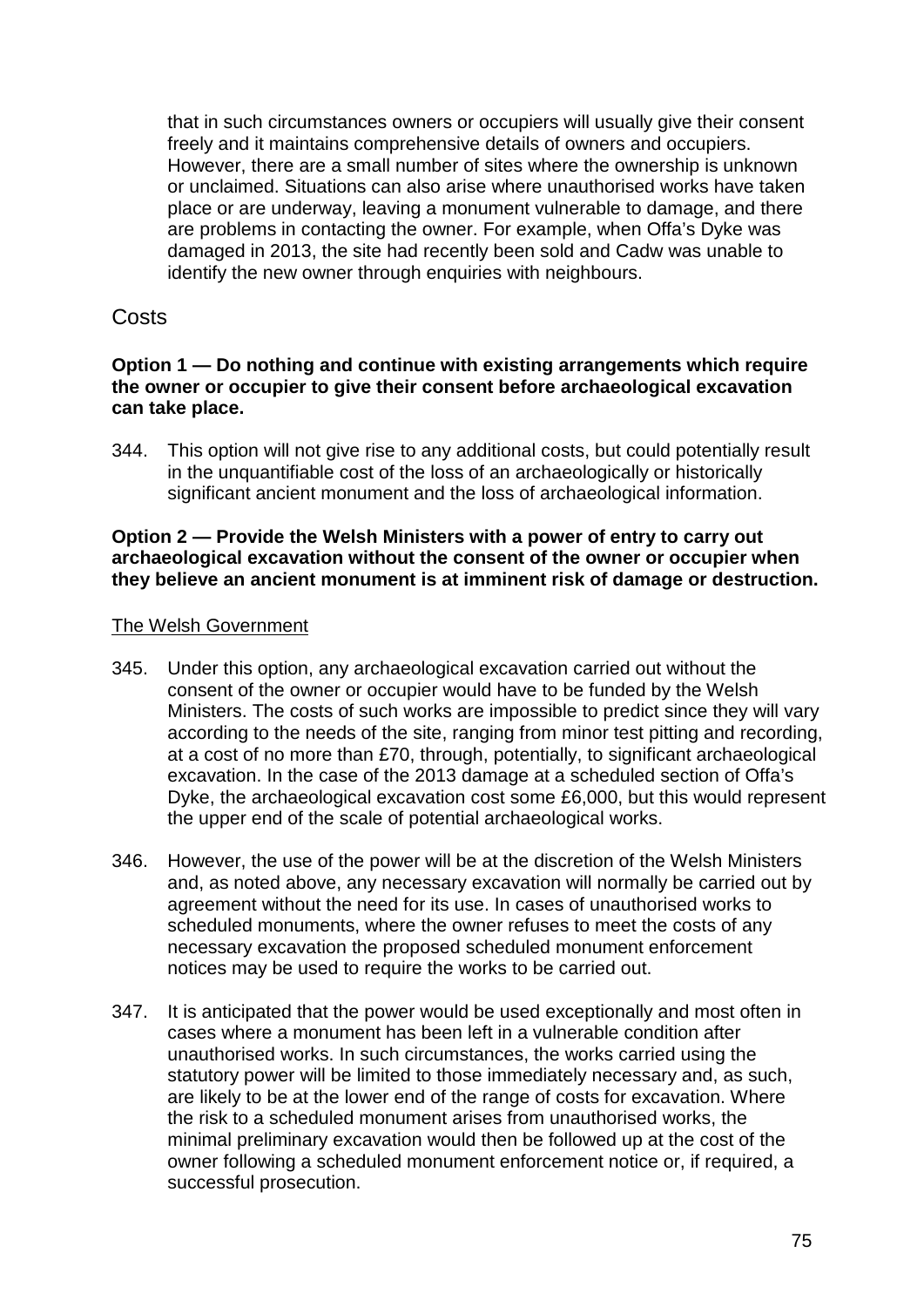that in such circumstances owners or occupiers will usually give their consent freely and it maintains comprehensive details of owners and occupiers. However, there are a small number of sites where the ownership is unknown or unclaimed. Situations can also arise where unauthorised works have taken place or are underway, leaving a monument vulnerable to damage, and there are problems in contacting the owner. For example, when Offa's Dyke was damaged in 2013, the site had recently been sold and Cadw was unable to identify the new owner through enquiries with neighbours.

## Costs

**Option 1 — Do nothing and continue with existing arrangements which require the owner or occupier to give their consent before archaeological excavation can take place.**

344. This option will not give rise to any additional costs, but could potentially result in the unquantifiable cost of the loss of an archaeologically or historically significant ancient monument and the loss of archaeological information.

**Option 2 — Provide the Welsh Ministers with a power of entry to carry out archaeological excavation without the consent of the owner or occupier when they believe an ancient monument is at imminent risk of damage or destruction.**

<u>The Welsh Government</u>

345. Under this option, any archaeological excavation carried out without the consent of the owner or occupier would have to be funded by the Welsh Ministers. The costs of such works are impossible to predict since they will vary according to the needs of the site, ranging from minor test pitting and recording, at a cost of no more than £70, through, potentially, to significant archaeological excavation. In the case of the 2013 damage at a scheduled section of Offa's Dyke, the archaeological excavation cost some £6,000, but this would represent the upper end of the scale of potential archaeological works.

346. However, the use of the power will be at the discretion of the Welsh Ministers and, as noted above, any necessary excavation will normally be carried out by agreement without the need for its use. In cases of unauthorised works to scheduled monuments, where the owner refuses to meet the costs of any necessary excavation the proposed scheduled monument enforcement notices may be used to require the works to be carried out.

347. It is anticipated that the power would be used exceptionally and most often in cases where a monument has been left in a vulnerable condition after unauthorised works. In such circumstances, the works carried using the statutory power will be limited to those immediately necessary and, as such, are likely to be at the lower end of the range of costs for excavation. Where the risk to a scheduled monument arises from unauthorised works, the minimal preliminary excavation would then be followed up at the cost of the owner following a scheduled monument enforcement notice or, if required, a successful prosecution.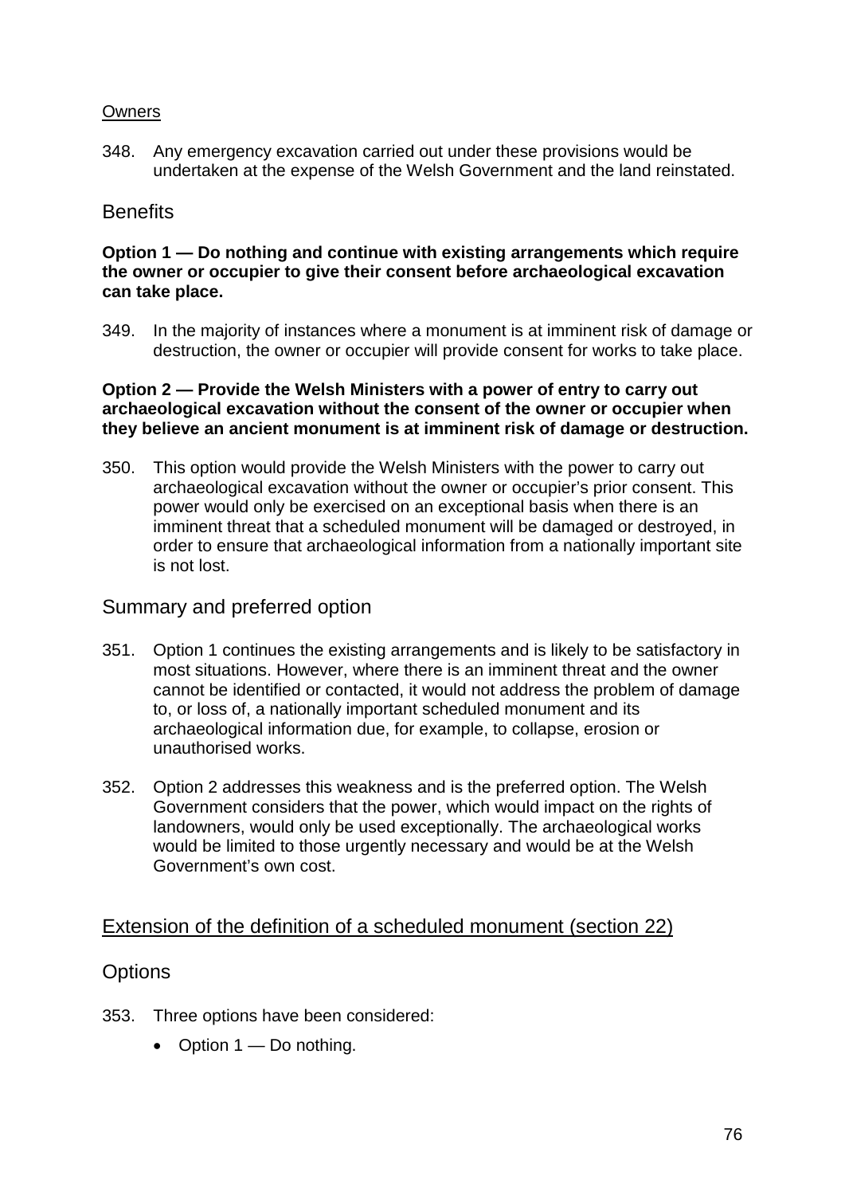Owners

348. Any emergency excavation carried out under these provisions would be undertaken at the expense of the Welsh Government and the land reinstated.

### Benefits

**Option 1 — Do nothing and continue with existing arrangements which require the owner or occupier to give their consent before archaeological excavation can take place.**

349. In the majority of instances where a monument is at imminent risk of damage or destruction, the owner or occupier will provide consent for works to take place.

**Option 2 — Provide the Welsh Ministers with a power of entry to carry out archaeological excavation without the consent of the owner or occupier when they believe an ancient monument is at imminent risk of damage or destruction.**

350. This option would provide the Welsh Ministers with the power to carry out archaeological excavation without the owner or occupier's prior consent. This power would only be exercised on an exceptional basis when there is an imminent threat that a scheduled monument will be damaged or destroyed, in order to ensure that archaeological information from a nationally important site is not lost.

### Summary and preferred option

351. Option 1 continues the existing arrangements and is likely to be satisfactory in most situations. However, where there is an imminent threat and the owner cannot be identified or contacted, it would not address the problem of damage to, or loss of, a nationally important scheduled monument and its archaeological information due, for example, to collapse, erosion or unauthorised works.

352. Option 2 addresses this weakness and is the preferred option. The Welsh Government considers that the power, which would impact on the rights of landowners, would only be used exceptionally. The archaeological works would be limited to those urgently necessary and would be at the Welsh Government's own cost.

## Extension of the definition of a scheduled monument (section 22)

### Options

353. Three options have been considered:

- Option 1 — Do nothing.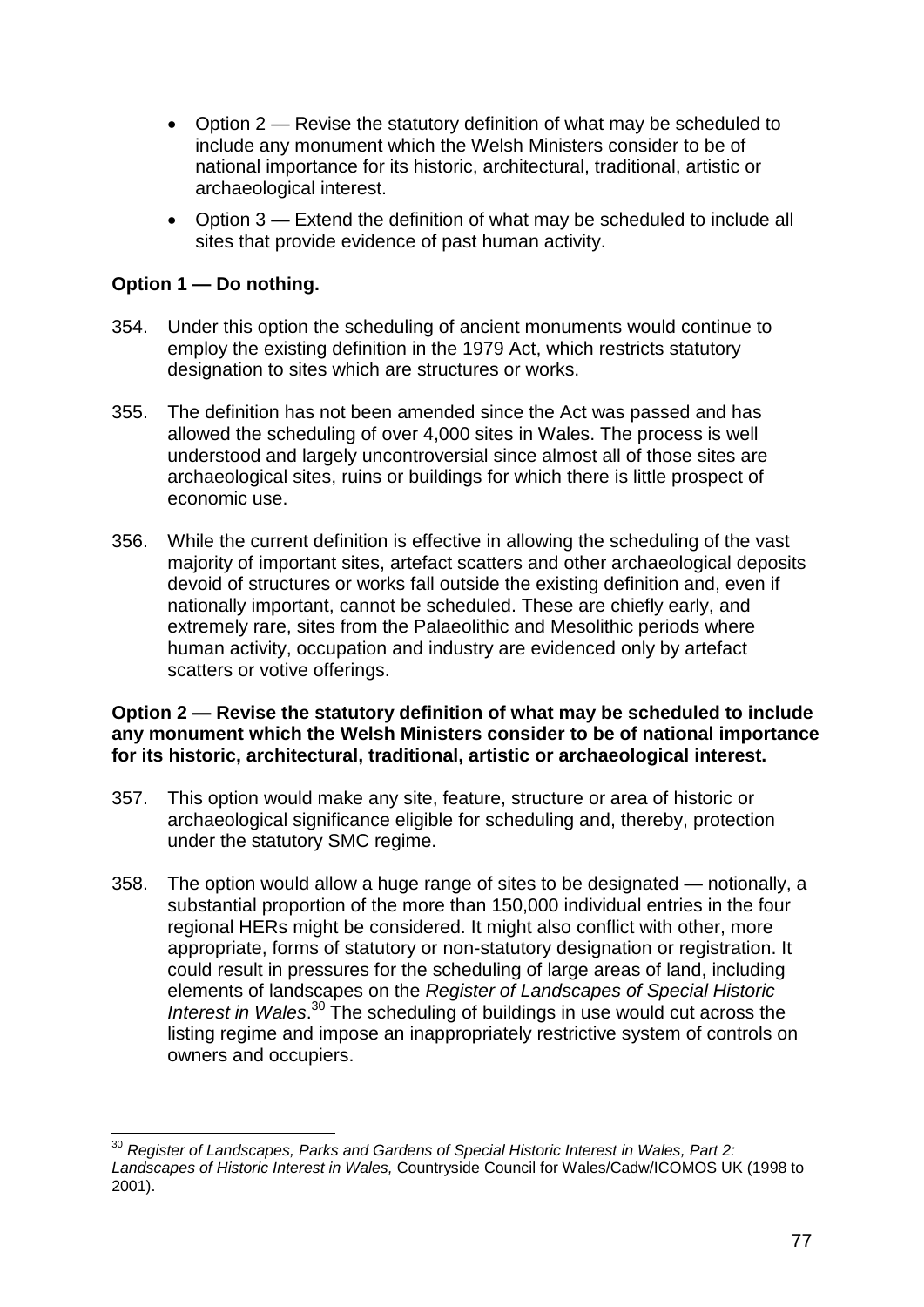- Option 2 — Revise the statutory definition of what may be scheduled to include any monument which the Welsh Ministers consider to be of national importance for its historic, architectural, traditional, artistic or archaeological interest.
- Option 3 — Extend the definition of what may be scheduled to include all sites that provide evidence of past human activity.

**Option 1 — Do nothing.**

354. Under this option the scheduling of ancient monuments would continue to employ the existing definition in the 1979 Act, which restricts statutory designation to sites which are structures or works.

355. The definition has not been amended since the Act was passed and has allowed the scheduling of over 4,000 sites in Wales. The process is well understood and largely uncontroversial since almost all of those sites are archaeological sites, ruins or buildings for which there is little prospect of economic use.

356. While the current definition is effective in allowing the scheduling of the vast majority of important sites, artefact scatters and other archaeological deposits devoid of structures or works fall outside the existing definition and, even if nationally important, cannot be scheduled. These are chiefly early, and extremely rare, sites from the Palaeolithic and Mesolithic periods where human activity, occupation and industry are evidenced only by artefact scatters or votive offerings.

**Option 2 — Revise the statutory definition of what may be scheduled to include any monument which the Welsh Ministers consider to be of national importance for its historic, architectural, traditional, artistic or archaeological interest.**

357. This option would make any site, feature, structure or area of historic or archaeological significance eligible for scheduling and, thereby, protection under the statutory SMC regime.

358. The option would allow a huge range of sites to be designated — notionally, a substantial proportion of the more than 150,000 individual entries in the four regional HERs might be considered. It might also conflict with other, more appropriate, forms of statutory or non-statutory designation or registration. It could result in pressures for the scheduling of large areas of land, including elements of landscapes on the *Register of Landscapes of Special Historic Interest in Wales*.[30] The scheduling of buildings in use would cut across the listing regime and impose an inappropriately restrictive system of controls on owners and occupiers.

---

[30] *Register of Landscapes, Parks and Gardens of Special Historic Interest in Wales, Part 2: Landscapes of Historic Interest in Wales,* Countryside Council for Wales/Cadw/ICOMOS UK (1998 to 2001).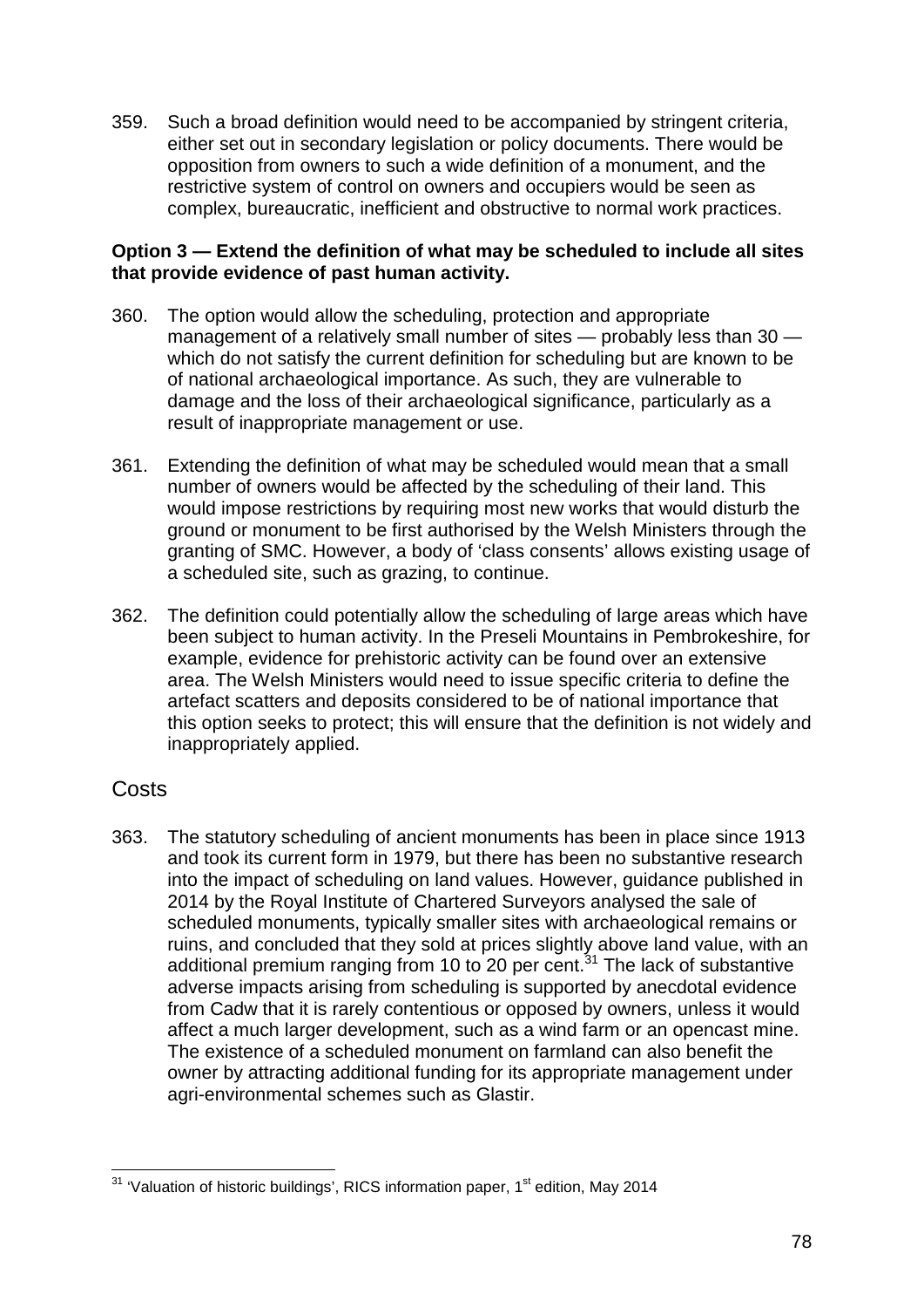359. Such a broad definition would need to be accompanied by stringent criteria, either set out in secondary legislation or policy documents. There would be opposition from owners to such a wide definition of a monument, and the restrictive system of control on owners and occupiers would be seen as complex, bureaucratic, inefficient and obstructive to normal work practices.

**Option 3 — Extend the definition of what may be scheduled to include all sites that provide evidence of past human activity.**

360. The option would allow the scheduling, protection and appropriate management of a relatively small number of sites — probably less than 30 — which do not satisfy the current definition for scheduling but are known to be of national archaeological importance. As such, they are vulnerable to damage and the loss of their archaeological significance, particularly as a result of inappropriate management or use.

361. Extending the definition of what may be scheduled would mean that a small number of owners would be affected by the scheduling of their land. This would impose restrictions by requiring most new works that would disturb the ground or monument to be first authorised by the Welsh Ministers through the granting of SMC. However, a body of 'class consents' allows existing usage of a scheduled site, such as grazing, to continue.

362. The definition could potentially allow the scheduling of large areas which have been subject to human activity. In the Preseli Mountains in Pembrokeshire, for example, evidence for prehistoric activity can be found over an extensive area. The Welsh Ministers would need to issue specific criteria to define the artefact scatters and deposits considered to be of national importance that this option seeks to protect; this will ensure that the definition is not widely and inappropriately applied.

## Costs

363. The statutory scheduling of ancient monuments has been in place since 1913 and took its current form in 1979, but there has been no substantive research into the impact of scheduling on land values. However, guidance published in 2014 by the Royal Institute of Chartered Surveyors analysed the sale of scheduled monuments, typically smaller sites with archaeological remains or ruins, and concluded that they sold at prices slightly above land value, with an additional premium ranging from 10 to 20 per cent.[31] The lack of substantive adverse impacts arising from scheduling is supported by anecdotal evidence from Cadw that it is rarely contentious or opposed by owners, unless it would affect a much larger development, such as a wind farm or an opencast mine. The existence of a scheduled monument on farmland can also benefit the owner by attracting additional funding for its appropriate management under agri-environmental schemes such as Glastir.

[31] 'Valuation of historic buildings', RICS information paper, 1st edition, May 2014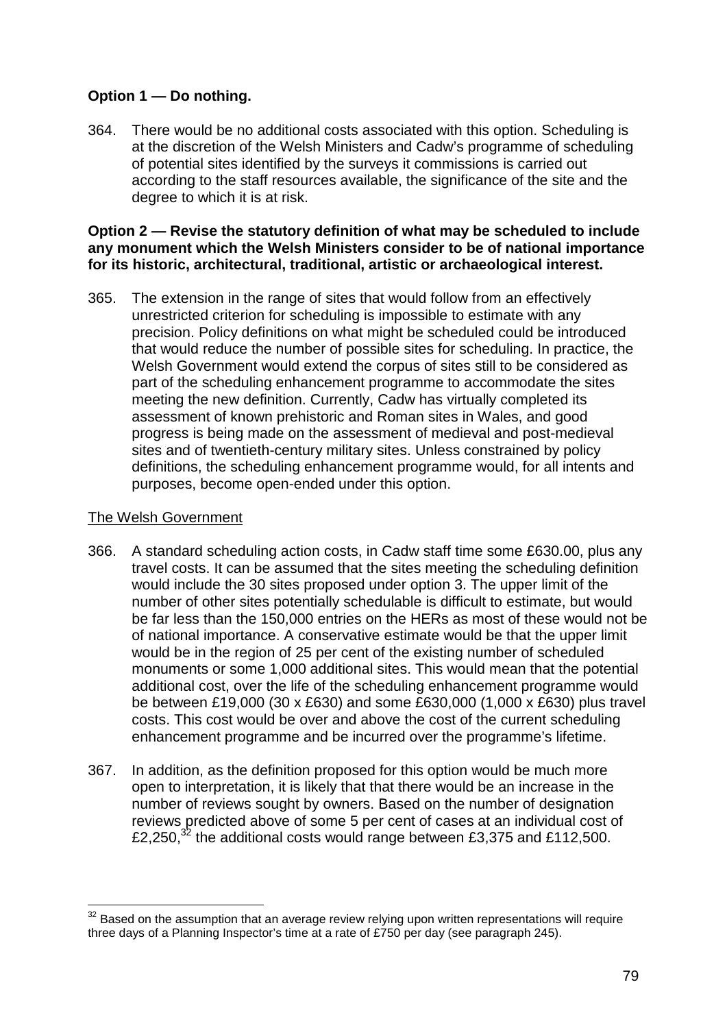**Option 1 — Do nothing.**

364. There would be no additional costs associated with this option. Scheduling is at the discretion of the Welsh Ministers and Cadw's programme of scheduling of potential sites identified by the surveys it commissions is carried out according to the staff resources available, the significance of the site and the degree to which it is at risk.

**Option 2 — Revise the statutory definition of what may be scheduled to include any monument which the Welsh Ministers consider to be of national importance for its historic, architectural, traditional, artistic or archaeological interest.**

365. The extension in the range of sites that would follow from an effectively unrestricted criterion for scheduling is impossible to estimate with any precision. Policy definitions on what might be scheduled could be introduced that would reduce the number of possible sites for scheduling. In practice, the Welsh Government would extend the corpus of sites still to be considered as part of the scheduling enhancement programme to accommodate the sites meeting the new definition. Currently, Cadw has virtually completed its assessment of known prehistoric and Roman sites in Wales, and good progress is being made on the assessment of medieval and post-medieval sites and of twentieth-century military sites. Unless constrained by policy definitions, the scheduling enhancement programme would, for all intents and purposes, become open-ended under this option.

The Welsh Government

366. A standard scheduling action costs, in Cadw staff time some £630.00, plus any travel costs. It can be assumed that the sites meeting the scheduling definition would include the 30 sites proposed under option 3. The upper limit of the number of other sites potentially schedulable is difficult to estimate, but would be far less than the 150,000 entries on the HERs as most of these would not be of national importance. A conservative estimate would be that the upper limit would be in the region of 25 per cent of the existing number of scheduled monuments or some 1,000 additional sites. This would mean that the potential additional cost, over the life of the scheduling enhancement programme would be between £19,000 (30 x £630) and some £630,000 (1,000 x £630) plus travel costs. This cost would be over and above the cost of the current scheduling enhancement programme and be incurred over the programme's lifetime.

367. In addition, as the definition proposed for this option would be much more open to interpretation, it is likely that that there would be an increase in the number of reviews sought by owners. Based on the number of designation reviews predicted above of some 5 per cent of cases at an individual cost of £2,250,[32] the additional costs would range between £3,375 and £112,500.

[32] Based on the assumption that an average review relying upon written representations will require three days of a Planning Inspector's time at a rate of £750 per day (see paragraph 245).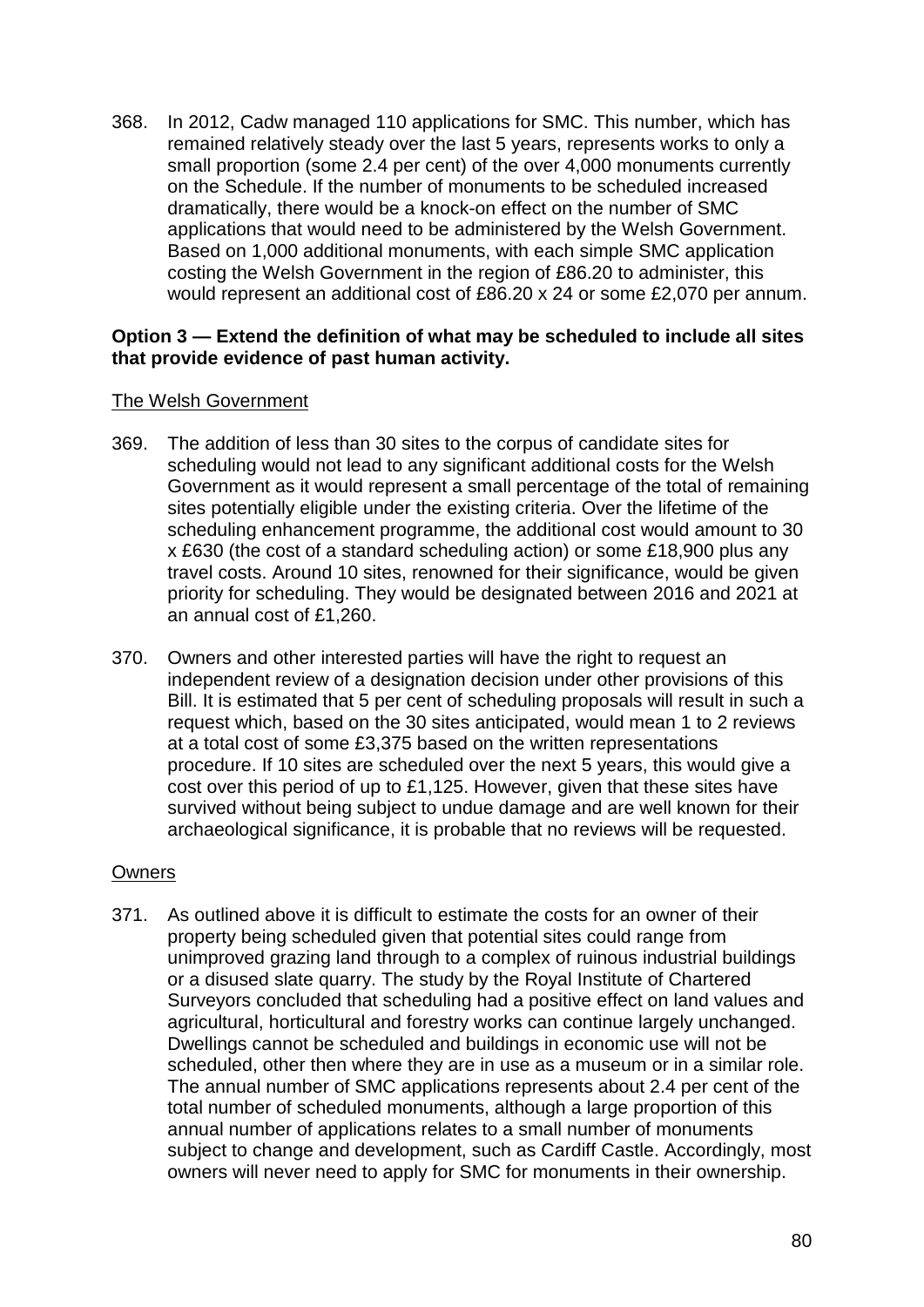368. In 2012, Cadw managed 110 applications for SMC. This number, which has remained relatively steady over the last 5 years, represents works to only a small proportion (some 2.4 per cent) of the over 4,000 monuments currently on the Schedule. If the number of monuments to be scheduled increased dramatically, there would be a knock-on effect on the number of SMC applications that would need to be administered by the Welsh Government. Based on 1,000 additional monuments, with each simple SMC application costing the Welsh Government in the region of £86.20 to administer, this would represent an additional cost of £86.20 x 24 or some £2,070 per annum.

**Option 3 — Extend the definition of what may be scheduled to include all sites that provide evidence of past human activity.**

The Welsh Government

369. The addition of less than 30 sites to the corpus of candidate sites for scheduling would not lead to any significant additional costs for the Welsh Government as it would represent a small percentage of the total of remaining sites potentially eligible under the existing criteria. Over the lifetime of the scheduling enhancement programme, the additional cost would amount to 30 x £630 (the cost of a standard scheduling action) or some £18,900 plus any travel costs. Around 10 sites, renowned for their significance, would be given priority for scheduling. They would be designated between 2016 and 2021 at an annual cost of £1,260.

370. Owners and other interested parties will have the right to request an independent review of a designation decision under other provisions of this Bill. It is estimated that 5 per cent of scheduling proposals will result in such a request which, based on the 30 sites anticipated, would mean 1 to 2 reviews at a total cost of some £3,375 based on the written representations procedure. If 10 sites are scheduled over the next 5 years, this would give a cost over this period of up to £1,125. However, given that these sites have survived without being subject to undue damage and are well known for their archaeological significance, it is probable that no reviews will be requested.

Owners

371. As outlined above it is difficult to estimate the costs for an owner of their property being scheduled given that potential sites could range from unimproved grazing land through to a complex of ruinous industrial buildings or a disused slate quarry. The study by the Royal Institute of Chartered Surveyors concluded that scheduling had a positive effect on land values and agricultural, horticultural and forestry works can continue largely unchanged. Dwellings cannot be scheduled and buildings in economic use will not be scheduled, other then where they are in use as a museum or in a similar role. The annual number of SMC applications represents about 2.4 per cent of the total number of scheduled monuments, although a large proportion of this annual number of applications relates to a small number of monuments subject to change and development, such as Cardiff Castle. Accordingly, most owners will never need to apply for SMC for monuments in their ownership.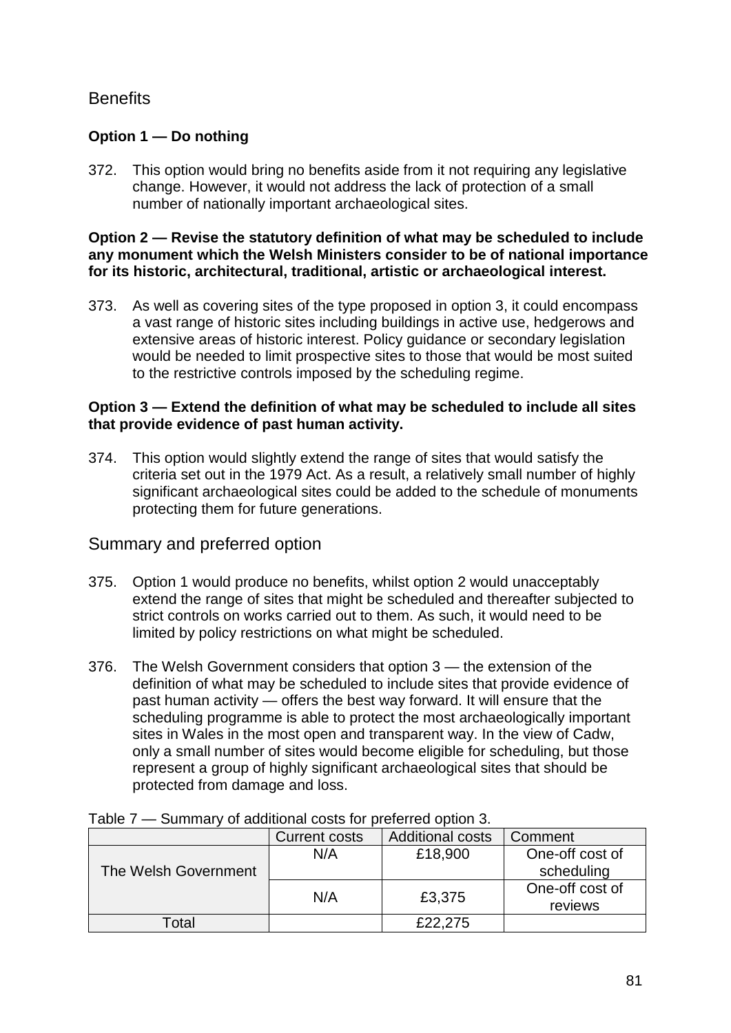## Benefits

**Option 1 — Do nothing**

372. This option would bring no benefits aside from it not requiring any legislative change. However, it would not address the lack of protection of a small number of nationally important archaeological sites.

**Option 2 — Revise the statutory definition of what may be scheduled to include any monument which the Welsh Ministers consider to be of national importance for its historic, architectural, traditional, artistic or archaeological interest.**

373. As well as covering sites of the type proposed in option 3, it could encompass a vast range of historic sites including buildings in active use, hedgerows and extensive areas of historic interest. Policy guidance or secondary legislation would be needed to limit prospective sites to those that would be most suited to the restrictive controls imposed by the scheduling regime.

**Option 3 — Extend the definition of what may be scheduled to include all sites that provide evidence of past human activity.**

374. This option would slightly extend the range of sites that would satisfy the criteria set out in the 1979 Act. As a result, a relatively small number of highly significant archaeological sites could be added to the schedule of monuments protecting them for future generations.

## Summary and preferred option

375. Option 1 would produce no benefits, whilst option 2 would unacceptably extend the range of sites that might be scheduled and thereafter subjected to strict controls on works carried out to them. As such, it would need to be limited by policy restrictions on what might be scheduled.

376. The Welsh Government considers that option 3 — the extension of the definition of what may be scheduled to include sites that provide evidence of past human activity — offers the best way forward. It will ensure that the scheduling programme is able to protect the most archaeologically important sites in Wales in the most open and transparent way. In the view of Cadw, only a small number of sites would become eligible for scheduling, but those represent a group of highly significant archaeological sites that should be protected from damage and loss.

Table 7 — Summary of additional costs for preferred option 3.

| | Current costs | Additional costs | Comment |
|---|---|---|---|
| The Welsh Government | N/A | £18,900 | One-off cost of scheduling |
| | N/A | £3,375 | One-off cost of reviews |
| Total | | £22,275 | |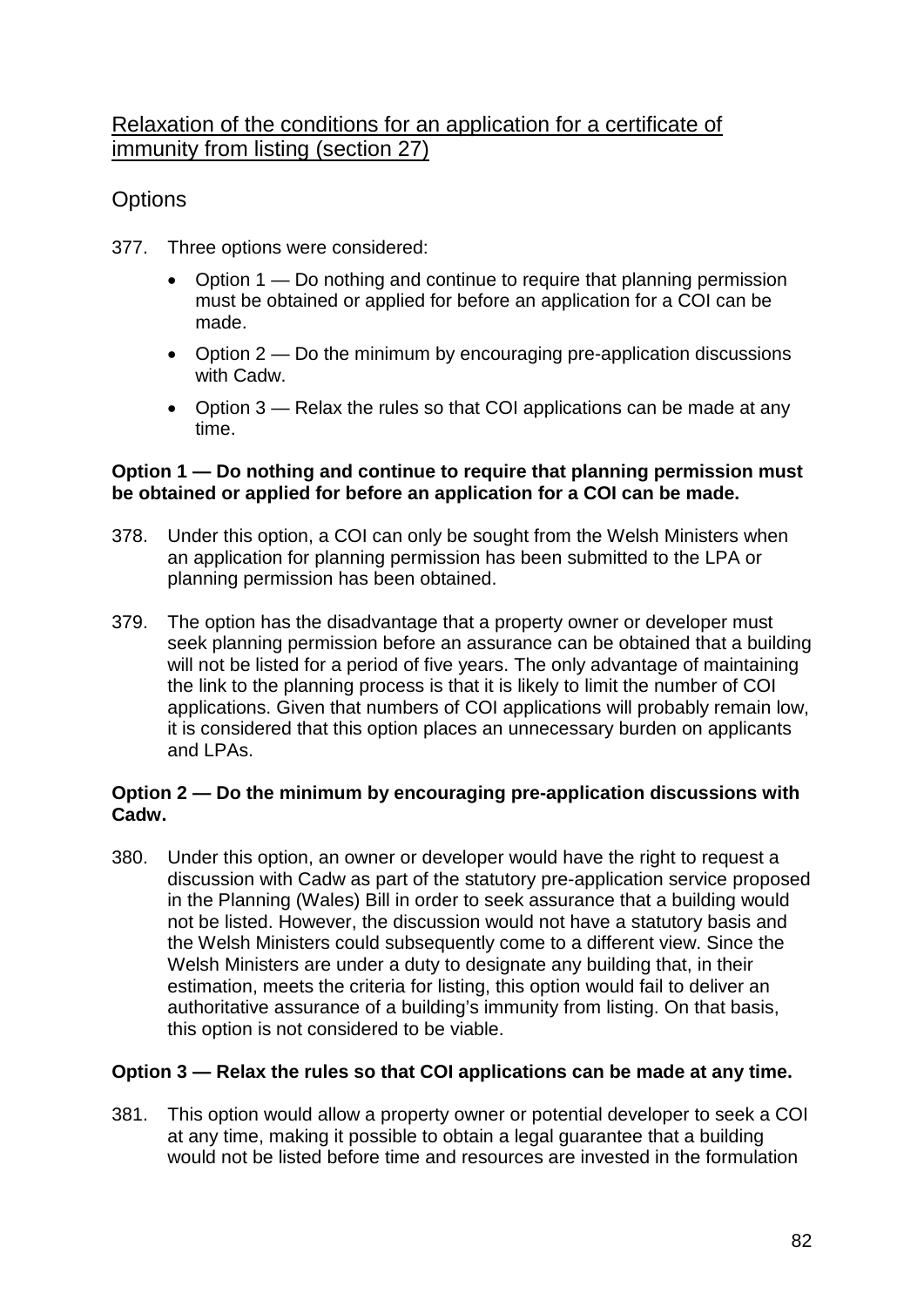## Relaxation of the conditions for an application for a certificate of immunity from listing (section 27)

### Options

377. Three options were considered:

- Option 1 — Do nothing and continue to require that planning permission must be obtained or applied for before an application for a COI can be made.
- Option 2 — Do the minimum by encouraging pre-application discussions with Cadw.
- Option 3 — Relax the rules so that COI applications can be made at any time.

**Option 1 — Do nothing and continue to require that planning permission must be obtained or applied for before an application for a COI can be made.**

378. Under this option, a COI can only be sought from the Welsh Ministers when an application for planning permission has been submitted to the LPA or planning permission has been obtained.

379. The option has the disadvantage that a property owner or developer must seek planning permission before an assurance can be obtained that a building will not be listed for a period of five years. The only advantage of maintaining the link to the planning process is that it is likely to limit the number of COI applications. Given that numbers of COI applications will probably remain low, it is considered that this option places an unnecessary burden on applicants and LPAs.

**Option 2 — Do the minimum by encouraging pre-application discussions with Cadw.**

380. Under this option, an owner or developer would have the right to request a discussion with Cadw as part of the statutory pre-application service proposed in the Planning (Wales) Bill in order to seek assurance that a building would not be listed. However, the discussion would not have a statutory basis and the Welsh Ministers could subsequently come to a different view. Since the Welsh Ministers are under a duty to designate any building that, in their estimation, meets the criteria for listing, this option would fail to deliver an authoritative assurance of a building's immunity from listing. On that basis, this option is not considered to be viable.

**Option 3 — Relax the rules so that COI applications can be made at any time.**

381. This option would allow a property owner or potential developer to seek a COI at any time, making it possible to obtain a legal guarantee that a building would not be listed before time and resources are invested in the formulation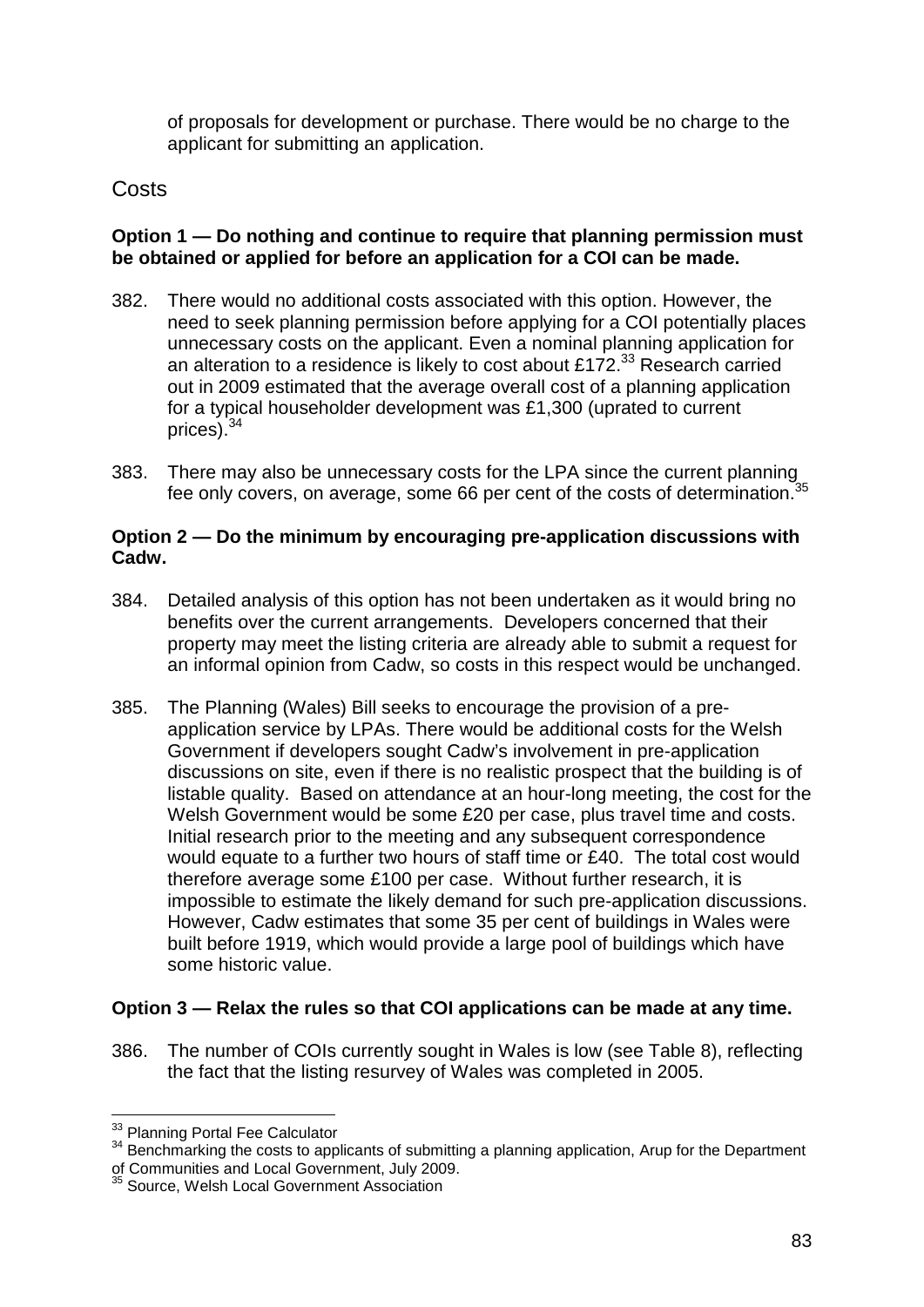of proposals for development or purchase. There would be no charge to the applicant for submitting an application.

## Costs

**Option 1 — Do nothing and continue to require that planning permission must be obtained or applied for before an application for a COI can be made.**

382. There would no additional costs associated with this option. However, the need to seek planning permission before applying for a COI potentially places unnecessary costs on the applicant. Even a nominal planning application for an alteration to a residence is likely to cost about £172.[33] Research carried out in 2009 estimated that the average overall cost of a planning application for a typical householder development was £1,300 (uprated to current prices).[34]

383. There may also be unnecessary costs for the LPA since the current planning fee only covers, on average, some 66 per cent of the costs of determination.[35]

**Option 2 — Do the minimum by encouraging pre-application discussions with Cadw.**

384. Detailed analysis of this option has not been undertaken as it would bring no benefits over the current arrangements. Developers concerned that their property may meet the listing criteria are already able to submit a request for an informal opinion from Cadw, so costs in this respect would be unchanged.

385. The Planning (Wales) Bill seeks to encourage the provision of a pre-application service by LPAs. There would be additional costs for the Welsh Government if developers sought Cadw's involvement in pre-application discussions on site, even if there is no realistic prospect that the building is of listable quality. Based on attendance at an hour-long meeting, the cost for the Welsh Government would be some £20 per case, plus travel time and costs. Initial research prior to the meeting and any subsequent correspondence would equate to a further two hours of staff time or £40. The total cost would therefore average some £100 per case. Without further research, it is impossible to estimate the likely demand for such pre-application discussions. However, Cadw estimates that some 35 per cent of buildings in Wales were built before 1919, which would provide a large pool of buildings which have some historic value.

**Option 3 — Relax the rules so that COI applications can be made at any time.**

386. The number of COIs currently sought in Wales is low (see Table 8), reflecting the fact that the listing resurvey of Wales was completed in 2005.

---

[33] Planning Portal Fee Calculator

[34] Benchmarking the costs to applicants of submitting a planning application, Arup for the Department of Communities and Local Government, July 2009.

[35] Source, Welsh Local Government Association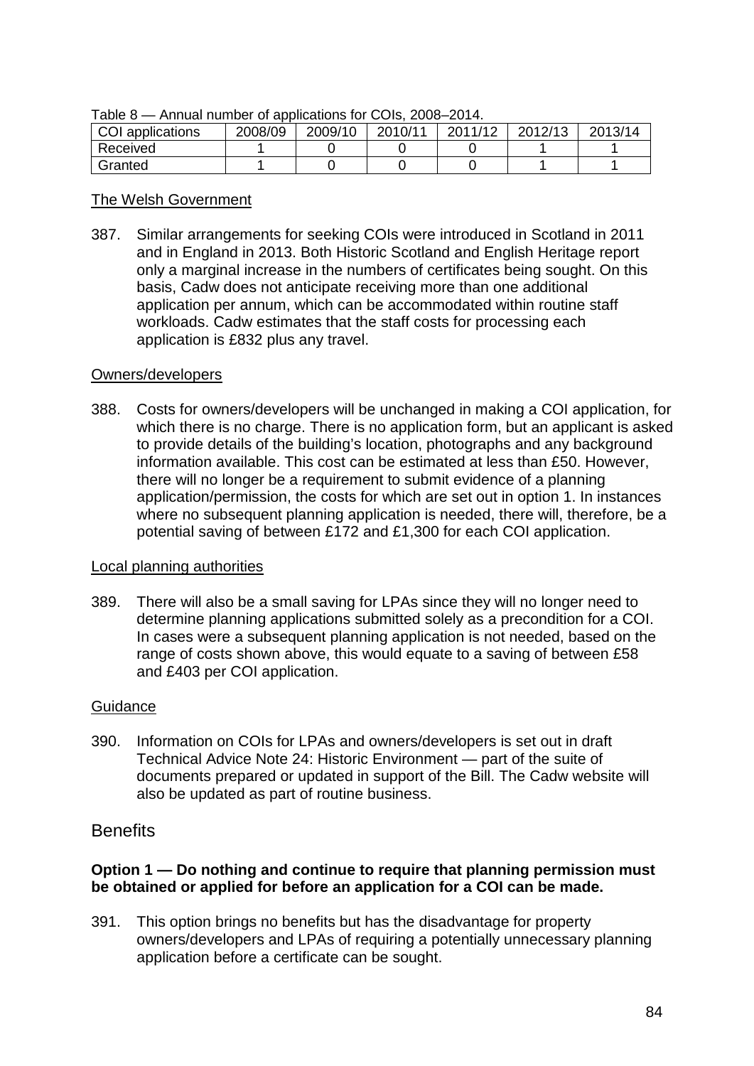Table 8 — Annual number of applications for COIs, 2008–2014.

| COI applications | 2008/09 | 2009/10 | 2010/11 | 2011/12 | 2012/13 | 2013/14 |
|---|---|---|---|---|---|---|
| Received | 1 | 0 | 0 | 0 | 1 | 1 |
| Granted | 1 | 0 | 0 | 0 | 1 | 1 |

The Welsh Government

387. Similar arrangements for seeking COIs were introduced in Scotland in 2011 and in England in 2013. Both Historic Scotland and English Heritage report only a marginal increase in the numbers of certificates being sought. On this basis, Cadw does not anticipate receiving more than one additional application per annum, which can be accommodated within routine staff workloads. Cadw estimates that the staff costs for processing each application is £832 plus any travel.

Owners/developers

388. Costs for owners/developers will be unchanged in making a COI application, for which there is no charge. There is no application form, but an applicant is asked to provide details of the building's location, photographs and any background information available. This cost can be estimated at less than £50. However, there will no longer be a requirement to submit evidence of a planning application/permission, the costs for which are set out in option 1. In instances where no subsequent planning application is needed, there will, therefore, be a potential saving of between £172 and £1,300 for each COI application.

Local planning authorities

389. There will also be a small saving for LPAs since they will no longer need to determine planning applications submitted solely as a precondition for a COI. In cases were a subsequent planning application is not needed, based on the range of costs shown above, this would equate to a saving of between £58 and £403 per COI application.

Guidance

390. Information on COIs for LPAs and owners/developers is set out in draft Technical Advice Note 24: Historic Environment — part of the suite of documents prepared or updated in support of the Bill. The Cadw website will also be updated as part of routine business.

## Benefits

**Option 1 — Do nothing and continue to require that planning permission must be obtained or applied for before an application for a COI can be made.**

391. This option brings no benefits but has the disadvantage for property owners/developers and LPAs of requiring a potentially unnecessary planning application before a certificate can be sought.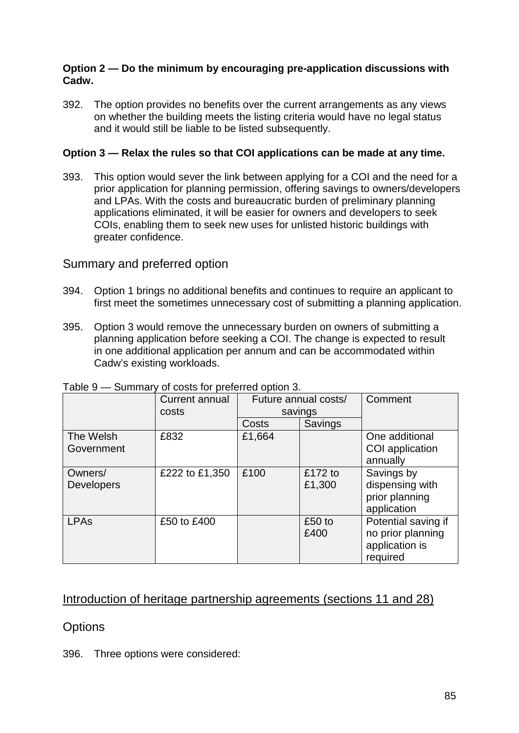**Option 2 — Do the minimum by encouraging pre-application discussions with Cadw.**

392. The option provides no benefits over the current arrangements as any views on whether the building meets the listing criteria would have no legal status and it would still be liable to be listed subsequently.

**Option 3 — Relax the rules so that COI applications can be made at any time.**

393. This option would sever the link between applying for a COI and the need for a prior application for planning permission, offering savings to owners/developers and LPAs. With the costs and bureaucratic burden of preliminary planning applications eliminated, it will be easier for owners and developers to seek COIs, enabling them to seek new uses for unlisted historic buildings with greater confidence.

## Summary and preferred option

394. Option 1 brings no additional benefits and continues to require an applicant to first meet the sometimes unnecessary cost of submitting a planning application.

395. Option 3 would remove the unnecessary burden on owners of submitting a planning application before seeking a COI. The change is expected to result in one additional application per annum and can be accommodated within Cadw's existing workloads.

Table 9 — Summary of costs for preferred option 3.

| | Current annual costs | Future annual costs/ savings | | Comment |
|---|---|---|---|---|
| | | Costs | Savings | |
| The Welsh Government | £832 | £1,664 | | One additional COI application annually |
| Owners/ Developers | £222 to £1,350 | £100 | £172 to £1,300 | Savings by dispensing with prior planning application |
| LPAs | £50 to £400 | | £50 to £400 | Potential saving if no prior planning application is required |

## Introduction of heritage partnership agreements (sections 11 and 28)

## Options

396. Three options were considered: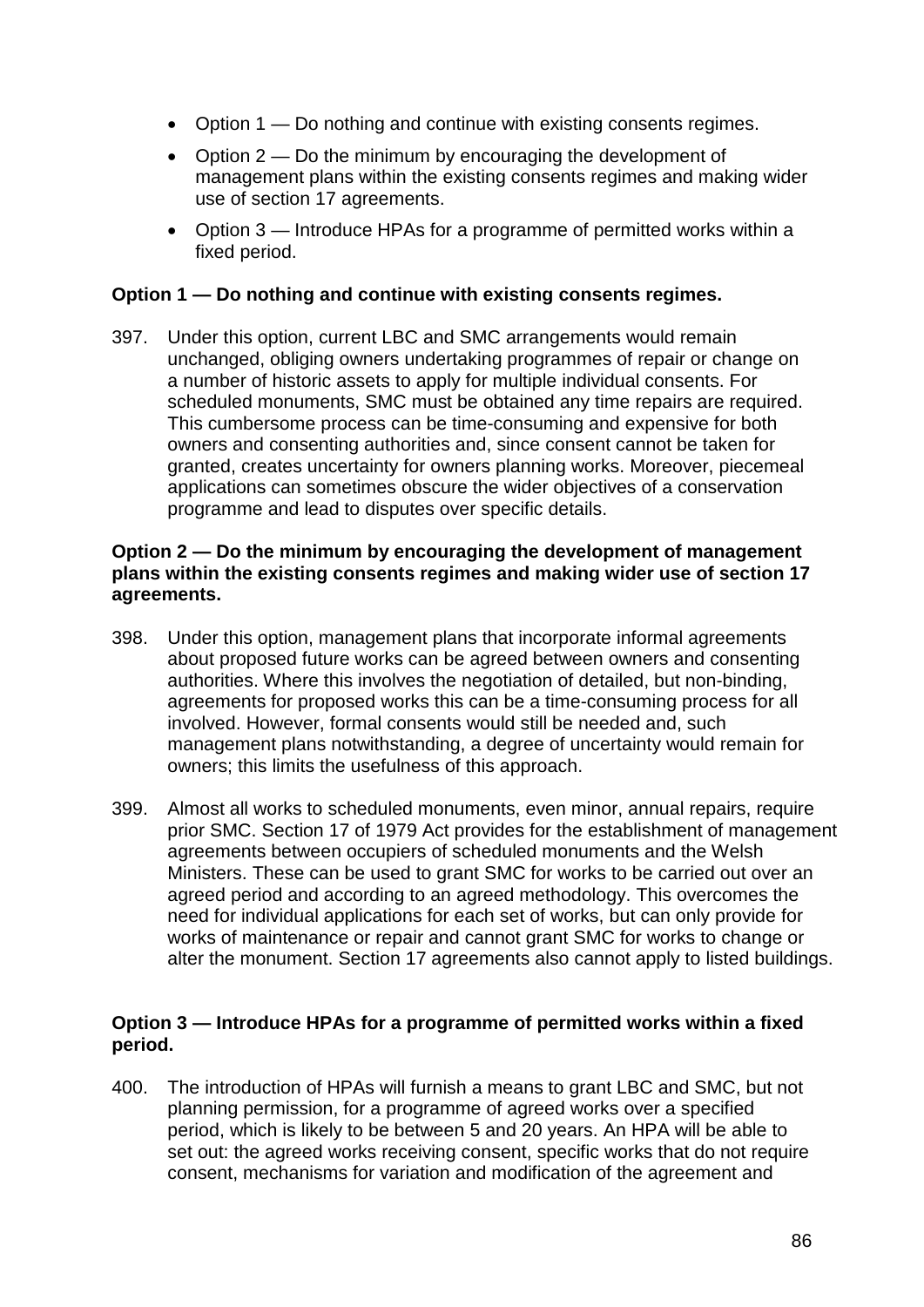- Option 1 — Do nothing and continue with existing consents regimes.
- Option 2 — Do the minimum by encouraging the development of management plans within the existing consents regimes and making wider use of section 17 agreements.
- Option 3 — Introduce HPAs for a programme of permitted works within a fixed period.

**Option 1 — Do nothing and continue with existing consents regimes.**

397. Under this option, current LBC and SMC arrangements would remain unchanged, obliging owners undertaking programmes of repair or change on a number of historic assets to apply for multiple individual consents. For scheduled monuments, SMC must be obtained any time repairs are required. This cumbersome process can be time-consuming and expensive for both owners and consenting authorities and, since consent cannot be taken for granted, creates uncertainty for owners planning works. Moreover, piecemeal applications can sometimes obscure the wider objectives of a conservation programme and lead to disputes over specific details.

**Option 2 — Do the minimum by encouraging the development of management plans within the existing consents regimes and making wider use of section 17 agreements.**

398. Under this option, management plans that incorporate informal agreements about proposed future works can be agreed between owners and consenting authorities. Where this involves the negotiation of detailed, but non-binding, agreements for proposed works this can be a time-consuming process for all involved. However, formal consents would still be needed and, such management plans notwithstanding, a degree of uncertainty would remain for owners; this limits the usefulness of this approach.

399. Almost all works to scheduled monuments, even minor, annual repairs, require prior SMC. Section 17 of 1979 Act provides for the establishment of management agreements between occupiers of scheduled monuments and the Welsh Ministers. These can be used to grant SMC for works to be carried out over an agreed period and according to an agreed methodology. This overcomes the need for individual applications for each set of works, but can only provide for works of maintenance or repair and cannot grant SMC for works to change or alter the monument. Section 17 agreements also cannot apply to listed buildings.

**Option 3 — Introduce HPAs for a programme of permitted works within a fixed period.**

400. The introduction of HPAs will furnish a means to grant LBC and SMC, but not planning permission, for a programme of agreed works over a specified period, which is likely to be between 5 and 20 years. An HPA will be able to set out: the agreed works receiving consent, specific works that do not require consent, mechanisms for variation and modification of the agreement and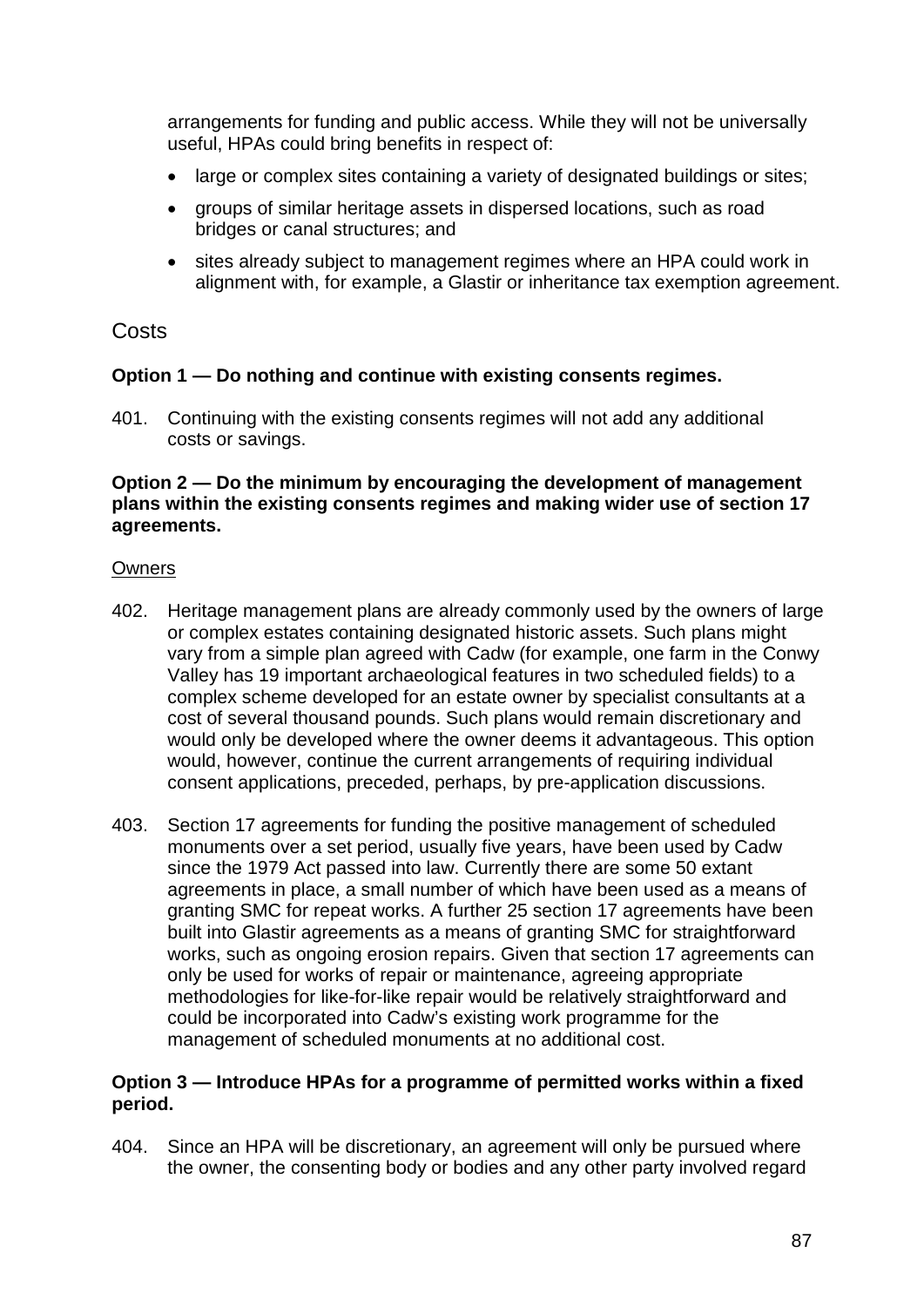arrangements for funding and public access. While they will not be universally useful, HPAs could bring benefits in respect of:

- large or complex sites containing a variety of designated buildings or sites;
- groups of similar heritage assets in dispersed locations, such as road bridges or canal structures; and
- sites already subject to management regimes where an HPA could work in alignment with, for example, a Glastir or inheritance tax exemption agreement.

## Costs

**Option 1 — Do nothing and continue with existing consents regimes.**

401. Continuing with the existing consents regimes will not add any additional costs or savings.

**Option 2 — Do the minimum by encouraging the development of management plans within the existing consents regimes and making wider use of section 17 agreements.**

Owners

402. Heritage management plans are already commonly used by the owners of large or complex estates containing designated historic assets. Such plans might vary from a simple plan agreed with Cadw (for example, one farm in the Conwy Valley has 19 important archaeological features in two scheduled fields) to a complex scheme developed for an estate owner by specialist consultants at a cost of several thousand pounds. Such plans would remain discretionary and would only be developed where the owner deems it advantageous. This option would, however, continue the current arrangements of requiring individual consent applications, preceded, perhaps, by pre-application discussions.

403. Section 17 agreements for funding the positive management of scheduled monuments over a set period, usually five years, have been used by Cadw since the 1979 Act passed into law. Currently there are some 50 extant agreements in place, a small number of which have been used as a means of granting SMC for repeat works. A further 25 section 17 agreements have been built into Glastir agreements as a means of granting SMC for straightforward works, such as ongoing erosion repairs. Given that section 17 agreements can only be used for works of repair or maintenance, agreeing appropriate methodologies for like-for-like repair would be relatively straightforward and could be incorporated into Cadw's existing work programme for the management of scheduled monuments at no additional cost.

**Option 3 — Introduce HPAs for a programme of permitted works within a fixed period.**

404. Since an HPA will be discretionary, an agreement will only be pursued where the owner, the consenting body or bodies and any other party involved regard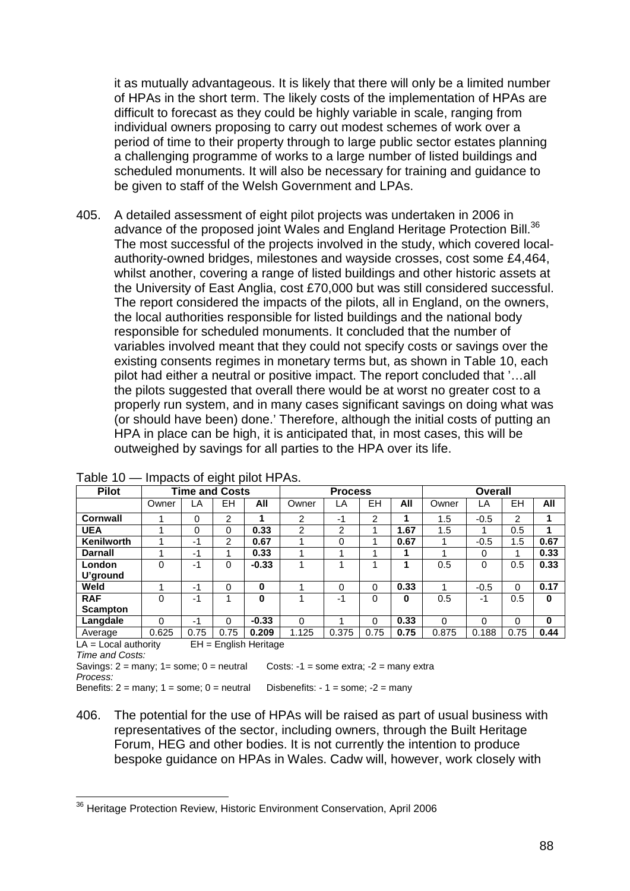it as mutually advantageous. It is likely that there will only be a limited number of HPAs in the short term. The likely costs of the implementation of HPAs are difficult to forecast as they could be highly variable in scale, ranging from individual owners proposing to carry out modest schemes of work over a period of time to their property through to large public sector estates planning a challenging programme of works to a large number of listed buildings and scheduled monuments. It will also be necessary for training and guidance to be given to staff of the Welsh Government and LPAs.

405. A detailed assessment of eight pilot projects was undertaken in 2006 in advance of the proposed joint Wales and England Heritage Protection Bill.[36] The most successful of the projects involved in the study, which covered local-authority-owned bridges, milestones and wayside crosses, cost some £4,464, whilst another, covering a range of listed buildings and other historic assets at the University of East Anglia, cost £70,000 but was still considered successful. The report considered the impacts of the pilots, all in England, on the owners, the local authorities responsible for listed buildings and the national body responsible for scheduled monuments. It concluded that the number of variables involved meant that they could not specify costs or savings over the existing consents regimes in monetary terms but, as shown in Table 10, each pilot had either a neutral or positive impact. The report concluded that '…all the pilots suggested that overall there would be at worst no greater cost to a properly run system, and in many cases significant savings on doing what was (or should have been) done.' Therefore, although the initial costs of putting an HPA in place can be high, it is anticipated that, in most cases, this will be outweighed by savings for all parties to the HPA over its life.

Table 10 — Impacts of eight pilot HPAs.

| Pilot | Time and Costs | | | | Process | | | | Overall | | | |
|---|---|---|---|---|---|---|---|---|---|---|---|---|
| | Owner | LA | EH | All | Owner | LA | EH | All | Owner | LA | EH | All |
| **Cornwall** | 1 | 0 | 2 | **1** | 2 | -1 | 2 | **1** | 1.5 | -0.5 | 2 | **1** |
| **UEA** | 1 | 0 | 0 | **0.33** | 2 | 2 | 1 | **1.67** | 1.5 | 1 | 0.5 | **1** |
| **Kenilworth** | 1 | -1 | 2 | **0.67** | 1 | 0 | 1 | **0.67** | 1 | -0.5 | 1.5 | **0.67** |
| **Darnall** | 1 | -1 | 1 | **0.33** | 1 | 1 | 1 | **1** | 1 | 0 | 1 | **0.33** |
| **London U'ground** | 0 | -1 | 0 | **-0.33** | 1 | 1 | 1 | **1** | 0.5 | 0 | 0.5 | **0.33** |
| **Weld** | 1 | -1 | 0 | **0** | 1 | 0 | 0 | **0.33** | 1 | -0.5 | 0 | **0.17** |
| **RAF Scampton** | 0 | -1 | 1 | **0** | 1 | -1 | 0 | **0** | 0.5 | -1 | 0.5 | **0** |
| **Langdale** | 0 | -1 | 0 | **-0.33** | 0 | 1 | 0 | **0.33** | 0 | 0 | 0 | **0** |
| Average | 0.625 | 0.75 | 0.75 | **0.209** | 1.125 | 0.375 | 0.75 | **0.75** | 0.875 | 0.188 | 0.75 | **0.44** |

LA = Local authority EH = English Heritage

*Time and Costs:*

Savings: 2 = many; 1= some; 0 = neutral Costs: -1 = some extra; -2 = many extra

*Process:*

Benefits: 2 = many; 1 = some; 0 = neutral Disbenefits: - 1 = some; -2 = many

406. The potential for the use of HPAs will be raised as part of usual business with representatives of the sector, including owners, through the Built Heritage Forum, HEG and other bodies. It is not currently the intention to produce bespoke guidance on HPAs in Wales. Cadw will, however, work closely with

[36] Heritage Protection Review, Historic Environment Conservation, April 2006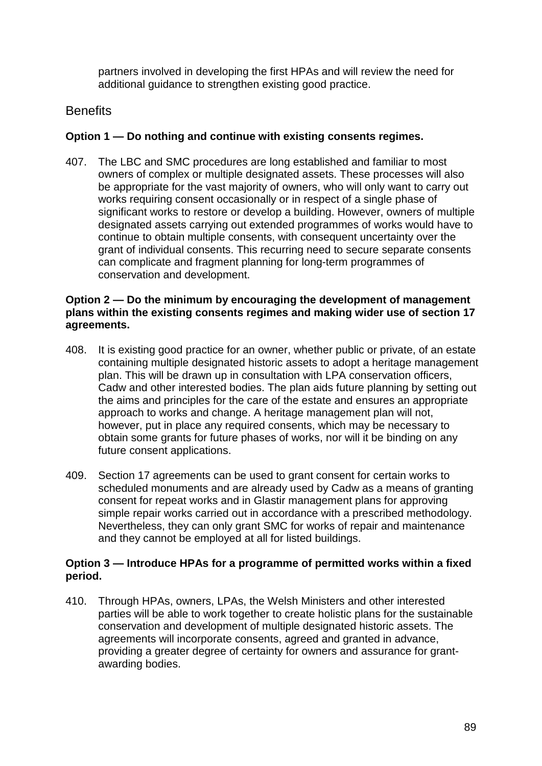partners involved in developing the first HPAs and will review the need for additional guidance to strengthen existing good practice.

## Benefits

**Option 1 — Do nothing and continue with existing consents regimes.**

407. The LBC and SMC procedures are long established and familiar to most owners of complex or multiple designated assets. These processes will also be appropriate for the vast majority of owners, who will only want to carry out works requiring consent occasionally or in respect of a single phase of significant works to restore or develop a building. However, owners of multiple designated assets carrying out extended programmes of works would have to continue to obtain multiple consents, with consequent uncertainty over the grant of individual consents. This recurring need to secure separate consents can complicate and fragment planning for long-term programmes of conservation and development.

**Option 2 — Do the minimum by encouraging the development of management plans within the existing consents regimes and making wider use of section 17 agreements.**

408. It is existing good practice for an owner, whether public or private, of an estate containing multiple designated historic assets to adopt a heritage management plan. This will be drawn up in consultation with LPA conservation officers, Cadw and other interested bodies. The plan aids future planning by setting out the aims and principles for the care of the estate and ensures an appropriate approach to works and change. A heritage management plan will not, however, put in place any required consents, which may be necessary to obtain some grants for future phases of works, nor will it be binding on any future consent applications.

409. Section 17 agreements can be used to grant consent for certain works to scheduled monuments and are already used by Cadw as a means of granting consent for repeat works and in Glastir management plans for approving simple repair works carried out in accordance with a prescribed methodology. Nevertheless, they can only grant SMC for works of repair and maintenance and they cannot be employed at all for listed buildings.

**Option 3 — Introduce HPAs for a programme of permitted works within a fixed period.**

410. Through HPAs, owners, LPAs, the Welsh Ministers and other interested parties will be able to work together to create holistic plans for the sustainable conservation and development of multiple designated historic assets. The agreements will incorporate consents, agreed and granted in advance, providing a greater degree of certainty for owners and assurance for grant-awarding bodies.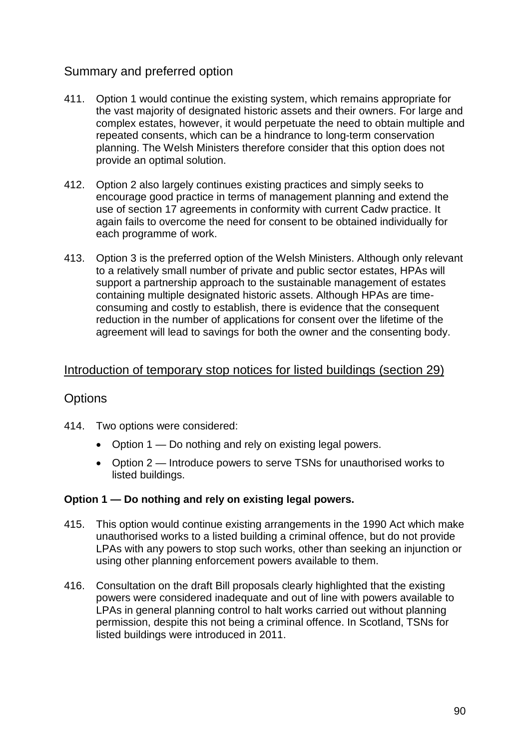## Summary and preferred option

411. Option 1 would continue the existing system, which remains appropriate for the vast majority of designated historic assets and their owners. For large and complex estates, however, it would perpetuate the need to obtain multiple and repeated consents, which can be a hindrance to long-term conservation planning. The Welsh Ministers therefore consider that this option does not provide an optimal solution.

412. Option 2 also largely continues existing practices and simply seeks to encourage good practice in terms of management planning and extend the use of section 17 agreements in conformity with current Cadw practice. It again fails to overcome the need for consent to be obtained individually for each programme of work.

413. Option 3 is the preferred option of the Welsh Ministers. Although only relevant to a relatively small number of private and public sector estates, HPAs will support a partnership approach to the sustainable management of estates containing multiple designated historic assets. Although HPAs are time-consuming and costly to establish, there is evidence that the consequent reduction in the number of applications for consent over the lifetime of the agreement will lead to savings for both the owner and the consenting body.

## Introduction of temporary stop notices for listed buildings (section 29)

## Options

414. Two options were considered:

- Option 1 — Do nothing and rely on existing legal powers.
- Option 2 — Introduce powers to serve TSNs for unauthorised works to listed buildings.

**Option 1 — Do nothing and rely on existing legal powers.**

415. This option would continue existing arrangements in the 1990 Act which make unauthorised works to a listed building a criminal offence, but do not provide LPAs with any powers to stop such works, other than seeking an injunction or using other planning enforcement powers available to them.

416. Consultation on the draft Bill proposals clearly highlighted that the existing powers were considered inadequate and out of line with powers available to LPAs in general planning control to halt works carried out without planning permission, despite this not being a criminal offence. In Scotland, TSNs for listed buildings were introduced in 2011.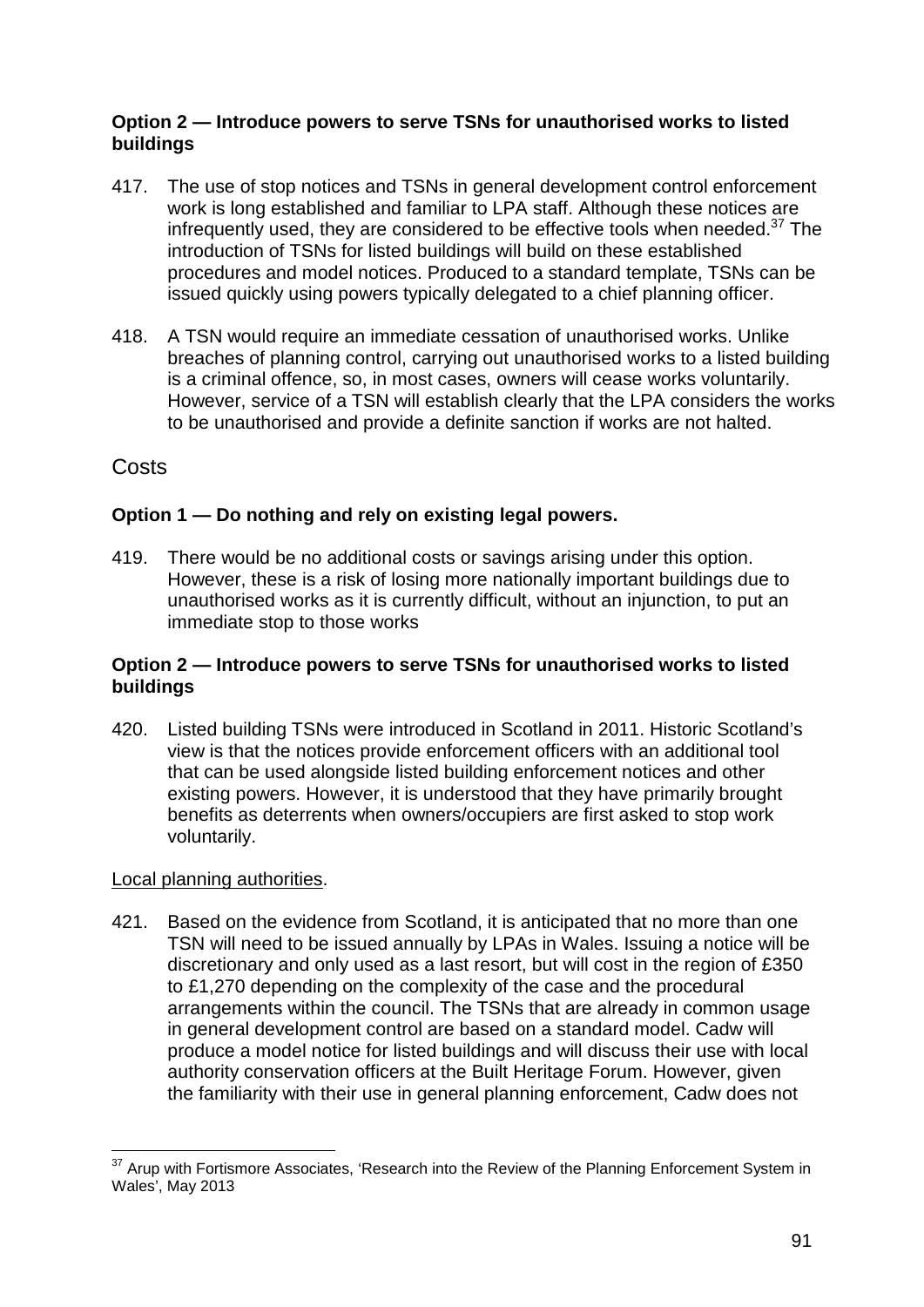**Option 2 — Introduce powers to serve TSNs for unauthorised works to listed buildings**

417. The use of stop notices and TSNs in general development control enforcement work is long established and familiar to LPA staff. Although these notices are infrequently used, they are considered to be effective tools when needed.[37] The introduction of TSNs for listed buildings will build on these established procedures and model notices. Produced to a standard template, TSNs can be issued quickly using powers typically delegated to a chief planning officer.

418. A TSN would require an immediate cessation of unauthorised works. Unlike breaches of planning control, carrying out unauthorised works to a listed building is a criminal offence, so, in most cases, owners will cease works voluntarily. However, service of a TSN will establish clearly that the LPA considers the works to be unauthorised and provide a definite sanction if works are not halted.

## Costs

**Option 1 — Do nothing and rely on existing legal powers.**

419. There would be no additional costs or savings arising under this option. However, these is a risk of losing more nationally important buildings due to unauthorised works as it is currently difficult, without an injunction, to put an immediate stop to those works

**Option 2 — Introduce powers to serve TSNs for unauthorised works to listed buildings**

420. Listed building TSNs were introduced in Scotland in 2011. Historic Scotland's view is that the notices provide enforcement officers with an additional tool that can be used alongside listed building enforcement notices and other existing powers. However, it is understood that they have primarily brought benefits as deterrents when owners/occupiers are first asked to stop work voluntarily.

Local planning authorities.

421. Based on the evidence from Scotland, it is anticipated that no more than one TSN will need to be issued annually by LPAs in Wales. Issuing a notice will be discretionary and only used as a last resort, but will cost in the region of £350 to £1,270 depending on the complexity of the case and the procedural arrangements within the council. The TSNs that are already in common usage in general development control are based on a standard model. Cadw will produce a model notice for listed buildings and will discuss their use with local authority conservation officers at the Built Heritage Forum. However, given the familiarity with their use in general planning enforcement, Cadw does not

---

[37] Arup with Fortismore Associates, 'Research into the Review of the Planning Enforcement System in Wales', May 2013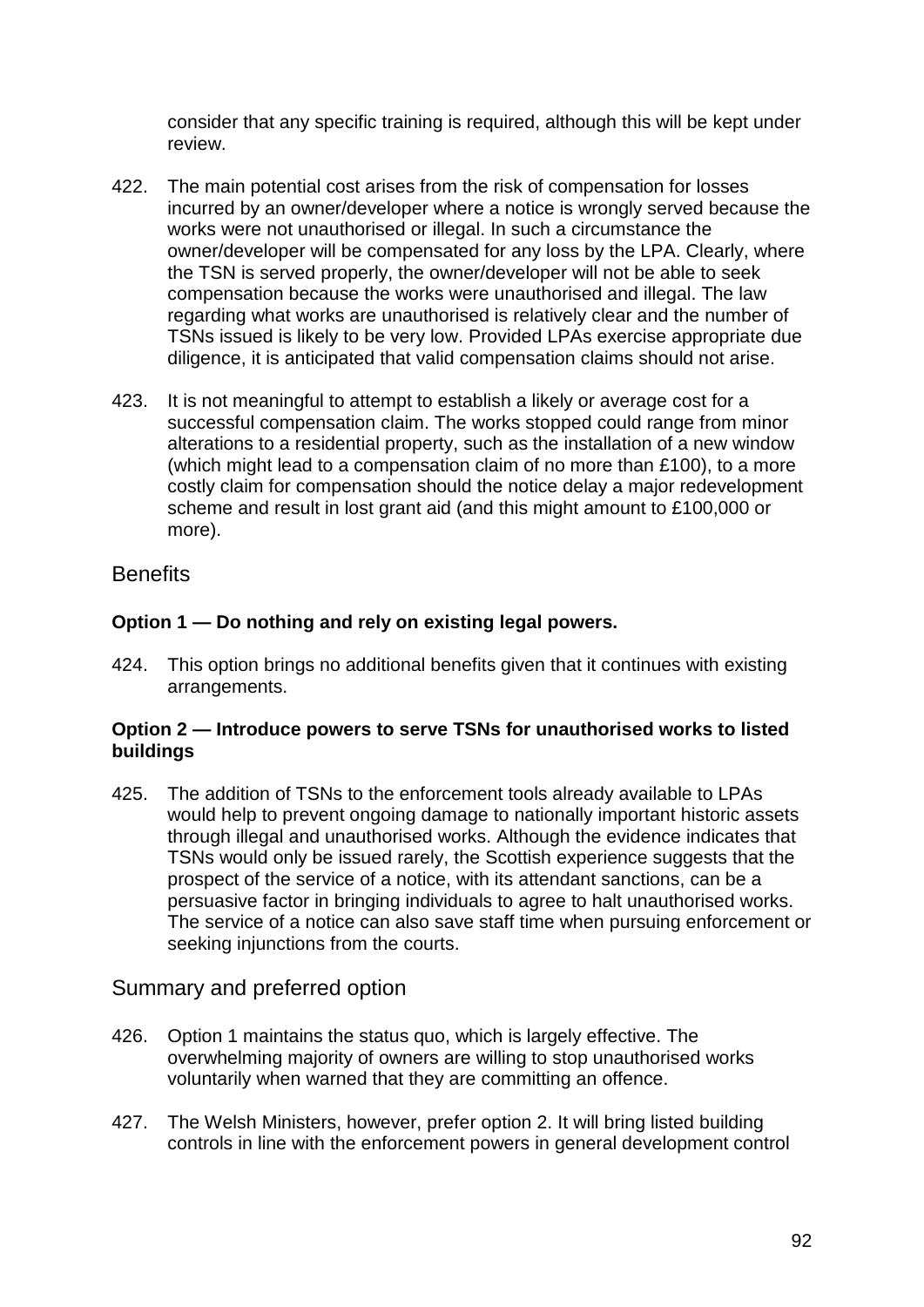consider that any specific training is required, although this will be kept under review.

422. The main potential cost arises from the risk of compensation for losses incurred by an owner/developer where a notice is wrongly served because the works were not unauthorised or illegal. In such a circumstance the owner/developer will be compensated for any loss by the LPA. Clearly, where the TSN is served properly, the owner/developer will not be able to seek compensation because the works were unauthorised and illegal. The law regarding what works are unauthorised is relatively clear and the number of TSNs issued is likely to be very low. Provided LPAs exercise appropriate due diligence, it is anticipated that valid compensation claims should not arise.

423. It is not meaningful to attempt to establish a likely or average cost for a successful compensation claim. The works stopped could range from minor alterations to a residential property, such as the installation of a new window (which might lead to a compensation claim of no more than £100), to a more costly claim for compensation should the notice delay a major redevelopment scheme and result in lost grant aid (and this might amount to £100,000 or more).

## Benefits

**Option 1 — Do nothing and rely on existing legal powers.**

424. This option brings no additional benefits given that it continues with existing arrangements.

**Option 2 — Introduce powers to serve TSNs for unauthorised works to listed buildings**

425. The addition of TSNs to the enforcement tools already available to LPAs would help to prevent ongoing damage to nationally important historic assets through illegal and unauthorised works. Although the evidence indicates that TSNs would only be issued rarely, the Scottish experience suggests that the prospect of the service of a notice, with its attendant sanctions, can be a persuasive factor in bringing individuals to agree to halt unauthorised works. The service of a notice can also save staff time when pursuing enforcement or seeking injunctions from the courts.

## Summary and preferred option

426. Option 1 maintains the status quo, which is largely effective. The overwhelming majority of owners are willing to stop unauthorised works voluntarily when warned that they are committing an offence.

427. The Welsh Ministers, however, prefer option 2. It will bring listed building controls in line with the enforcement powers in general development control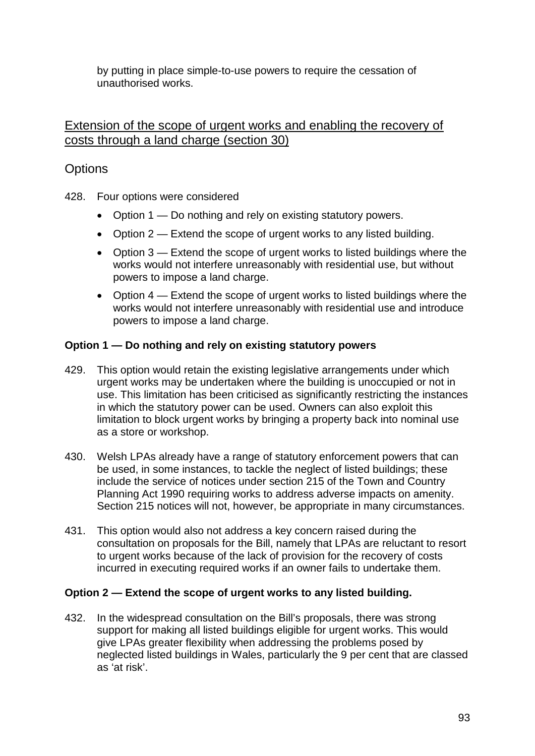by putting in place simple-to-use powers to require the cessation of unauthorised works.

## Extension of the scope of urgent works and enabling the recovery of costs through a land charge (section 30)

### Options

428. Four options were considered

- Option 1 — Do nothing and rely on existing statutory powers.
- Option 2 — Extend the scope of urgent works to any listed building.
- Option 3 — Extend the scope of urgent works to listed buildings where the works would not interfere unreasonably with residential use, but without powers to impose a land charge.
- Option 4 — Extend the scope of urgent works to listed buildings where the works would not interfere unreasonably with residential use and introduce powers to impose a land charge.

**Option 1 — Do nothing and rely on existing statutory powers**

429. This option would retain the existing legislative arrangements under which urgent works may be undertaken where the building is unoccupied or not in use. This limitation has been criticised as significantly restricting the instances in which the statutory power can be used. Owners can also exploit this limitation to block urgent works by bringing a property back into nominal use as a store or workshop.

430. Welsh LPAs already have a range of statutory enforcement powers that can be used, in some instances, to tackle the neglect of listed buildings; these include the service of notices under section 215 of the Town and Country Planning Act 1990 requiring works to address adverse impacts on amenity. Section 215 notices will not, however, be appropriate in many circumstances.

431. This option would also not address a key concern raised during the consultation on proposals for the Bill, namely that LPAs are reluctant to resort to urgent works because of the lack of provision for the recovery of costs incurred in executing required works if an owner fails to undertake them.

**Option 2 — Extend the scope of urgent works to any listed building.**

432. In the widespread consultation on the Bill's proposals, there was strong support for making all listed buildings eligible for urgent works. This would give LPAs greater flexibility when addressing the problems posed by neglected listed buildings in Wales, particularly the 9 per cent that are classed as 'at risk'.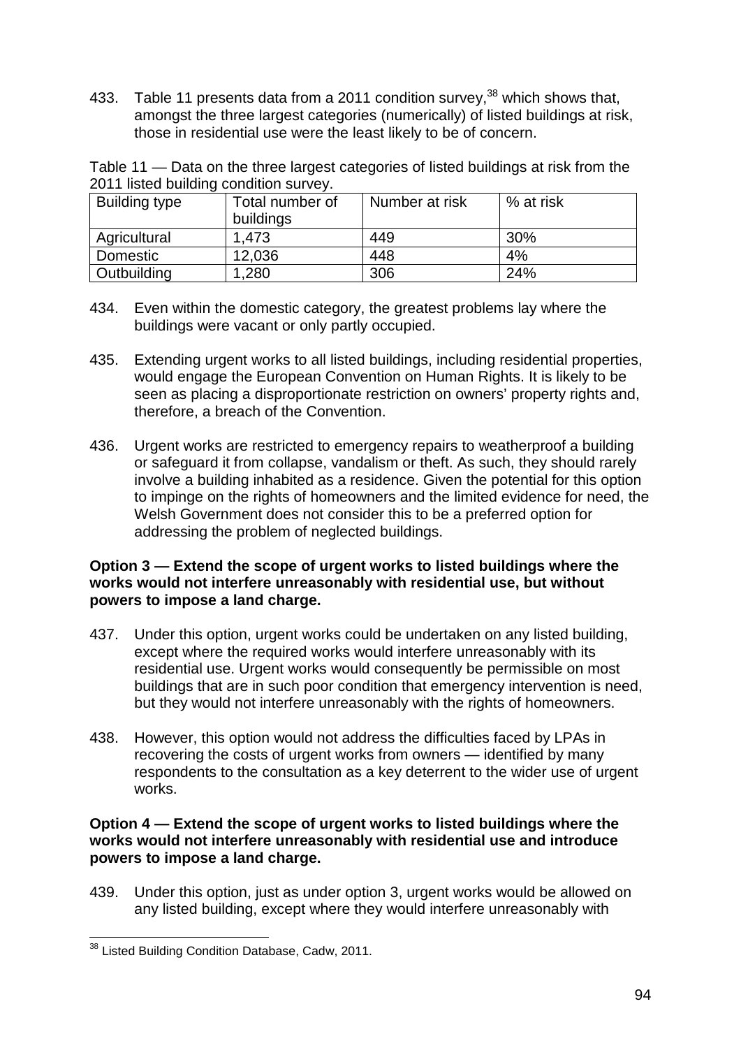433. Table 11 presents data from a 2011 condition survey,[38] which shows that, amongst the three largest categories (numerically) of listed buildings at risk, those in residential use were the least likely to be of concern.

Table 11 — Data on the three largest categories of listed buildings at risk from the 2011 listed building condition survey.

| Building type | Total number of buildings | Number at risk | % at risk |
|---|---|---|---|
| Agricultural | 1,473 | 449 | 30% |
| Domestic | 12,036 | 448 | 4% |
| Outbuilding | 1,280 | 306 | 24% |

434. Even within the domestic category, the greatest problems lay where the buildings were vacant or only partly occupied.

435. Extending urgent works to all listed buildings, including residential properties, would engage the European Convention on Human Rights. It is likely to be seen as placing a disproportionate restriction on owners' property rights and, therefore, a breach of the Convention.

436. Urgent works are restricted to emergency repairs to weatherproof a building or safeguard it from collapse, vandalism or theft. As such, they should rarely involve a building inhabited as a residence. Given the potential for this option to impinge on the rights of homeowners and the limited evidence for need, the Welsh Government does not consider this to be a preferred option for addressing the problem of neglected buildings.

**Option 3 — Extend the scope of urgent works to listed buildings where the works would not interfere unreasonably with residential use, but without powers to impose a land charge.**

437. Under this option, urgent works could be undertaken on any listed building, except where the required works would interfere unreasonably with its residential use. Urgent works would consequently be permissible on most buildings that are in such poor condition that emergency intervention is need, but they would not interfere unreasonably with the rights of homeowners.

438. However, this option would not address the difficulties faced by LPAs in recovering the costs of urgent works from owners — identified by many respondents to the consultation as a key deterrent to the wider use of urgent works.

**Option 4 — Extend the scope of urgent works to listed buildings where the works would not interfere unreasonably with residential use and introduce powers to impose a land charge.**

439. Under this option, just as under option 3, urgent works would be allowed on any listed building, except where they would interfere unreasonably with

[38] Listed Building Condition Database, Cadw, 2011.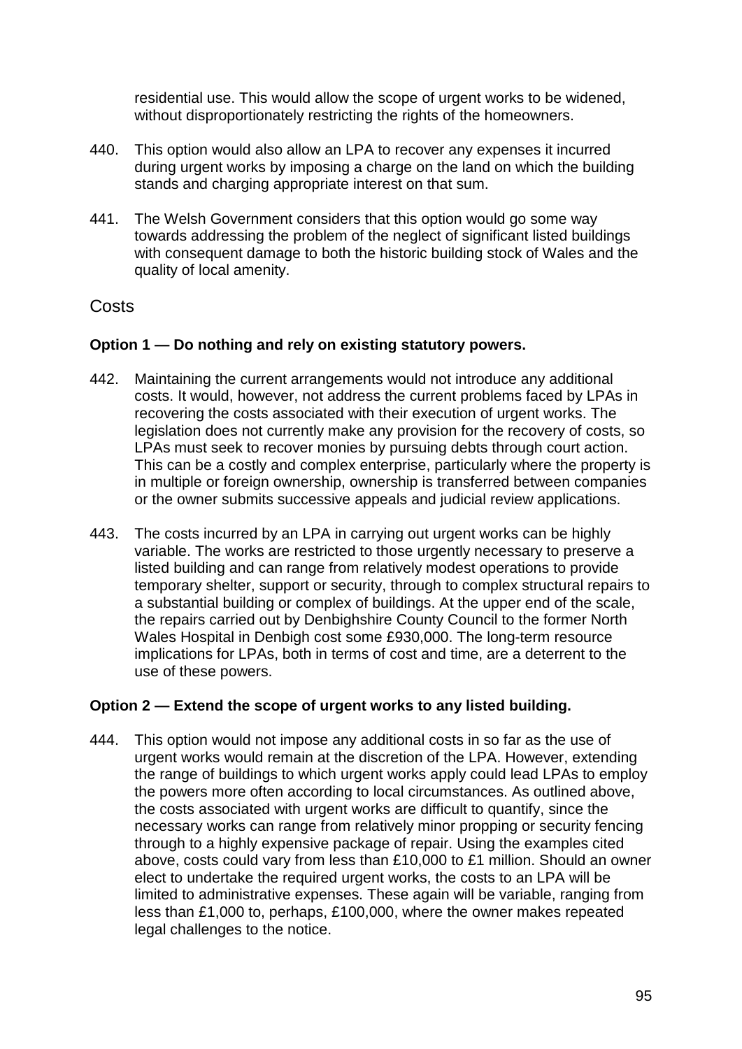residential use. This would allow the scope of urgent works to be widened, without disproportionately restricting the rights of the homeowners.

440. This option would also allow an LPA to recover any expenses it incurred during urgent works by imposing a charge on the land on which the building stands and charging appropriate interest on that sum.

441. The Welsh Government considers that this option would go some way towards addressing the problem of the neglect of significant listed buildings with consequent damage to both the historic building stock of Wales and the quality of local amenity.

## Costs

**Option 1 — Do nothing and rely on existing statutory powers.**

442. Maintaining the current arrangements would not introduce any additional costs. It would, however, not address the current problems faced by LPAs in recovering the costs associated with their execution of urgent works. The legislation does not currently make any provision for the recovery of costs, so LPAs must seek to recover monies by pursuing debts through court action. This can be a costly and complex enterprise, particularly where the property is in multiple or foreign ownership, ownership is transferred between companies or the owner submits successive appeals and judicial review applications.

443. The costs incurred by an LPA in carrying out urgent works can be highly variable. The works are restricted to those urgently necessary to preserve a listed building and can range from relatively modest operations to provide temporary shelter, support or security, through to complex structural repairs to a substantial building or complex of buildings. At the upper end of the scale, the repairs carried out by Denbighshire County Council to the former North Wales Hospital in Denbigh cost some £930,000. The long-term resource implications for LPAs, both in terms of cost and time, are a deterrent to the use of these powers.

**Option 2 — Extend the scope of urgent works to any listed building.**

444. This option would not impose any additional costs in so far as the use of urgent works would remain at the discretion of the LPA. However, extending the range of buildings to which urgent works apply could lead LPAs to employ the powers more often according to local circumstances. As outlined above, the costs associated with urgent works are difficult to quantify, since the necessary works can range from relatively minor propping or security fencing through to a highly expensive package of repair. Using the examples cited above, costs could vary from less than £10,000 to £1 million. Should an owner elect to undertake the required urgent works, the costs to an LPA will be limited to administrative expenses. These again will be variable, ranging from less than £1,000 to, perhaps, £100,000, where the owner makes repeated legal challenges to the notice.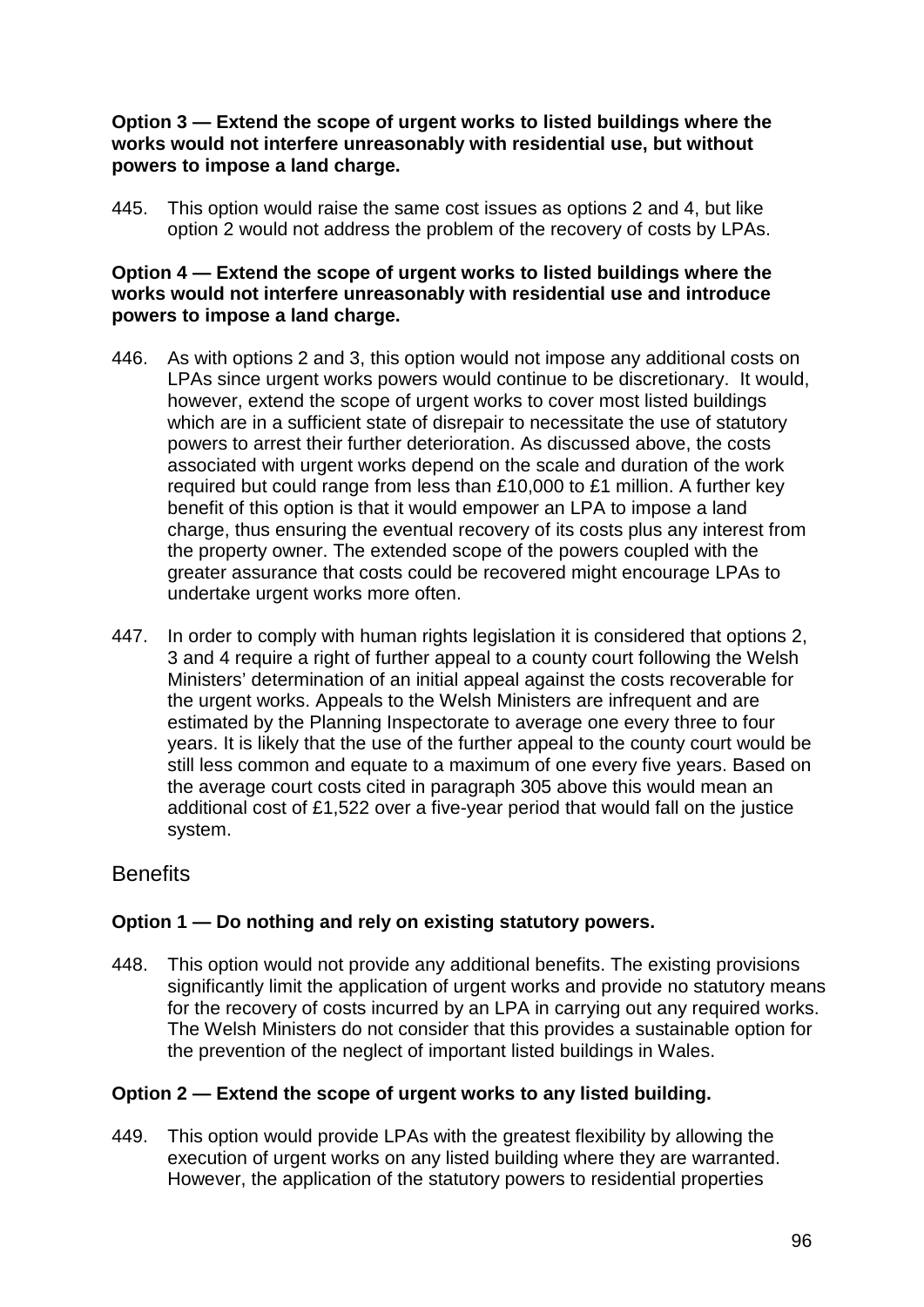**Option 3 — Extend the scope of urgent works to listed buildings where the works would not interfere unreasonably with residential use, but without powers to impose a land charge.**

445. This option would raise the same cost issues as options 2 and 4, but like option 2 would not address the problem of the recovery of costs by LPAs.

**Option 4 — Extend the scope of urgent works to listed buildings where the works would not interfere unreasonably with residential use and introduce powers to impose a land charge.**

446. As with options 2 and 3, this option would not impose any additional costs on LPAs since urgent works powers would continue to be discretionary. It would, however, extend the scope of urgent works to cover most listed buildings which are in a sufficient state of disrepair to necessitate the use of statutory powers to arrest their further deterioration. As discussed above, the costs associated with urgent works depend on the scale and duration of the work required but could range from less than £10,000 to £1 million. A further key benefit of this option is that it would empower an LPA to impose a land charge, thus ensuring the eventual recovery of its costs plus any interest from the property owner. The extended scope of the powers coupled with the greater assurance that costs could be recovered might encourage LPAs to undertake urgent works more often.

447. In order to comply with human rights legislation it is considered that options 2, 3 and 4 require a right of further appeal to a county court following the Welsh Ministers' determination of an initial appeal against the costs recoverable for the urgent works. Appeals to the Welsh Ministers are infrequent and are estimated by the Planning Inspectorate to average one every three to four years. It is likely that the use of the further appeal to the county court would be still less common and equate to a maximum of one every five years. Based on the average court costs cited in paragraph 305 above this would mean an additional cost of £1,522 over a five-year period that would fall on the justice system.

## Benefits

**Option 1 — Do nothing and rely on existing statutory powers.**

448. This option would not provide any additional benefits. The existing provisions significantly limit the application of urgent works and provide no statutory means for the recovery of costs incurred by an LPA in carrying out any required works. The Welsh Ministers do not consider that this provides a sustainable option for the prevention of the neglect of important listed buildings in Wales.

**Option 2 — Extend the scope of urgent works to any listed building.**

449. This option would provide LPAs with the greatest flexibility by allowing the execution of urgent works on any listed building where they are warranted. However, the application of the statutory powers to residential properties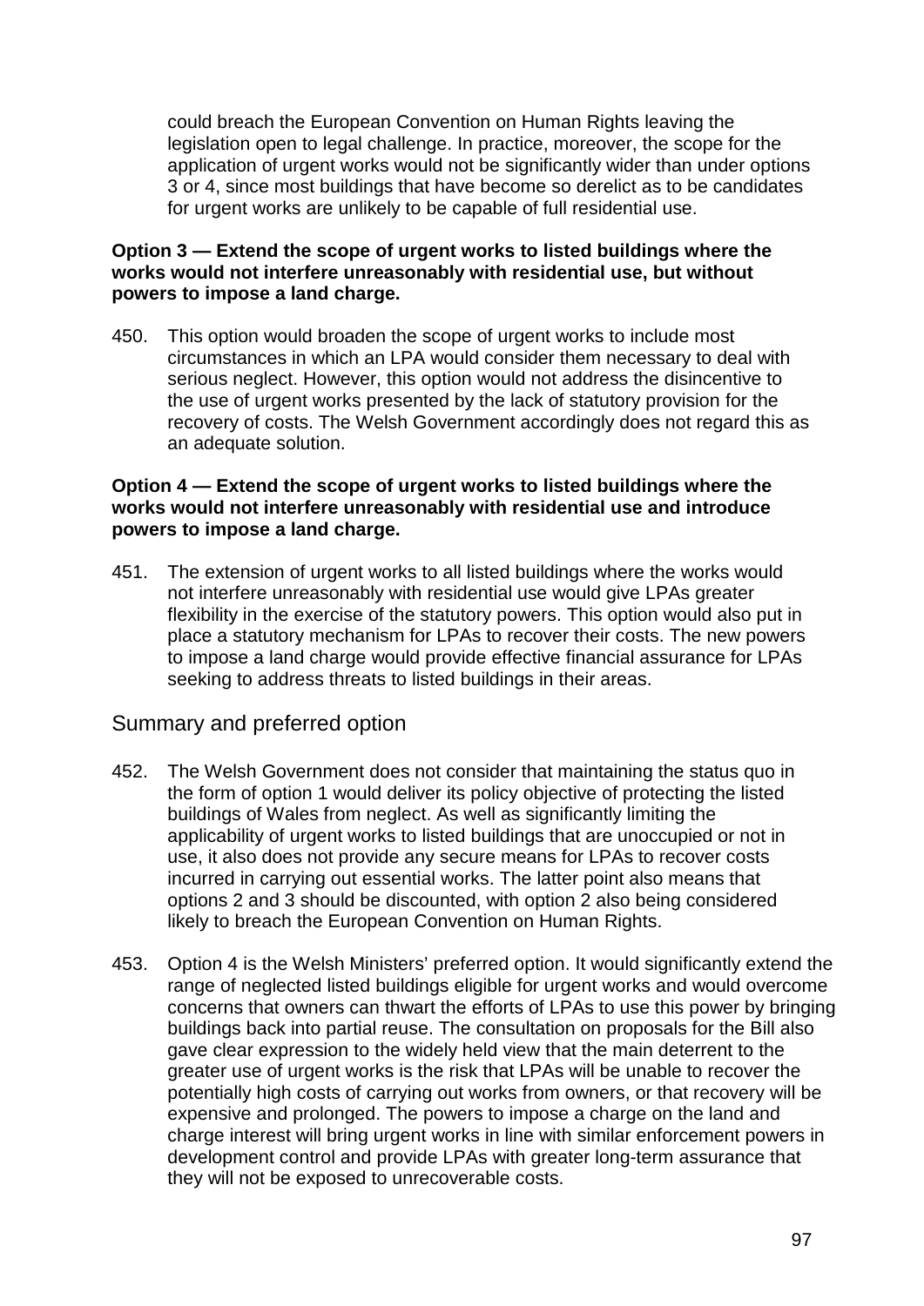could breach the European Convention on Human Rights leaving the legislation open to legal challenge. In practice, moreover, the scope for the application of urgent works would not be significantly wider than under options 3 or 4, since most buildings that have become so derelict as to be candidates for urgent works are unlikely to be capable of full residential use.

**Option 3 — Extend the scope of urgent works to listed buildings where the works would not interfere unreasonably with residential use, but without powers to impose a land charge.**

450. This option would broaden the scope of urgent works to include most circumstances in which an LPA would consider them necessary to deal with serious neglect. However, this option would not address the disincentive to the use of urgent works presented by the lack of statutory provision for the recovery of costs. The Welsh Government accordingly does not regard this as an adequate solution.

**Option 4 — Extend the scope of urgent works to listed buildings where the works would not interfere unreasonably with residential use and introduce powers to impose a land charge.**

451. The extension of urgent works to all listed buildings where the works would not interfere unreasonably with residential use would give LPAs greater flexibility in the exercise of the statutory powers. This option would also put in place a statutory mechanism for LPAs to recover their costs. The new powers to impose a land charge would provide effective financial assurance for LPAs seeking to address threats to listed buildings in their areas.

## Summary and preferred option

452. The Welsh Government does not consider that maintaining the status quo in the form of option 1 would deliver its policy objective of protecting the listed buildings of Wales from neglect. As well as significantly limiting the applicability of urgent works to listed buildings that are unoccupied or not in use, it also does not provide any secure means for LPAs to recover costs incurred in carrying out essential works. The latter point also means that options 2 and 3 should be discounted, with option 2 also being considered likely to breach the European Convention on Human Rights.

453. Option 4 is the Welsh Ministers' preferred option. It would significantly extend the range of neglected listed buildings eligible for urgent works and would overcome concerns that owners can thwart the efforts of LPAs to use this power by bringing buildings back into partial reuse. The consultation on proposals for the Bill also gave clear expression to the widely held view that the main deterrent to the greater use of urgent works is the risk that LPAs will be unable to recover the potentially high costs of carrying out works from owners, or that recovery will be expensive and prolonged. The powers to impose a charge on the land and charge interest will bring urgent works in line with similar enforcement powers in development control and provide LPAs with greater long-term assurance that they will not be exposed to unrecoverable costs.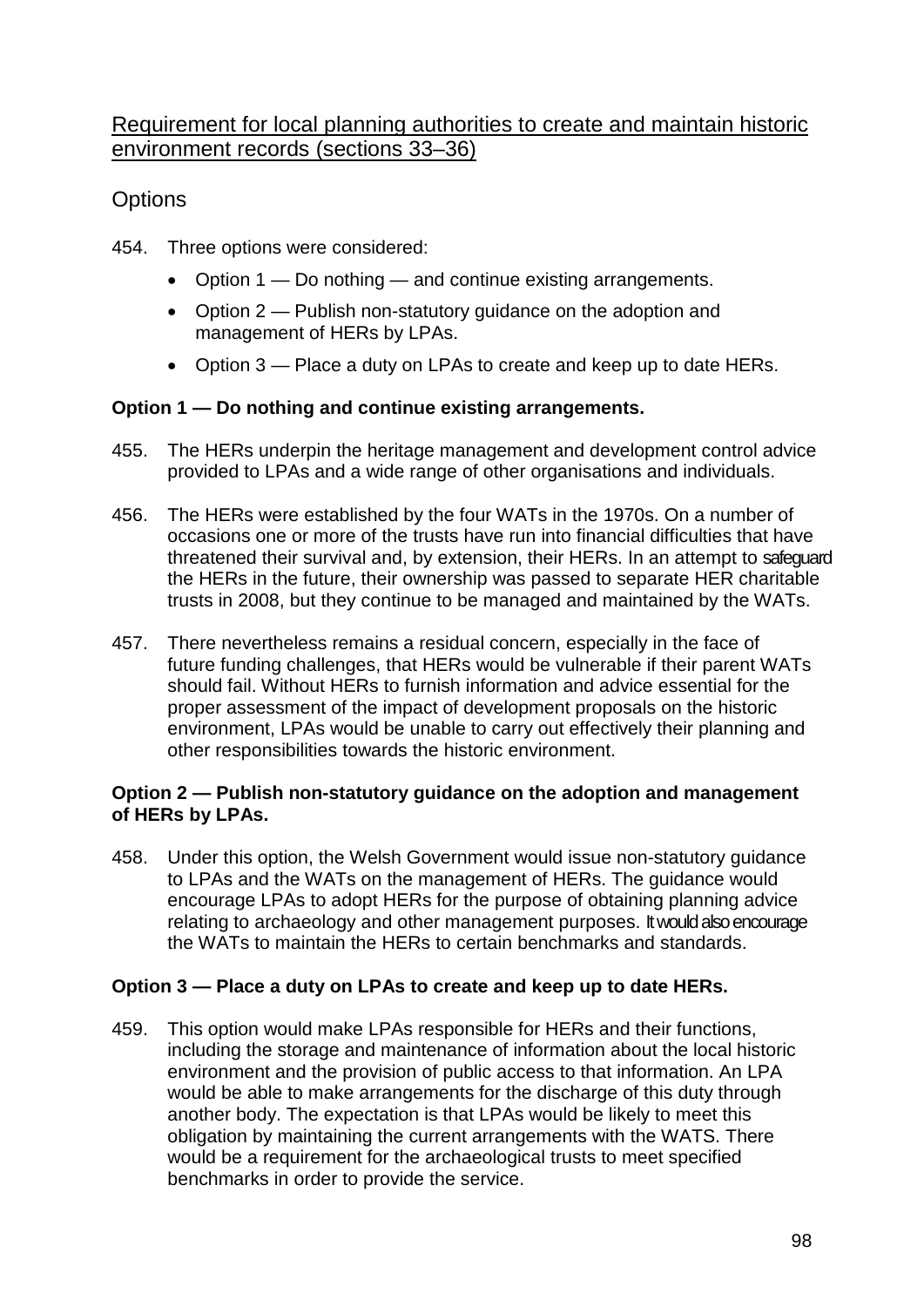## Requirement for local planning authorities to create and maintain historic environment records (sections 33–36)

### Options

454. Three options were considered:

- Option 1 — Do nothing — and continue existing arrangements.
- Option 2 — Publish non-statutory guidance on the adoption and management of HERs by LPAs.
- Option 3 — Place a duty on LPAs to create and keep up to date HERs.

**Option 1 — Do nothing and continue existing arrangements.**

455. The HERs underpin the heritage management and development control advice provided to LPAs and a wide range of other organisations and individuals.

456. The HERs were established by the four WATs in the 1970s. On a number of occasions one or more of the trusts have run into financial difficulties that have threatened their survival and, by extension, their HERs. In an attempt to safeguard the HERs in the future, their ownership was passed to separate HER charitable trusts in 2008, but they continue to be managed and maintained by the WATs.

457. There nevertheless remains a residual concern, especially in the face of future funding challenges, that HERs would be vulnerable if their parent WATs should fail. Without HERs to furnish information and advice essential for the proper assessment of the impact of development proposals on the historic environment, LPAs would be unable to carry out effectively their planning and other responsibilities towards the historic environment.

**Option 2 — Publish non-statutory guidance on the adoption and management of HERs by LPAs.**

458. Under this option, the Welsh Government would issue non-statutory guidance to LPAs and the WATs on the management of HERs. The guidance would encourage LPAs to adopt HERs for the purpose of obtaining planning advice relating to archaeology and other management purposes. It would also encourage the WATs to maintain the HERs to certain benchmarks and standards.

**Option 3 — Place a duty on LPAs to create and keep up to date HERs.**

459. This option would make LPAs responsible for HERs and their functions, including the storage and maintenance of information about the local historic environment and the provision of public access to that information. An LPA would be able to make arrangements for the discharge of this duty through another body. The expectation is that LPAs would be likely to meet this obligation by maintaining the current arrangements with the WATS. There would be a requirement for the archaeological trusts to meet specified benchmarks in order to provide the service.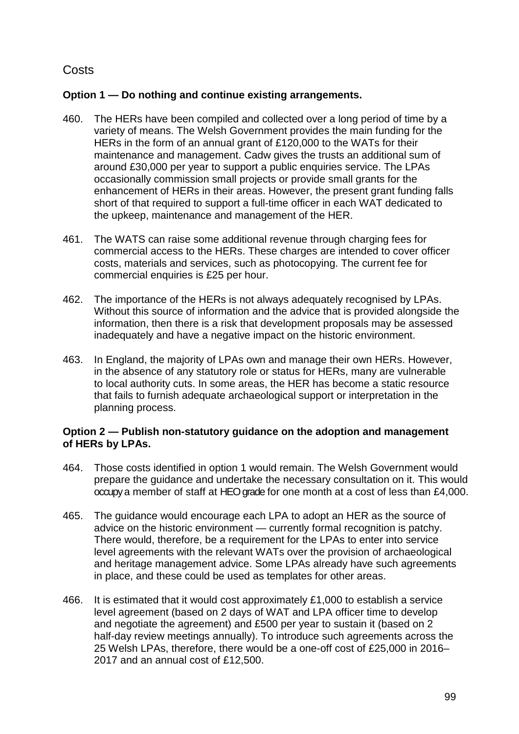## Costs

**Option 1 — Do nothing and continue existing arrangements.**

460. The HERs have been compiled and collected over a long period of time by a variety of means. The Welsh Government provides the main funding for the HERs in the form of an annual grant of £120,000 to the WATs for their maintenance and management. Cadw gives the trusts an additional sum of around £30,000 per year to support a public enquiries service. The LPAs occasionally commission small projects or provide small grants for the enhancement of HERs in their areas. However, the present grant funding falls short of that required to support a full-time officer in each WAT dedicated to the upkeep, maintenance and management of the HER.

461. The WATS can raise some additional revenue through charging fees for commercial access to the HERs. These charges are intended to cover officer costs, materials and services, such as photocopying. The current fee for commercial enquiries is £25 per hour.

462. The importance of the HERs is not always adequately recognised by LPAs. Without this source of information and the advice that is provided alongside the information, then there is a risk that development proposals may be assessed inadequately and have a negative impact on the historic environment.

463. In England, the majority of LPAs own and manage their own HERs. However, in the absence of any statutory role or status for HERs, many are vulnerable to local authority cuts. In some areas, the HER has become a static resource that fails to furnish adequate archaeological support or interpretation in the planning process.

**Option 2 — Publish non-statutory guidance on the adoption and management of HERs by LPAs.**

464. Those costs identified in option 1 would remain. The Welsh Government would prepare the guidance and undertake the necessary consultation on it. This would occupy a member of staff at HEO grade for one month at a cost of less than £4,000.

465. The guidance would encourage each LPA to adopt an HER as the source of advice on the historic environment — currently formal recognition is patchy. There would, therefore, be a requirement for the LPAs to enter into service level agreements with the relevant WATs over the provision of archaeological and heritage management advice. Some LPAs already have such agreements in place, and these could be used as templates for other areas.

466. It is estimated that it would cost approximately £1,000 to establish a service level agreement (based on 2 days of WAT and LPA officer time to develop and negotiate the agreement) and £500 per year to sustain it (based on 2 half-day review meetings annually). To introduce such agreements across the 25 Welsh LPAs, therefore, there would be a one-off cost of £25,000 in 2016–2017 and an annual cost of £12,500.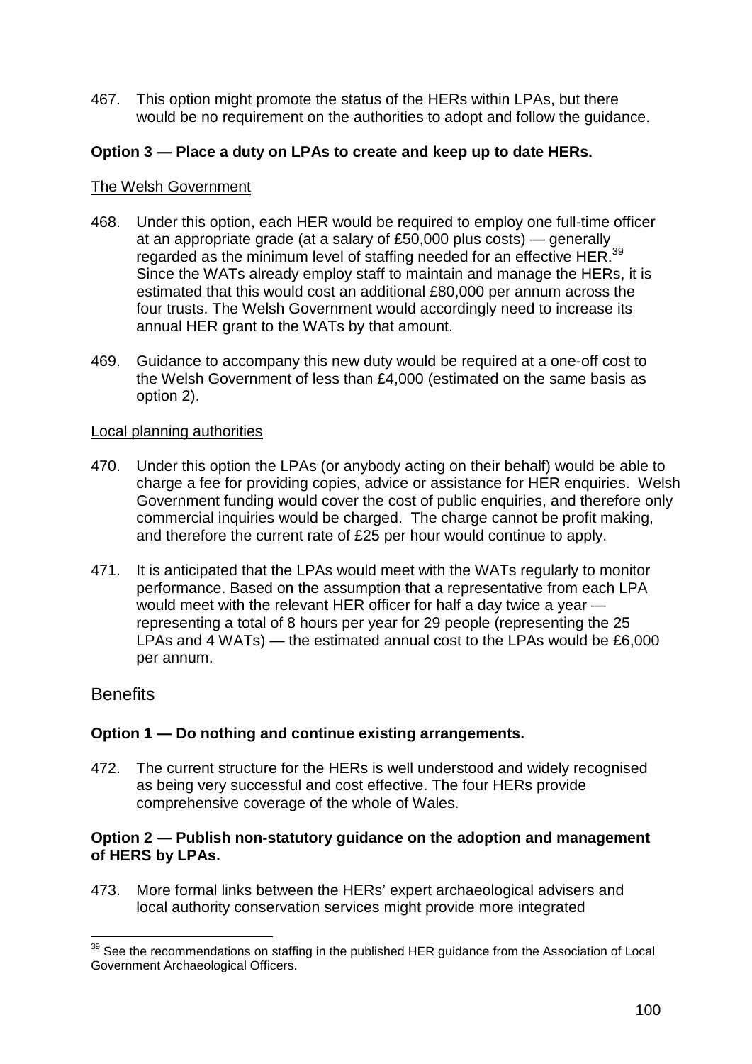467. This option might promote the status of the HERs within LPAs, but there would be no requirement on the authorities to adopt and follow the guidance.

**Option 3 — Place a duty on LPAs to create and keep up to date HERs.**

The Welsh Government

468. Under this option, each HER would be required to employ one full-time officer at an appropriate grade (at a salary of £50,000 plus costs) — generally regarded as the minimum level of staffing needed for an effective HER.[39] Since the WATs already employ staff to maintain and manage the HERs, it is estimated that this would cost an additional £80,000 per annum across the four trusts. The Welsh Government would accordingly need to increase its annual HER grant to the WATs by that amount.

469. Guidance to accompany this new duty would be required at a one-off cost to the Welsh Government of less than £4,000 (estimated on the same basis as option 2).

Local planning authorities

470. Under this option the LPAs (or anybody acting on their behalf) would be able to charge a fee for providing copies, advice or assistance for HER enquiries. Welsh Government funding would cover the cost of public enquiries, and therefore only commercial inquiries would be charged. The charge cannot be profit making, and therefore the current rate of £25 per hour would continue to apply.

471. It is anticipated that the LPAs would meet with the WATs regularly to monitor performance. Based on the assumption that a representative from each LPA would meet with the relevant HER officer for half a day twice a year — representing a total of 8 hours per year for 29 people (representing the 25 LPAs and 4 WATs) — the estimated annual cost to the LPAs would be £6,000 per annum.

## Benefits

**Option 1 — Do nothing and continue existing arrangements.**

472. The current structure for the HERs is well understood and widely recognised as being very successful and cost effective. The four HERs provide comprehensive coverage of the whole of Wales.

**Option 2 — Publish non-statutory guidance on the adoption and management of HERS by LPAs.**

473. More formal links between the HERs' expert archaeological advisers and local authority conservation services might provide more integrated

[39] See the recommendations on staffing in the published HER guidance from the Association of Local Government Archaeological Officers.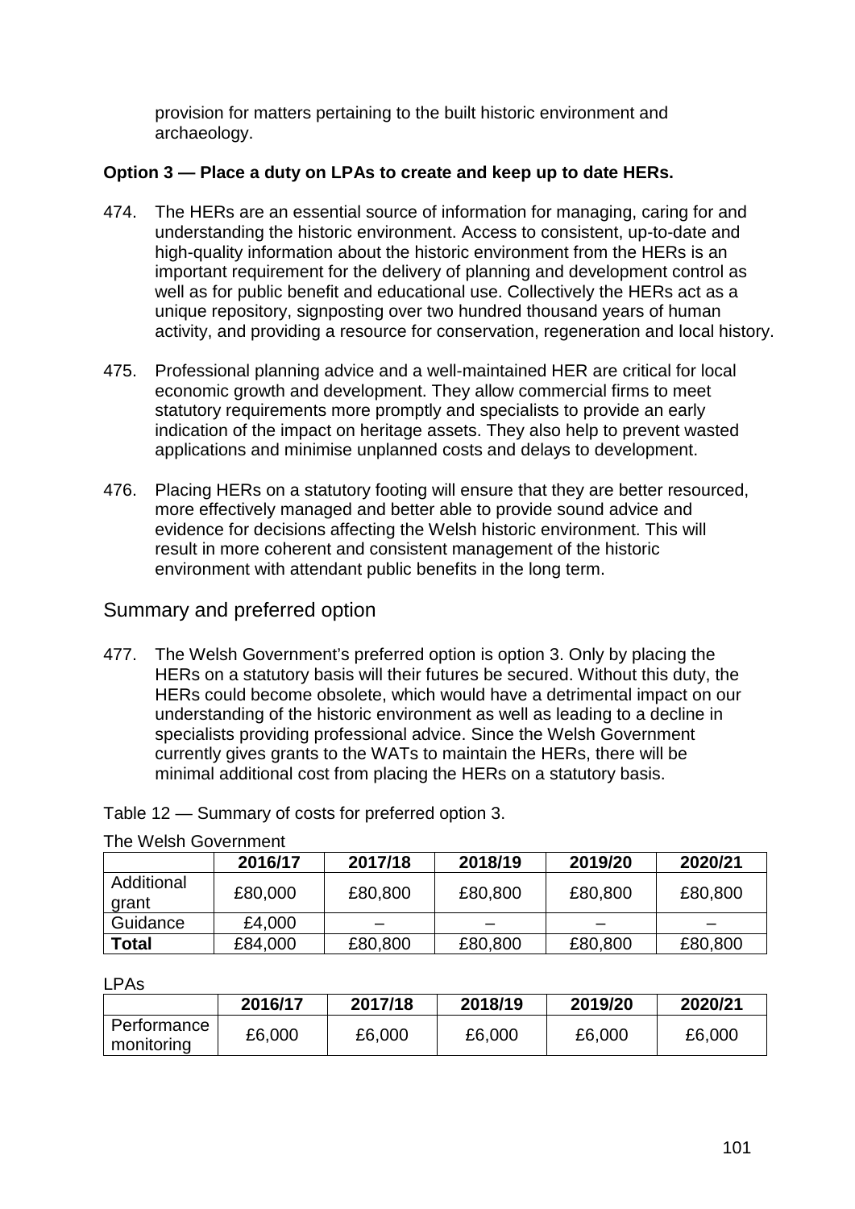provision for matters pertaining to the built historic environment and archaeology.

**Option 3 — Place a duty on LPAs to create and keep up to date HERs.**

474. The HERs are an essential source of information for managing, caring for and understanding the historic environment. Access to consistent, up-to-date and high-quality information about the historic environment from the HERs is an important requirement for the delivery of planning and development control as well as for public benefit and educational use. Collectively the HERs act as a unique repository, signposting over two hundred thousand years of human activity, and providing a resource for conservation, regeneration and local history.

475. Professional planning advice and a well-maintained HER are critical for local economic growth and development. They allow commercial firms to meet statutory requirements more promptly and specialists to provide an early indication of the impact on heritage assets. They also help to prevent wasted applications and minimise unplanned costs and delays to development.

476. Placing HERs on a statutory footing will ensure that they are better resourced, more effectively managed and better able to provide sound advice and evidence for decisions affecting the Welsh historic environment. This will result in more coherent and consistent management of the historic environment with attendant public benefits in the long term.

## Summary and preferred option

477. The Welsh Government's preferred option is option 3. Only by placing the HERs on a statutory basis will their futures be secured. Without this duty, the HERs could become obsolete, which would have a detrimental impact on our understanding of the historic environment as well as leading to a decline in specialists providing professional advice. Since the Welsh Government currently gives grants to the WATs to maintain the HERs, there will be minimal additional cost from placing the HERs on a statutory basis.

Table 12 — Summary of costs for preferred option 3.

The Welsh Government

| | 2016/17 | 2017/18 | 2018/19 | 2019/20 | 2020/21 |
|---|---|---|---|---|---|
| Additional grant | £80,000 | £80,800 | £80,800 | £80,800 | £80,800 |
| Guidance | £4,000 | – | – | – | – |
| **Total** | £84,000 | £80,800 | £80,800 | £80,800 | £80,800 |

LPAs

| | 2016/17 | 2017/18 | 2018/19 | 2019/20 | 2020/21 |
|---|---|---|---|---|---|
| Performance monitoring | £6,000 | £6,000 | £6,000 | £6,000 | £6,000 |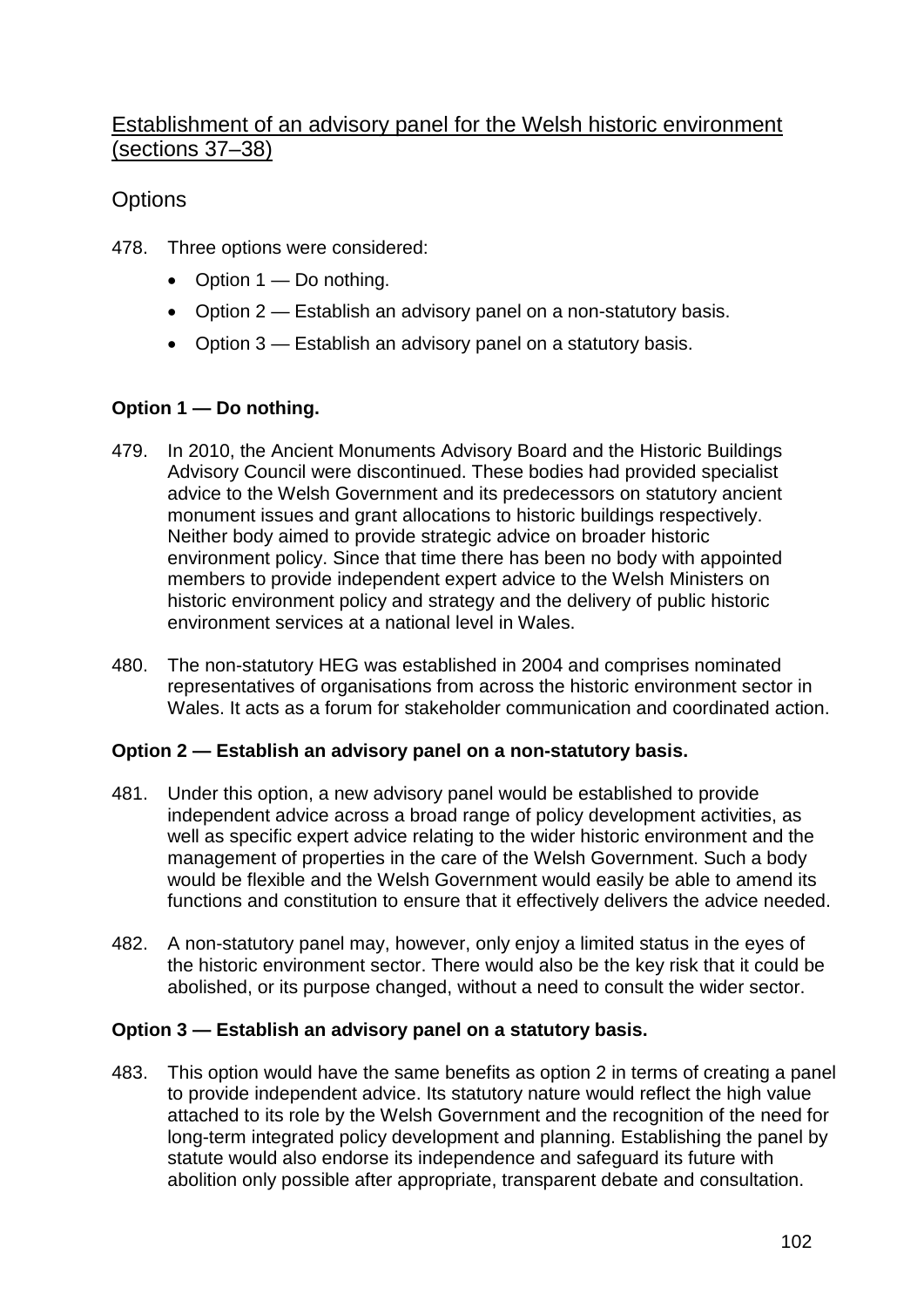## Establishment of an advisory panel for the Welsh historic environment (sections 37–38)

### Options

478. Three options were considered:

- Option 1 — Do nothing.
- Option 2 — Establish an advisory panel on a non-statutory basis.
- Option 3 — Establish an advisory panel on a statutory basis.

**Option 1 — Do nothing.**

479. In 2010, the Ancient Monuments Advisory Board and the Historic Buildings Advisory Council were discontinued. These bodies had provided specialist advice to the Welsh Government and its predecessors on statutory ancient monument issues and grant allocations to historic buildings respectively. Neither body aimed to provide strategic advice on broader historic environment policy. Since that time there has been no body with appointed members to provide independent expert advice to the Welsh Ministers on historic environment policy and strategy and the delivery of public historic environment services at a national level in Wales.

480. The non-statutory HEG was established in 2004 and comprises nominated representatives of organisations from across the historic environment sector in Wales. It acts as a forum for stakeholder communication and coordinated action.

**Option 2 — Establish an advisory panel on a non-statutory basis.**

481. Under this option, a new advisory panel would be established to provide independent advice across a broad range of policy development activities, as well as specific expert advice relating to the wider historic environment and the management of properties in the care of the Welsh Government. Such a body would be flexible and the Welsh Government would easily be able to amend its functions and constitution to ensure that it effectively delivers the advice needed.

482. A non-statutory panel may, however, only enjoy a limited status in the eyes of the historic environment sector. There would also be the key risk that it could be abolished, or its purpose changed, without a need to consult the wider sector.

**Option 3 — Establish an advisory panel on a statutory basis.**

483. This option would have the same benefits as option 2 in terms of creating a panel to provide independent advice. Its statutory nature would reflect the high value attached to its role by the Welsh Government and the recognition of the need for long-term integrated policy development and planning. Establishing the panel by statute would also endorse its independence and safeguard its future with abolition only possible after appropriate, transparent debate and consultation.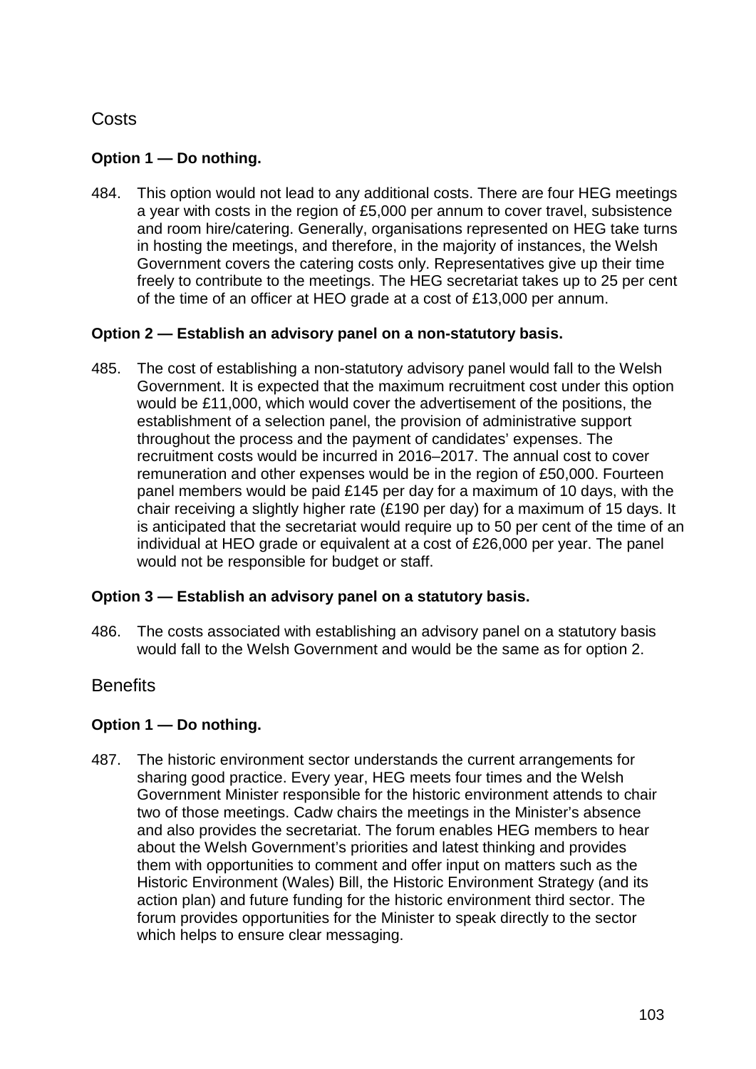## Costs

**Option 1 — Do nothing.**

484. This option would not lead to any additional costs. There are four HEG meetings a year with costs in the region of £5,000 per annum to cover travel, subsistence and room hire/catering. Generally, organisations represented on HEG take turns in hosting the meetings, and therefore, in the majority of instances, the Welsh Government covers the catering costs only. Representatives give up their time freely to contribute to the meetings. The HEG secretariat takes up to 25 per cent of the time of an officer at HEO grade at a cost of £13,000 per annum.

**Option 2 — Establish an advisory panel on a non-statutory basis.**

485. The cost of establishing a non-statutory advisory panel would fall to the Welsh Government. It is expected that the maximum recruitment cost under this option would be £11,000, which would cover the advertisement of the positions, the establishment of a selection panel, the provision of administrative support throughout the process and the payment of candidates' expenses. The recruitment costs would be incurred in 2016–2017. The annual cost to cover remuneration and other expenses would be in the region of £50,000. Fourteen panel members would be paid £145 per day for a maximum of 10 days, with the chair receiving a slightly higher rate (£190 per day) for a maximum of 15 days. It is anticipated that the secretariat would require up to 50 per cent of the time of an individual at HEO grade or equivalent at a cost of £26,000 per year. The panel would not be responsible for budget or staff.

**Option 3 — Establish an advisory panel on a statutory basis.**

486. The costs associated with establishing an advisory panel on a statutory basis would fall to the Welsh Government and would be the same as for option 2.

## Benefits

**Option 1 — Do nothing.**

487. The historic environment sector understands the current arrangements for sharing good practice. Every year, HEG meets four times and the Welsh Government Minister responsible for the historic environment attends to chair two of those meetings. Cadw chairs the meetings in the Minister's absence and also provides the secretariat. The forum enables HEG members to hear about the Welsh Government's priorities and latest thinking and provides them with opportunities to comment and offer input on matters such as the Historic Environment (Wales) Bill, the Historic Environment Strategy (and its action plan) and future funding for the historic environment third sector. The forum provides opportunities for the Minister to speak directly to the sector which helps to ensure clear messaging.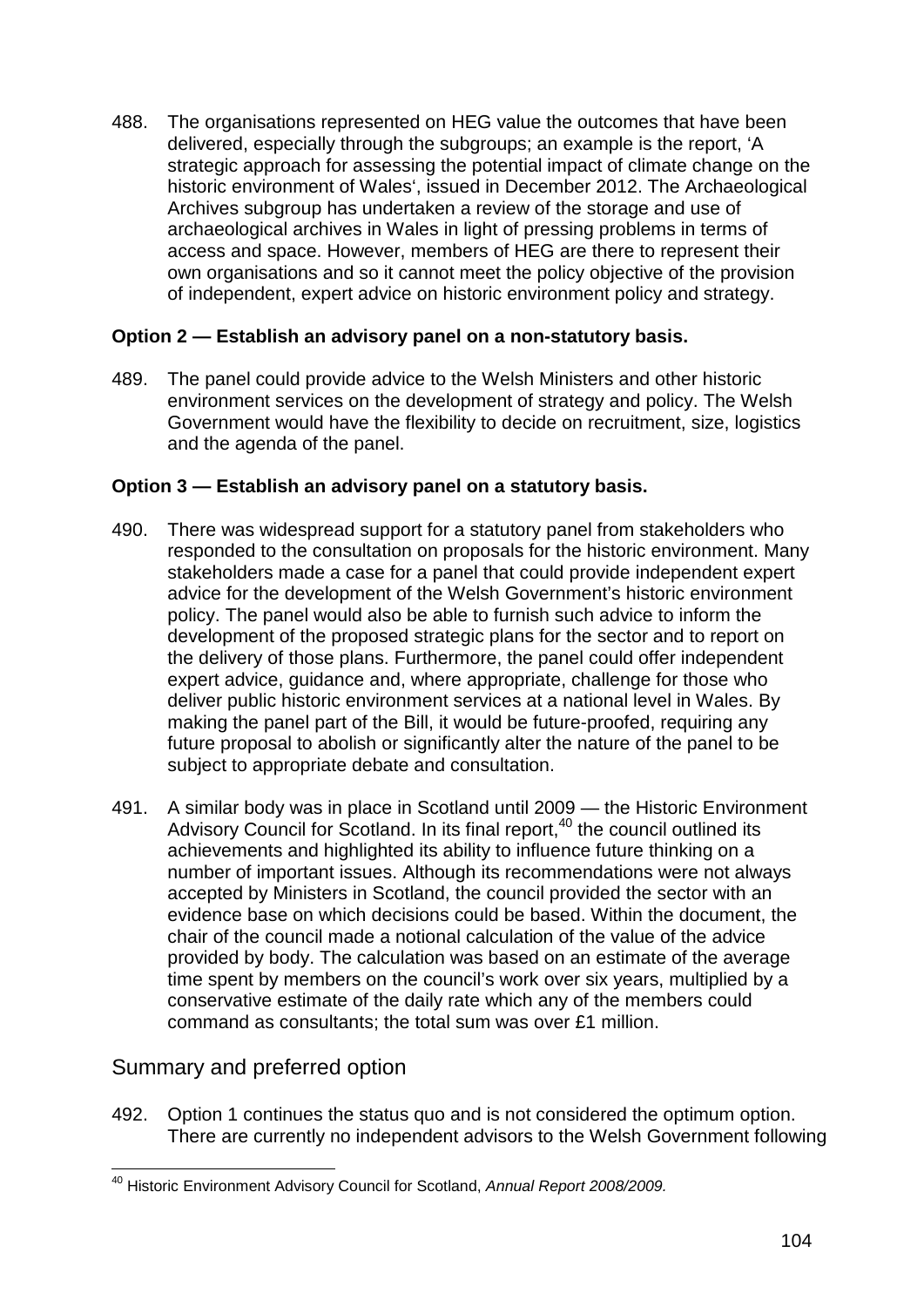488. The organisations represented on HEG value the outcomes that have been delivered, especially through the subgroups; an example is the report, 'A strategic approach for assessing the potential impact of climate change on the historic environment of Wales', issued in December 2012. The Archaeological Archives subgroup has undertaken a review of the storage and use of archaeological archives in Wales in light of pressing problems in terms of access and space. However, members of HEG are there to represent their own organisations and so it cannot meet the policy objective of the provision of independent, expert advice on historic environment policy and strategy.

**Option 2 — Establish an advisory panel on a non-statutory basis.**

489. The panel could provide advice to the Welsh Ministers and other historic environment services on the development of strategy and policy. The Welsh Government would have the flexibility to decide on recruitment, size, logistics and the agenda of the panel.

**Option 3 — Establish an advisory panel on a statutory basis.**

490. There was widespread support for a statutory panel from stakeholders who responded to the consultation on proposals for the historic environment. Many stakeholders made a case for a panel that could provide independent expert advice for the development of the Welsh Government's historic environment policy. The panel would also be able to furnish such advice to inform the development of the proposed strategic plans for the sector and to report on the delivery of those plans. Furthermore, the panel could offer independent expert advice, guidance and, where appropriate, challenge for those who deliver public historic environment services at a national level in Wales. By making the panel part of the Bill, it would be future-proofed, requiring any future proposal to abolish or significantly alter the nature of the panel to be subject to appropriate debate and consultation.

491. A similar body was in place in Scotland until 2009 — the Historic Environment Advisory Council for Scotland. In its final report,[40] the council outlined its achievements and highlighted its ability to influence future thinking on a number of important issues. Although its recommendations were not always accepted by Ministers in Scotland, the council provided the sector with an evidence base on which decisions could be based. Within the document, the chair of the council made a notional calculation of the value of the advice provided by body. The calculation was based on an estimate of the average time spent by members on the council's work over six years, multiplied by a conservative estimate of the daily rate which any of the members could command as consultants; the total sum was over £1 million.

## Summary and preferred option

492. Option 1 continues the status quo and is not considered the optimum option. There are currently no independent advisors to the Welsh Government following

[40] Historic Environment Advisory Council for Scotland, *Annual Report 2008/2009*.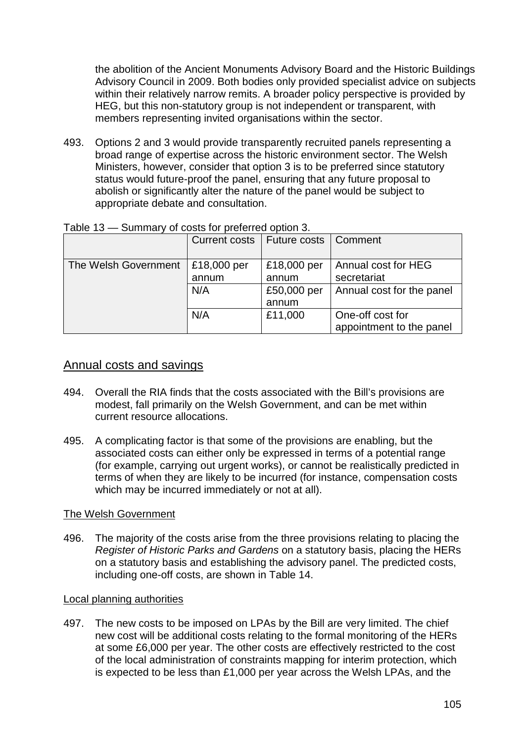the abolition of the Ancient Monuments Advisory Board and the Historic Buildings Advisory Council in 2009. Both bodies only provided specialist advice on subjects within their relatively narrow remits. A broader policy perspective is provided by HEG, but this non-statutory group is not independent or transparent, with members representing invited organisations within the sector.

493. Options 2 and 3 would provide transparently recruited panels representing a broad range of expertise across the historic environment sector. The Welsh Ministers, however, consider that option 3 is to be preferred since statutory status would future-proof the panel, ensuring that any future proposal to abolish or significantly alter the nature of the panel would be subject to appropriate debate and consultation.

Table 13 — Summary of costs for preferred option 3.

| | Current costs | Future costs | Comment |
|---|---|---|---|
| The Welsh Government | £18,000 per annum | £18,000 per annum | Annual cost for HEG secretariat |
| | N/A | £50,000 per annum | Annual cost for the panel |
| | N/A | £11,000 | One-off cost for appointment to the panel |

## Annual costs and savings

494. Overall the RIA finds that the costs associated with the Bill's provisions are modest, fall primarily on the Welsh Government, and can be met within current resource allocations.

495. A complicating factor is that some of the provisions are enabling, but the associated costs can either only be expressed in terms of a potential range (for example, carrying out urgent works), or cannot be realistically predicted in terms of when they are likely to be incurred (for instance, compensation costs which may be incurred immediately or not at all).

### The Welsh Government

496. The majority of the costs arise from the three provisions relating to placing the *Register of Historic Parks and Gardens* on a statutory basis, placing the HERs on a statutory basis and establishing the advisory panel. The predicted costs, including one-off costs, are shown in Table 14.

### Local planning authorities

497. The new costs to be imposed on LPAs by the Bill are very limited. The chief new cost will be additional costs relating to the formal monitoring of the HERs at some £6,000 per year. The other costs are effectively restricted to the cost of the local administration of constraints mapping for interim protection, which is expected to be less than £1,000 per year across the Welsh LPAs, and the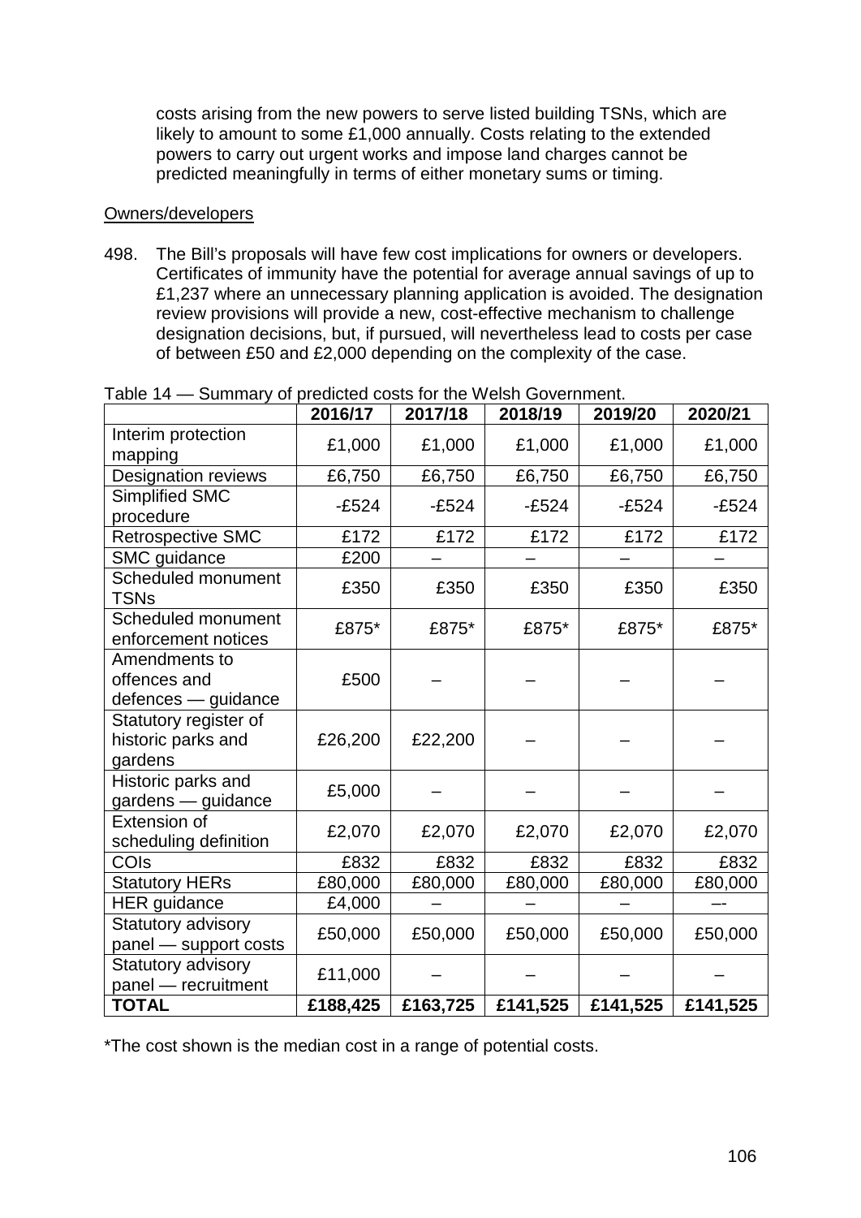costs arising from the new powers to serve listed building TSNs, which are likely to amount to some £1,000 annually. Costs relating to the extended powers to carry out urgent works and impose land charges cannot be predicted meaningfully in terms of either monetary sums or timing.

Owners/developers

498. The Bill's proposals will have few cost implications for owners or developers. Certificates of immunity have the potential for average annual savings of up to £1,237 where an unnecessary planning application is avoided. The designation review provisions will provide a new, cost-effective mechanism to challenge designation decisions, but, if pursued, will nevertheless lead to costs per case of between £50 and £2,000 depending on the complexity of the case.

Table 14 — Summary of predicted costs for the Welsh Government.

| | 2016/17 | 2017/18 | 2018/19 | 2019/20 | 2020/21 |
|---|---|---|---|---|---|
| Interim protection mapping | £1,000 | £1,000 | £1,000 | £1,000 | £1,000 |
| Designation reviews | £6,750 | £6,750 | £6,750 | £6,750 | £6,750 |
| Simplified SMC procedure | -£524 | -£524 | -£524 | -£524 | -£524 |
| Retrospective SMC | £172 | £172 | £172 | £172 | £172 |
| SMC guidance | £200 | – | – | – | – |
| Scheduled monument TSNs | £350 | £350 | £350 | £350 | £350 |
| Scheduled monument enforcement notices | £875* | £875* | £875* | £875* | £875* |
| Amendments to offences and defences — guidance | £500 | – | – | – | – |
| Statutory register of historic parks and gardens | £26,200 | £22,200 | – | – | – |
| Historic parks and gardens — guidance | £5,000 | – | – | – | – |
| Extension of scheduling definition | £2,070 | £2,070 | £2,070 | £2,070 | £2,070 |
| COIs | £832 | £832 | £832 | £832 | £832 |
| Statutory HERs | £80,000 | £80,000 | £80,000 | £80,000 | £80,000 |
| HER guidance | £4,000 | – | – | – | – |
| Statutory advisory panel — support costs | £50,000 | £50,000 | £50,000 | £50,000 | £50,000 |
| Statutory advisory panel — recruitment | £11,000 | – | – | – | – |
| **TOTAL** | **£188,425** | **£163,725** | **£141,525** | **£141,525** | **£141,525** |

*The cost shown is the median cost in a range of potential costs.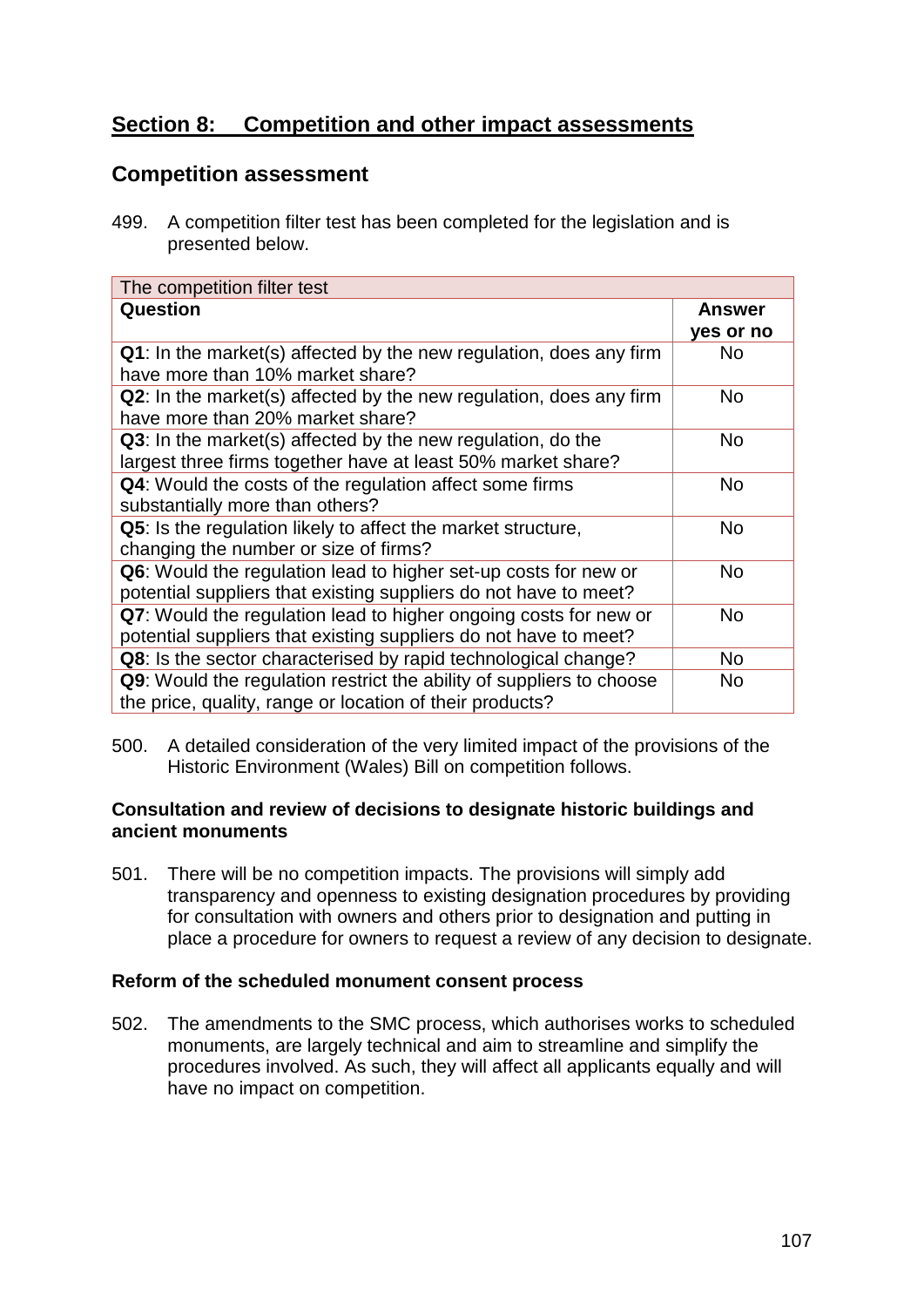## Section 8: Competition and other impact assessments

### Competition assessment

499. A competition filter test has been completed for the legislation and is presented below.

| The competition filter test | |
|---|---|
| **Question** | **Answer yes or no** |
| **Q1**: In the market(s) affected by the new regulation, does any firm have more than 10% market share? | No |
| **Q2**: In the market(s) affected by the new regulation, does any firm have more than 20% market share? | No |
| **Q3**: In the market(s) affected by the new regulation, do the largest three firms together have at least 50% market share? | No |
| **Q4**: Would the costs of the regulation affect some firms substantially more than others? | No |
| **Q5**: Is the regulation likely to affect the market structure, changing the number or size of firms? | No |
| **Q6**: Would the regulation lead to higher set-up costs for new or potential suppliers that existing suppliers do not have to meet? | No |
| **Q7**: Would the regulation lead to higher ongoing costs for new or potential suppliers that existing suppliers do not have to meet? | No |
| **Q8**: Is the sector characterised by rapid technological change? | No |
| **Q9**: Would the regulation restrict the ability of suppliers to choose the price, quality, range or location of their products? | No |

500. A detailed consideration of the very limited impact of the provisions of the Historic Environment (Wales) Bill on competition follows.

**Consultation and review of decisions to designate historic buildings and ancient monuments**

501. There will be no competition impacts. The provisions will simply add transparency and openness to existing designation procedures by providing for consultation with owners and others prior to designation and putting in place a procedure for owners to request a review of any decision to designate.

**Reform of the scheduled monument consent process**

502. The amendments to the SMC process, which authorises works to scheduled monuments, are largely technical and aim to streamline and simplify the procedures involved. As such, they will affect all applicants equally and will have no impact on competition.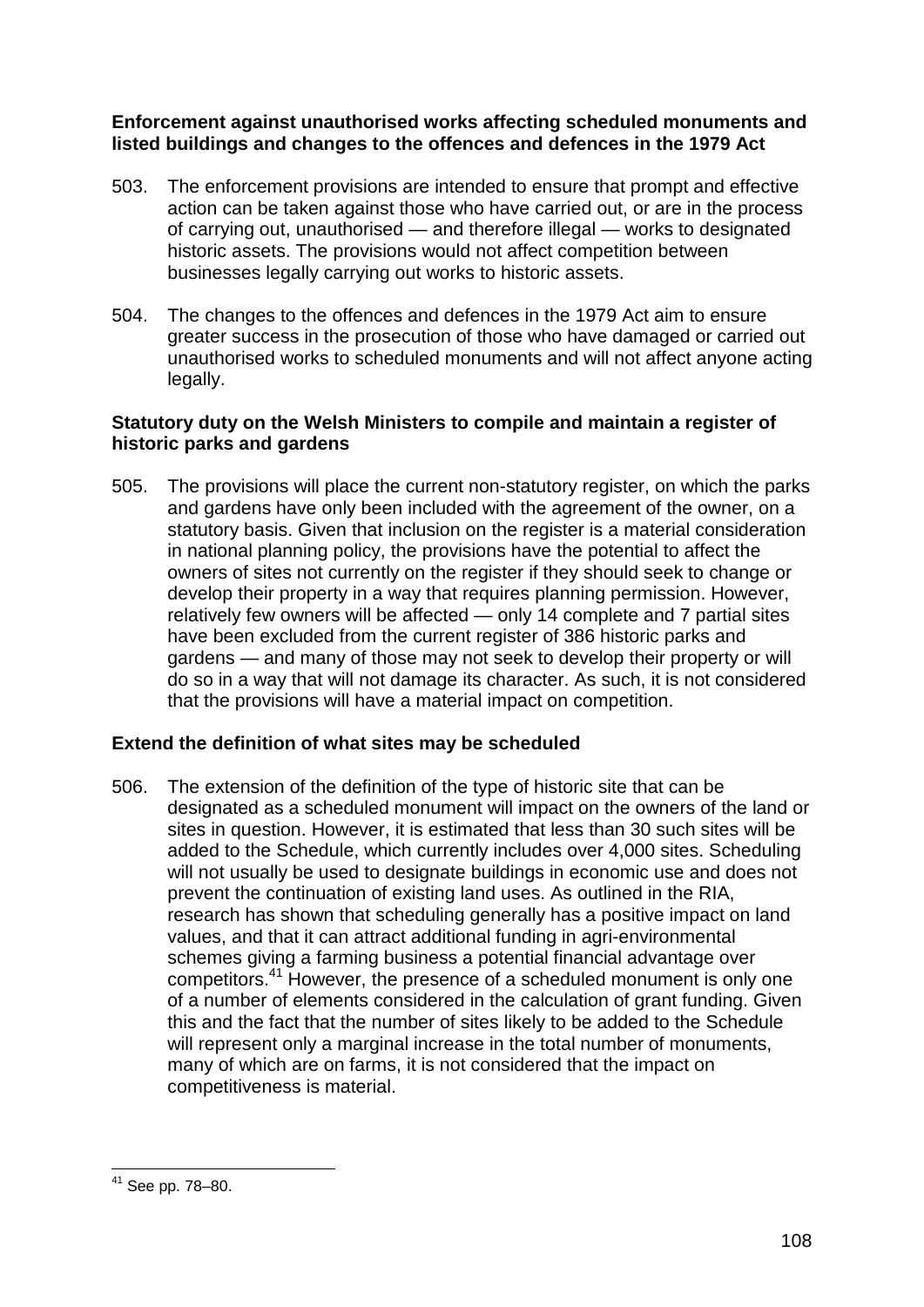**Enforcement against unauthorised works affecting scheduled monuments and listed buildings and changes to the offences and defences in the 1979 Act**

503. The enforcement provisions are intended to ensure that prompt and effective action can be taken against those who have carried out, or are in the process of carrying out, unauthorised — and therefore illegal — works to designated historic assets. The provisions would not affect competition between businesses legally carrying out works to historic assets.

504. The changes to the offences and defences in the 1979 Act aim to ensure greater success in the prosecution of those who have damaged or carried out unauthorised works to scheduled monuments and will not affect anyone acting legally.

**Statutory duty on the Welsh Ministers to compile and maintain a register of historic parks and gardens**

505. The provisions will place the current non-statutory register, on which the parks and gardens have only been included with the agreement of the owner, on a statutory basis. Given that inclusion on the register is a material consideration in national planning policy, the provisions have the potential to affect the owners of sites not currently on the register if they should seek to change or develop their property in a way that requires planning permission. However, relatively few owners will be affected — only 14 complete and 7 partial sites have been excluded from the current register of 386 historic parks and gardens — and many of those may not seek to develop their property or will do so in a way that will not damage its character. As such, it is not considered that the provisions will have a material impact on competition.

**Extend the definition of what sites may be scheduled**

506. The extension of the definition of the type of historic site that can be designated as a scheduled monument will impact on the owners of the land or sites in question. However, it is estimated that less than 30 such sites will be added to the Schedule, which currently includes over 4,000 sites. Scheduling will not usually be used to designate buildings in economic use and does not prevent the continuation of existing land uses. As outlined in the RIA, research has shown that scheduling generally has a positive impact on land values, and that it can attract additional funding in agri-environmental schemes giving a farming business a potential financial advantage over competitors.[41] However, the presence of a scheduled monument is only one of a number of elements considered in the calculation of grant funding. Given this and the fact that the number of sites likely to be added to the Schedule will represent only a marginal increase in the total number of monuments, many of which are on farms, it is not considered that the impact on competitiveness is material.

[41] See pp. 78–80.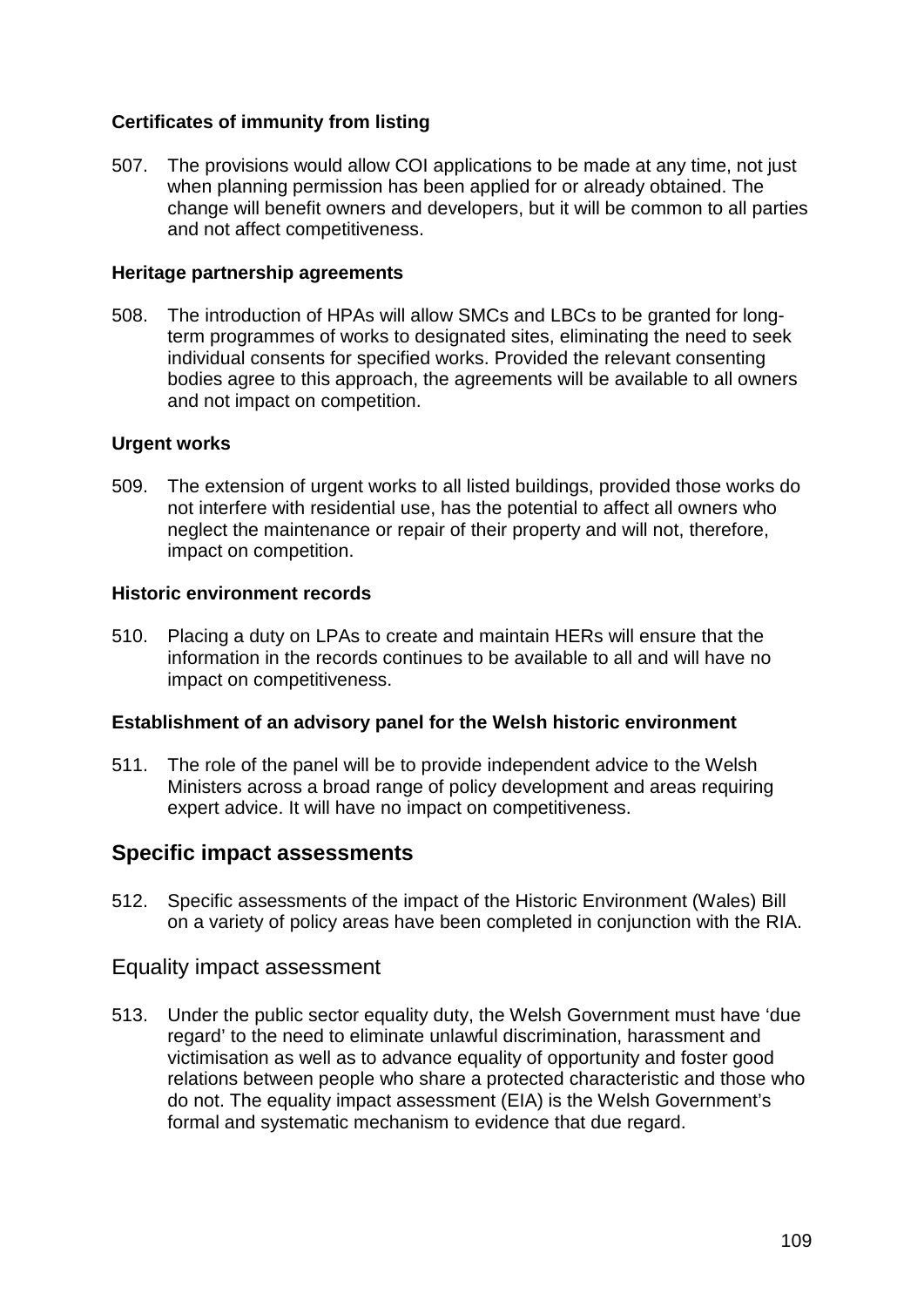**Certificates of immunity from listing**

507. The provisions would allow COI applications to be made at any time, not just when planning permission has been applied for or already obtained. The change will benefit owners and developers, but it will be common to all parties and not affect competitiveness.

**Heritage partnership agreements**

508. The introduction of HPAs will allow SMCs and LBCs to be granted for long-term programmes of works to designated sites, eliminating the need to seek individual consents for specified works. Provided the relevant consenting bodies agree to this approach, the agreements will be available to all owners and not impact on competition.

**Urgent works**

509. The extension of urgent works to all listed buildings, provided those works do not interfere with residential use, has the potential to affect all owners who neglect the maintenance or repair of their property and will not, therefore, impact on competition.

**Historic environment records**

510. Placing a duty on LPAs to create and maintain HERs will ensure that the information in the records continues to be available to all and will have no impact on competitiveness.

**Establishment of an advisory panel for the Welsh historic environment**

511. The role of the panel will be to provide independent advice to the Welsh Ministers across a broad range of policy development and areas requiring expert advice. It will have no impact on competitiveness.

## Specific impact assessments

512. Specific assessments of the impact of the Historic Environment (Wales) Bill on a variety of policy areas have been completed in conjunction with the RIA.

### Equality impact assessment

513. Under the public sector equality duty, the Welsh Government must have 'due regard' to the need to eliminate unlawful discrimination, harassment and victimisation as well as to advance equality of opportunity and foster good relations between people who share a protected characteristic and those who do not. The equality impact assessment (EIA) is the Welsh Government's formal and systematic mechanism to evidence that due regard.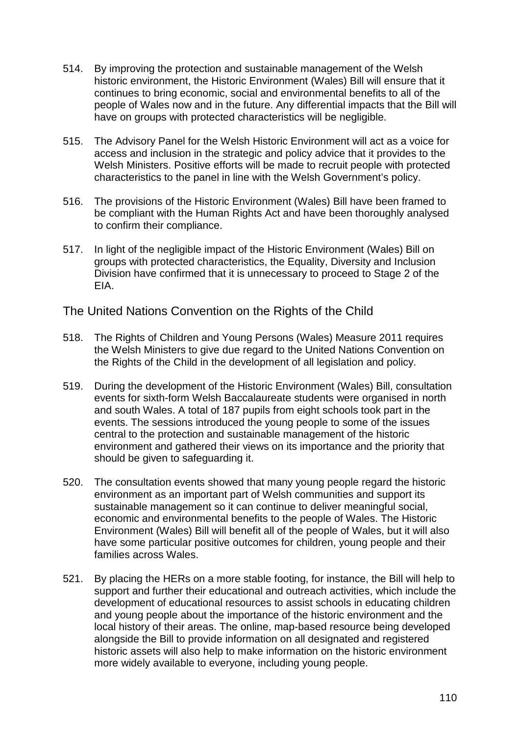514. By improving the protection and sustainable management of the Welsh historic environment, the Historic Environment (Wales) Bill will ensure that it continues to bring economic, social and environmental benefits to all of the people of Wales now and in the future. Any differential impacts that the Bill will have on groups with protected characteristics will be negligible.

515. The Advisory Panel for the Welsh Historic Environment will act as a voice for access and inclusion in the strategic and policy advice that it provides to the Welsh Ministers. Positive efforts will be made to recruit people with protected characteristics to the panel in line with the Welsh Government's policy.

516. The provisions of the Historic Environment (Wales) Bill have been framed to be compliant with the Human Rights Act and have been thoroughly analysed to confirm their compliance.

517. In light of the negligible impact of the Historic Environment (Wales) Bill on groups with protected characteristics, the Equality, Diversity and Inclusion Division have confirmed that it is unnecessary to proceed to Stage 2 of the EIA.

## The United Nations Convention on the Rights of the Child

518. The Rights of Children and Young Persons (Wales) Measure 2011 requires the Welsh Ministers to give due regard to the United Nations Convention on the Rights of the Child in the development of all legislation and policy.

519. During the development of the Historic Environment (Wales) Bill, consultation events for sixth-form Welsh Baccalaureate students were organised in north and south Wales. A total of 187 pupils from eight schools took part in the events. The sessions introduced the young people to some of the issues central to the protection and sustainable management of the historic environment and gathered their views on its importance and the priority that should be given to safeguarding it.

520. The consultation events showed that many young people regard the historic environment as an important part of Welsh communities and support its sustainable management so it can continue to deliver meaningful social, economic and environmental benefits to the people of Wales. The Historic Environment (Wales) Bill will benefit all of the people of Wales, but it will also have some particular positive outcomes for children, young people and their families across Wales.

521. By placing the HERs on a more stable footing, for instance, the Bill will help to support and further their educational and outreach activities, which include the development of educational resources to assist schools in educating children and young people about the importance of the historic environment and the local history of their areas. The online, map-based resource being developed alongside the Bill to provide information on all designated and registered historic assets will also help to make information on the historic environment more widely available to everyone, including young people.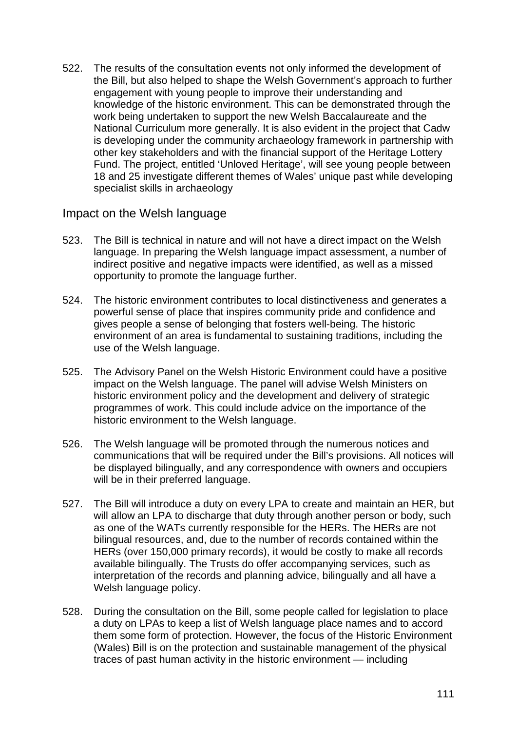522. The results of the consultation events not only informed the development of the Bill, but also helped to shape the Welsh Government's approach to further engagement with young people to improve their understanding and knowledge of the historic environment. This can be demonstrated through the work being undertaken to support the new Welsh Baccalaureate and the National Curriculum more generally. It is also evident in the project that Cadw is developing under the community archaeology framework in partnership with other key stakeholders and with the financial support of the Heritage Lottery Fund. The project, entitled 'Unloved Heritage', will see young people between 18 and 25 investigate different themes of Wales' unique past while developing specialist skills in archaeology

## Impact on the Welsh language

523. The Bill is technical in nature and will not have a direct impact on the Welsh language. In preparing the Welsh language impact assessment, a number of indirect positive and negative impacts were identified, as well as a missed opportunity to promote the language further.

524. The historic environment contributes to local distinctiveness and generates a powerful sense of place that inspires community pride and confidence and gives people a sense of belonging that fosters well-being. The historic environment of an area is fundamental to sustaining traditions, including the use of the Welsh language.

525. The Advisory Panel on the Welsh Historic Environment could have a positive impact on the Welsh language. The panel will advise Welsh Ministers on historic environment policy and the development and delivery of strategic programmes of work. This could include advice on the importance of the historic environment to the Welsh language.

526. The Welsh language will be promoted through the numerous notices and communications that will be required under the Bill's provisions. All notices will be displayed bilingually, and any correspondence with owners and occupiers will be in their preferred language.

527. The Bill will introduce a duty on every LPA to create and maintain an HER, but will allow an LPA to discharge that duty through another person or body, such as one of the WATs currently responsible for the HERs. The HERs are not bilingual resources, and, due to the number of records contained within the HERs (over 150,000 primary records), it would be costly to make all records available bilingually. The Trusts do offer accompanying services, such as interpretation of the records and planning advice, bilingually and all have a Welsh language policy.

528. During the consultation on the Bill, some people called for legislation to place a duty on LPAs to keep a list of Welsh language place names and to accord them some form of protection. However, the focus of the Historic Environment (Wales) Bill is on the protection and sustainable management of the physical traces of past human activity in the historic environment — including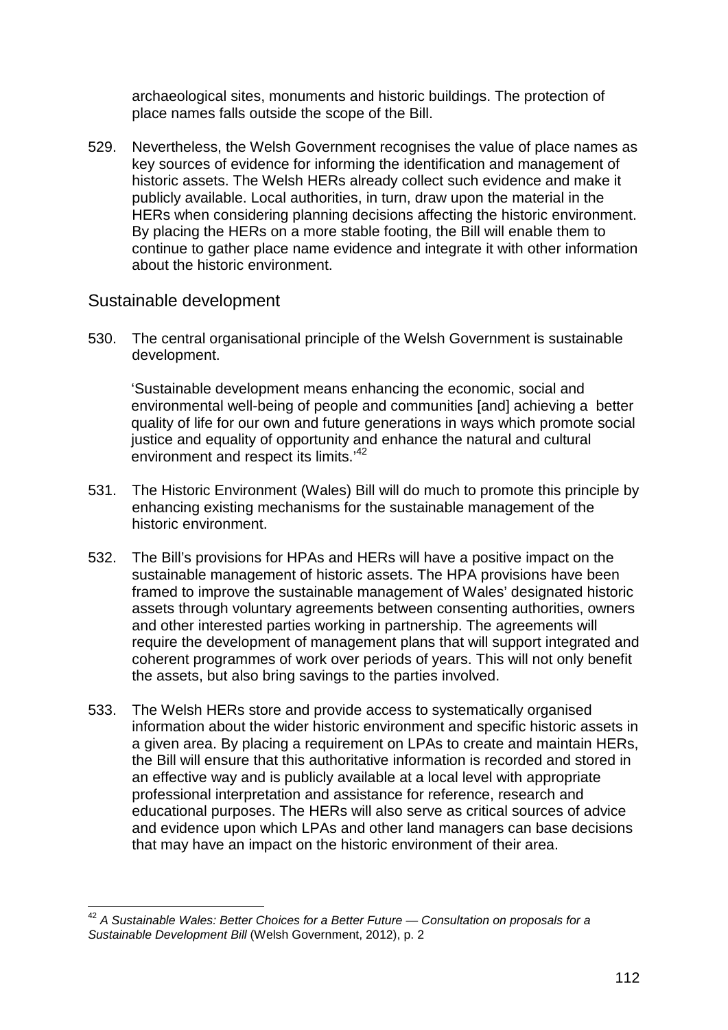archaeological sites, monuments and historic buildings. The protection of place names falls outside the scope of the Bill.

529. Nevertheless, the Welsh Government recognises the value of place names as key sources of evidence for informing the identification and management of historic assets. The Welsh HERs already collect such evidence and make it publicly available. Local authorities, in turn, draw upon the material in the HERs when considering planning decisions affecting the historic environment. By placing the HERs on a more stable footing, the Bill will enable them to continue to gather place name evidence and integrate it with other information about the historic environment.

## Sustainable development

530. The central organisational principle of the Welsh Government is sustainable development.

> 'Sustainable development means enhancing the economic, social and environmental well-being of people and communities [and] achieving a better quality of life for our own and future generations in ways which promote social justice and equality of opportunity and enhance the natural and cultural environment and respect its limits.'[42]

531. The Historic Environment (Wales) Bill will do much to promote this principle by enhancing existing mechanisms for the sustainable management of the historic environment.

532. The Bill's provisions for HPAs and HERs will have a positive impact on the sustainable management of historic assets. The HPA provisions have been framed to improve the sustainable management of Wales' designated historic assets through voluntary agreements between consenting authorities, owners and other interested parties working in partnership. The agreements will require the development of management plans that will support integrated and coherent programmes of work over periods of years. This will not only benefit the assets, but also bring savings to the parties involved.

533. The Welsh HERs store and provide access to systematically organised information about the wider historic environment and specific historic assets in a given area. By placing a requirement on LPAs to create and maintain HERs, the Bill will ensure that this authoritative information is recorded and stored in an effective way and is publicly available at a local level with appropriate professional interpretation and assistance for reference, research and educational purposes. The HERs will also serve as critical sources of advice and evidence upon which LPAs and other land managers can base decisions that may have an impact on the historic environment of their area.

---

[42] *A Sustainable Wales: Better Choices for a Better Future — Consultation on proposals for a Sustainable Development Bill* (Welsh Government, 2012), p. 2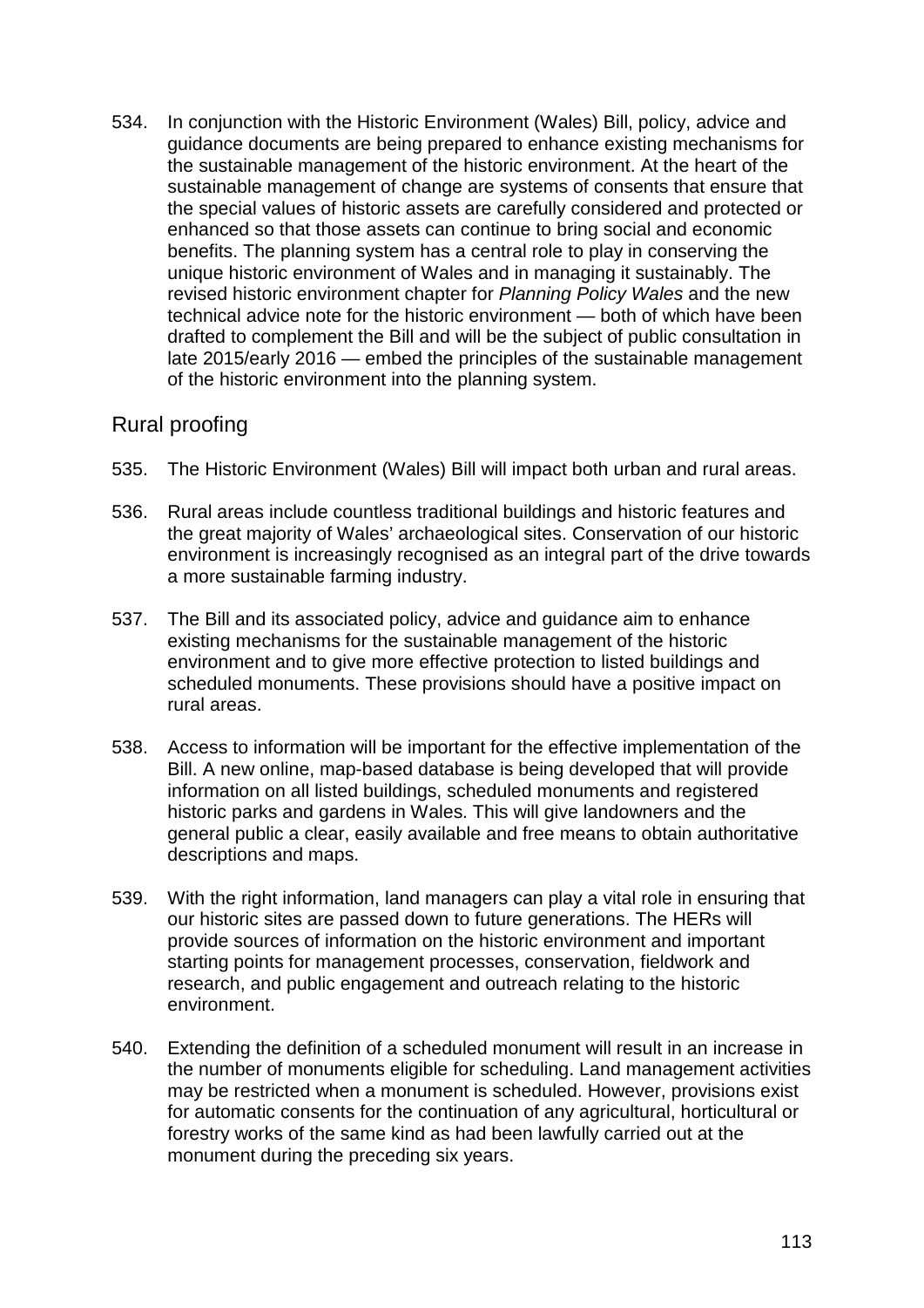534. In conjunction with the Historic Environment (Wales) Bill, policy, advice and guidance documents are being prepared to enhance existing mechanisms for the sustainable management of the historic environment. At the heart of the sustainable management of change are systems of consents that ensure that the special values of historic assets are carefully considered and protected or enhanced so that those assets can continue to bring social and economic benefits. The planning system has a central role to play in conserving the unique historic environment of Wales and in managing it sustainably. The revised historic environment chapter for *Planning Policy Wales* and the new technical advice note for the historic environment — both of which have been drafted to complement the Bill and will be the subject of public consultation in late 2015/early 2016 — embed the principles of the sustainable management of the historic environment into the planning system.

## Rural proofing

535. The Historic Environment (Wales) Bill will impact both urban and rural areas.

536. Rural areas include countless traditional buildings and historic features and the great majority of Wales' archaeological sites. Conservation of our historic environment is increasingly recognised as an integral part of the drive towards a more sustainable farming industry.

537. The Bill and its associated policy, advice and guidance aim to enhance existing mechanisms for the sustainable management of the historic environment and to give more effective protection to listed buildings and scheduled monuments. These provisions should have a positive impact on rural areas.

538. Access to information will be important for the effective implementation of the Bill. A new online, map-based database is being developed that will provide information on all listed buildings, scheduled monuments and registered historic parks and gardens in Wales. This will give landowners and the general public a clear, easily available and free means to obtain authoritative descriptions and maps.

539. With the right information, land managers can play a vital role in ensuring that our historic sites are passed down to future generations. The HERs will provide sources of information on the historic environment and important starting points for management processes, conservation, fieldwork and research, and public engagement and outreach relating to the historic environment.

540. Extending the definition of a scheduled monument will result in an increase in the number of monuments eligible for scheduling. Land management activities may be restricted when a monument is scheduled. However, provisions exist for automatic consents for the continuation of any agricultural, horticultural or forestry works of the same kind as had been lawfully carried out at the monument during the preceding six years.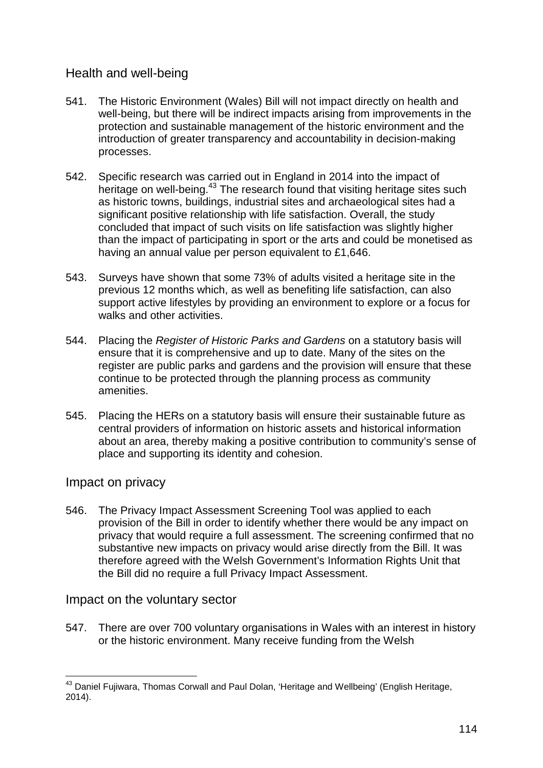## Health and well-being

541. The Historic Environment (Wales) Bill will not impact directly on health and well-being, but there will be indirect impacts arising from improvements in the protection and sustainable management of the historic environment and the introduction of greater transparency and accountability in decision-making processes.

542. Specific research was carried out in England in 2014 into the impact of heritage on well-being.[43] The research found that visiting heritage sites such as historic towns, buildings, industrial sites and archaeological sites had a significant positive relationship with life satisfaction. Overall, the study concluded that impact of such visits on life satisfaction was slightly higher than the impact of participating in sport or the arts and could be monetised as having an annual value per person equivalent to £1,646.

543. Surveys have shown that some 73% of adults visited a heritage site in the previous 12 months which, as well as benefiting life satisfaction, can also support active lifestyles by providing an environment to explore or a focus for walks and other activities.

544. Placing the *Register of Historic Parks and Gardens* on a statutory basis will ensure that it is comprehensive and up to date. Many of the sites on the register are public parks and gardens and the provision will ensure that these continue to be protected through the planning process as community amenities.

545. Placing the HERs on a statutory basis will ensure their sustainable future as central providers of information on historic assets and historical information about an area, thereby making a positive contribution to community's sense of place and supporting its identity and cohesion.

## Impact on privacy

546. The Privacy Impact Assessment Screening Tool was applied to each provision of the Bill in order to identify whether there would be any impact on privacy that would require a full assessment. The screening confirmed that no substantive new impacts on privacy would arise directly from the Bill. It was therefore agreed with the Welsh Government's Information Rights Unit that the Bill did no require a full Privacy Impact Assessment.

## Impact on the voluntary sector

547. There are over 700 voluntary organisations in Wales with an interest in history or the historic environment. Many receive funding from the Welsh

---

[43] Daniel Fujiwara, Thomas Corwall and Paul Dolan, 'Heritage and Wellbeing' (English Heritage, 2014).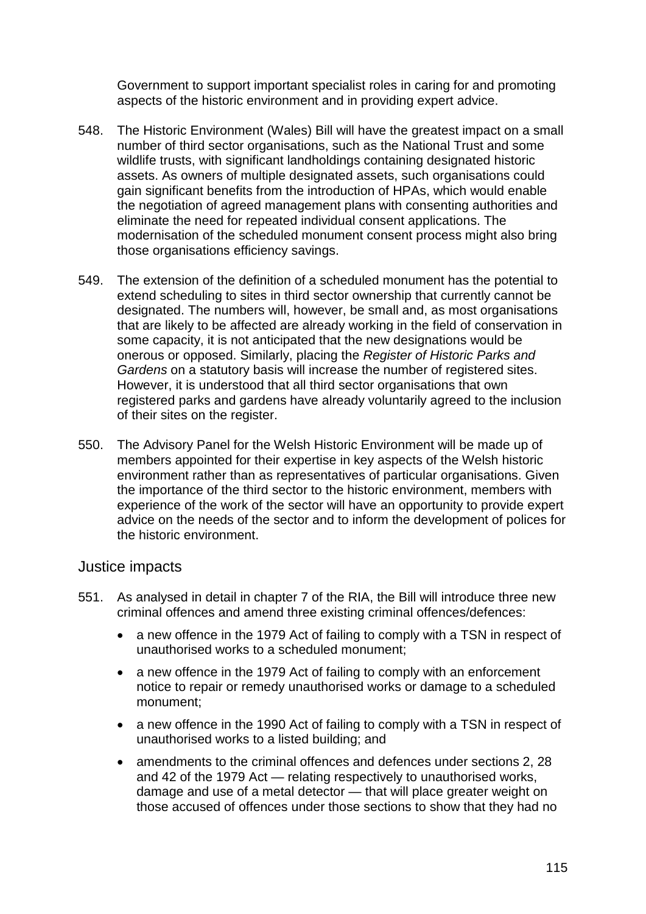Government to support important specialist roles in caring for and promoting aspects of the historic environment and in providing expert advice.

548. The Historic Environment (Wales) Bill will have the greatest impact on a small number of third sector organisations, such as the National Trust and some wildlife trusts, with significant landholdings containing designated historic assets. As owners of multiple designated assets, such organisations could gain significant benefits from the introduction of HPAs, which would enable the negotiation of agreed management plans with consenting authorities and eliminate the need for repeated individual consent applications. The modernisation of the scheduled monument consent process might also bring those organisations efficiency savings.

549. The extension of the definition of a scheduled monument has the potential to extend scheduling to sites in third sector ownership that currently cannot be designated. The numbers will, however, be small and, as most organisations that are likely to be affected are already working in the field of conservation in some capacity, it is not anticipated that the new designations would be onerous or opposed. Similarly, placing the *Register of Historic Parks and Gardens* on a statutory basis will increase the number of registered sites. However, it is understood that all third sector organisations that own registered parks and gardens have already voluntarily agreed to the inclusion of their sites on the register.

550. The Advisory Panel for the Welsh Historic Environment will be made up of members appointed for their expertise in key aspects of the Welsh historic environment rather than as representatives of particular organisations. Given the importance of the third sector to the historic environment, members with experience of the work of the sector will have an opportunity to provide expert advice on the needs of the sector and to inform the development of polices for the historic environment.

## Justice impacts

551. As analysed in detail in chapter 7 of the RIA, the Bill will introduce three new criminal offences and amend three existing criminal offences/defences:

- a new offence in the 1979 Act of failing to comply with a TSN in respect of unauthorised works to a scheduled monument;
- a new offence in the 1979 Act of failing to comply with an enforcement notice to repair or remedy unauthorised works or damage to a scheduled monument;
- a new offence in the 1990 Act of failing to comply with a TSN in respect of unauthorised works to a listed building; and
- amendments to the criminal offences and defences under sections 2, 28 and 42 of the 1979 Act — relating respectively to unauthorised works, damage and use of a metal detector — that will place greater weight on those accused of offences under those sections to show that they had no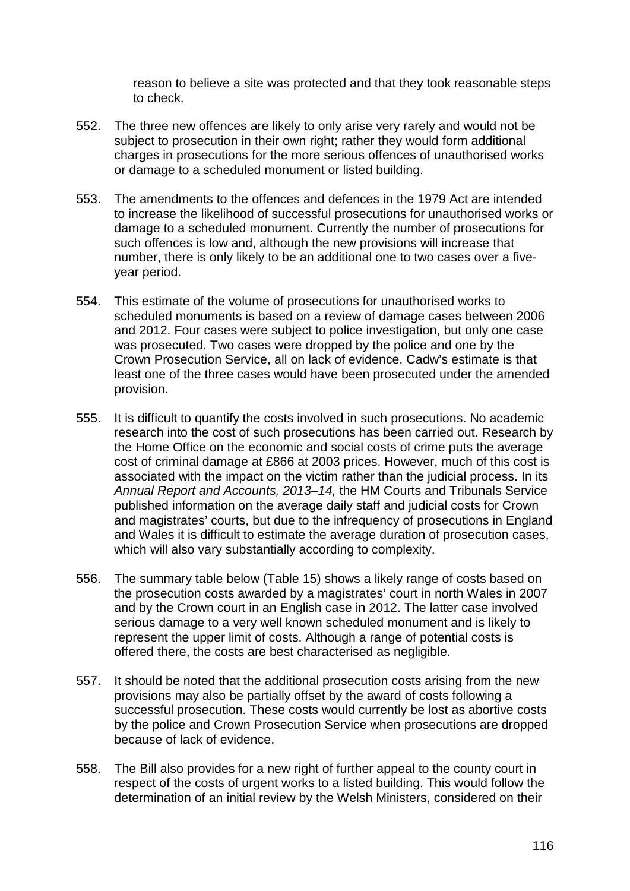reason to believe a site was protected and that they took reasonable steps to check.

552. The three new offences are likely to only arise very rarely and would not be subject to prosecution in their own right; rather they would form additional charges in prosecutions for the more serious offences of unauthorised works or damage to a scheduled monument or listed building.

553. The amendments to the offences and defences in the 1979 Act are intended to increase the likelihood of successful prosecutions for unauthorised works or damage to a scheduled monument. Currently the number of prosecutions for such offences is low and, although the new provisions will increase that number, there is only likely to be an additional one to two cases over a five-year period.

554. This estimate of the volume of prosecutions for unauthorised works to scheduled monuments is based on a review of damage cases between 2006 and 2012. Four cases were subject to police investigation, but only one case was prosecuted. Two cases were dropped by the police and one by the Crown Prosecution Service, all on lack of evidence. Cadw's estimate is that least one of the three cases would have been prosecuted under the amended provision.

555. It is difficult to quantify the costs involved in such prosecutions. No academic research into the cost of such prosecutions has been carried out. Research by the Home Office on the economic and social costs of crime puts the average cost of criminal damage at £866 at 2003 prices. However, much of this cost is associated with the impact on the victim rather than the judicial process. In its *Annual Report and Accounts, 2013–14,* the HM Courts and Tribunals Service published information on the average daily staff and judicial costs for Crown and magistrates' courts, but due to the infrequency of prosecutions in England and Wales it is difficult to estimate the average duration of prosecution cases, which will also vary substantially according to complexity.

556. The summary table below (Table 15) shows a likely range of costs based on the prosecution costs awarded by a magistrates' court in north Wales in 2007 and by the Crown court in an English case in 2012. The latter case involved serious damage to a very well known scheduled monument and is likely to represent the upper limit of costs. Although a range of potential costs is offered there, the costs are best characterised as negligible.

557. It should be noted that the additional prosecution costs arising from the new provisions may also be partially offset by the award of costs following a successful prosecution. These costs would currently be lost as abortive costs by the police and Crown Prosecution Service when prosecutions are dropped because of lack of evidence.

558. The Bill also provides for a new right of further appeal to the county court in respect of the costs of urgent works to a listed building. This would follow the determination of an initial review by the Welsh Ministers, considered on their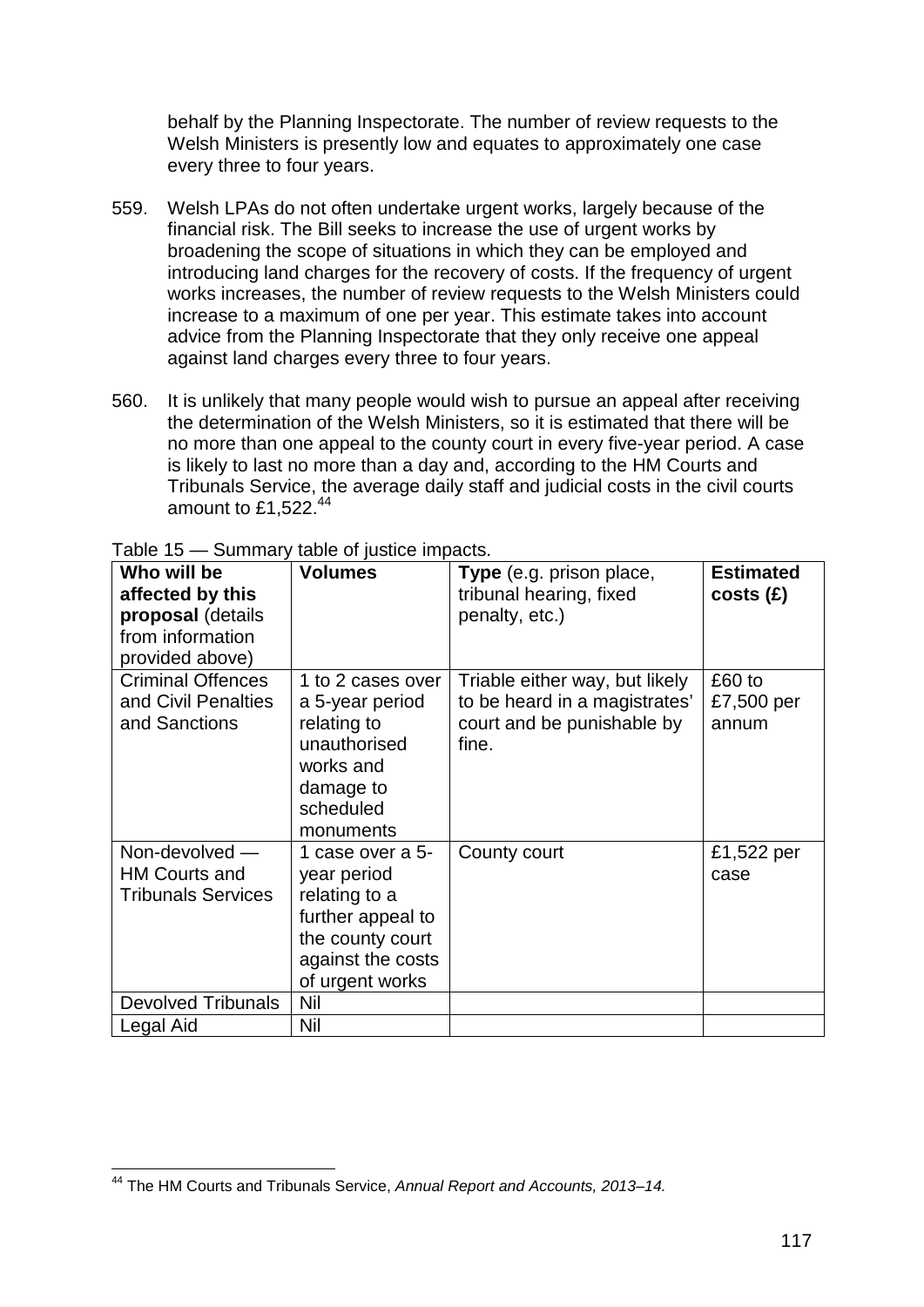behalf by the Planning Inspectorate. The number of review requests to the Welsh Ministers is presently low and equates to approximately one case every three to four years.

559. Welsh LPAs do not often undertake urgent works, largely because of the financial risk. The Bill seeks to increase the use of urgent works by broadening the scope of situations in which they can be employed and introducing land charges for the recovery of costs. If the frequency of urgent works increases, the number of review requests to the Welsh Ministers could increase to a maximum of one per year. This estimate takes into account advice from the Planning Inspectorate that they only receive one appeal against land charges every three to four years.

560. It is unlikely that many people would wish to pursue an appeal after receiving the determination of the Welsh Ministers, so it is estimated that there will be no more than one appeal to the county court in every five-year period. A case is likely to last no more than a day and, according to the HM Courts and Tribunals Service, the average daily staff and judicial costs in the civil courts amount to £1,522.[44]

Table 15 — Summary table of justice impacts.

| **Who will be affected by this proposal** (details from information provided above) | **Volumes** | **Type** (e.g. prison place, tribunal hearing, fixed penalty, etc.) | **Estimated costs (£)** |
|---|---|---|---|
| Criminal Offences and Civil Penalties and Sanctions | 1 to 2 cases over a 5-year period relating to unauthorised works and damage to scheduled monuments | Triable either way, but likely to be heard in a magistrates' court and be punishable by fine. | £60 to £7,500 per annum |
| Non-devolved — HM Courts and Tribunals Services | 1 case over a 5-year period relating to a further appeal to the county court against the costs of urgent works | County court | £1,522 per case |
| Devolved Tribunals | Nil | | |
| Legal Aid | Nil | | |

[44] The HM Courts and Tribunals Service, *Annual Report and Accounts, 2013–14*.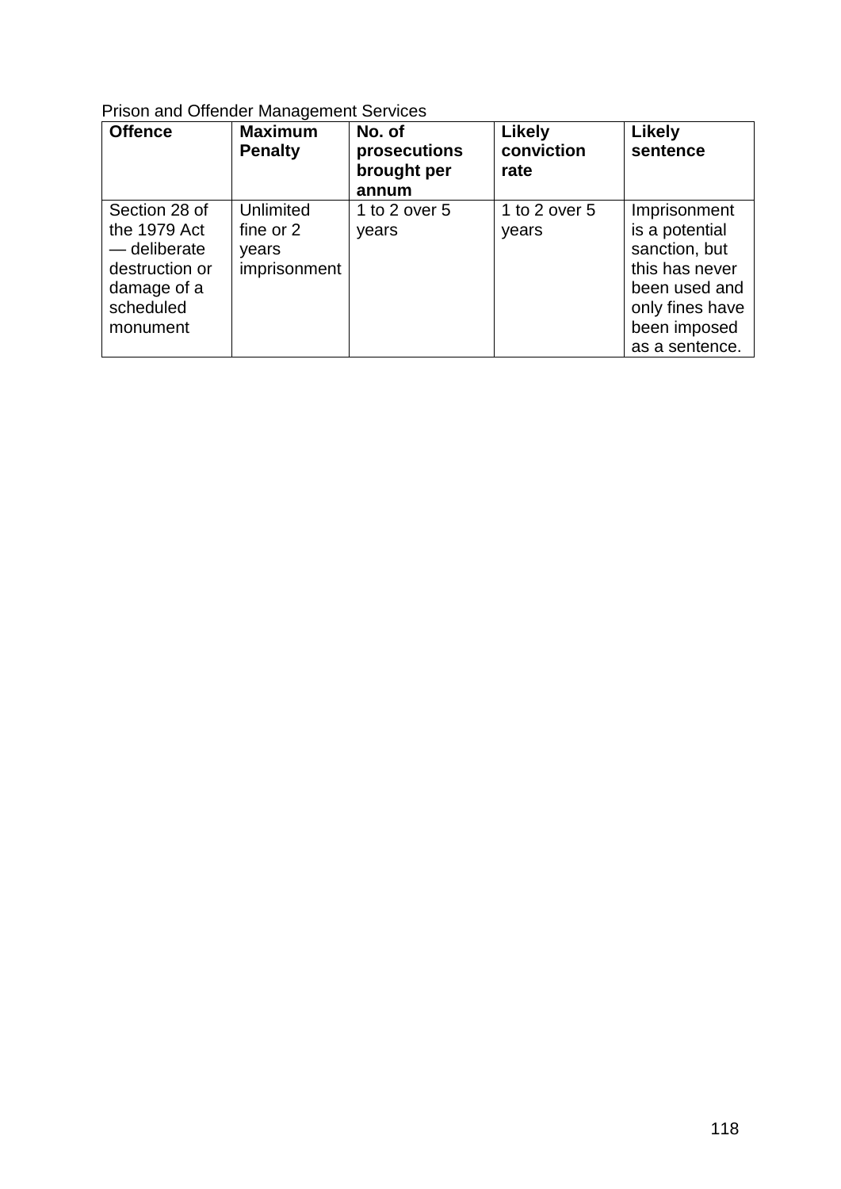Prison and Offender Management Services

| Offence | Maximum Penalty | No. of prosecutions brought per annum | Likely conviction rate | Likely sentence |
|---|---|---|---|---|
| Section 28 of the 1979 Act — deliberate destruction or damage of a scheduled monument | Unlimited fine or 2 years imprisonment | 1 to 2 over 5 years | 1 to 2 over 5 years | Imprisonment is a potential sanction, but this has never been used and only fines have been imposed as a sentence. |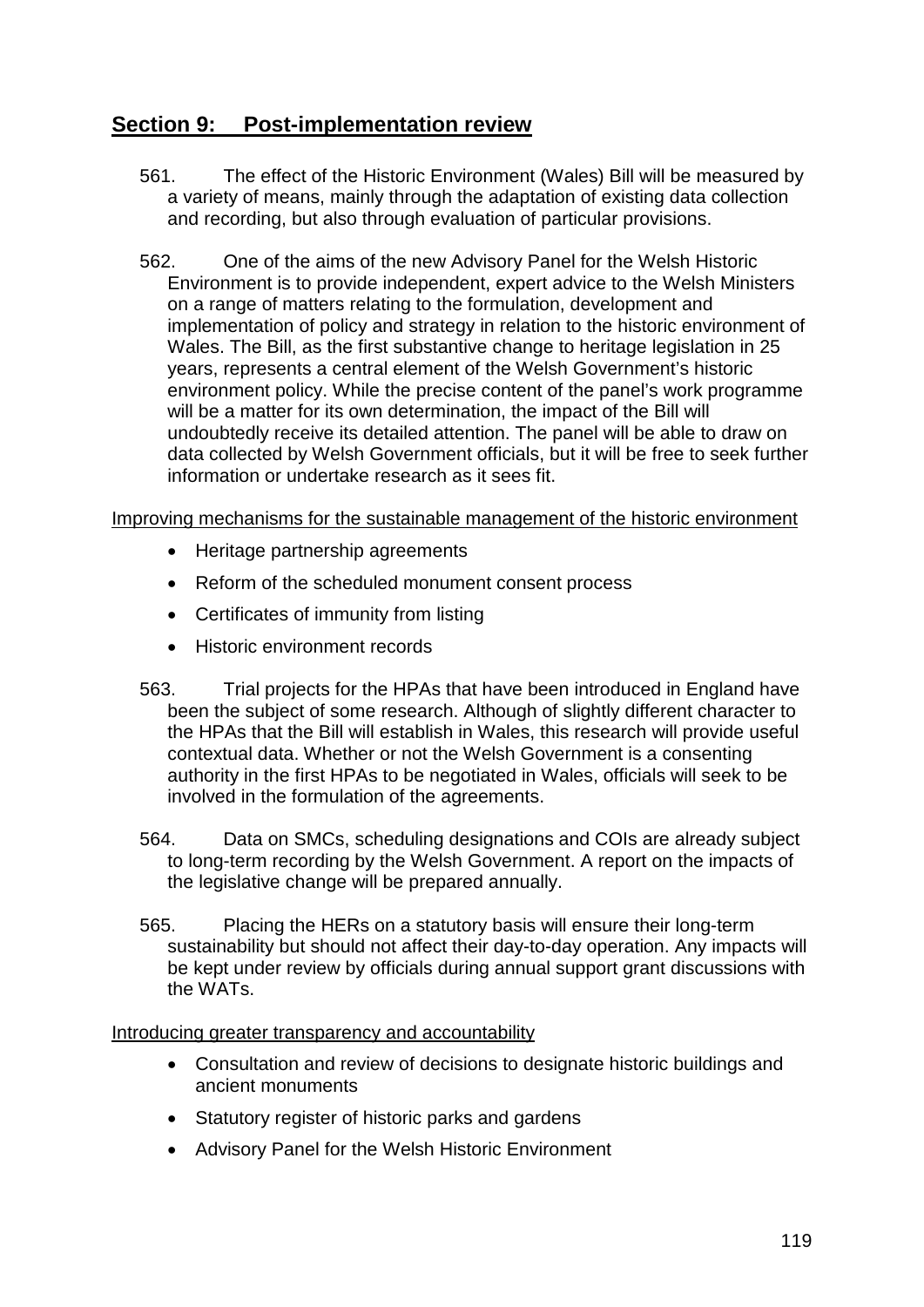## Section 9: Post-implementation review

561. The effect of the Historic Environment (Wales) Bill will be measured by a variety of means, mainly through the adaptation of existing data collection and recording, but also through evaluation of particular provisions.

562. One of the aims of the new Advisory Panel for the Welsh Historic Environment is to provide independent, expert advice to the Welsh Ministers on a range of matters relating to the formulation, development and implementation of policy and strategy in relation to the historic environment of Wales. The Bill, as the first substantive change to heritage legislation in 25 years, represents a central element of the Welsh Government's historic environment policy. While the precise content of the panel's work programme will be a matter for its own determination, the impact of the Bill will undoubtedly receive its detailed attention. The panel will be able to draw on data collected by Welsh Government officials, but it will be free to seek further information or undertake research as it sees fit.

Improving mechanisms for the sustainable management of the historic environment

- Heritage partnership agreements
- Reform of the scheduled monument consent process
- Certificates of immunity from listing
- Historic environment records

563. Trial projects for the HPAs that have been introduced in England have been the subject of some research. Although of slightly different character to the HPAs that the Bill will establish in Wales, this research will provide useful contextual data. Whether or not the Welsh Government is a consenting authority in the first HPAs to be negotiated in Wales, officials will seek to be involved in the formulation of the agreements.

564. Data on SMCs, scheduling designations and COIs are already subject to long-term recording by the Welsh Government. A report on the impacts of the legislative change will be prepared annually.

565. Placing the HERs on a statutory basis will ensure their long-term sustainability but should not affect their day-to-day operation. Any impacts will be kept under review by officials during annual support grant discussions with the WATs.

Introducing greater transparency and accountability

- Consultation and review of decisions to designate historic buildings and ancient monuments
- Statutory register of historic parks and gardens
- Advisory Panel for the Welsh Historic Environment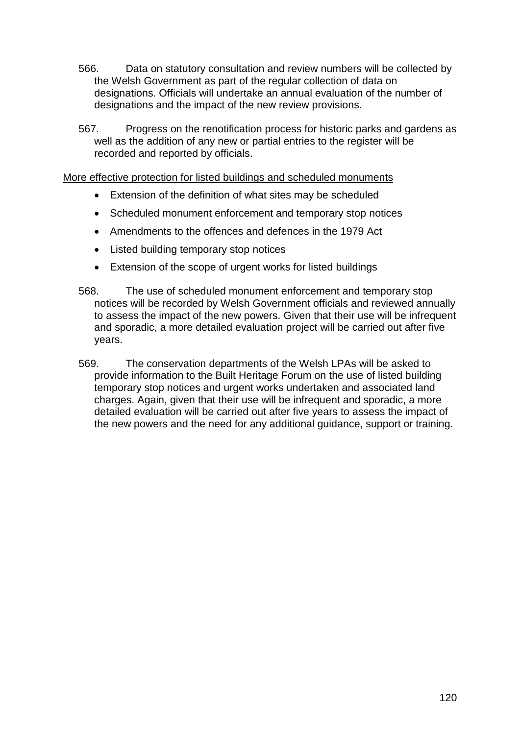566. Data on statutory consultation and review numbers will be collected by the Welsh Government as part of the regular collection of data on designations. Officials will undertake an annual evaluation of the number of designations and the impact of the new review provisions.

567. Progress on the renotification process for historic parks and gardens as well as the addition of any new or partial entries to the register will be recorded and reported by officials.

<u>More effective protection for listed buildings and scheduled monuments</u>

- Extension of the definition of what sites may be scheduled
- Scheduled monument enforcement and temporary stop notices
- Amendments to the offences and defences in the 1979 Act
- Listed building temporary stop notices
- Extension of the scope of urgent works for listed buildings

568. The use of scheduled monument enforcement and temporary stop notices will be recorded by Welsh Government officials and reviewed annually to assess the impact of the new powers. Given that their use will be infrequent and sporadic, a more detailed evaluation project will be carried out after five years.

569. The conservation departments of the Welsh LPAs will be asked to provide information to the Built Heritage Forum on the use of listed building temporary stop notices and urgent works undertaken and associated land charges. Again, given that their use will be infrequent and sporadic, a more detailed evaluation will be carried out after five years to assess the impact of the new powers and the need for any additional guidance, support or training.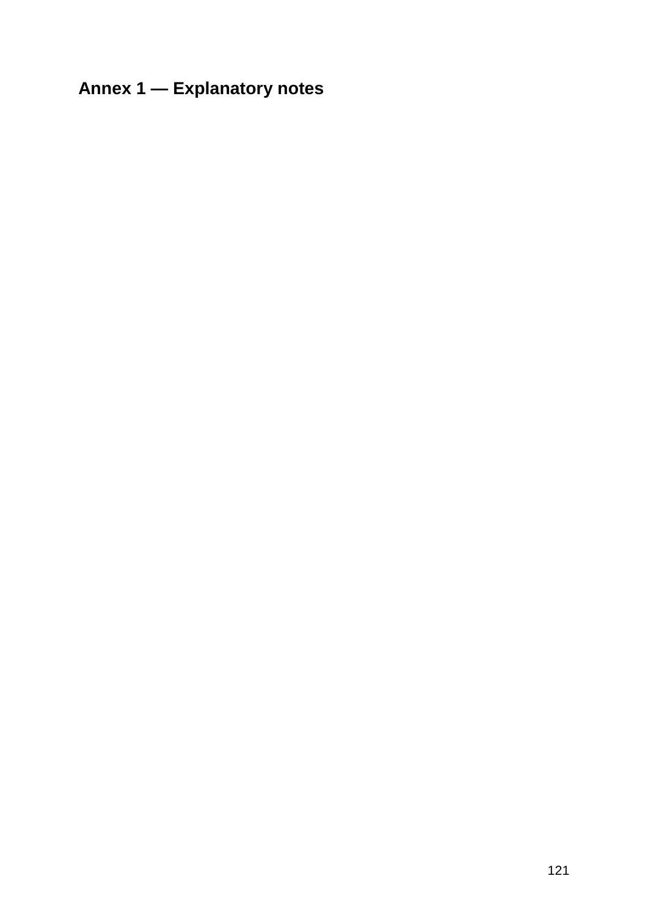# Annex 1 — Explanatory notes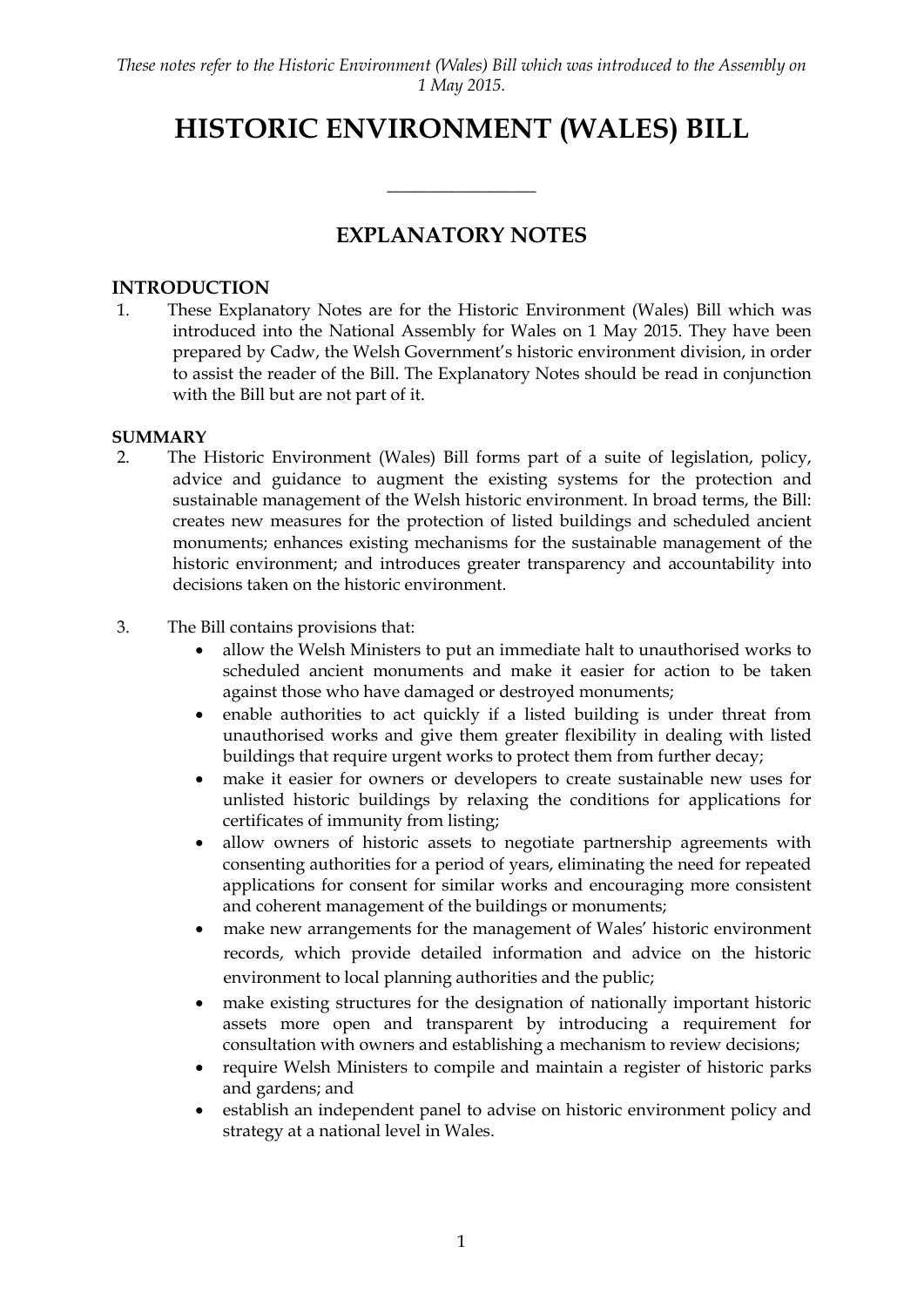*These notes refer to the Historic Environment (Wales) Bill which was introduced to the Assembly on 1 May 2015.*

# HISTORIC ENVIRONMENT (WALES) BILL

---

## EXPLANATORY NOTES

### INTRODUCTION

1. These Explanatory Notes are for the Historic Environment (Wales) Bill which was introduced into the National Assembly for Wales on 1 May 2015. They have been prepared by Cadw, the Welsh Government's historic environment division, in order to assist the reader of the Bill. The Explanatory Notes should be read in conjunction with the Bill but are not part of it.

### SUMMARY

2. The Historic Environment (Wales) Bill forms part of a suite of legislation, policy, advice and guidance to augment the existing systems for the protection and sustainable management of the Welsh historic environment. In broad terms, the Bill: creates new measures for the protection of listed buildings and scheduled ancient monuments; enhances existing mechanisms for the sustainable management of the historic environment; and introduces greater transparency and accountability into decisions taken on the historic environment.

3. The Bill contains provisions that:
   - allow the Welsh Ministers to put an immediate halt to unauthorised works to scheduled ancient monuments and make it easier for action to be taken against those who have damaged or destroyed monuments;
   - enable authorities to act quickly if a listed building is under threat from unauthorised works and give them greater flexibility in dealing with listed buildings that require urgent works to protect them from further decay;
   - make it easier for owners or developers to create sustainable new uses for unlisted historic buildings by relaxing the conditions for applications for certificates of immunity from listing;
   - allow owners of historic assets to negotiate partnership agreements with consenting authorities for a period of years, eliminating the need for repeated applications for consent for similar works and encouraging more consistent and coherent management of the buildings or monuments;
   - make new arrangements for the management of Wales' historic environment records, which provide detailed information and advice on the historic environment to local planning authorities and the public;
   - make existing structures for the designation of nationally important historic assets more open and transparent by introducing a requirement for consultation with owners and establishing a mechanism to review decisions;
   - require Welsh Ministers to compile and maintain a register of historic parks and gardens; and
   - establish an independent panel to advise on historic environment policy and strategy at a national level in Wales.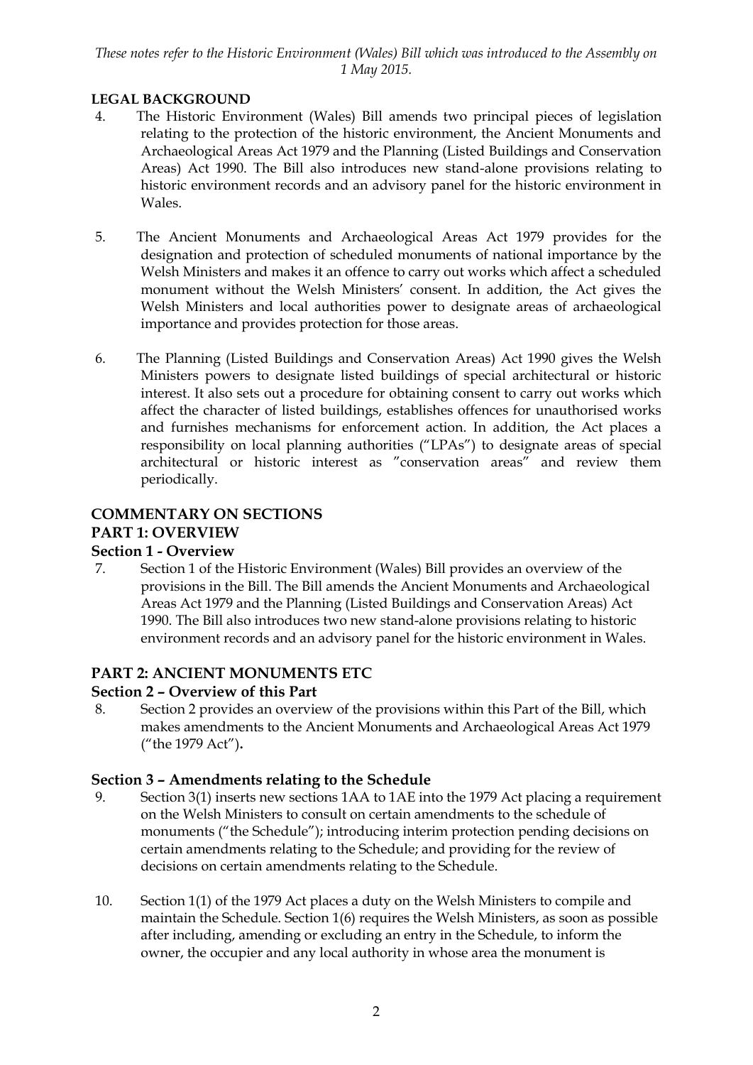## LEGAL BACKGROUND

4. The Historic Environment (Wales) Bill amends two principal pieces of legislation relating to the protection of the historic environment, the Ancient Monuments and Archaeological Areas Act 1979 and the Planning (Listed Buildings and Conservation Areas) Act 1990. The Bill also introduces new stand-alone provisions relating to historic environment records and an advisory panel for the historic environment in Wales.

5. The Ancient Monuments and Archaeological Areas Act 1979 provides for the designation and protection of scheduled monuments of national importance by the Welsh Ministers and makes it an offence to carry out works which affect a scheduled monument without the Welsh Ministers' consent. In addition, the Act gives the Welsh Ministers and local authorities power to designate areas of archaeological importance and provides protection for those areas.

6. The Planning (Listed Buildings and Conservation Areas) Act 1990 gives the Welsh Ministers powers to designate listed buildings of special architectural or historic interest. It also sets out a procedure for obtaining consent to carry out works which affect the character of listed buildings, establishes offences for unauthorised works and furnishes mechanisms for enforcement action. In addition, the Act places a responsibility on local planning authorities ("LPAs") to designate areas of special architectural or historic interest as "conservation areas" and review them periodically.

## COMMENTARY ON SECTIONS

## PART 1: OVERVIEW

### Section 1 - Overview

7. Section 1 of the Historic Environment (Wales) Bill provides an overview of the provisions in the Bill. The Bill amends the Ancient Monuments and Archaeological Areas Act 1979 and the Planning (Listed Buildings and Conservation Areas) Act 1990. The Bill also introduces two new stand-alone provisions relating to historic environment records and an advisory panel for the historic environment in Wales.

## PART 2: ANCIENT MONUMENTS ETC

### Section 2 – Overview of this Part

8. Section 2 provides an overview of the provisions within this Part of the Bill, which makes amendments to the Ancient Monuments and Archaeological Areas Act 1979 ("the 1979 Act")**.**

### Section 3 – Amendments relating to the Schedule

9. Section 3(1) inserts new sections 1AA to 1AE into the 1979 Act placing a requirement on the Welsh Ministers to consult on certain amendments to the schedule of monuments ("the Schedule"); introducing interim protection pending decisions on certain amendments relating to the Schedule; and providing for the review of decisions on certain amendments relating to the Schedule.

10. Section 1(1) of the 1979 Act places a duty on the Welsh Ministers to compile and maintain the Schedule. Section 1(6) requires the Welsh Ministers, as soon as possible after including, amending or excluding an entry in the Schedule, to inform the owner, the occupier and any local authority in whose area the monument is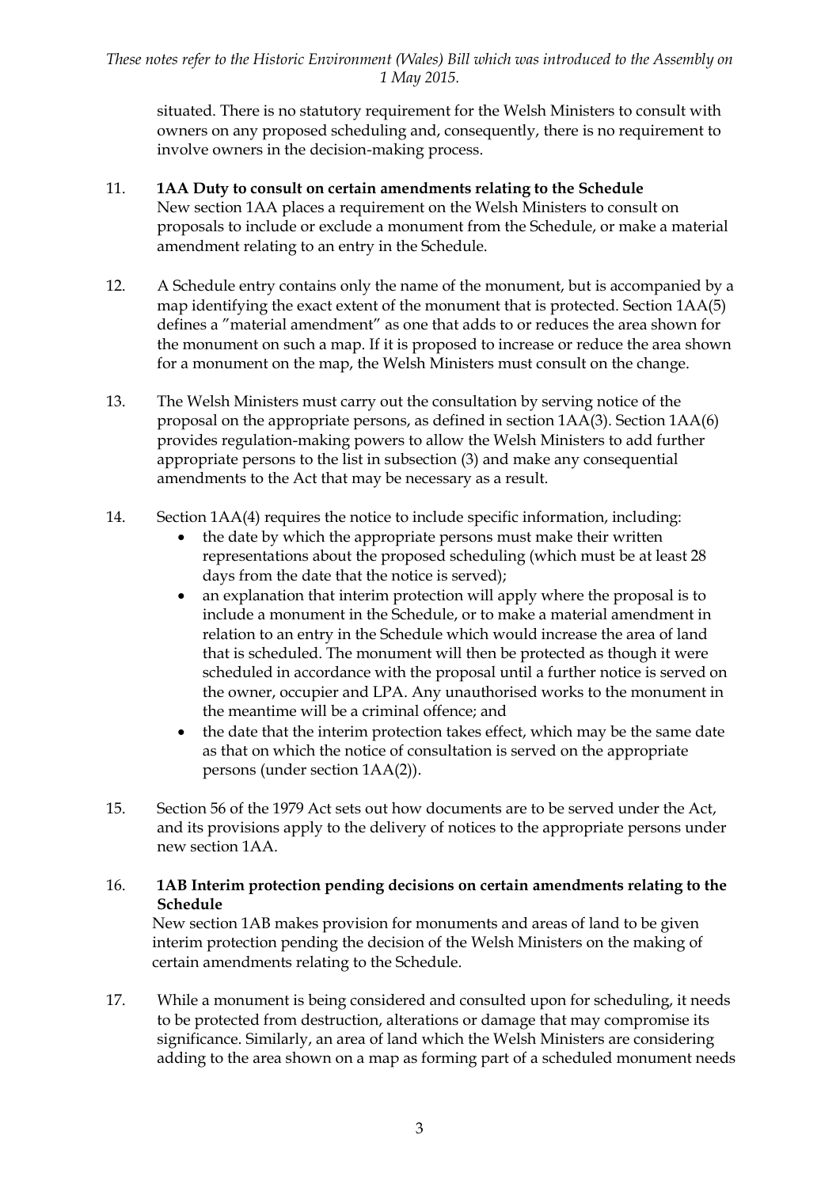situated. There is no statutory requirement for the Welsh Ministers to consult with owners on any proposed scheduling and, consequently, there is no requirement to involve owners in the decision-making process.

11. **1AA Duty to consult on certain amendments relating to the Schedule**
New section 1AA places a requirement on the Welsh Ministers to consult on proposals to include or exclude a monument from the Schedule, or make a material amendment relating to an entry in the Schedule.

12. A Schedule entry contains only the name of the monument, but is accompanied by a map identifying the exact extent of the monument that is protected. Section 1AA(5) defines a "material amendment" as one that adds to or reduces the area shown for the monument on such a map. If it is proposed to increase or reduce the area shown for a monument on the map, the Welsh Ministers must consult on the change.

13. The Welsh Ministers must carry out the consultation by serving notice of the proposal on the appropriate persons, as defined in section 1AA(3). Section 1AA(6) provides regulation-making powers to allow the Welsh Ministers to add further appropriate persons to the list in subsection (3) and make any consequential amendments to the Act that may be necessary as a result.

14. Section 1AA(4) requires the notice to include specific information, including:
    - the date by which the appropriate persons must make their written representations about the proposed scheduling (which must be at least 28 days from the date that the notice is served);
    - an explanation that interim protection will apply where the proposal is to include a monument in the Schedule, or to make a material amendment in relation to an entry in the Schedule which would increase the area of land that is scheduled. The monument will then be protected as though it were scheduled in accordance with the proposal until a further notice is served on the owner, occupier and LPA. Any unauthorised works to the monument in the meantime will be a criminal offence; and
    - the date that the interim protection takes effect, which may be the same date as that on which the notice of consultation is served on the appropriate persons (under section 1AA(2)).

15. Section 56 of the 1979 Act sets out how documents are to be served under the Act, and its provisions apply to the delivery of notices to the appropriate persons under new section 1AA.

16. **1AB Interim protection pending decisions on certain amendments relating to the Schedule**
New section 1AB makes provision for monuments and areas of land to be given interim protection pending the decision of the Welsh Ministers on the making of certain amendments relating to the Schedule.

17. While a monument is being considered and consulted upon for scheduling, it needs to be protected from destruction, alterations or damage that may compromise its significance. Similarly, an area of land which the Welsh Ministers are considering adding to the area shown on a map as forming part of a scheduled monument needs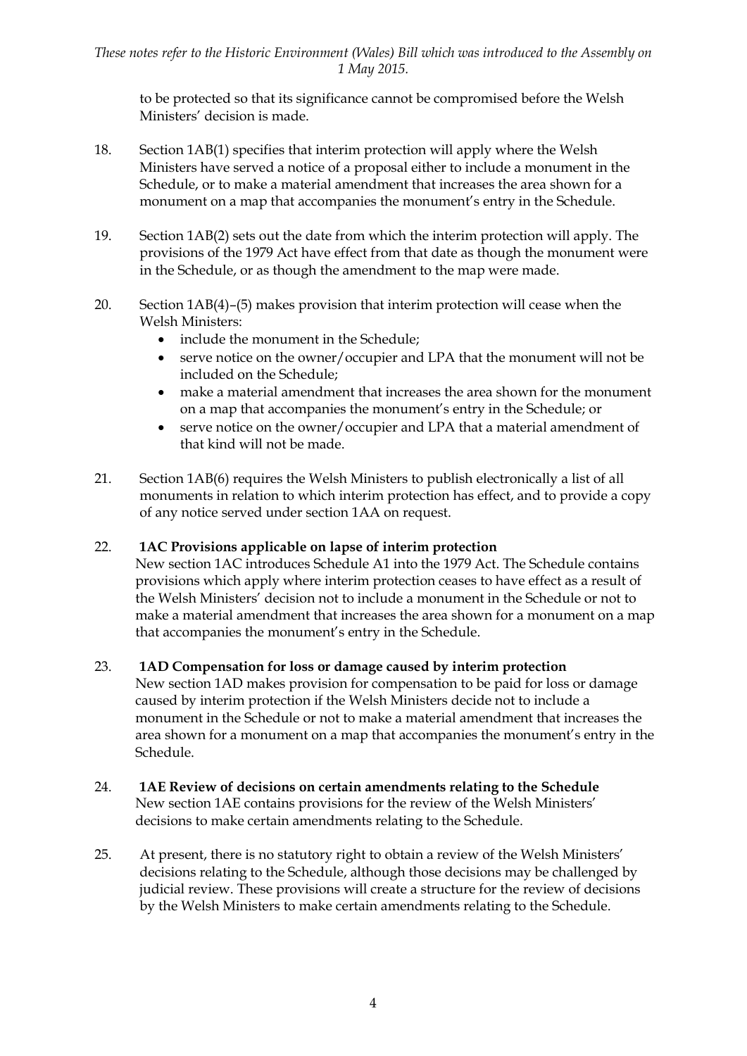to be protected so that its significance cannot be compromised before the Welsh Ministers' decision is made.

18. Section 1AB(1) specifies that interim protection will apply where the Welsh Ministers have served a notice of a proposal either to include a monument in the Schedule, or to make a material amendment that increases the area shown for a monument on a map that accompanies the monument's entry in the Schedule.

19. Section 1AB(2) sets out the date from which the interim protection will apply. The provisions of the 1979 Act have effect from that date as though the monument were in the Schedule, or as though the amendment to the map were made.

20. Section 1AB(4)–(5) makes provision that interim protection will cease when the Welsh Ministers:
    - include the monument in the Schedule;
    - serve notice on the owner/occupier and LPA that the monument will not be included on the Schedule;
    - make a material amendment that increases the area shown for the monument on a map that accompanies the monument's entry in the Schedule; or
    - serve notice on the owner/occupier and LPA that a material amendment of that kind will not be made.

21. Section 1AB(6) requires the Welsh Ministers to publish electronically a list of all monuments in relation to which interim protection has effect, and to provide a copy of any notice served under section 1AA on request.

22. **1AC Provisions applicable on lapse of interim protection**
    New section 1AC introduces Schedule A1 into the 1979 Act. The Schedule contains provisions which apply where interim protection ceases to have effect as a result of the Welsh Ministers' decision not to include a monument in the Schedule or not to make a material amendment that increases the area shown for a monument on a map that accompanies the monument's entry in the Schedule.

23. **1AD Compensation for loss or damage caused by interim protection**
    New section 1AD makes provision for compensation to be paid for loss or damage caused by interim protection if the Welsh Ministers decide not to include a monument in the Schedule or not to make a material amendment that increases the area shown for a monument on a map that accompanies the monument's entry in the Schedule.

24. **1AE Review of decisions on certain amendments relating to the Schedule**
    New section 1AE contains provisions for the review of the Welsh Ministers' decisions to make certain amendments relating to the Schedule.

25. At present, there is no statutory right to obtain a review of the Welsh Ministers' decisions relating to the Schedule, although those decisions may be challenged by judicial review. These provisions will create a structure for the review of decisions by the Welsh Ministers to make certain amendments relating to the Schedule.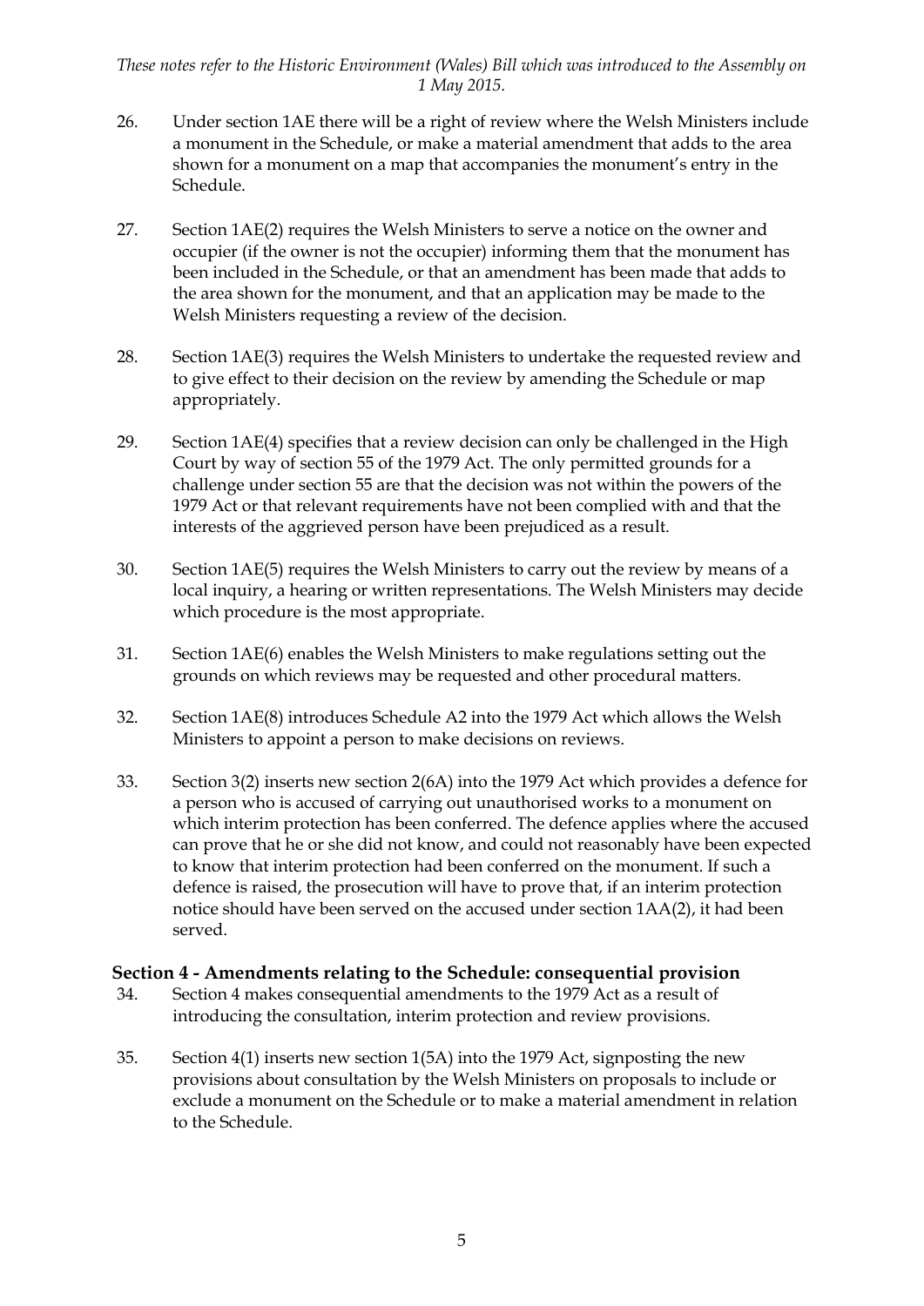26. Under section 1AE there will be a right of review where the Welsh Ministers include a monument in the Schedule, or make a material amendment that adds to the area shown for a monument on a map that accompanies the monument's entry in the Schedule.

27. Section 1AE(2) requires the Welsh Ministers to serve a notice on the owner and occupier (if the owner is not the occupier) informing them that the monument has been included in the Schedule, or that an amendment has been made that adds to the area shown for the monument, and that an application may be made to the Welsh Ministers requesting a review of the decision.

28. Section 1AE(3) requires the Welsh Ministers to undertake the requested review and to give effect to their decision on the review by amending the Schedule or map appropriately.

29. Section 1AE(4) specifies that a review decision can only be challenged in the High Court by way of section 55 of the 1979 Act. The only permitted grounds for a challenge under section 55 are that the decision was not within the powers of the 1979 Act or that relevant requirements have not been complied with and that the interests of the aggrieved person have been prejudiced as a result.

30. Section 1AE(5) requires the Welsh Ministers to carry out the review by means of a local inquiry, a hearing or written representations. The Welsh Ministers may decide which procedure is the most appropriate.

31. Section 1AE(6) enables the Welsh Ministers to make regulations setting out the grounds on which reviews may be requested and other procedural matters.

32. Section 1AE(8) introduces Schedule A2 into the 1979 Act which allows the Welsh Ministers to appoint a person to make decisions on reviews.

33. Section 3(2) inserts new section 2(6A) into the 1979 Act which provides a defence for a person who is accused of carrying out unauthorised works to a monument on which interim protection has been conferred. The defence applies where the accused can prove that he or she did not know, and could not reasonably have been expected to know that interim protection had been conferred on the monument. If such a defence is raised, the prosecution will have to prove that, if an interim protection notice should have been served on the accused under section 1AA(2), it had been served.

### Section 4 - Amendments relating to the Schedule: consequential provision

34. Section 4 makes consequential amendments to the 1979 Act as a result of introducing the consultation, interim protection and review provisions.

35. Section 4(1) inserts new section 1(5A) into the 1979 Act, signposting the new provisions about consultation by the Welsh Ministers on proposals to include or exclude a monument on the Schedule or to make a material amendment in relation to the Schedule.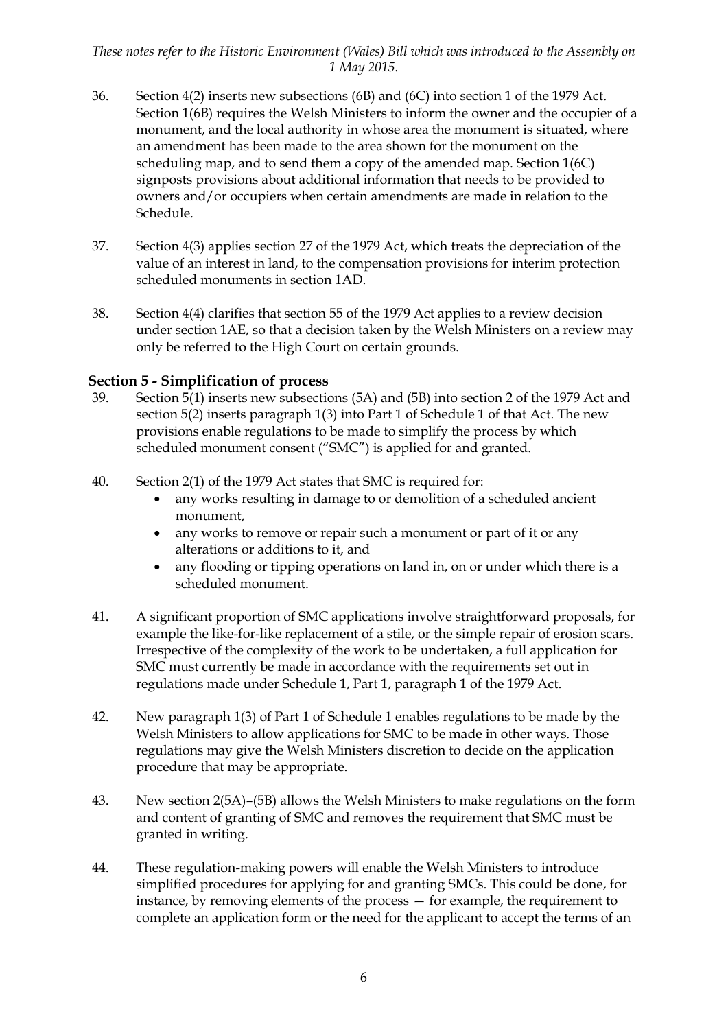36. Section 4(2) inserts new subsections (6B) and (6C) into section 1 of the 1979 Act. Section 1(6B) requires the Welsh Ministers to inform the owner and the occupier of a monument, and the local authority in whose area the monument is situated, where an amendment has been made to the area shown for the monument on the scheduling map, and to send them a copy of the amended map. Section 1(6C) signposts provisions about additional information that needs to be provided to owners and/or occupiers when certain amendments are made in relation to the Schedule.

37. Section 4(3) applies section 27 of the 1979 Act, which treats the depreciation of the value of an interest in land, to the compensation provisions for interim protection scheduled monuments in section 1AD.

38. Section 4(4) clarifies that section 55 of the 1979 Act applies to a review decision under section 1AE, so that a decision taken by the Welsh Ministers on a review may only be referred to the High Court on certain grounds.

### Section 5 - Simplification of process

39. Section 5(1) inserts new subsections (5A) and (5B) into section 2 of the 1979 Act and section 5(2) inserts paragraph 1(3) into Part 1 of Schedule 1 of that Act. The new provisions enable regulations to be made to simplify the process by which scheduled monument consent ("SMC") is applied for and granted.

40. Section 2(1) of the 1979 Act states that SMC is required for:
    - any works resulting in damage to or demolition of a scheduled ancient monument,
    - any works to remove or repair such a monument or part of it or any alterations or additions to it, and
    - any flooding or tipping operations on land in, on or under which there is a scheduled monument.

41. A significant proportion of SMC applications involve straightforward proposals, for example the like-for-like replacement of a stile, or the simple repair of erosion scars. Irrespective of the complexity of the work to be undertaken, a full application for SMC must currently be made in accordance with the requirements set out in regulations made under Schedule 1, Part 1, paragraph 1 of the 1979 Act.

42. New paragraph 1(3) of Part 1 of Schedule 1 enables regulations to be made by the Welsh Ministers to allow applications for SMC to be made in other ways. Those regulations may give the Welsh Ministers discretion to decide on the application procedure that may be appropriate.

43. New section 2(5A)–(5B) allows the Welsh Ministers to make regulations on the form and content of granting of SMC and removes the requirement that SMC must be granted in writing.

44. These regulation-making powers will enable the Welsh Ministers to introduce simplified procedures for applying for and granting SMCs. This could be done, for instance, by removing elements of the process — for example, the requirement to complete an application form or the need for the applicant to accept the terms of an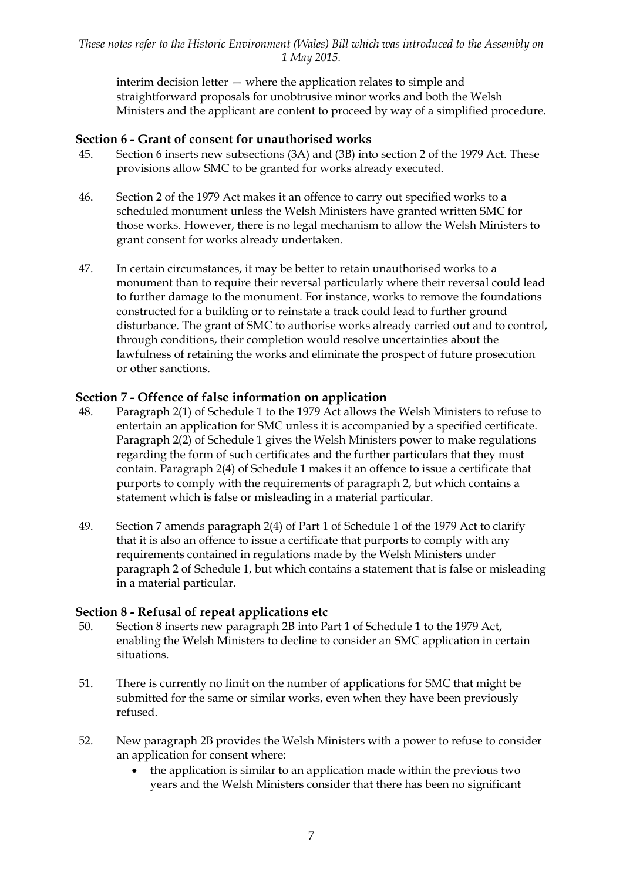interim decision letter — where the application relates to simple and straightforward proposals for unobtrusive minor works and both the Welsh Ministers and the applicant are content to proceed by way of a simplified procedure.

### Section 6 - Grant of consent for unauthorised works

45. Section 6 inserts new subsections (3A) and (3B) into section 2 of the 1979 Act. These provisions allow SMC to be granted for works already executed.

46. Section 2 of the 1979 Act makes it an offence to carry out specified works to a scheduled monument unless the Welsh Ministers have granted written SMC for those works. However, there is no legal mechanism to allow the Welsh Ministers to grant consent for works already undertaken.

47. In certain circumstances, it may be better to retain unauthorised works to a monument than to require their reversal particularly where their reversal could lead to further damage to the monument. For instance, works to remove the foundations constructed for a building or to reinstate a track could lead to further ground disturbance. The grant of SMC to authorise works already carried out and to control, through conditions, their completion would resolve uncertainties about the lawfulness of retaining the works and eliminate the prospect of future prosecution or other sanctions.

### Section 7 - Offence of false information on application

48. Paragraph 2(1) of Schedule 1 to the 1979 Act allows the Welsh Ministers to refuse to entertain an application for SMC unless it is accompanied by a specified certificate. Paragraph 2(2) of Schedule 1 gives the Welsh Ministers power to make regulations regarding the form of such certificates and the further particulars that they must contain. Paragraph 2(4) of Schedule 1 makes it an offence to issue a certificate that purports to comply with the requirements of paragraph 2, but which contains a statement which is false or misleading in a material particular.

49. Section 7 amends paragraph 2(4) of Part 1 of Schedule 1 of the 1979 Act to clarify that it is also an offence to issue a certificate that purports to comply with any requirements contained in regulations made by the Welsh Ministers under paragraph 2 of Schedule 1, but which contains a statement that is false or misleading in a material particular.

### Section 8 - Refusal of repeat applications etc

50. Section 8 inserts new paragraph 2B into Part 1 of Schedule 1 to the 1979 Act, enabling the Welsh Ministers to decline to consider an SMC application in certain situations.

51. There is currently no limit on the number of applications for SMC that might be submitted for the same or similar works, even when they have been previously refused.

52. New paragraph 2B provides the Welsh Ministers with a power to refuse to consider an application for consent where:
    - the application is similar to an application made within the previous two years and the Welsh Ministers consider that there has been no significant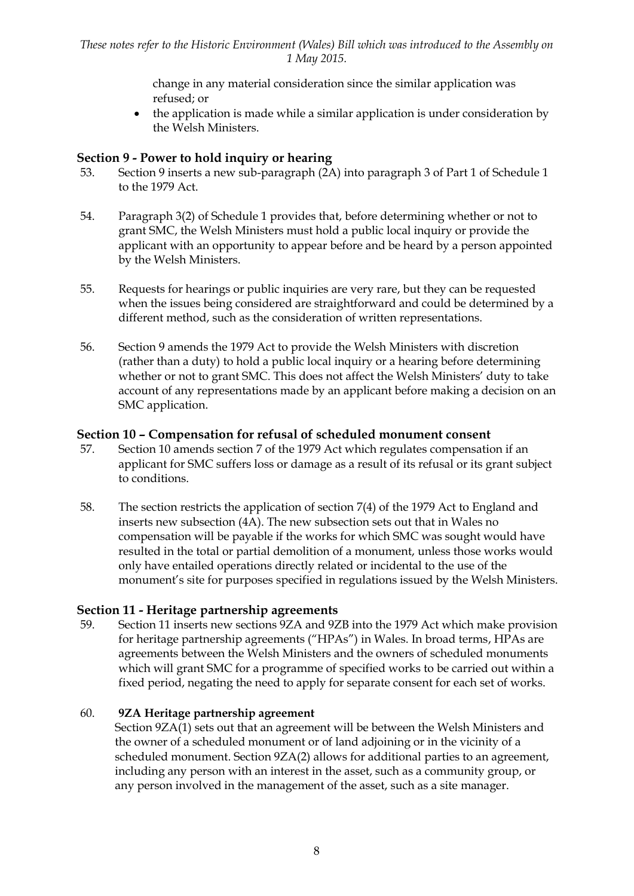change in any material consideration since the similar application was refused; or

- the application is made while a similar application is under consideration by the Welsh Ministers.

## Section 9 - Power to hold inquiry or hearing

53. Section 9 inserts a new sub-paragraph (2A) into paragraph 3 of Part 1 of Schedule 1 to the 1979 Act.

54. Paragraph 3(2) of Schedule 1 provides that, before determining whether or not to grant SMC, the Welsh Ministers must hold a public local inquiry or provide the applicant with an opportunity to appear before and be heard by a person appointed by the Welsh Ministers.

55. Requests for hearings or public inquiries are very rare, but they can be requested when the issues being considered are straightforward and could be determined by a different method, such as the consideration of written representations.

56. Section 9 amends the 1979 Act to provide the Welsh Ministers with discretion (rather than a duty) to hold a public local inquiry or a hearing before determining whether or not to grant SMC. This does not affect the Welsh Ministers' duty to take account of any representations made by an applicant before making a decision on an SMC application.

## Section 10 – Compensation for refusal of scheduled monument consent

57. Section 10 amends section 7 of the 1979 Act which regulates compensation if an applicant for SMC suffers loss or damage as a result of its refusal or its grant subject to conditions.

58. The section restricts the application of section 7(4) of the 1979 Act to England and inserts new subsection (4A). The new subsection sets out that in Wales no compensation will be payable if the works for which SMC was sought would have resulted in the total or partial demolition of a monument, unless those works would only have entailed operations directly related or incidental to the use of the monument's site for purposes specified in regulations issued by the Welsh Ministers.

## Section 11 - Heritage partnership agreements

59. Section 11 inserts new sections 9ZA and 9ZB into the 1979 Act which make provision for heritage partnership agreements ("HPAs") in Wales. In broad terms, HPAs are agreements between the Welsh Ministers and the owners of scheduled monuments which will grant SMC for a programme of specified works to be carried out within a fixed period, negating the need to apply for separate consent for each set of works.

60. **9ZA Heritage partnership agreement**

Section 9ZA(1) sets out that an agreement will be between the Welsh Ministers and the owner of a scheduled monument or of land adjoining or in the vicinity of a scheduled monument. Section 9ZA(2) allows for additional parties to an agreement, including any person with an interest in the asset, such as a community group, or any person involved in the management of the asset, such as a site manager.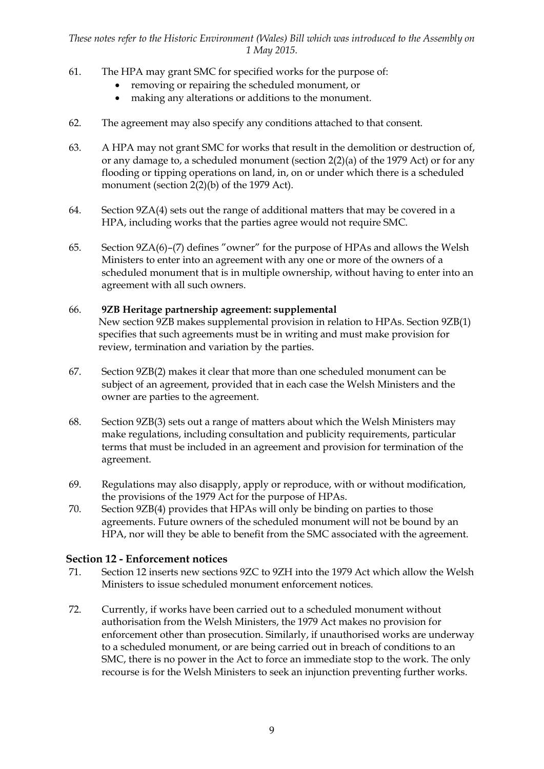61. The HPA may grant SMC for specified works for the purpose of:
    - removing or repairing the scheduled monument, or
    - making any alterations or additions to the monument.

62. The agreement may also specify any conditions attached to that consent.

63. A HPA may not grant SMC for works that result in the demolition or destruction of, or any damage to, a scheduled monument (section 2(2)(a) of the 1979 Act) or for any flooding or tipping operations on land, in, on or under which there is a scheduled monument (section 2(2)(b) of the 1979 Act).

64. Section 9ZA(4) sets out the range of additional matters that may be covered in a HPA, including works that the parties agree would not require SMC.

65. Section 9ZA(6)–(7) defines "owner" for the purpose of HPAs and allows the Welsh Ministers to enter into an agreement with any one or more of the owners of a scheduled monument that is in multiple ownership, without having to enter into an agreement with all such owners.

66. **9ZB Heritage partnership agreement: supplemental**
New section 9ZB makes supplemental provision in relation to HPAs. Section 9ZB(1) specifies that such agreements must be in writing and must make provision for review, termination and variation by the parties.

67. Section 9ZB(2) makes it clear that more than one scheduled monument can be subject of an agreement, provided that in each case the Welsh Ministers and the owner are parties to the agreement.

68. Section 9ZB(3) sets out a range of matters about which the Welsh Ministers may make regulations, including consultation and publicity requirements, particular terms that must be included in an agreement and provision for termination of the agreement.

69. Regulations may also disapply, apply or reproduce, with or without modification, the provisions of the 1979 Act for the purpose of HPAs.

70. Section 9ZB(4) provides that HPAs will only be binding on parties to those agreements. Future owners of the scheduled monument will not be bound by an HPA, nor will they be able to benefit from the SMC associated with the agreement.

## Section 12 - Enforcement notices

71. Section 12 inserts new sections 9ZC to 9ZH into the 1979 Act which allow the Welsh Ministers to issue scheduled monument enforcement notices.

72. Currently, if works have been carried out to a scheduled monument without authorisation from the Welsh Ministers, the 1979 Act makes no provision for enforcement other than prosecution. Similarly, if unauthorised works are underway to a scheduled monument, or are being carried out in breach of conditions to an SMC, there is no power in the Act to force an immediate stop to the work. The only recourse is for the Welsh Ministers to seek an injunction preventing further works.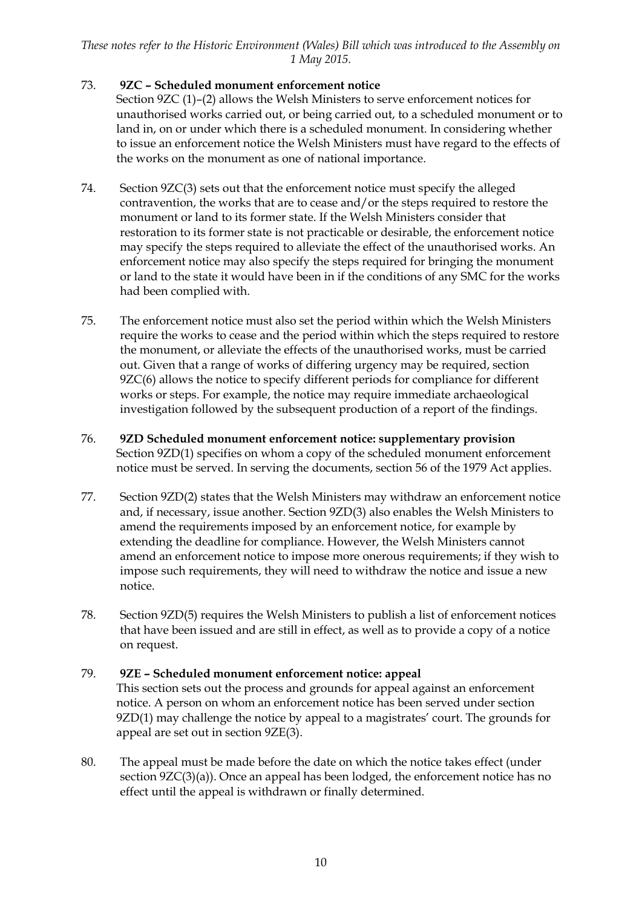73. **9ZC – Scheduled monument enforcement notice**
Section 9ZC (1)–(2) allows the Welsh Ministers to serve enforcement notices for unauthorised works carried out, or being carried out, to a scheduled monument or to land in, on or under which there is a scheduled monument. In considering whether to issue an enforcement notice the Welsh Ministers must have regard to the effects of the works on the monument as one of national importance.

74. Section 9ZC(3) sets out that the enforcement notice must specify the alleged contravention, the works that are to cease and/or the steps required to restore the monument or land to its former state. If the Welsh Ministers consider that restoration to its former state is not practicable or desirable, the enforcement notice may specify the steps required to alleviate the effect of the unauthorised works. An enforcement notice may also specify the steps required for bringing the monument or land to the state it would have been in if the conditions of any SMC for the works had been complied with.

75. The enforcement notice must also set the period within which the Welsh Ministers require the works to cease and the period within which the steps required to restore the monument, or alleviate the effects of the unauthorised works, must be carried out. Given that a range of works of differing urgency may be required, section 9ZC(6) allows the notice to specify different periods for compliance for different works or steps. For example, the notice may require immediate archaeological investigation followed by the subsequent production of a report of the findings.

76. **9ZD Scheduled monument enforcement notice: supplementary provision**
Section 9ZD(1) specifies on whom a copy of the scheduled monument enforcement notice must be served. In serving the documents, section 56 of the 1979 Act applies.

77. Section 9ZD(2) states that the Welsh Ministers may withdraw an enforcement notice and, if necessary, issue another. Section 9ZD(3) also enables the Welsh Ministers to amend the requirements imposed by an enforcement notice, for example by extending the deadline for compliance. However, the Welsh Ministers cannot amend an enforcement notice to impose more onerous requirements; if they wish to impose such requirements, they will need to withdraw the notice and issue a new notice.

78. Section 9ZD(5) requires the Welsh Ministers to publish a list of enforcement notices that have been issued and are still in effect, as well as to provide a copy of a notice on request.

79. **9ZE – Scheduled monument enforcement notice: appeal**
This section sets out the process and grounds for appeal against an enforcement notice. A person on whom an enforcement notice has been served under section 9ZD(1) may challenge the notice by appeal to a magistrates' court. The grounds for appeal are set out in section 9ZE(3).

80. The appeal must be made before the date on which the notice takes effect (under section 9ZC(3)(a)). Once an appeal has been lodged, the enforcement notice has no effect until the appeal is withdrawn or finally determined.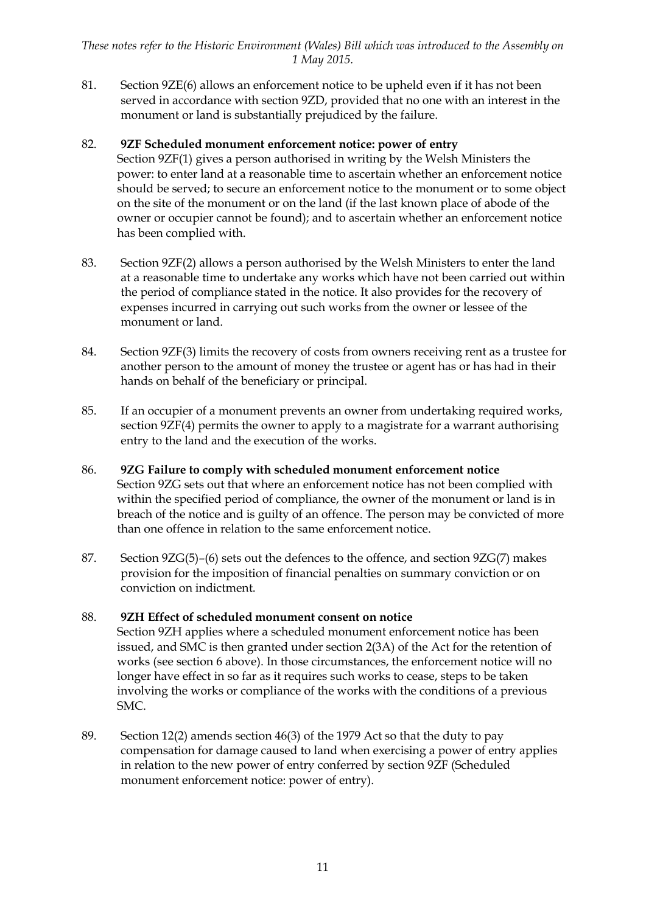81. Section 9ZE(6) allows an enforcement notice to be upheld even if it has not been served in accordance with section 9ZD, provided that no one with an interest in the monument or land is substantially prejudiced by the failure.

82. **9ZF Scheduled monument enforcement notice: power of entry**
Section 9ZF(1) gives a person authorised in writing by the Welsh Ministers the power: to enter land at a reasonable time to ascertain whether an enforcement notice should be served; to secure an enforcement notice to the monument or to some object on the site of the monument or on the land (if the last known place of abode of the owner or occupier cannot be found); and to ascertain whether an enforcement notice has been complied with.

83. Section 9ZF(2) allows a person authorised by the Welsh Ministers to enter the land at a reasonable time to undertake any works which have not been carried out within the period of compliance stated in the notice. It also provides for the recovery of expenses incurred in carrying out such works from the owner or lessee of the monument or land.

84. Section 9ZF(3) limits the recovery of costs from owners receiving rent as a trustee for another person to the amount of money the trustee or agent has or has had in their hands on behalf of the beneficiary or principal.

85. If an occupier of a monument prevents an owner from undertaking required works, section 9ZF(4) permits the owner to apply to a magistrate for a warrant authorising entry to the land and the execution of the works.

86. **9ZG Failure to comply with scheduled monument enforcement notice**
Section 9ZG sets out that where an enforcement notice has not been complied with within the specified period of compliance, the owner of the monument or land is in breach of the notice and is guilty of an offence. The person may be convicted of more than one offence in relation to the same enforcement notice.

87. Section 9ZG(5)–(6) sets out the defences to the offence, and section 9ZG(7) makes provision for the imposition of financial penalties on summary conviction or on conviction on indictment.

88. **9ZH Effect of scheduled monument consent on notice**
Section 9ZH applies where a scheduled monument enforcement notice has been issued, and SMC is then granted under section 2(3A) of the Act for the retention of works (see section 6 above). In those circumstances, the enforcement notice will no longer have effect in so far as it requires such works to cease, steps to be taken involving the works or compliance of the works with the conditions of a previous SMC.

89. Section 12(2) amends section 46(3) of the 1979 Act so that the duty to pay compensation for damage caused to land when exercising a power of entry applies in relation to the new power of entry conferred by section 9ZF (Scheduled monument enforcement notice: power of entry).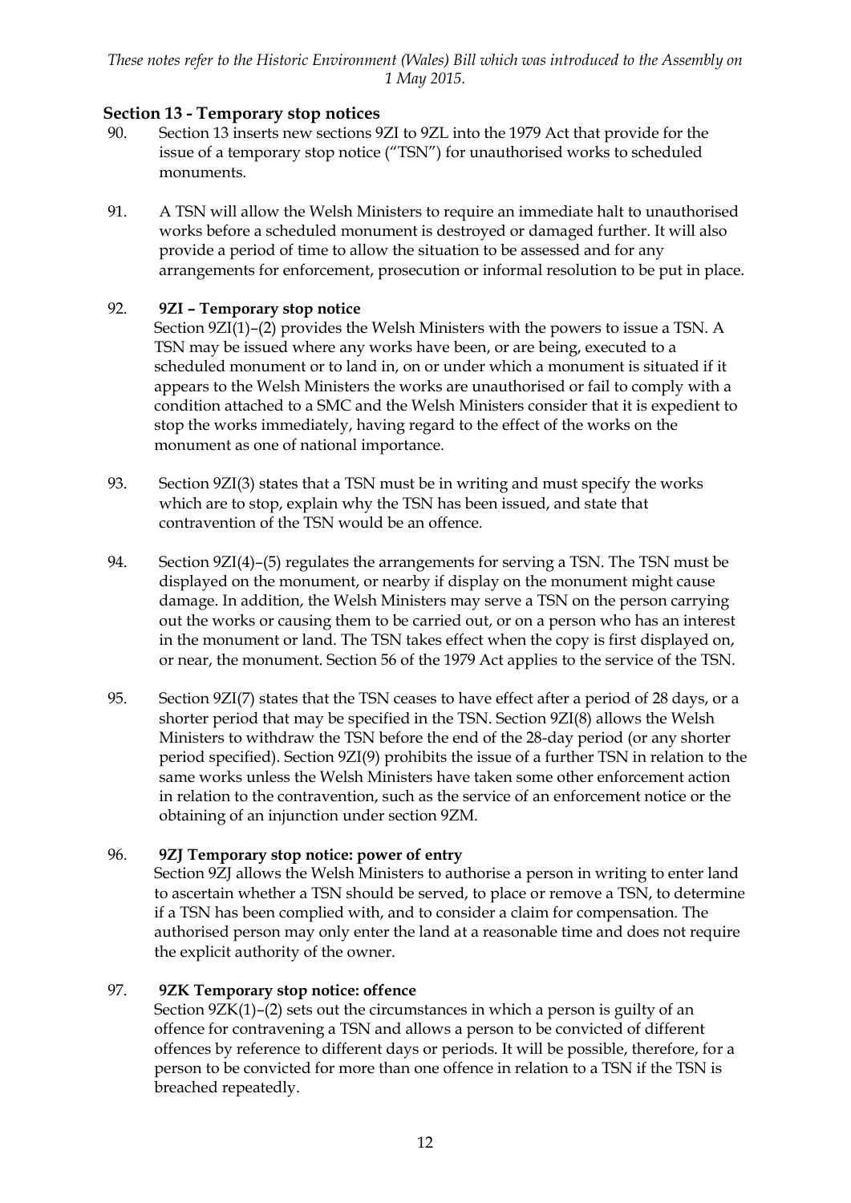## Section 13 - Temporary stop notices

90. Section 13 inserts new sections 9ZI to 9ZL into the 1979 Act that provide for the issue of a temporary stop notice ("TSN") for unauthorised works to scheduled monuments.

91. A TSN will allow the Welsh Ministers to require an immediate halt to unauthorised works before a scheduled monument is destroyed or damaged further. It will also provide a period of time to allow the situation to be assessed and for any arrangements for enforcement, prosecution or informal resolution to be put in place.

92. **9ZI – Temporary stop notice**
Section 9ZI(1)–(2) provides the Welsh Ministers with the powers to issue a TSN. A TSN may be issued where any works have been, or are being, executed to a scheduled monument or to land in, on or under which a monument is situated if it appears to the Welsh Ministers the works are unauthorised or fail to comply with a condition attached to a SMC and the Welsh Ministers consider that it is expedient to stop the works immediately, having regard to the effect of the works on the monument as one of national importance.

93. Section 9ZI(3) states that a TSN must be in writing and must specify the works which are to stop, explain why the TSN has been issued, and state that contravention of the TSN would be an offence.

94. Section 9ZI(4)–(5) regulates the arrangements for serving a TSN. The TSN must be displayed on the monument, or nearby if display on the monument might cause damage. In addition, the Welsh Ministers may serve a TSN on the person carrying out the works or causing them to be carried out, or on a person who has an interest in the monument or land. The TSN takes effect when the copy is first displayed on, or near, the monument. Section 56 of the 1979 Act applies to the service of the TSN.

95. Section 9ZI(7) states that the TSN ceases to have effect after a period of 28 days, or a shorter period that may be specified in the TSN. Section 9ZI(8) allows the Welsh Ministers to withdraw the TSN before the end of the 28-day period (or any shorter period specified). Section 9ZI(9) prohibits the issue of a further TSN in relation to the same works unless the Welsh Ministers have taken some other enforcement action in relation to the contravention, such as the service of an enforcement notice or the obtaining of an injunction under section 9ZM.

96. **9ZJ Temporary stop notice: power of entry**
Section 9ZJ allows the Welsh Ministers to authorise a person in writing to enter land to ascertain whether a TSN should be served, to place or remove a TSN, to determine if a TSN has been complied with, and to consider a claim for compensation. The authorised person may only enter the land at a reasonable time and does not require the explicit authority of the owner.

97. **9ZK Temporary stop notice: offence**
Section 9ZK(1)–(2) sets out the circumstances in which a person is guilty of an offence for contravening a TSN and allows a person to be convicted of different offences by reference to different days or periods. It will be possible, therefore, for a person to be convicted for more than one offence in relation to a TSN if the TSN is breached repeatedly.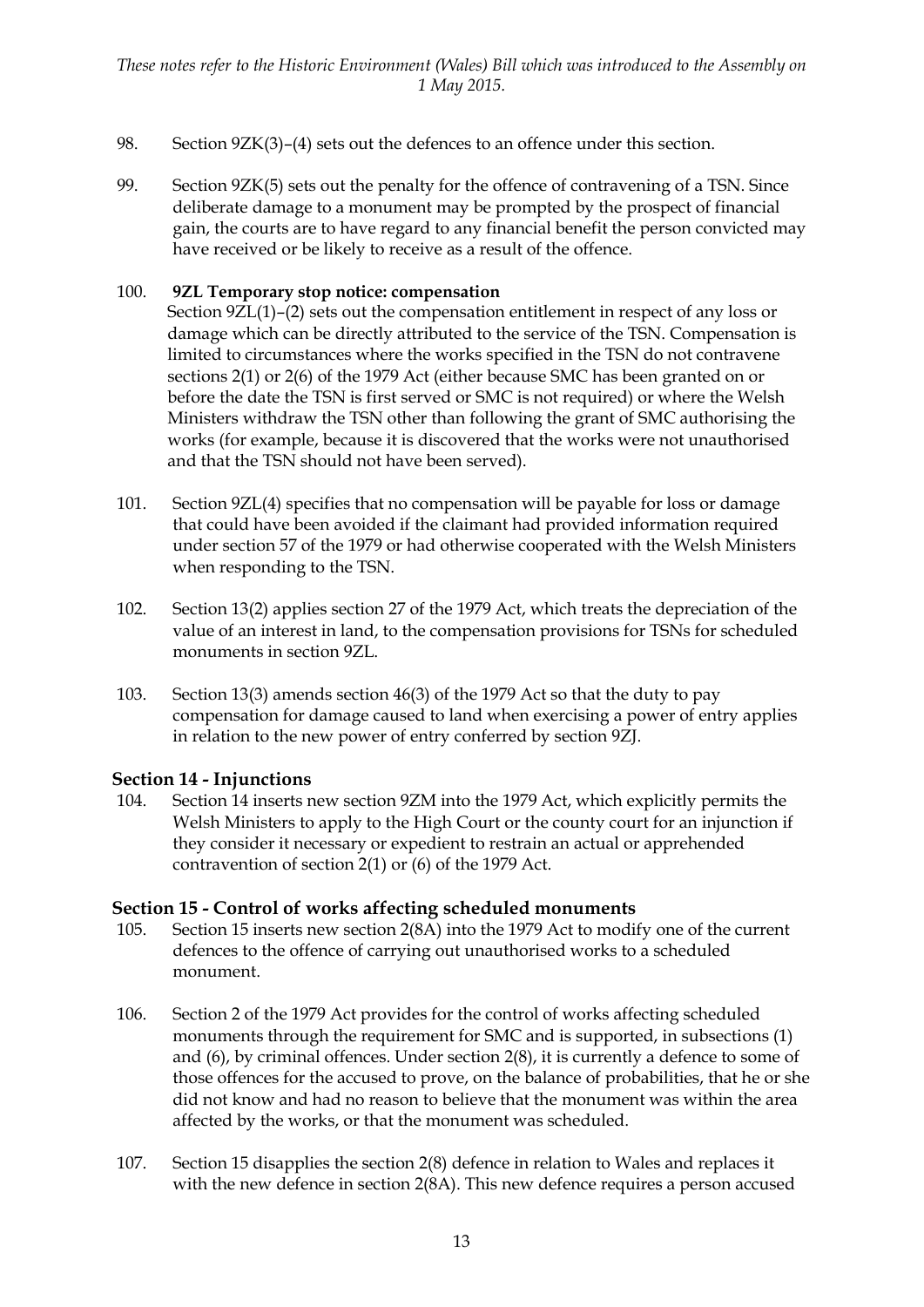98. Section 9ZK(3)–(4) sets out the defences to an offence under this section.

99. Section 9ZK(5) sets out the penalty for the offence of contravening of a TSN. Since deliberate damage to a monument may be prompted by the prospect of financial gain, the courts are to have regard to any financial benefit the person convicted may have received or be likely to receive as a result of the offence.

100. **9ZL Temporary stop notice: compensation**
Section 9ZL(1)–(2) sets out the compensation entitlement in respect of any loss or damage which can be directly attributed to the service of the TSN. Compensation is limited to circumstances where the works specified in the TSN do not contravene sections 2(1) or 2(6) of the 1979 Act (either because SMC has been granted on or before the date the TSN is first served or SMC is not required) or where the Welsh Ministers withdraw the TSN other than following the grant of SMC authorising the works (for example, because it is discovered that the works were not unauthorised and that the TSN should not have been served).

101. Section 9ZL(4) specifies that no compensation will be payable for loss or damage that could have been avoided if the claimant had provided information required under section 57 of the 1979 or had otherwise cooperated with the Welsh Ministers when responding to the TSN.

102. Section 13(2) applies section 27 of the 1979 Act, which treats the depreciation of the value of an interest in land, to the compensation provisions for TSNs for scheduled monuments in section 9ZL.

103. Section 13(3) amends section 46(3) of the 1979 Act so that the duty to pay compensation for damage caused to land when exercising a power of entry applies in relation to the new power of entry conferred by section 9ZJ.

## Section 14 - Injunctions

104. Section 14 inserts new section 9ZM into the 1979 Act, which explicitly permits the Welsh Ministers to apply to the High Court or the county court for an injunction if they consider it necessary or expedient to restrain an actual or apprehended contravention of section 2(1) or (6) of the 1979 Act.

## Section 15 - Control of works affecting scheduled monuments

105. Section 15 inserts new section 2(8A) into the 1979 Act to modify one of the current defences to the offence of carrying out unauthorised works to a scheduled monument.

106. Section 2 of the 1979 Act provides for the control of works affecting scheduled monuments through the requirement for SMC and is supported, in subsections (1) and (6), by criminal offences. Under section 2(8), it is currently a defence to some of those offences for the accused to prove, on the balance of probabilities, that he or she did not know and had no reason to believe that the monument was within the area affected by the works, or that the monument was scheduled.

107. Section 15 disapplies the section 2(8) defence in relation to Wales and replaces it with the new defence in section 2(8A). This new defence requires a person accused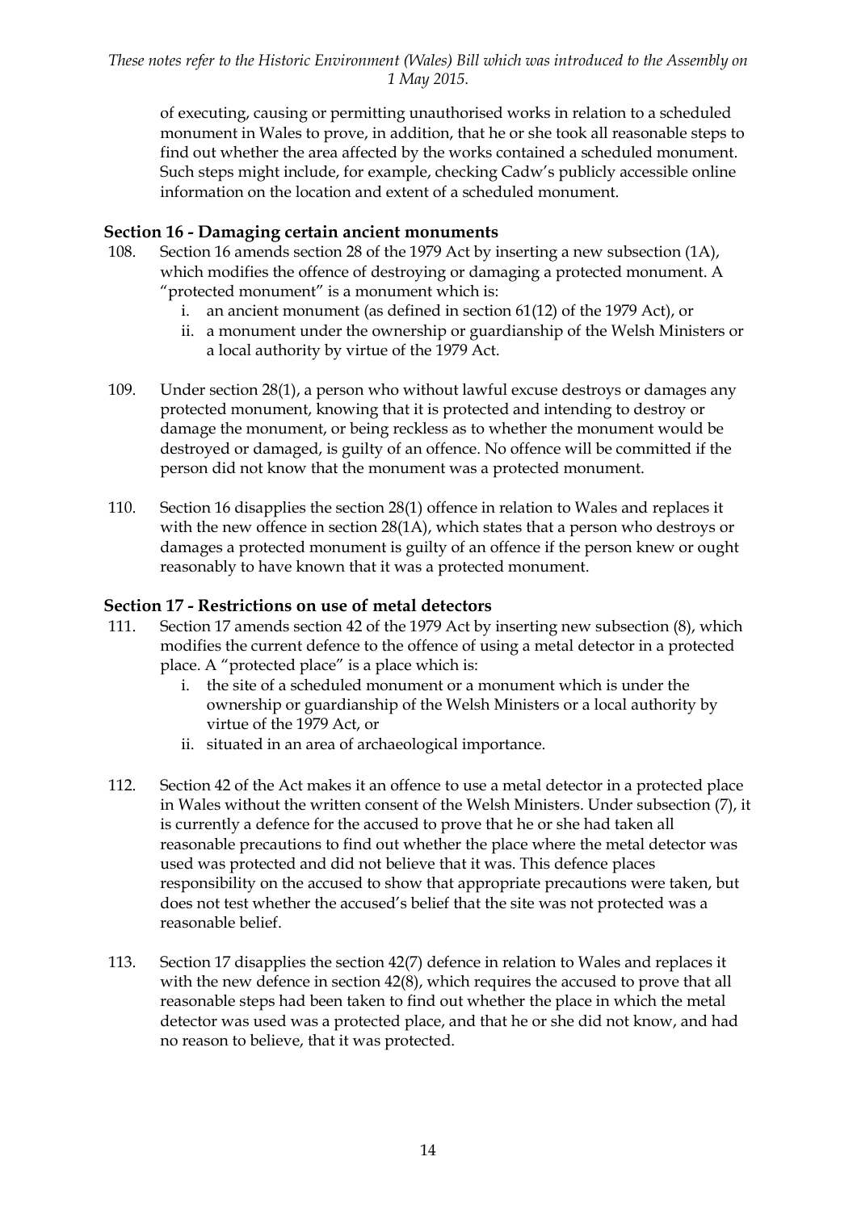of executing, causing or permitting unauthorised works in relation to a scheduled monument in Wales to prove, in addition, that he or she took all reasonable steps to find out whether the area affected by the works contained a scheduled monument. Such steps might include, for example, checking Cadw's publicly accessible online information on the location and extent of a scheduled monument.

### Section 16 - Damaging certain ancient monuments

108. Section 16 amends section 28 of the 1979 Act by inserting a new subsection (1A), which modifies the offence of destroying or damaging a protected monument. A "protected monument" is a monument which is:
    i. an ancient monument (as defined in section 61(12) of the 1979 Act), or
    ii. a monument under the ownership or guardianship of the Welsh Ministers or a local authority by virtue of the 1979 Act.

109. Under section 28(1), a person who without lawful excuse destroys or damages any protected monument, knowing that it is protected and intending to destroy or damage the monument, or being reckless as to whether the monument would be destroyed or damaged, is guilty of an offence. No offence will be committed if the person did not know that the monument was a protected monument.

110. Section 16 disapplies the section 28(1) offence in relation to Wales and replaces it with the new offence in section 28(1A), which states that a person who destroys or damages a protected monument is guilty of an offence if the person knew or ought reasonably to have known that it was a protected monument.

### Section 17 - Restrictions on use of metal detectors

111. Section 17 amends section 42 of the 1979 Act by inserting new subsection (8), which modifies the current defence to the offence of using a metal detector in a protected place. A "protected place" is a place which is:
    i. the site of a scheduled monument or a monument which is under the ownership or guardianship of the Welsh Ministers or a local authority by virtue of the 1979 Act, or
    ii. situated in an area of archaeological importance.

112. Section 42 of the Act makes it an offence to use a metal detector in a protected place in Wales without the written consent of the Welsh Ministers. Under subsection (7), it is currently a defence for the accused to prove that he or she had taken all reasonable precautions to find out whether the place where the metal detector was used was protected and did not believe that it was. This defence places responsibility on the accused to show that appropriate precautions were taken, but does not test whether the accused's belief that the site was not protected was a reasonable belief.

113. Section 17 disapplies the section 42(7) defence in relation to Wales and replaces it with the new defence in section 42(8), which requires the accused to prove that all reasonable steps had been taken to find out whether the place in which the metal detector was used was a protected place, and that he or she did not know, and had no reason to believe, that it was protected.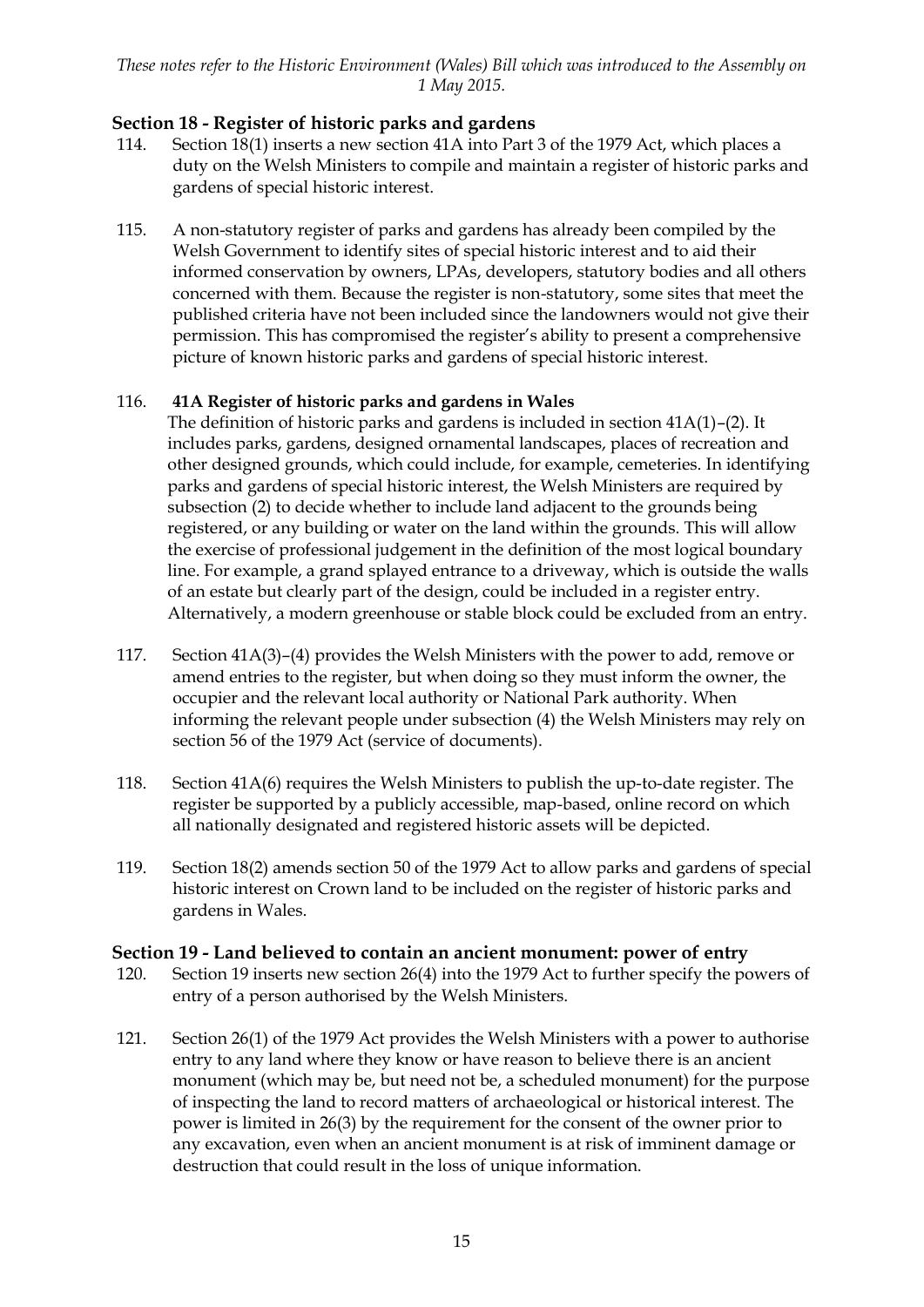## Section 18 - Register of historic parks and gardens

114. Section 18(1) inserts a new section 41A into Part 3 of the 1979 Act, which places a duty on the Welsh Ministers to compile and maintain a register of historic parks and gardens of special historic interest.

115. A non-statutory register of parks and gardens has already been compiled by the Welsh Government to identify sites of special historic interest and to aid their informed conservation by owners, LPAs, developers, statutory bodies and all others concerned with them. Because the register is non-statutory, some sites that meet the published criteria have not been included since the landowners would not give their permission. This has compromised the register's ability to present a comprehensive picture of known historic parks and gardens of special historic interest.

116. **41A Register of historic parks and gardens in Wales**
The definition of historic parks and gardens is included in section 41A(1)–(2). It includes parks, gardens, designed ornamental landscapes, places of recreation and other designed grounds, which could include, for example, cemeteries. In identifying parks and gardens of special historic interest, the Welsh Ministers are required by subsection (2) to decide whether to include land adjacent to the grounds being registered, or any building or water on the land within the grounds. This will allow the exercise of professional judgement in the definition of the most logical boundary line. For example, a grand splayed entrance to a driveway, which is outside the walls of an estate but clearly part of the design, could be included in a register entry. Alternatively, a modern greenhouse or stable block could be excluded from an entry.

117. Section 41A(3)–(4) provides the Welsh Ministers with the power to add, remove or amend entries to the register, but when doing so they must inform the owner, the occupier and the relevant local authority or National Park authority. When informing the relevant people under subsection (4) the Welsh Ministers may rely on section 56 of the 1979 Act (service of documents).

118. Section 41A(6) requires the Welsh Ministers to publish the up-to-date register. The register be supported by a publicly accessible, map-based, online record on which all nationally designated and registered historic assets will be depicted.

119. Section 18(2) amends section 50 of the 1979 Act to allow parks and gardens of special historic interest on Crown land to be included on the register of historic parks and gardens in Wales.

## Section 19 - Land believed to contain an ancient monument: power of entry

120. Section 19 inserts new section 26(4) into the 1979 Act to further specify the powers of entry of a person authorised by the Welsh Ministers.

121. Section 26(1) of the 1979 Act provides the Welsh Ministers with a power to authorise entry to any land where they know or have reason to believe there is an ancient monument (which may be, but need not be, a scheduled monument) for the purpose of inspecting the land to record matters of archaeological or historical interest. The power is limited in 26(3) by the requirement for the consent of the owner prior to any excavation, even when an ancient monument is at risk of imminent damage or destruction that could result in the loss of unique information.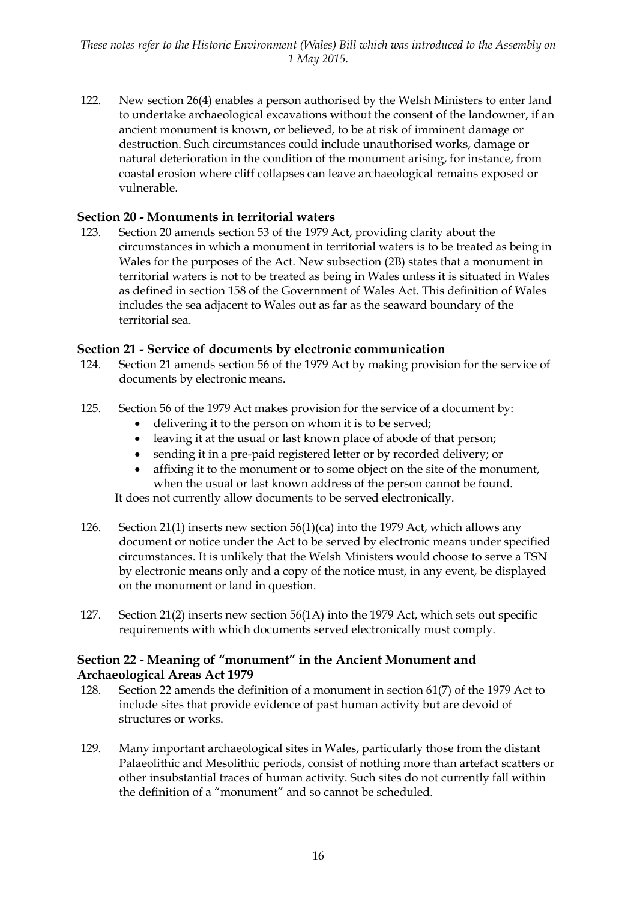122. New section 26(4) enables a person authorised by the Welsh Ministers to enter land to undertake archaeological excavations without the consent of the landowner, if an ancient monument is known, or believed, to be at risk of imminent damage or destruction. Such circumstances could include unauthorised works, damage or natural deterioration in the condition of the monument arising, for instance, from coastal erosion where cliff collapses can leave archaeological remains exposed or vulnerable.

### Section 20 - Monuments in territorial waters

123. Section 20 amends section 53 of the 1979 Act, providing clarity about the circumstances in which a monument in territorial waters is to be treated as being in Wales for the purposes of the Act. New subsection (2B) states that a monument in territorial waters is not to be treated as being in Wales unless it is situated in Wales as defined in section 158 of the Government of Wales Act. This definition of Wales includes the sea adjacent to Wales out as far as the seaward boundary of the territorial sea.

### Section 21 - Service of documents by electronic communication

124. Section 21 amends section 56 of the 1979 Act by making provision for the service of documents by electronic means.

125. Section 56 of the 1979 Act makes provision for the service of a document by:
   - delivering it to the person on whom it is to be served;
   - leaving it at the usual or last known place of abode of that person;
   - sending it in a pre-paid registered letter or by recorded delivery; or
   - affixing it to the monument or to some object on the site of the monument, when the usual or last known address of the person cannot be found.

   It does not currently allow documents to be served electronically.

126. Section 21(1) inserts new section 56(1)(ca) into the 1979 Act, which allows any document or notice under the Act to be served by electronic means under specified circumstances. It is unlikely that the Welsh Ministers would choose to serve a TSN by electronic means only and a copy of the notice must, in any event, be displayed on the monument or land in question.

127. Section 21(2) inserts new section 56(1A) into the 1979 Act, which sets out specific requirements with which documents served electronically must comply.

### Section 22 - Meaning of "monument" in the Ancient Monument and Archaeological Areas Act 1979

128. Section 22 amends the definition of a monument in section 61(7) of the 1979 Act to include sites that provide evidence of past human activity but are devoid of structures or works.

129. Many important archaeological sites in Wales, particularly those from the distant Palaeolithic and Mesolithic periods, consist of nothing more than artefact scatters or other insubstantial traces of human activity. Such sites do not currently fall within the definition of a "monument" and so cannot be scheduled.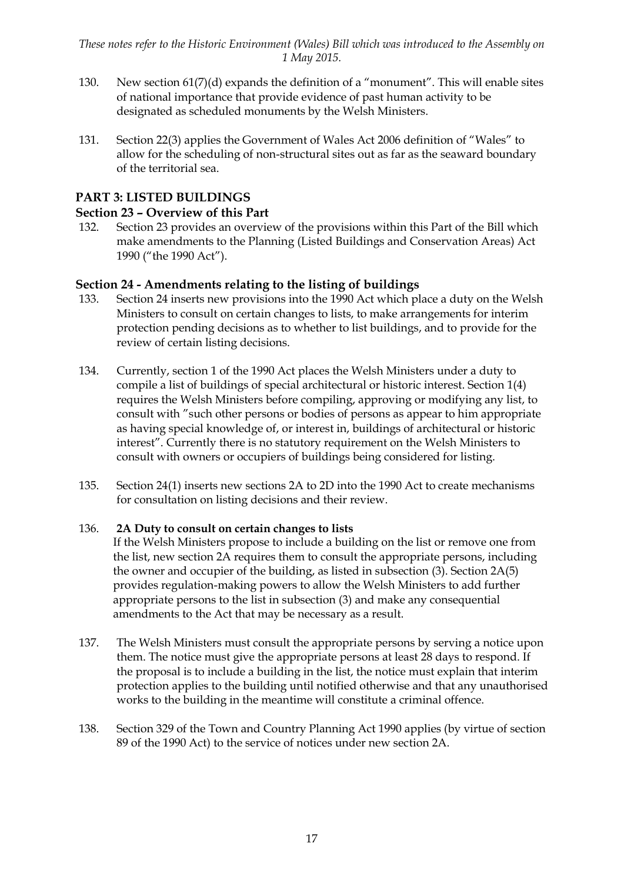130. New section 61(7)(d) expands the definition of a "monument". This will enable sites of national importance that provide evidence of past human activity to be designated as scheduled monuments by the Welsh Ministers.

131. Section 22(3) applies the Government of Wales Act 2006 definition of "Wales" to allow for the scheduling of non-structural sites out as far as the seaward boundary of the territorial sea.

## PART 3: LISTED BUILDINGS

### Section 23 – Overview of this Part

132. Section 23 provides an overview of the provisions within this Part of the Bill which make amendments to the Planning (Listed Buildings and Conservation Areas) Act 1990 ("the 1990 Act").

### Section 24 - Amendments relating to the listing of buildings

133. Section 24 inserts new provisions into the 1990 Act which place a duty on the Welsh Ministers to consult on certain changes to lists, to make arrangements for interim protection pending decisions as to whether to list buildings, and to provide for the review of certain listing decisions.

134. Currently, section 1 of the 1990 Act places the Welsh Ministers under a duty to compile a list of buildings of special architectural or historic interest. Section 1(4) requires the Welsh Ministers before compiling, approving or modifying any list, to consult with "such other persons or bodies of persons as appear to him appropriate as having special knowledge of, or interest in, buildings of architectural or historic interest". Currently there is no statutory requirement on the Welsh Ministers to consult with owners or occupiers of buildings being considered for listing.

135. Section 24(1) inserts new sections 2A to 2D into the 1990 Act to create mechanisms for consultation on listing decisions and their review.

136. **2A Duty to consult on certain changes to lists**
If the Welsh Ministers propose to include a building on the list or remove one from the list, new section 2A requires them to consult the appropriate persons, including the owner and occupier of the building, as listed in subsection (3). Section 2A(5) provides regulation-making powers to allow the Welsh Ministers to add further appropriate persons to the list in subsection (3) and make any consequential amendments to the Act that may be necessary as a result.

137. The Welsh Ministers must consult the appropriate persons by serving a notice upon them. The notice must give the appropriate persons at least 28 days to respond. If the proposal is to include a building in the list, the notice must explain that interim protection applies to the building until notified otherwise and that any unauthorised works to the building in the meantime will constitute a criminal offence.

138. Section 329 of the Town and Country Planning Act 1990 applies (by virtue of section 89 of the 1990 Act) to the service of notices under new section 2A.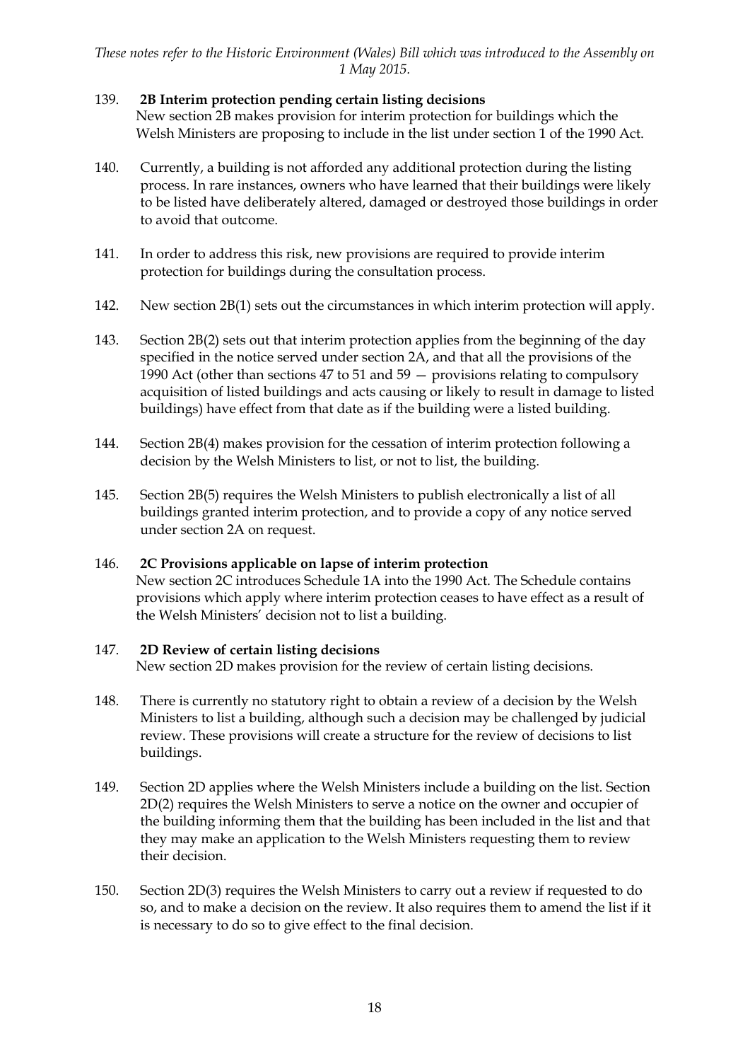139. **2B Interim protection pending certain listing decisions**
New section 2B makes provision for interim protection for buildings which the Welsh Ministers are proposing to include in the list under section 1 of the 1990 Act.

140. Currently, a building is not afforded any additional protection during the listing process. In rare instances, owners who have learned that their buildings were likely to be listed have deliberately altered, damaged or destroyed those buildings in order to avoid that outcome.

141. In order to address this risk, new provisions are required to provide interim protection for buildings during the consultation process.

142. New section 2B(1) sets out the circumstances in which interim protection will apply.

143. Section 2B(2) sets out that interim protection applies from the beginning of the day specified in the notice served under section 2A, and that all the provisions of the 1990 Act (other than sections 47 to 51 and 59 — provisions relating to compulsory acquisition of listed buildings and acts causing or likely to result in damage to listed buildings) have effect from that date as if the building were a listed building.

144. Section 2B(4) makes provision for the cessation of interim protection following a decision by the Welsh Ministers to list, or not to list, the building.

145. Section 2B(5) requires the Welsh Ministers to publish electronically a list of all buildings granted interim protection, and to provide a copy of any notice served under section 2A on request.

146. **2C Provisions applicable on lapse of interim protection**
New section 2C introduces Schedule 1A into the 1990 Act. The Schedule contains provisions which apply where interim protection ceases to have effect as a result of the Welsh Ministers' decision not to list a building.

147. **2D Review of certain listing decisions**
New section 2D makes provision for the review of certain listing decisions.

148. There is currently no statutory right to obtain a review of a decision by the Welsh Ministers to list a building, although such a decision may be challenged by judicial review. These provisions will create a structure for the review of decisions to list buildings.

149. Section 2D applies where the Welsh Ministers include a building on the list. Section 2D(2) requires the Welsh Ministers to serve a notice on the owner and occupier of the building informing them that the building has been included in the list and that they may make an application to the Welsh Ministers requesting them to review their decision.

150. Section 2D(3) requires the Welsh Ministers to carry out a review if requested to do so, and to make a decision on the review. It also requires them to amend the list if it is necessary to do so to give effect to the final decision.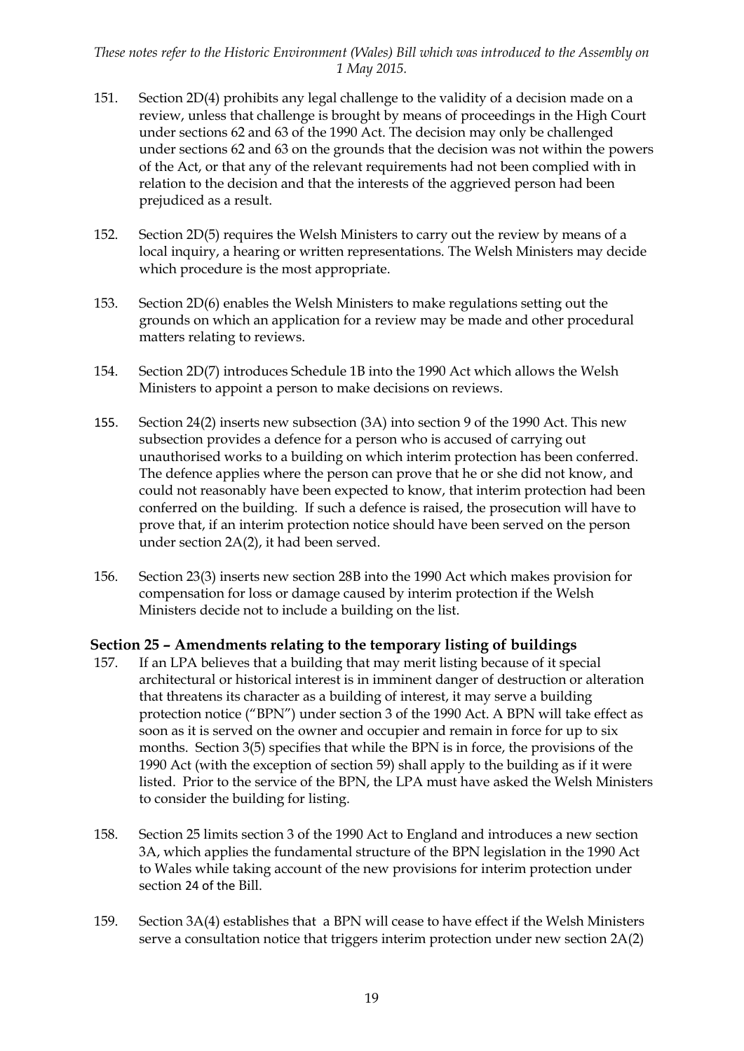151. Section 2D(4) prohibits any legal challenge to the validity of a decision made on a review, unless that challenge is brought by means of proceedings in the High Court under sections 62 and 63 of the 1990 Act. The decision may only be challenged under sections 62 and 63 on the grounds that the decision was not within the powers of the Act, or that any of the relevant requirements had not been complied with in relation to the decision and that the interests of the aggrieved person had been prejudiced as a result.

152. Section 2D(5) requires the Welsh Ministers to carry out the review by means of a local inquiry, a hearing or written representations. The Welsh Ministers may decide which procedure is the most appropriate.

153. Section 2D(6) enables the Welsh Ministers to make regulations setting out the grounds on which an application for a review may be made and other procedural matters relating to reviews.

154. Section 2D(7) introduces Schedule 1B into the 1990 Act which allows the Welsh Ministers to appoint a person to make decisions on reviews.

155. Section 24(2) inserts new subsection (3A) into section 9 of the 1990 Act. This new subsection provides a defence for a person who is accused of carrying out unauthorised works to a building on which interim protection has been conferred. The defence applies where the person can prove that he or she did not know, and could not reasonably have been expected to know, that interim protection had been conferred on the building. If such a defence is raised, the prosecution will have to prove that, if an interim protection notice should have been served on the person under section 2A(2), it had been served.

156. Section 23(3) inserts new section 28B into the 1990 Act which makes provision for compensation for loss or damage caused by interim protection if the Welsh Ministers decide not to include a building on the list.

## Section 25 – Amendments relating to the temporary listing of buildings

157. If an LPA believes that a building that may merit listing because of it special architectural or historical interest is in imminent danger of destruction or alteration that threatens its character as a building of interest, it may serve a building protection notice ("BPN") under section 3 of the 1990 Act. A BPN will take effect as soon as it is served on the owner and occupier and remain in force for up to six months. Section 3(5) specifies that while the BPN is in force, the provisions of the 1990 Act (with the exception of section 59) shall apply to the building as if it were listed. Prior to the service of the BPN, the LPA must have asked the Welsh Ministers to consider the building for listing.

158. Section 25 limits section 3 of the 1990 Act to England and introduces a new section 3A, which applies the fundamental structure of the BPN legislation in the 1990 Act to Wales while taking account of the new provisions for interim protection under section 24 of the Bill.

159. Section 3A(4) establishes that a BPN will cease to have effect if the Welsh Ministers serve a consultation notice that triggers interim protection under new section 2A(2)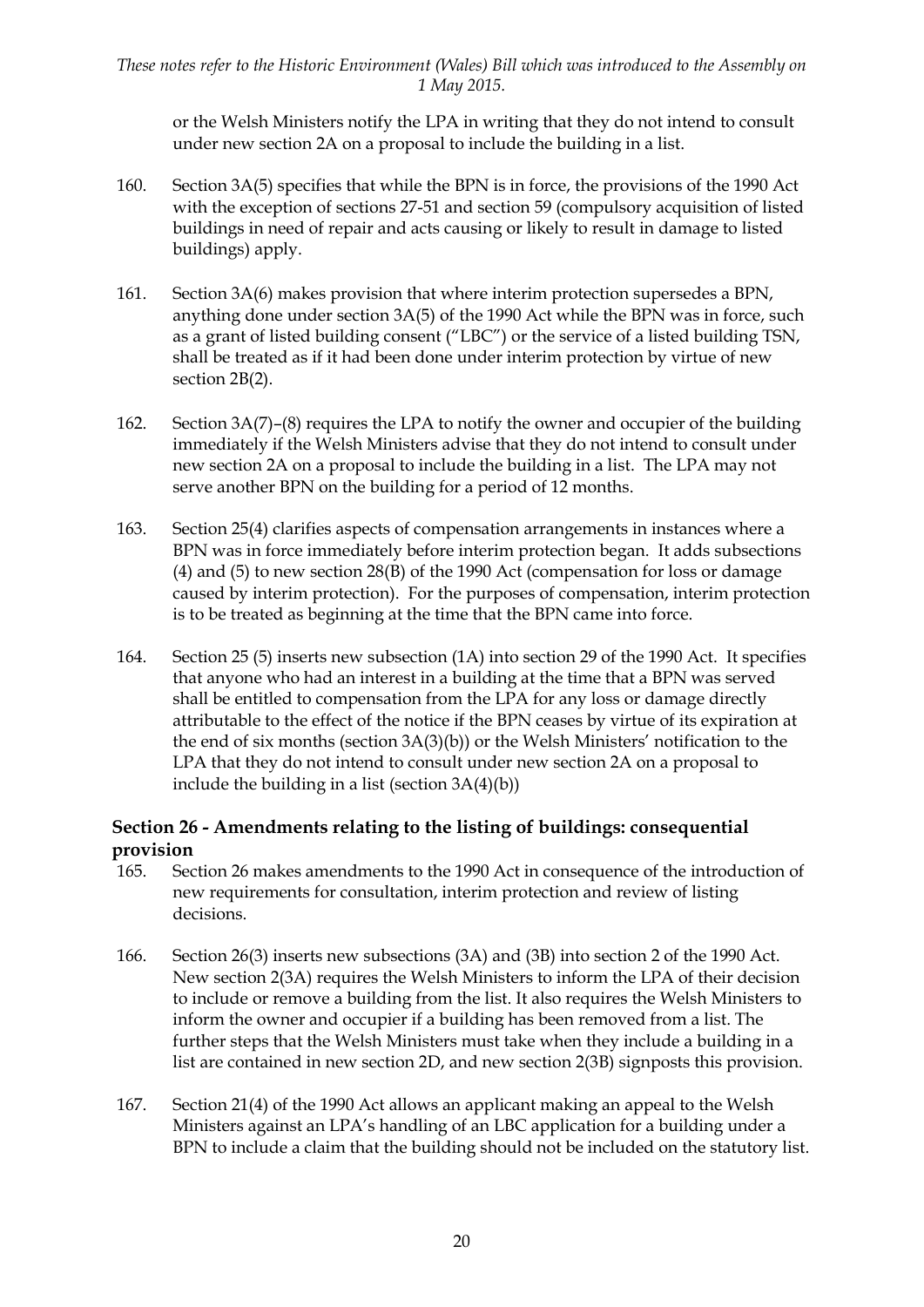or the Welsh Ministers notify the LPA in writing that they do not intend to consult under new section 2A on a proposal to include the building in a list.

160. Section 3A(5) specifies that while the BPN is in force, the provisions of the 1990 Act with the exception of sections 27-51 and section 59 (compulsory acquisition of listed buildings in need of repair and acts causing or likely to result in damage to listed buildings) apply.

161. Section 3A(6) makes provision that where interim protection supersedes a BPN, anything done under section 3A(5) of the 1990 Act while the BPN was in force, such as a grant of listed building consent ("LBC") or the service of a listed building TSN, shall be treated as if it had been done under interim protection by virtue of new section 2B(2).

162. Section 3A(7)–(8) requires the LPA to notify the owner and occupier of the building immediately if the Welsh Ministers advise that they do not intend to consult under new section 2A on a proposal to include the building in a list. The LPA may not serve another BPN on the building for a period of 12 months.

163. Section 25(4) clarifies aspects of compensation arrangements in instances where a BPN was in force immediately before interim protection began. It adds subsections (4) and (5) to new section 28(B) of the 1990 Act (compensation for loss or damage caused by interim protection). For the purposes of compensation, interim protection is to be treated as beginning at the time that the BPN came into force.

164. Section 25 (5) inserts new subsection (1A) into section 29 of the 1990 Act. It specifies that anyone who had an interest in a building at the time that a BPN was served shall be entitled to compensation from the LPA for any loss or damage directly attributable to the effect of the notice if the BPN ceases by virtue of its expiration at the end of six months (section 3A(3)(b)) or the Welsh Ministers' notification to the LPA that they do not intend to consult under new section 2A on a proposal to include the building in a list (section 3A(4)(b))

## Section 26 - Amendments relating to the listing of buildings: consequential provision

165. Section 26 makes amendments to the 1990 Act in consequence of the introduction of new requirements for consultation, interim protection and review of listing decisions.

166. Section 26(3) inserts new subsections (3A) and (3B) into section 2 of the 1990 Act. New section 2(3A) requires the Welsh Ministers to inform the LPA of their decision to include or remove a building from the list. It also requires the Welsh Ministers to inform the owner and occupier if a building has been removed from a list. The further steps that the Welsh Ministers must take when they include a building in a list are contained in new section 2D, and new section 2(3B) signposts this provision.

167. Section 21(4) of the 1990 Act allows an applicant making an appeal to the Welsh Ministers against an LPA's handling of an LBC application for a building under a BPN to include a claim that the building should not be included on the statutory list.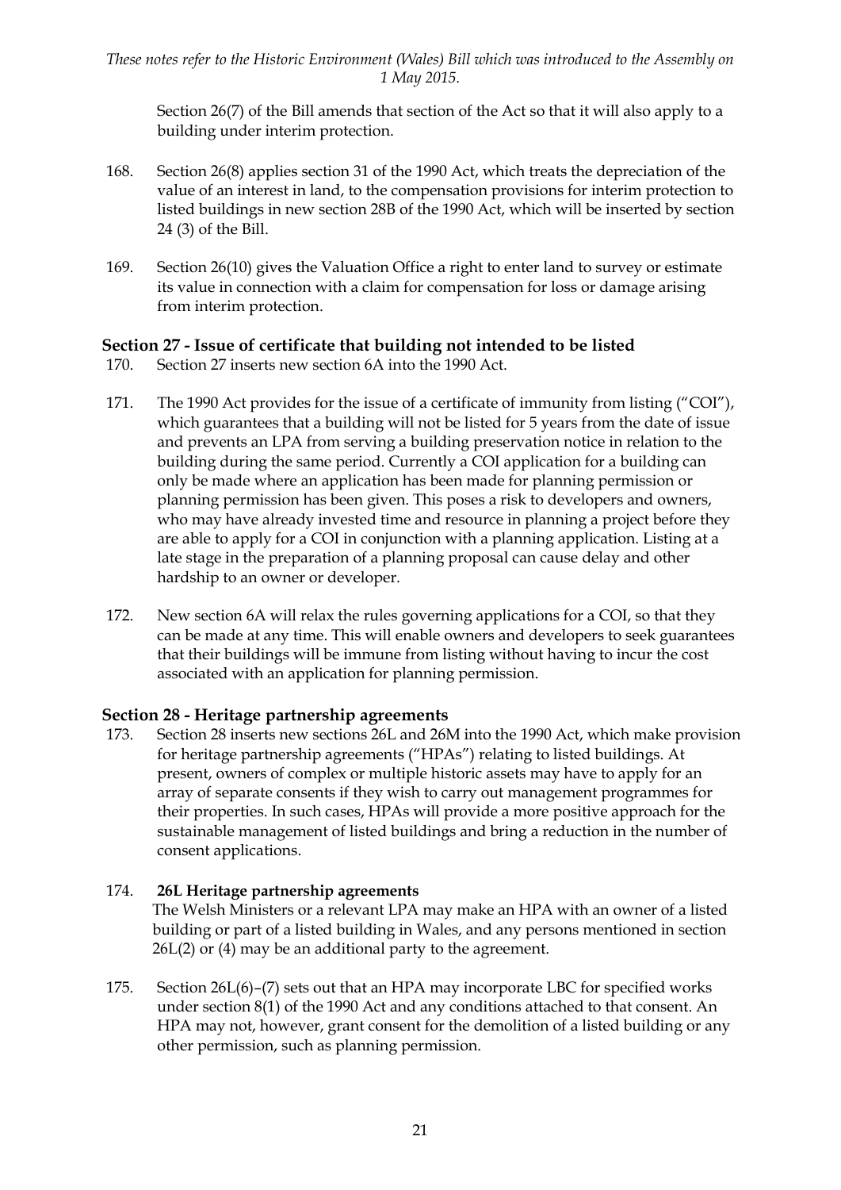Section 26(7) of the Bill amends that section of the Act so that it will also apply to a building under interim protection.

168. Section 26(8) applies section 31 of the 1990 Act, which treats the depreciation of the value of an interest in land, to the compensation provisions for interim protection to listed buildings in new section 28B of the 1990 Act, which will be inserted by section 24 (3) of the Bill.

169. Section 26(10) gives the Valuation Office a right to enter land to survey or estimate its value in connection with a claim for compensation for loss or damage arising from interim protection.

## Section 27 - Issue of certificate that building not intended to be listed

170. Section 27 inserts new section 6A into the 1990 Act.

171. The 1990 Act provides for the issue of a certificate of immunity from listing ("COI"), which guarantees that a building will not be listed for 5 years from the date of issue and prevents an LPA from serving a building preservation notice in relation to the building during the same period. Currently a COI application for a building can only be made where an application has been made for planning permission or planning permission has been given. This poses a risk to developers and owners, who may have already invested time and resource in planning a project before they are able to apply for a COI in conjunction with a planning application. Listing at a late stage in the preparation of a planning proposal can cause delay and other hardship to an owner or developer.

172. New section 6A will relax the rules governing applications for a COI, so that they can be made at any time. This will enable owners and developers to seek guarantees that their buildings will be immune from listing without having to incur the cost associated with an application for planning permission.

## Section 28 - Heritage partnership agreements

173. Section 28 inserts new sections 26L and 26M into the 1990 Act, which make provision for heritage partnership agreements ("HPAs") relating to listed buildings. At present, owners of complex or multiple historic assets may have to apply for an array of separate consents if they wish to carry out management programmes for their properties. In such cases, HPAs will provide a more positive approach for the sustainable management of listed buildings and bring a reduction in the number of consent applications.

174. **26L Heritage partnership agreements**
The Welsh Ministers or a relevant LPA may make an HPA with an owner of a listed building or part of a listed building in Wales, and any persons mentioned in section 26L(2) or (4) may be an additional party to the agreement.

175. Section 26L(6)–(7) sets out that an HPA may incorporate LBC for specified works under section 8(1) of the 1990 Act and any conditions attached to that consent. An HPA may not, however, grant consent for the demolition of a listed building or any other permission, such as planning permission.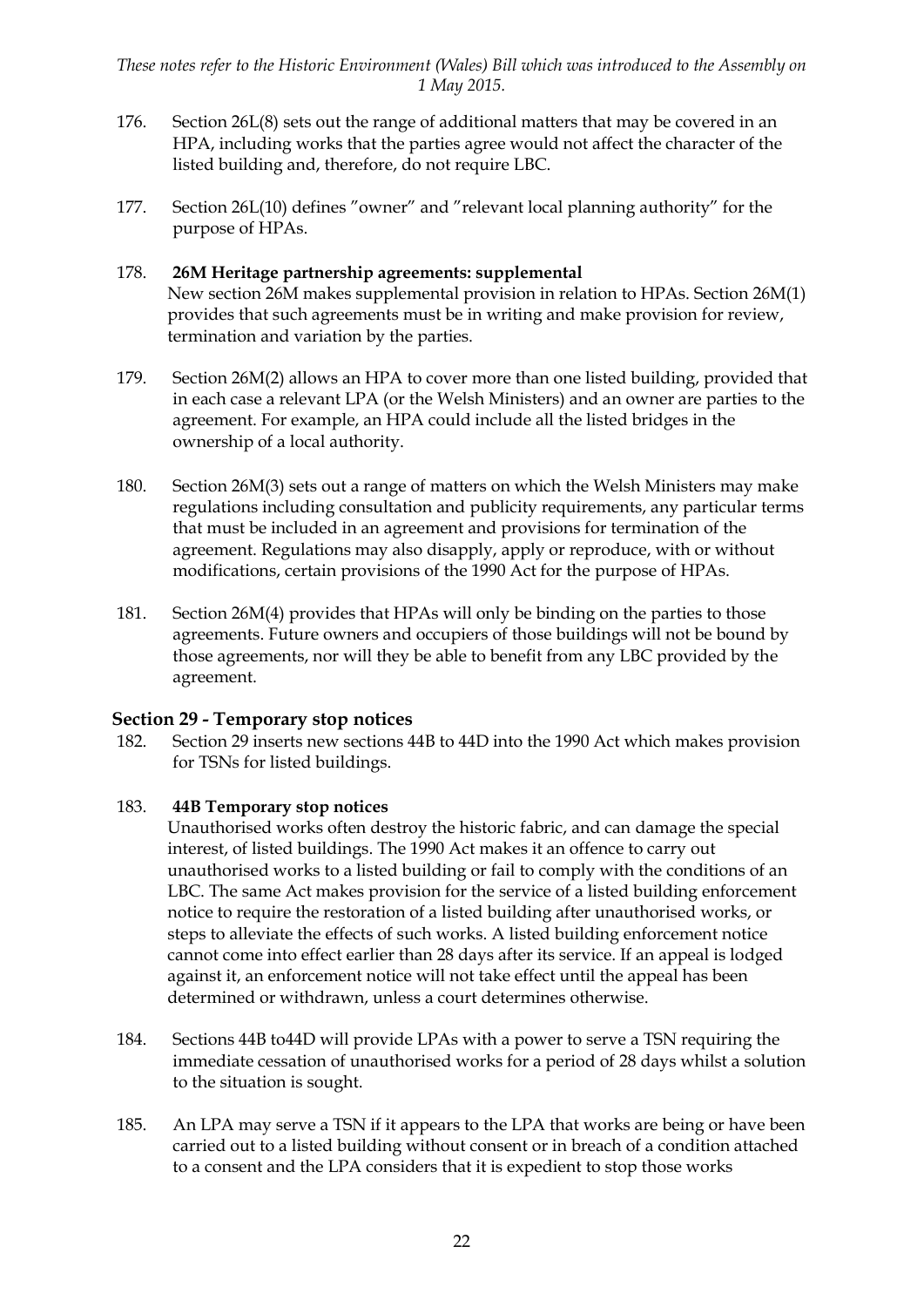176. Section 26L(8) sets out the range of additional matters that may be covered in an HPA, including works that the parties agree would not affect the character of the listed building and, therefore, do not require LBC.

177. Section 26L(10) defines "owner" and "relevant local planning authority" for the purpose of HPAs.

178. **26M Heritage partnership agreements: supplemental**
New section 26M makes supplemental provision in relation to HPAs. Section 26M(1) provides that such agreements must be in writing and make provision for review, termination and variation by the parties.

179. Section 26M(2) allows an HPA to cover more than one listed building, provided that in each case a relevant LPA (or the Welsh Ministers) and an owner are parties to the agreement. For example, an HPA could include all the listed bridges in the ownership of a local authority.

180. Section 26M(3) sets out a range of matters on which the Welsh Ministers may make regulations including consultation and publicity requirements, any particular terms that must be included in an agreement and provisions for termination of the agreement. Regulations may also disapply, apply or reproduce, with or without modifications, certain provisions of the 1990 Act for the purpose of HPAs.

181. Section 26M(4) provides that HPAs will only be binding on the parties to those agreements. Future owners and occupiers of those buildings will not be bound by those agreements, nor will they be able to benefit from any LBC provided by the agreement.

## Section 29 - Temporary stop notices

182. Section 29 inserts new sections 44B to 44D into the 1990 Act which makes provision for TSNs for listed buildings.

183. **44B Temporary stop notices**
Unauthorised works often destroy the historic fabric, and can damage the special interest, of listed buildings. The 1990 Act makes it an offence to carry out unauthorised works to a listed building or fail to comply with the conditions of an LBC. The same Act makes provision for the service of a listed building enforcement notice to require the restoration of a listed building after unauthorised works, or steps to alleviate the effects of such works. A listed building enforcement notice cannot come into effect earlier than 28 days after its service. If an appeal is lodged against it, an enforcement notice will not take effect until the appeal has been determined or withdrawn, unless a court determines otherwise.

184. Sections 44B to44D will provide LPAs with a power to serve a TSN requiring the immediate cessation of unauthorised works for a period of 28 days whilst a solution to the situation is sought.

185. An LPA may serve a TSN if it appears to the LPA that works are being or have been carried out to a listed building without consent or in breach of a condition attached to a consent and the LPA considers that it is expedient to stop those works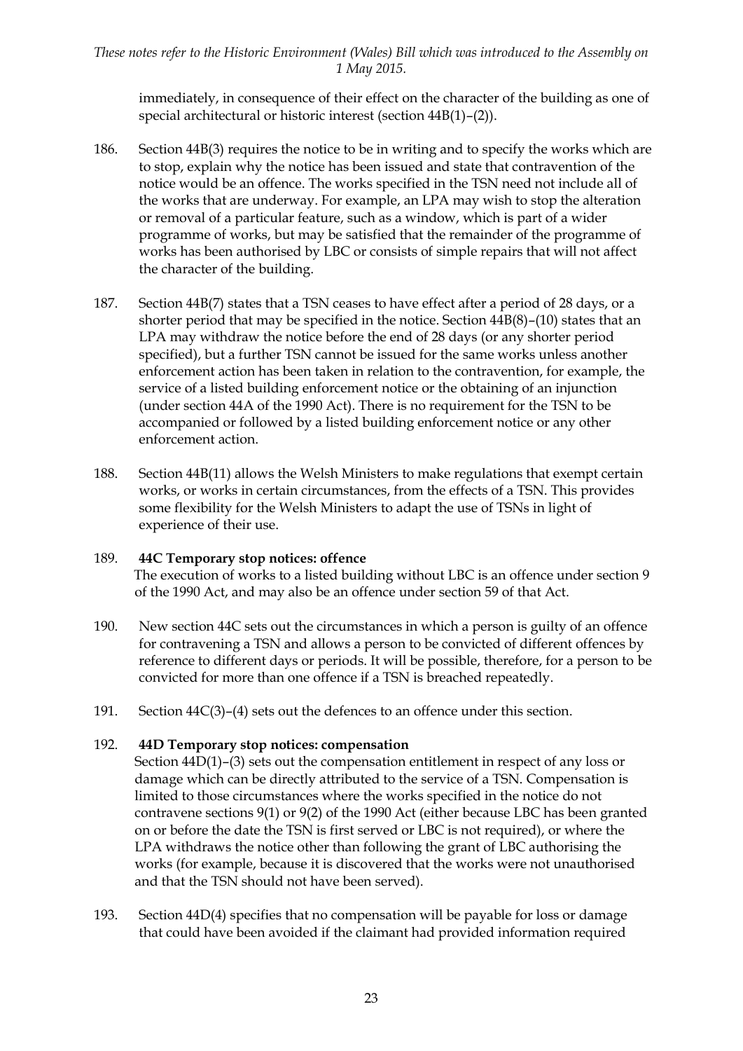immediately, in consequence of their effect on the character of the building as one of special architectural or historic interest (section 44B(1)–(2)).

186. Section 44B(3) requires the notice to be in writing and to specify the works which are to stop, explain why the notice has been issued and state that contravention of the notice would be an offence. The works specified in the TSN need not include all of the works that are underway. For example, an LPA may wish to stop the alteration or removal of a particular feature, such as a window, which is part of a wider programme of works, but may be satisfied that the remainder of the programme of works has been authorised by LBC or consists of simple repairs that will not affect the character of the building.

187. Section 44B(7) states that a TSN ceases to have effect after a period of 28 days, or a shorter period that may be specified in the notice. Section 44B(8)–(10) states that an LPA may withdraw the notice before the end of 28 days (or any shorter period specified), but a further TSN cannot be issued for the same works unless another enforcement action has been taken in relation to the contravention, for example, the service of a listed building enforcement notice or the obtaining of an injunction (under section 44A of the 1990 Act). There is no requirement for the TSN to be accompanied or followed by a listed building enforcement notice or any other enforcement action.

188. Section 44B(11) allows the Welsh Ministers to make regulations that exempt certain works, or works in certain circumstances, from the effects of a TSN. This provides some flexibility for the Welsh Ministers to adapt the use of TSNs in light of experience of their use.

189. **44C Temporary stop notices: offence**

The execution of works to a listed building without LBC is an offence under section 9 of the 1990 Act, and may also be an offence under section 59 of that Act.

190. New section 44C sets out the circumstances in which a person is guilty of an offence for contravening a TSN and allows a person to be convicted of different offences by reference to different days or periods. It will be possible, therefore, for a person to be convicted for more than one offence if a TSN is breached repeatedly.

191. Section 44C(3)–(4) sets out the defences to an offence under this section.

192. **44D Temporary stop notices: compensation**

Section 44D(1)–(3) sets out the compensation entitlement in respect of any loss or damage which can be directly attributed to the service of a TSN. Compensation is limited to those circumstances where the works specified in the notice do not contravene sections 9(1) or 9(2) of the 1990 Act (either because LBC has been granted on or before the date the TSN is first served or LBC is not required), or where the LPA withdraws the notice other than following the grant of LBC authorising the works (for example, because it is discovered that the works were not unauthorised and that the TSN should not have been served).

193. Section 44D(4) specifies that no compensation will be payable for loss or damage that could have been avoided if the claimant had provided information required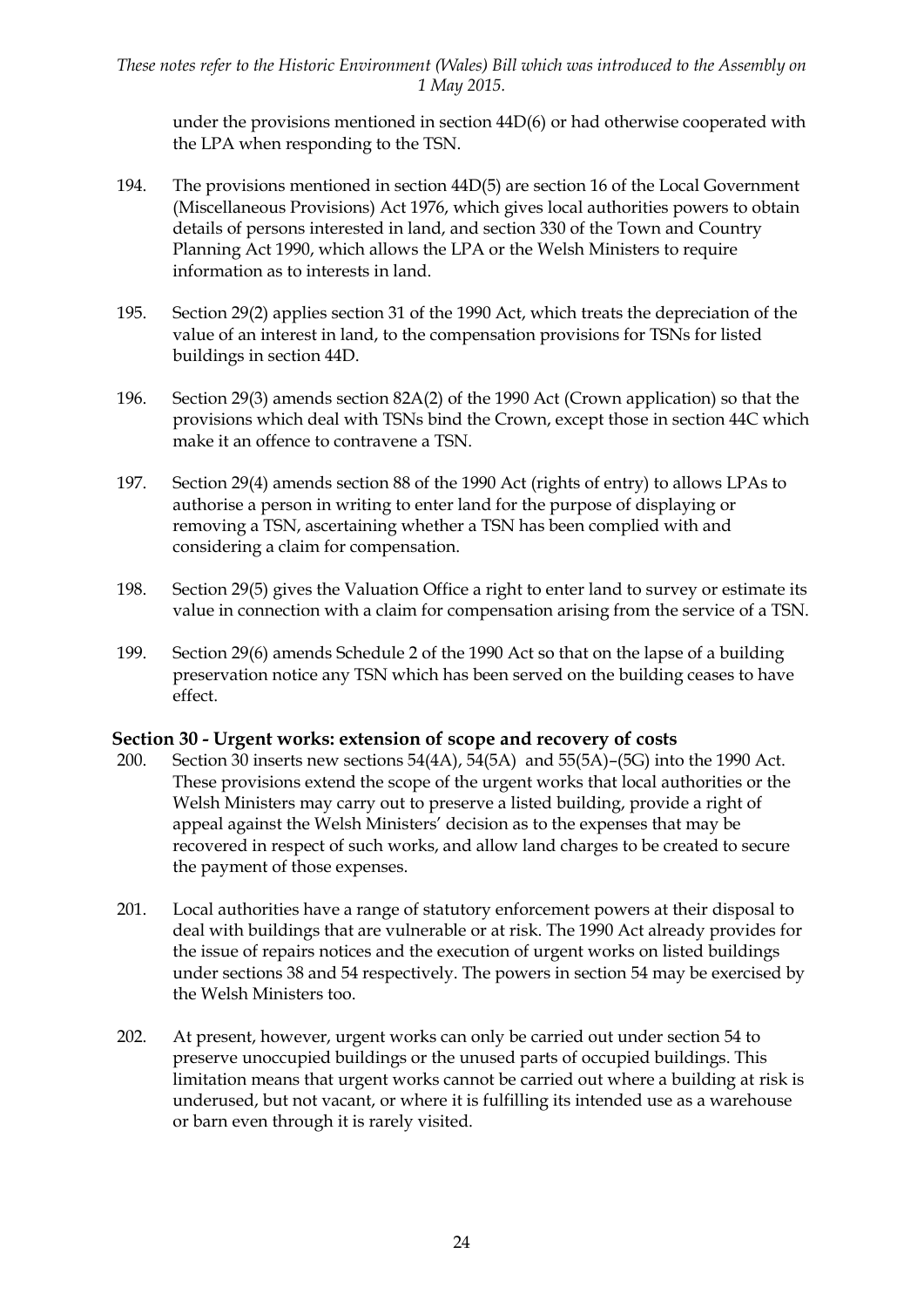under the provisions mentioned in section 44D(6) or had otherwise cooperated with the LPA when responding to the TSN.

194. The provisions mentioned in section 44D(5) are section 16 of the Local Government (Miscellaneous Provisions) Act 1976, which gives local authorities powers to obtain details of persons interested in land, and section 330 of the Town and Country Planning Act 1990, which allows the LPA or the Welsh Ministers to require information as to interests in land.

195. Section 29(2) applies section 31 of the 1990 Act, which treats the depreciation of the value of an interest in land, to the compensation provisions for TSNs for listed buildings in section 44D.

196. Section 29(3) amends section 82A(2) of the 1990 Act (Crown application) so that the provisions which deal with TSNs bind the Crown, except those in section 44C which make it an offence to contravene a TSN.

197. Section 29(4) amends section 88 of the 1990 Act (rights of entry) to allows LPAs to authorise a person in writing to enter land for the purpose of displaying or removing a TSN, ascertaining whether a TSN has been complied with and considering a claim for compensation.

198. Section 29(5) gives the Valuation Office a right to enter land to survey or estimate its value in connection with a claim for compensation arising from the service of a TSN.

199. Section 29(6) amends Schedule 2 of the 1990 Act so that on the lapse of a building preservation notice any TSN which has been served on the building ceases to have effect.

### Section 30 - Urgent works: extension of scope and recovery of costs

200. Section 30 inserts new sections 54(4A), 54(5A) and 55(5A)–(5G) into the 1990 Act. These provisions extend the scope of the urgent works that local authorities or the Welsh Ministers may carry out to preserve a listed building, provide a right of appeal against the Welsh Ministers' decision as to the expenses that may be recovered in respect of such works, and allow land charges to be created to secure the payment of those expenses.

201. Local authorities have a range of statutory enforcement powers at their disposal to deal with buildings that are vulnerable or at risk. The 1990 Act already provides for the issue of repairs notices and the execution of urgent works on listed buildings under sections 38 and 54 respectively. The powers in section 54 may be exercised by the Welsh Ministers too.

202. At present, however, urgent works can only be carried out under section 54 to preserve unoccupied buildings or the unused parts of occupied buildings. This limitation means that urgent works cannot be carried out where a building at risk is underused, but not vacant, or where it is fulfilling its intended use as a warehouse or barn even through it is rarely visited.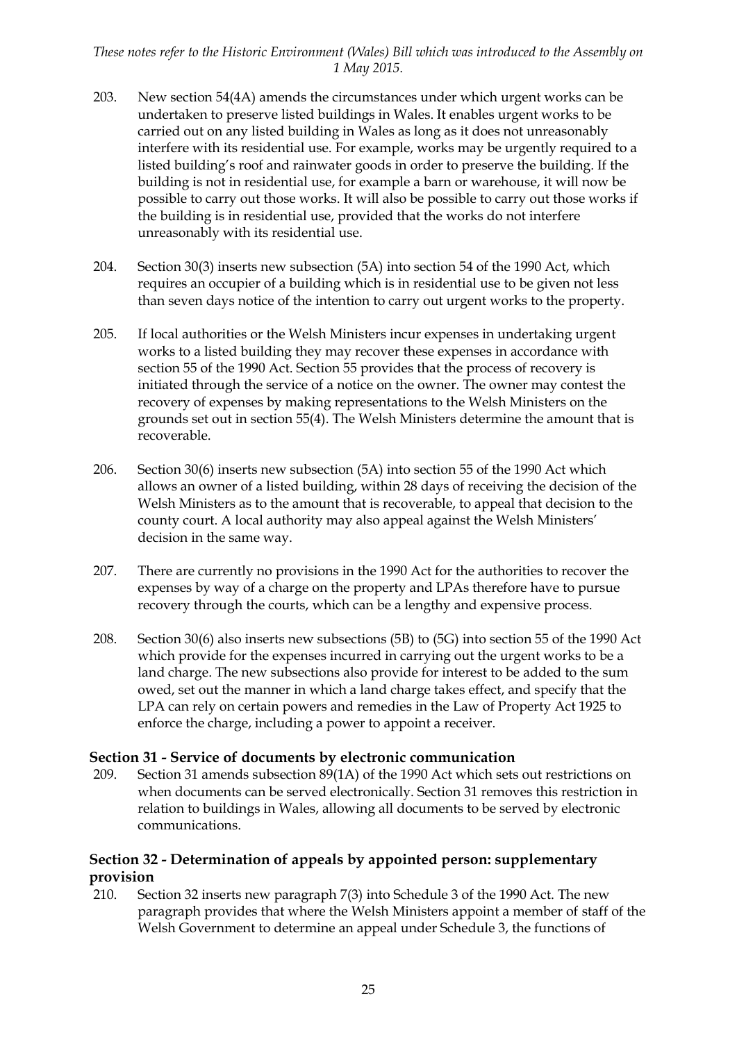203. New section 54(4A) amends the circumstances under which urgent works can be undertaken to preserve listed buildings in Wales. It enables urgent works to be carried out on any listed building in Wales as long as it does not unreasonably interfere with its residential use. For example, works may be urgently required to a listed building's roof and rainwater goods in order to preserve the building. If the building is not in residential use, for example a barn or warehouse, it will now be possible to carry out those works. It will also be possible to carry out those works if the building is in residential use, provided that the works do not interfere unreasonably with its residential use.

204. Section 30(3) inserts new subsection (5A) into section 54 of the 1990 Act, which requires an occupier of a building which is in residential use to be given not less than seven days notice of the intention to carry out urgent works to the property.

205. If local authorities or the Welsh Ministers incur expenses in undertaking urgent works to a listed building they may recover these expenses in accordance with section 55 of the 1990 Act. Section 55 provides that the process of recovery is initiated through the service of a notice on the owner. The owner may contest the recovery of expenses by making representations to the Welsh Ministers on the grounds set out in section 55(4). The Welsh Ministers determine the amount that is recoverable.

206. Section 30(6) inserts new subsection (5A) into section 55 of the 1990 Act which allows an owner of a listed building, within 28 days of receiving the decision of the Welsh Ministers as to the amount that is recoverable, to appeal that decision to the county court. A local authority may also appeal against the Welsh Ministers' decision in the same way.

207. There are currently no provisions in the 1990 Act for the authorities to recover the expenses by way of a charge on the property and LPAs therefore have to pursue recovery through the courts, which can be a lengthy and expensive process.

208. Section 30(6) also inserts new subsections (5B) to (5G) into section 55 of the 1990 Act which provide for the expenses incurred in carrying out the urgent works to be a land charge. The new subsections also provide for interest to be added to the sum owed, set out the manner in which a land charge takes effect, and specify that the LPA can rely on certain powers and remedies in the Law of Property Act 1925 to enforce the charge, including a power to appoint a receiver.

### Section 31 - Service of documents by electronic communication

209. Section 31 amends subsection 89(1A) of the 1990 Act which sets out restrictions on when documents can be served electronically. Section 31 removes this restriction in relation to buildings in Wales, allowing all documents to be served by electronic communications.

### Section 32 - Determination of appeals by appointed person: supplementary provision

210. Section 32 inserts new paragraph 7(3) into Schedule 3 of the 1990 Act. The new paragraph provides that where the Welsh Ministers appoint a member of staff of the Welsh Government to determine an appeal under Schedule 3, the functions of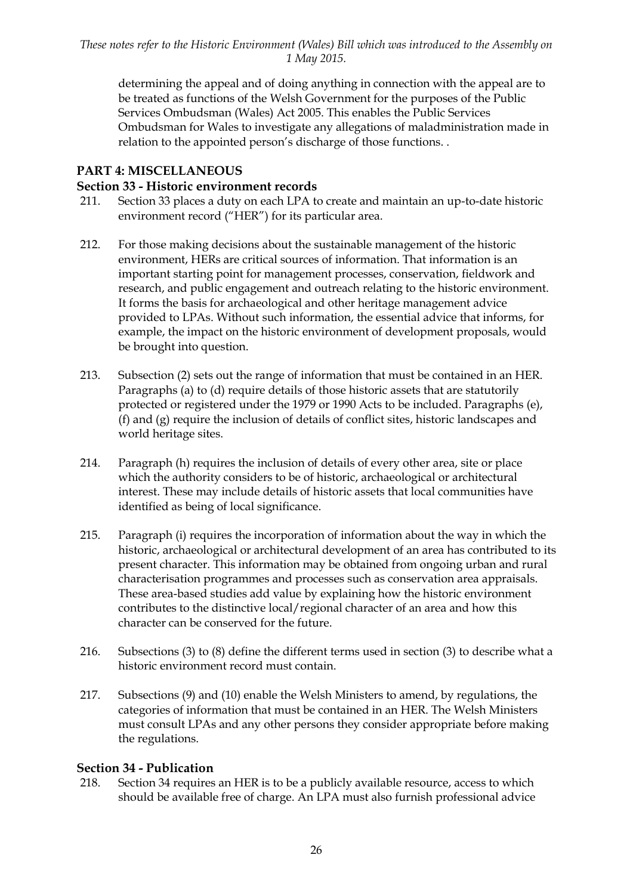determining the appeal and of doing anything in connection with the appeal are to be treated as functions of the Welsh Government for the purposes of the Public Services Ombudsman (Wales) Act 2005. This enables the Public Services Ombudsman for Wales to investigate any allegations of maladministration made in relation to the appointed person's discharge of those functions. .

## PART 4: MISCELLANEOUS

### Section 33 - Historic environment records

211. Section 33 places a duty on each LPA to create and maintain an up-to-date historic environment record ("HER") for its particular area.

212. For those making decisions about the sustainable management of the historic environment, HERs are critical sources of information. That information is an important starting point for management processes, conservation, fieldwork and research, and public engagement and outreach relating to the historic environment. It forms the basis for archaeological and other heritage management advice provided to LPAs. Without such information, the essential advice that informs, for example, the impact on the historic environment of development proposals, would be brought into question.

213. Subsection (2) sets out the range of information that must be contained in an HER. Paragraphs (a) to (d) require details of those historic assets that are statutorily protected or registered under the 1979 or 1990 Acts to be included. Paragraphs (e), (f) and (g) require the inclusion of details of conflict sites, historic landscapes and world heritage sites.

214. Paragraph (h) requires the inclusion of details of every other area, site or place which the authority considers to be of historic, archaeological or architectural interest. These may include details of historic assets that local communities have identified as being of local significance.

215. Paragraph (i) requires the incorporation of information about the way in which the historic, archaeological or architectural development of an area has contributed to its present character. This information may be obtained from ongoing urban and rural characterisation programmes and processes such as conservation area appraisals. These area-based studies add value by explaining how the historic environment contributes to the distinctive local/regional character of an area and how this character can be conserved for the future.

216. Subsections (3) to (8) define the different terms used in section (3) to describe what a historic environment record must contain.

217. Subsections (9) and (10) enable the Welsh Ministers to amend, by regulations, the categories of information that must be contained in an HER. The Welsh Ministers must consult LPAs and any other persons they consider appropriate before making the regulations.

### Section 34 - Publication

218. Section 34 requires an HER is to be a publicly available resource, access to which should be available free of charge. An LPA must also furnish professional advice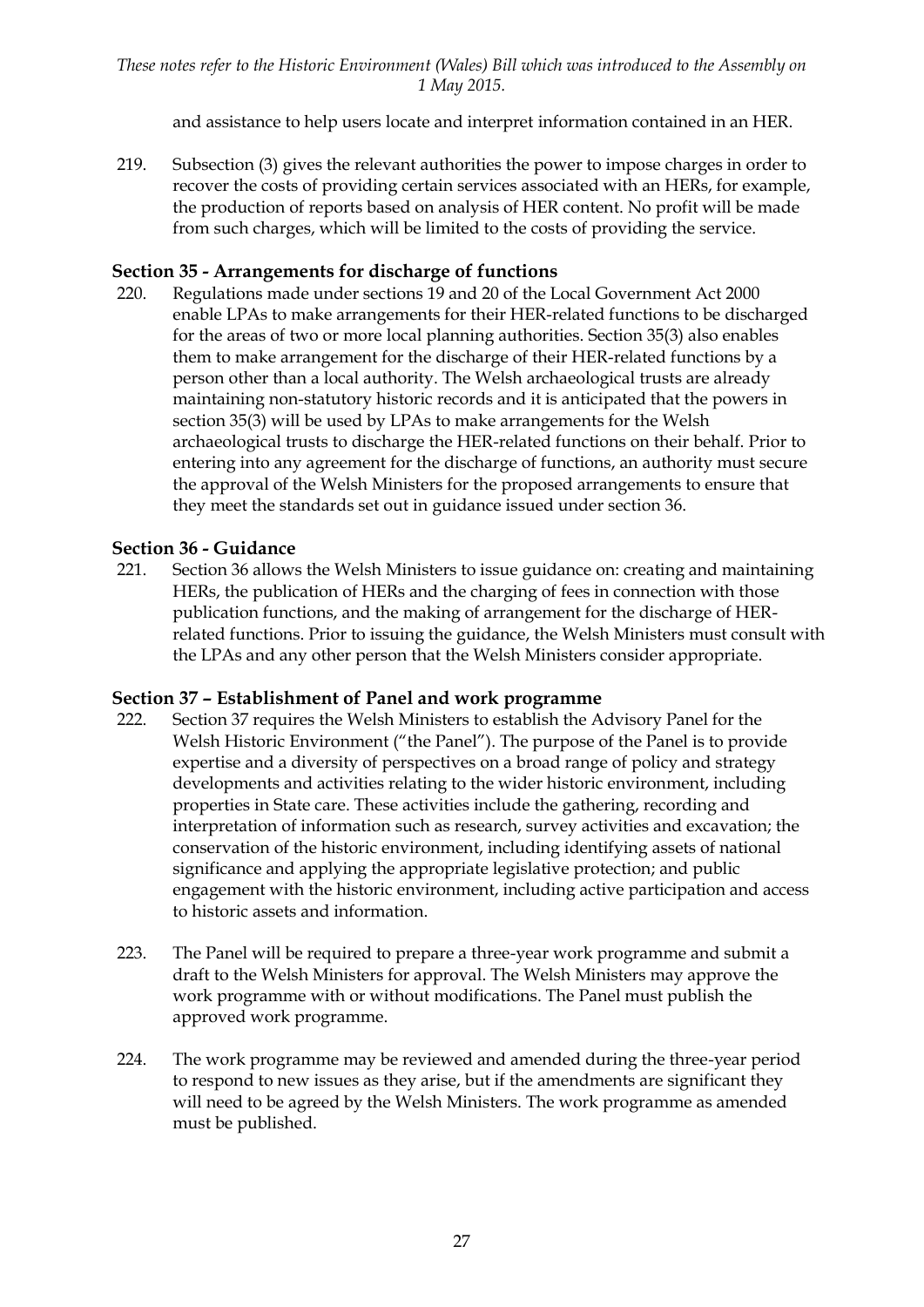and assistance to help users locate and interpret information contained in an HER.

219. Subsection (3) gives the relevant authorities the power to impose charges in order to recover the costs of providing certain services associated with an HERs, for example, the production of reports based on analysis of HER content. No profit will be made from such charges, which will be limited to the costs of providing the service.

### Section 35 - Arrangements for discharge of functions

220. Regulations made under sections 19 and 20 of the Local Government Act 2000 enable LPAs to make arrangements for their HER-related functions to be discharged for the areas of two or more local planning authorities. Section 35(3) also enables them to make arrangement for the discharge of their HER-related functions by a person other than a local authority. The Welsh archaeological trusts are already maintaining non-statutory historic records and it is anticipated that the powers in section 35(3) will be used by LPAs to make arrangements for the Welsh archaeological trusts to discharge the HER-related functions on their behalf. Prior to entering into any agreement for the discharge of functions, an authority must secure the approval of the Welsh Ministers for the proposed arrangements to ensure that they meet the standards set out in guidance issued under section 36.

### Section 36 - Guidance

221. Section 36 allows the Welsh Ministers to issue guidance on: creating and maintaining HERs, the publication of HERs and the charging of fees in connection with those publication functions, and the making of arrangement for the discharge of HER-related functions. Prior to issuing the guidance, the Welsh Ministers must consult with the LPAs and any other person that the Welsh Ministers consider appropriate.

### Section 37 – Establishment of Panel and work programme

222. Section 37 requires the Welsh Ministers to establish the Advisory Panel for the Welsh Historic Environment ("the Panel"). The purpose of the Panel is to provide expertise and a diversity of perspectives on a broad range of policy and strategy developments and activities relating to the wider historic environment, including properties in State care. These activities include the gathering, recording and interpretation of information such as research, survey activities and excavation; the conservation of the historic environment, including identifying assets of national significance and applying the appropriate legislative protection; and public engagement with the historic environment, including active participation and access to historic assets and information.

223. The Panel will be required to prepare a three-year work programme and submit a draft to the Welsh Ministers for approval. The Welsh Ministers may approve the work programme with or without modifications. The Panel must publish the approved work programme.

224. The work programme may be reviewed and amended during the three-year period to respond to new issues as they arise, but if the amendments are significant they will need to be agreed by the Welsh Ministers. The work programme as amended must be published.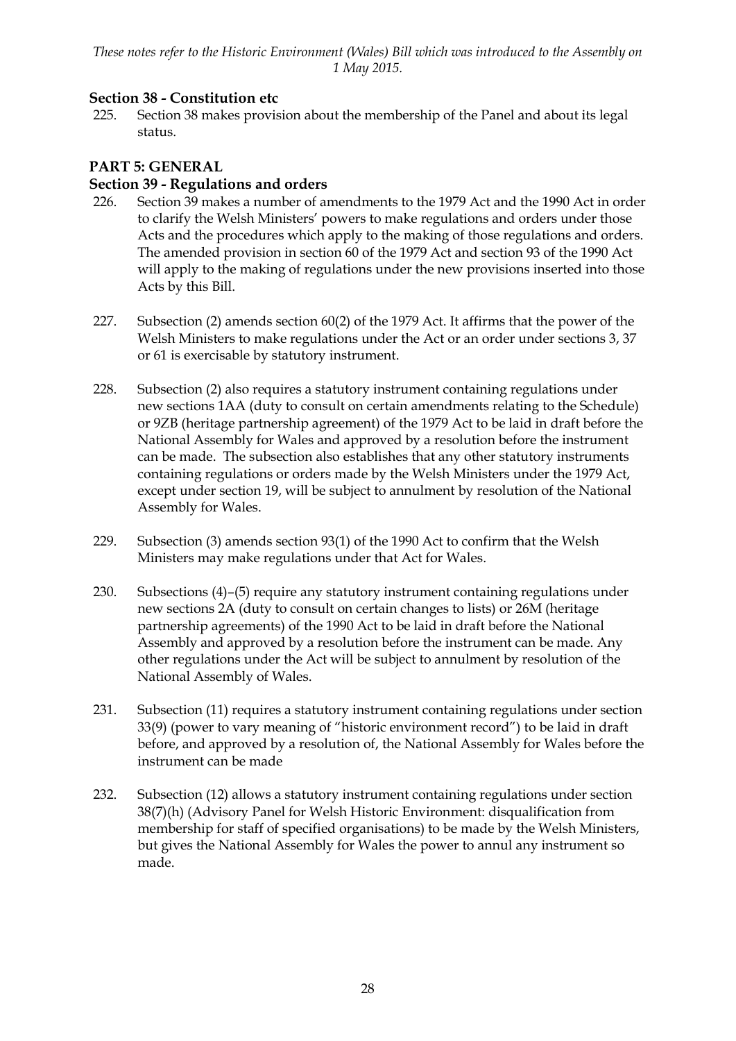**Section 38 - Constitution etc**

225. Section 38 makes provision about the membership of the Panel and about its legal status.

## PART 5: GENERAL

**Section 39 - Regulations and orders**

226. Section 39 makes a number of amendments to the 1979 Act and the 1990 Act in order to clarify the Welsh Ministers' powers to make regulations and orders under those Acts and the procedures which apply to the making of those regulations and orders. The amended provision in section 60 of the 1979 Act and section 93 of the 1990 Act will apply to the making of regulations under the new provisions inserted into those Acts by this Bill.

227. Subsection (2) amends section 60(2) of the 1979 Act. It affirms that the power of the Welsh Ministers to make regulations under the Act or an order under sections 3, 37 or 61 is exercisable by statutory instrument.

228. Subsection (2) also requires a statutory instrument containing regulations under new sections 1AA (duty to consult on certain amendments relating to the Schedule) or 9ZB (heritage partnership agreement) of the 1979 Act to be laid in draft before the National Assembly for Wales and approved by a resolution before the instrument can be made. The subsection also establishes that any other statutory instruments containing regulations or orders made by the Welsh Ministers under the 1979 Act, except under section 19, will be subject to annulment by resolution of the National Assembly for Wales.

229. Subsection (3) amends section 93(1) of the 1990 Act to confirm that the Welsh Ministers may make regulations under that Act for Wales.

230. Subsections (4)–(5) require any statutory instrument containing regulations under new sections 2A (duty to consult on certain changes to lists) or 26M (heritage partnership agreements) of the 1990 Act to be laid in draft before the National Assembly and approved by a resolution before the instrument can be made. Any other regulations under the Act will be subject to annulment by resolution of the National Assembly of Wales.

231. Subsection (11) requires a statutory instrument containing regulations under section 33(9) (power to vary meaning of "historic environment record") to be laid in draft before, and approved by a resolution of, the National Assembly for Wales before the instrument can be made

232. Subsection (12) allows a statutory instrument containing regulations under section 38(7)(h) (Advisory Panel for Welsh Historic Environment: disqualification from membership for staff of specified organisations) to be made by the Welsh Ministers, but gives the National Assembly for Wales the power to annul any instrument so made.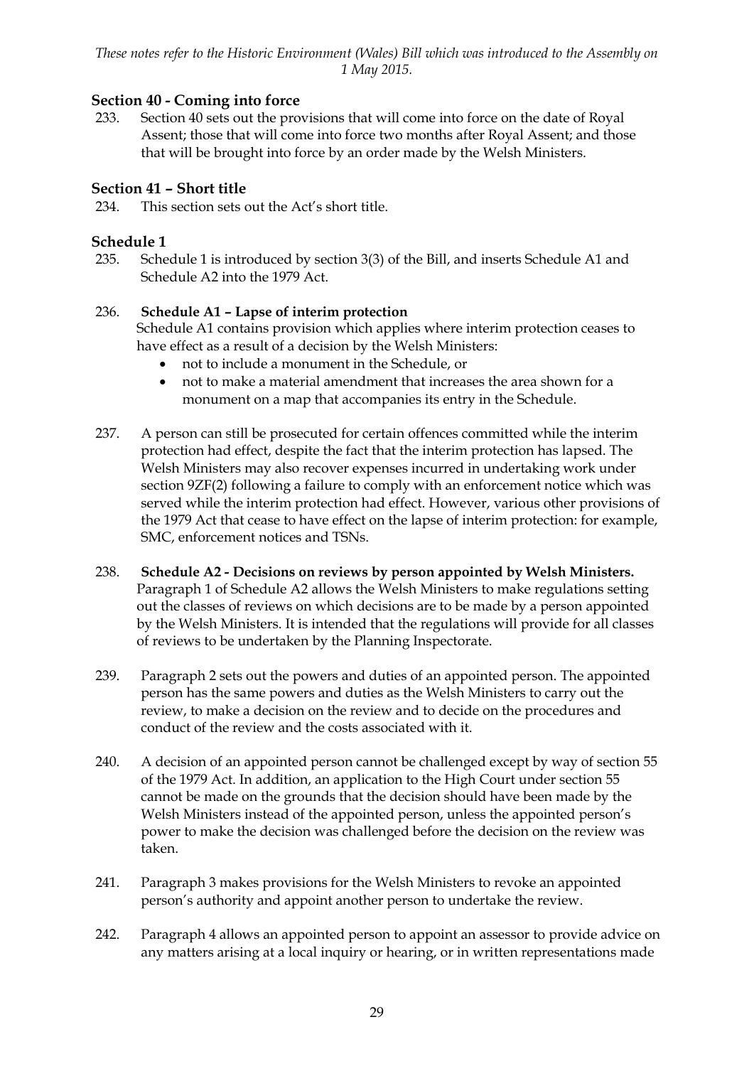### Section 40 - Coming into force

233. Section 40 sets out the provisions that will come into force on the date of Royal Assent; those that will come into force two months after Royal Assent; and those that will be brought into force by an order made by the Welsh Ministers.

### Section 41 – Short title

234. This section sets out the Act's short title.

### Schedule 1

235. Schedule 1 is introduced by section 3(3) of the Bill, and inserts Schedule A1 and Schedule A2 into the 1979 Act.

236. **Schedule A1 – Lapse of interim protection**
Schedule A1 contains provision which applies where interim protection ceases to have effect as a result of a decision by the Welsh Ministers:
   - not to include a monument in the Schedule, or
   - not to make a material amendment that increases the area shown for a monument on a map that accompanies its entry in the Schedule.

237. A person can still be prosecuted for certain offences committed while the interim protection had effect, despite the fact that the interim protection has lapsed. The Welsh Ministers may also recover expenses incurred in undertaking work under section 9ZF(2) following a failure to comply with an enforcement notice which was served while the interim protection had effect. However, various other provisions of the 1979 Act that cease to have effect on the lapse of interim protection: for example, SMC, enforcement notices and TSNs.

238. **Schedule A2 - Decisions on reviews by person appointed by Welsh Ministers.**
Paragraph 1 of Schedule A2 allows the Welsh Ministers to make regulations setting out the classes of reviews on which decisions are to be made by a person appointed by the Welsh Ministers. It is intended that the regulations will provide for all classes of reviews to be undertaken by the Planning Inspectorate.

239. Paragraph 2 sets out the powers and duties of an appointed person. The appointed person has the same powers and duties as the Welsh Ministers to carry out the review, to make a decision on the review and to decide on the procedures and conduct of the review and the costs associated with it.

240. A decision of an appointed person cannot be challenged except by way of section 55 of the 1979 Act. In addition, an application to the High Court under section 55 cannot be made on the grounds that the decision should have been made by the Welsh Ministers instead of the appointed person, unless the appointed person's power to make the decision was challenged before the decision on the review was taken.

241. Paragraph 3 makes provisions for the Welsh Ministers to revoke an appointed person's authority and appoint another person to undertake the review.

242. Paragraph 4 allows an appointed person to appoint an assessor to provide advice on any matters arising at a local inquiry or hearing, or in written representations made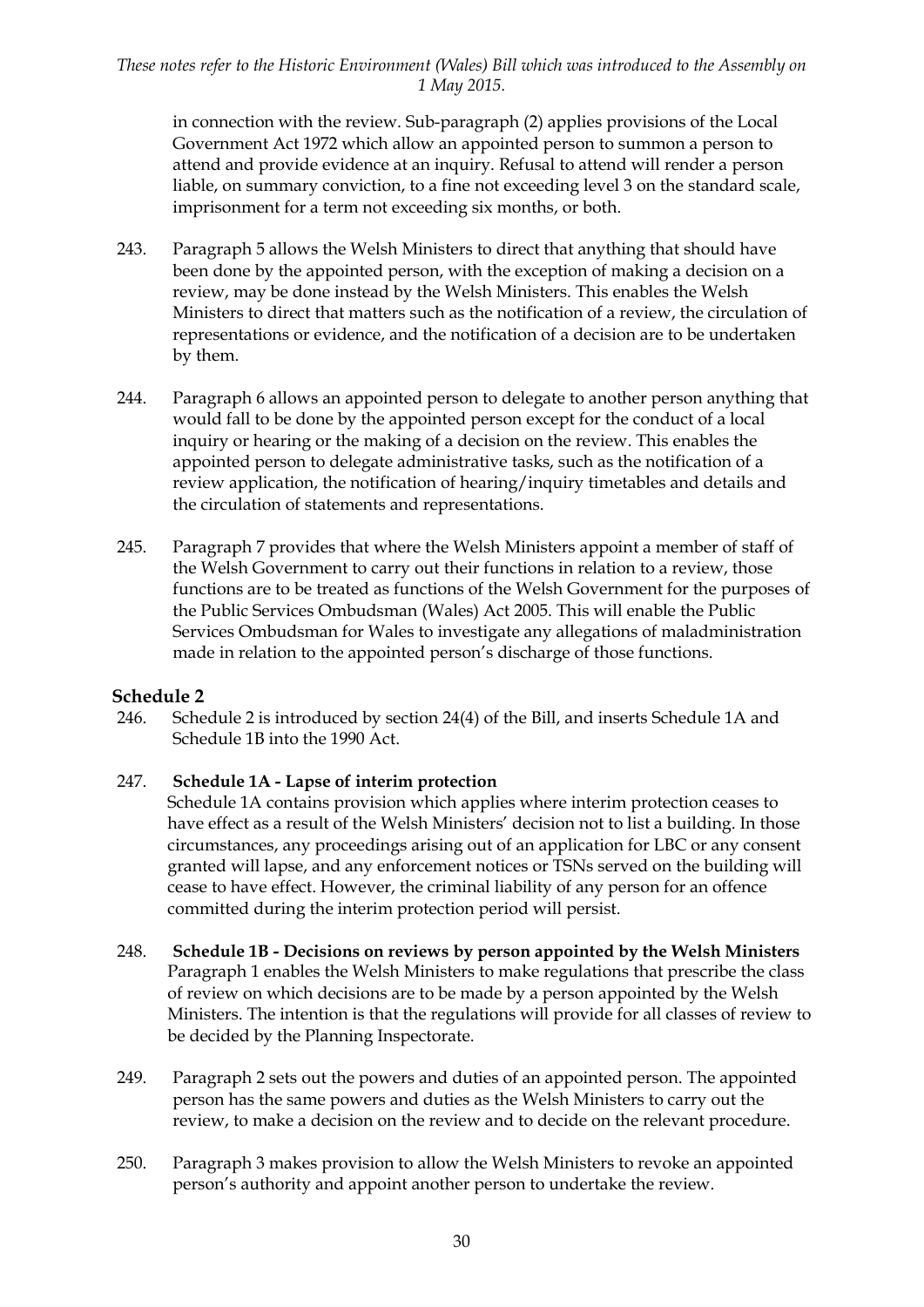in connection with the review. Sub-paragraph (2) applies provisions of the Local Government Act 1972 which allow an appointed person to summon a person to attend and provide evidence at an inquiry. Refusal to attend will render a person liable, on summary conviction, to a fine not exceeding level 3 on the standard scale, imprisonment for a term not exceeding six months, or both.

243. Paragraph 5 allows the Welsh Ministers to direct that anything that should have been done by the appointed person, with the exception of making a decision on a review, may be done instead by the Welsh Ministers. This enables the Welsh Ministers to direct that matters such as the notification of a review, the circulation of representations or evidence, and the notification of a decision are to be undertaken by them.

244. Paragraph 6 allows an appointed person to delegate to another person anything that would fall to be done by the appointed person except for the conduct of a local inquiry or hearing or the making of a decision on the review. This enables the appointed person to delegate administrative tasks, such as the notification of a review application, the notification of hearing/inquiry timetables and details and the circulation of statements and representations.

245. Paragraph 7 provides that where the Welsh Ministers appoint a member of staff of the Welsh Government to carry out their functions in relation to a review, those functions are to be treated as functions of the Welsh Government for the purposes of the Public Services Ombudsman (Wales) Act 2005. This will enable the Public Services Ombudsman for Wales to investigate any allegations of maladministration made in relation to the appointed person's discharge of those functions.

## Schedule 2

246. Schedule 2 is introduced by section 24(4) of the Bill, and inserts Schedule 1A and Schedule 1B into the 1990 Act.

247. **Schedule 1A - Lapse of interim protection**
Schedule 1A contains provision which applies where interim protection ceases to have effect as a result of the Welsh Ministers' decision not to list a building. In those circumstances, any proceedings arising out of an application for LBC or any consent granted will lapse, and any enforcement notices or TSNs served on the building will cease to have effect. However, the criminal liability of any person for an offence committed during the interim protection period will persist.

248. **Schedule 1B - Decisions on reviews by person appointed by the Welsh Ministers**
Paragraph 1 enables the Welsh Ministers to make regulations that prescribe the class of review on which decisions are to be made by a person appointed by the Welsh Ministers. The intention is that the regulations will provide for all classes of review to be decided by the Planning Inspectorate.

249. Paragraph 2 sets out the powers and duties of an appointed person. The appointed person has the same powers and duties as the Welsh Ministers to carry out the review, to make a decision on the review and to decide on the relevant procedure.

250. Paragraph 3 makes provision to allow the Welsh Ministers to revoke an appointed person's authority and appoint another person to undertake the review.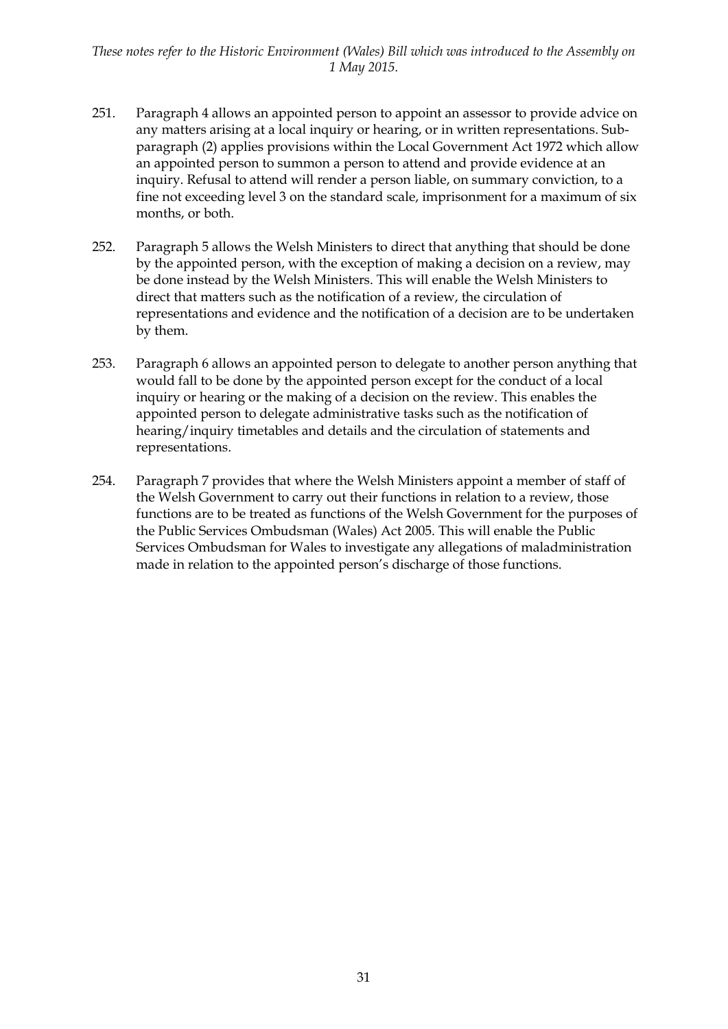251. Paragraph 4 allows an appointed person to appoint an assessor to provide advice on any matters arising at a local inquiry or hearing, or in written representations. Sub-paragraph (2) applies provisions within the Local Government Act 1972 which allow an appointed person to summon a person to attend and provide evidence at an inquiry. Refusal to attend will render a person liable, on summary conviction, to a fine not exceeding level 3 on the standard scale, imprisonment for a maximum of six months, or both.

252. Paragraph 5 allows the Welsh Ministers to direct that anything that should be done by the appointed person, with the exception of making a decision on a review, may be done instead by the Welsh Ministers. This will enable the Welsh Ministers to direct that matters such as the notification of a review, the circulation of representations and evidence and the notification of a decision are to be undertaken by them.

253. Paragraph 6 allows an appointed person to delegate to another person anything that would fall to be done by the appointed person except for the conduct of a local inquiry or hearing or the making of a decision on the review. This enables the appointed person to delegate administrative tasks such as the notification of hearing/inquiry timetables and details and the circulation of statements and representations.

254. Paragraph 7 provides that where the Welsh Ministers appoint a member of staff of the Welsh Government to carry out their functions in relation to a review, those functions are to be treated as functions of the Welsh Government for the purposes of the Public Services Ombudsman (Wales) Act 2005. This will enable the Public Services Ombudsman for Wales to investigate any allegations of maladministration made in relation to the appointed person's discharge of those functions.